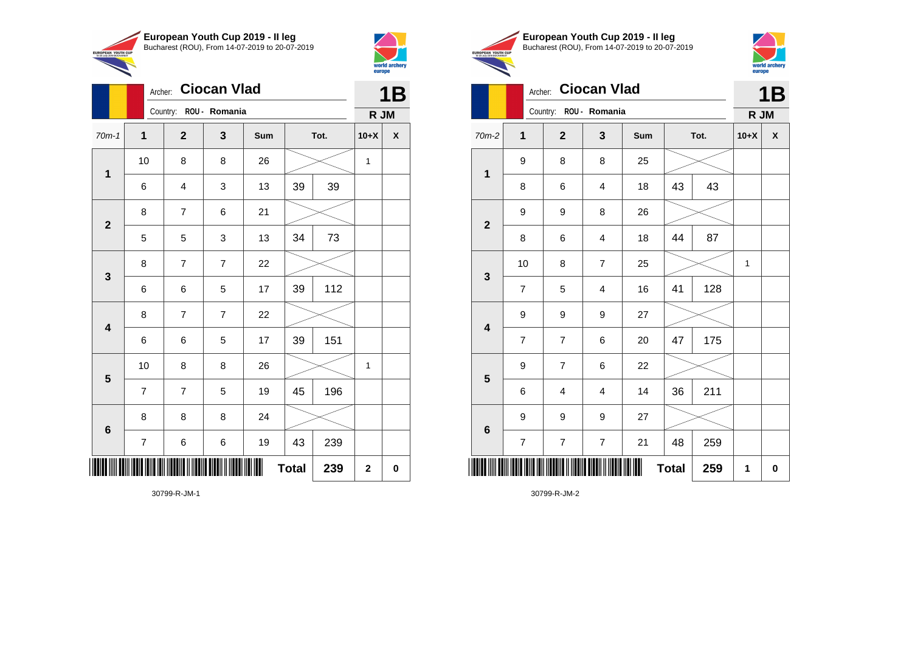**European Youth Cup 2019 - II leg**
Bucharest (ROU), From 14-07-2019 to 20-07-2019

Archer: **Ciocan Vlad**
Country: ROU - Romania

**1B**
**R JM**

| 70m-1 | 1 | 2 | 3 | Sum | | Tot. | 10+X | X |
|---|---|---|---|---|---|---|---|---|
| 1 | 10 | 8 | 8 | 26 | | | 1 | |
| | 6 | 4 | 3 | 13 | 39 | 39 | | |
| 2 | 8 | 7 | 6 | 21 | | | | |
| | 5 | 5 | 3 | 13 | 34 | 73 | | |
| 3 | 8 | 7 | 7 | 22 | | | | |
| | 6 | 6 | 5 | 17 | 39 | 112 | | |
| 4 | 8 | 7 | 7 | 22 | | | | |
| | 6 | 6 | 5 | 17 | 39 | 151 | | |
| 5 | 10 | 8 | 8 | 26 | | | 1 | |
| | 7 | 7 | 5 | 19 | 45 | 196 | | |
| 6 | 8 | 8 | 8 | 24 | | | | |
| | 7 | 6 | 6 | 19 | 43 | 239 | | |
| | | | | | **Total** | **239** | **2** | **0** |

30799-R-JM-1

**European Youth Cup 2019 - II leg**
Bucharest (ROU), From 14-07-2019 to 20-07-2019

Archer: **Ciocan Vlad**
Country: ROU - Romania

**1B**
**R JM**

| 70m-2 | 1 | 2 | 3 | Sum | | Tot. | 10+X | X |
|---|---|---|---|---|---|---|---|---|
| 1 | 9 | 8 | 8 | 25 | | | | |
| | 8 | 6 | 4 | 18 | 43 | 43 | | |
| 2 | 9 | 9 | 8 | 26 | | | | |
| | 8 | 6 | 4 | 18 | 44 | 87 | | |
| 3 | 10 | 8 | 7 | 25 | | | 1 | |
| | 7 | 5 | 4 | 16 | 41 | 128 | | |
| 4 | 9 | 9 | 9 | 27 | | | | |
| | 7 | 7 | 6 | 20 | 47 | 175 | | |
| 5 | 9 | 7 | 6 | 22 | | | | |
| | 6 | 4 | 4 | 14 | 36 | 211 | | |
| 6 | 9 | 9 | 9 | 27 | | | | |
| | 7 | 7 | 7 | 21 | 48 | 259 | | |
| | | | | | **Total** | **259** | **1** | **0** |

30799-R-JM-2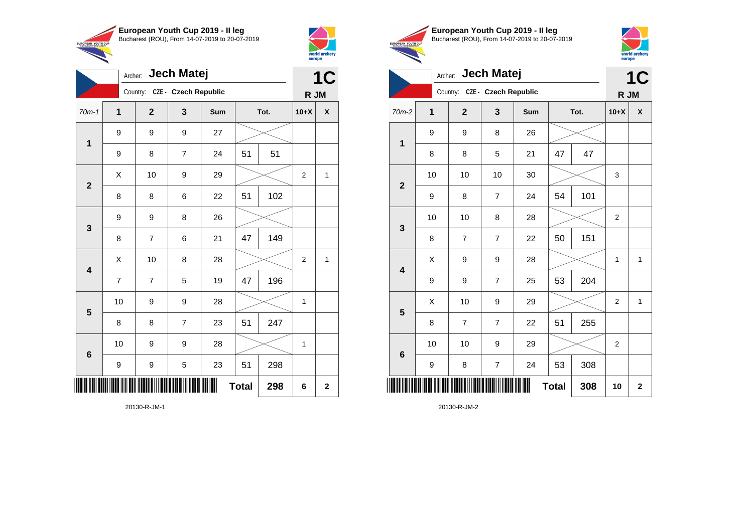## European Youth Cup 2019 - II leg
Bucharest (ROU), From 14-07-2019 to 20-07-2019

Archer: **Jech Matej**
Country: CZE - Czech Republic

**1C**
**R JM**

| 70m-1 | 1 | 2 | 3 | Sum | Tot. | | 10+X | X |
|---|---|---|---|---|---|---|---|---|
| 1 | 9 | 9 | 9 | 27 | | | | |
| | 9 | 8 | 7 | 24 | 51 | 51 | | |
| 2 | X | 10 | 9 | 29 | | | 2 | 1 |
| | 8 | 8 | 6 | 22 | 51 | 102 | | |
| 3 | 9 | 9 | 8 | 26 | | | | |
| | 8 | 7 | 6 | 21 | 47 | 149 | | |
| 4 | X | 10 | 8 | 28 | | | 2 | 1 |
| | 7 | 7 | 5 | 19 | 47 | 196 | | |
| 5 | 10 | 9 | 9 | 28 | | | 1 | |
| | 8 | 8 | 7 | 23 | 51 | 247 | | |
| 6 | 10 | 9 | 9 | 28 | | | 1 | |
| | 9 | 9 | 5 | 23 | 51 | 298 | | |
| | | | | | **Total** | **298** | **6** | **2** |

20130-R-JM-1

## European Youth Cup 2019 - II leg
Bucharest (ROU), From 14-07-2019 to 20-07-2019

Archer: **Jech Matej**
Country: CZE - Czech Republic

**1C**
**R JM**

| 70m-2 | 1 | 2 | 3 | Sum | Tot. | | 10+X | X |
|---|---|---|---|---|---|---|---|---|
| 1 | 9 | 9 | 8 | 26 | | | | |
| | 8 | 8 | 5 | 21 | 47 | 47 | | |
| 2 | 10 | 10 | 10 | 30 | | | 3 | |
| | 9 | 8 | 7 | 24 | 54 | 101 | | |
| 3 | 10 | 10 | 8 | 28 | | | 2 | |
| | 8 | 7 | 7 | 22 | 50 | 151 | | |
| 4 | X | 9 | 9 | 28 | | | 1 | 1 |
| | 9 | 9 | 7 | 25 | 53 | 204 | | |
| 5 | X | 10 | 9 | 29 | | | 2 | 1 |
| | 8 | 7 | 7 | 22 | 51 | 255 | | |
| 6 | 10 | 10 | 9 | 29 | | | 2 | |
| | 9 | 8 | 7 | 24 | 53 | 308 | | |
| | | | | | **Total** | **308** | **10** | **2** |

20130-R-JM-2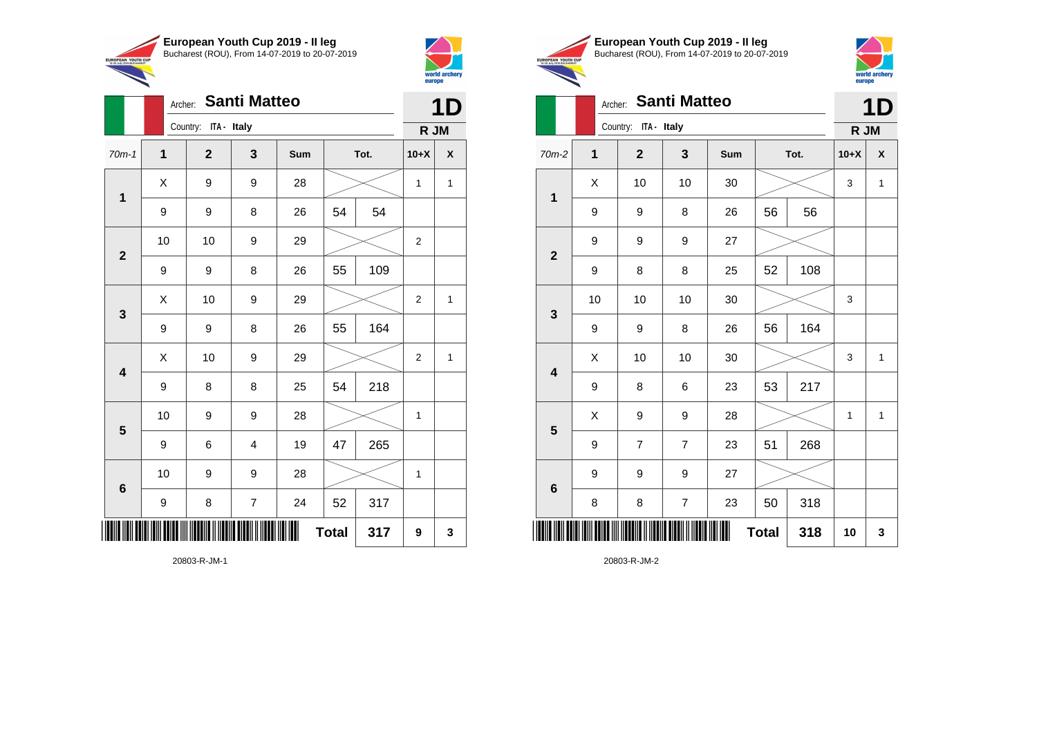## European Youth Cup 2019 - II leg

Bucharest (ROU), From 14-07-2019 to 20-07-2019

Archer: **Santi Matteo**

Country: ITA - Italy

**1D** R JM

| 70m-1 | 1 | 2 | 3 | Sum | Tot. | | 10+X | X |
|---|---|---|---|---|---|---|---|---|
| 1 | X | 9 | 9 | 28 | | | 1 | 1 |
| | 9 | 9 | 8 | 26 | 54 | 54 | | |
| 2 | 10 | 10 | 9 | 29 | | | 2 | |
| | 9 | 9 | 8 | 26 | 55 | 109 | | |
| 3 | X | 10 | 9 | 29 | | | 2 | 1 |
| | 9 | 9 | 8 | 26 | 55 | 164 | | |
| 4 | X | 10 | 9 | 29 | | | 2 | 1 |
| | 9 | 8 | 8 | 25 | 54 | 218 | | |
| 5 | 10 | 9 | 9 | 28 | | | 1 | |
| | 9 | 6 | 4 | 19 | 47 | 265 | | |
| 6 | 10 | 9 | 9 | 28 | | | 1 | |
| | 9 | 8 | 7 | 24 | 52 | 317 | | |
| | | | | | **Total** | **317** | **9** | **3** |

20803-R-JM-1

## European Youth Cup 2019 - II leg

Bucharest (ROU), From 14-07-2019 to 20-07-2019

Archer: **Santi Matteo**

Country: ITA - Italy

**1D** R JM

| 70m-2 | 1 | 2 | 3 | Sum | Tot. | | 10+X | X |
|---|---|---|---|---|---|---|---|---|
| 1 | X | 10 | 10 | 30 | | | 3 | 1 |
| | 9 | 9 | 8 | 26 | 56 | 56 | | |
| 2 | 9 | 9 | 9 | 27 | | | | |
| | 9 | 8 | 8 | 25 | 52 | 108 | | |
| 3 | 10 | 10 | 10 | 30 | | | 3 | |
| | 9 | 9 | 8 | 26 | 56 | 164 | | |
| 4 | X | 10 | 10 | 30 | | | 3 | 1 |
| | 9 | 8 | 6 | 23 | 53 | 217 | | |
| 5 | X | 9 | 9 | 28 | | | 1 | 1 |
| | 9 | 7 | 7 | 23 | 51 | 268 | | |
| 6 | 9 | 9 | 9 | 27 | | | | |
| | 8 | 8 | 7 | 23 | 50 | 318 | | |
| | | | | | **Total** | **318** | **10** | **3** |

20803-R-JM-2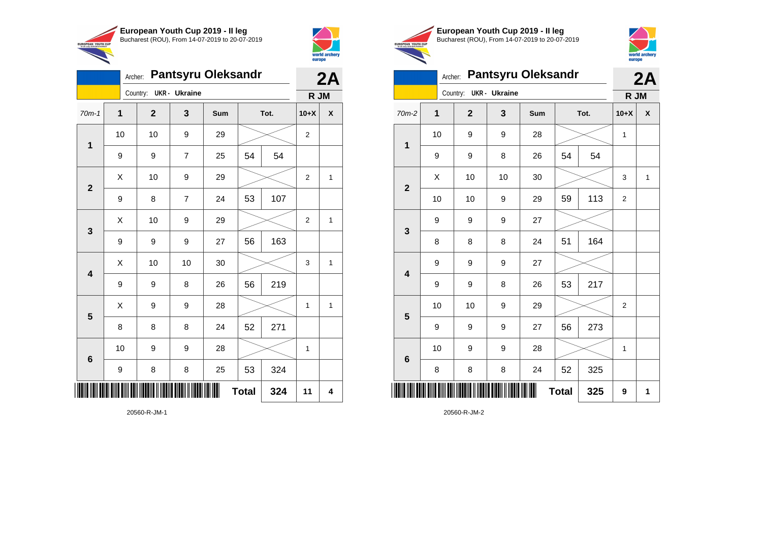## European Youth Cup 2019 - II leg

Bucharest (ROU), From 14-07-2019 to 20-07-2019

Archer: **Pantsyru Oleksandr** — **2A**

Country: UKR - Ukraine — **R JM**

| 70m-1 | 1 | 2 | 3 | Sum | | Tot. | 10+X | X |
|---|---|---|---|---|---|---|---|---|
| 1 | 10 | 10 | 9 | 29 | | | 2 | |
| | 9 | 9 | 7 | 25 | 54 | 54 | | |
| 2 | X | 10 | 9 | 29 | | | 2 | 1 |
| | 9 | 8 | 7 | 24 | 53 | 107 | | |
| 3 | X | 10 | 9 | 29 | | | 2 | 1 |
| | 9 | 9 | 9 | 27 | 56 | 163 | | |
| 4 | X | 10 | 10 | 30 | | | 3 | 1 |
| | 9 | 9 | 8 | 26 | 56 | 219 | | |
| 5 | X | 9 | 9 | 28 | | | 1 | 1 |
| | 8 | 8 | 8 | 24 | 52 | 271 | | |
| 6 | 10 | 9 | 9 | 28 | | | 1 | |
| | 9 | 8 | 8 | 25 | 53 | 324 | | |
| | | | | | **Total** | **324** | **11** | **4** |

20560-R-JM-1

## European Youth Cup 2019 - II leg

Bucharest (ROU), From 14-07-2019 to 20-07-2019

Archer: **Pantsyru Oleksandr** — **2A**

Country: UKR - Ukraine — **R JM**

| 70m-2 | 1 | 2 | 3 | Sum | | Tot. | 10+X | X |
|---|---|---|---|---|---|---|---|---|
| 1 | 10 | 9 | 9 | 28 | | | 1 | |
| | 9 | 9 | 8 | 26 | 54 | 54 | | |
| 2 | X | 10 | 10 | 30 | | | 3 | 1 |
| | 10 | 10 | 9 | 29 | 59 | 113 | 2 | |
| 3 | 9 | 9 | 9 | 27 | | | | |
| | 8 | 8 | 8 | 24 | 51 | 164 | | |
| 4 | 9 | 9 | 9 | 27 | | | | |
| | 9 | 9 | 8 | 26 | 53 | 217 | | |
| 5 | 10 | 10 | 9 | 29 | | | 2 | |
| | 9 | 9 | 9 | 27 | 56 | 273 | | |
| 6 | 10 | 9 | 9 | 28 | | | 1 | |
| | 8 | 8 | 8 | 24 | 52 | 325 | | |
| | | | | | **Total** | **325** | **9** | **1** |

20560-R-JM-2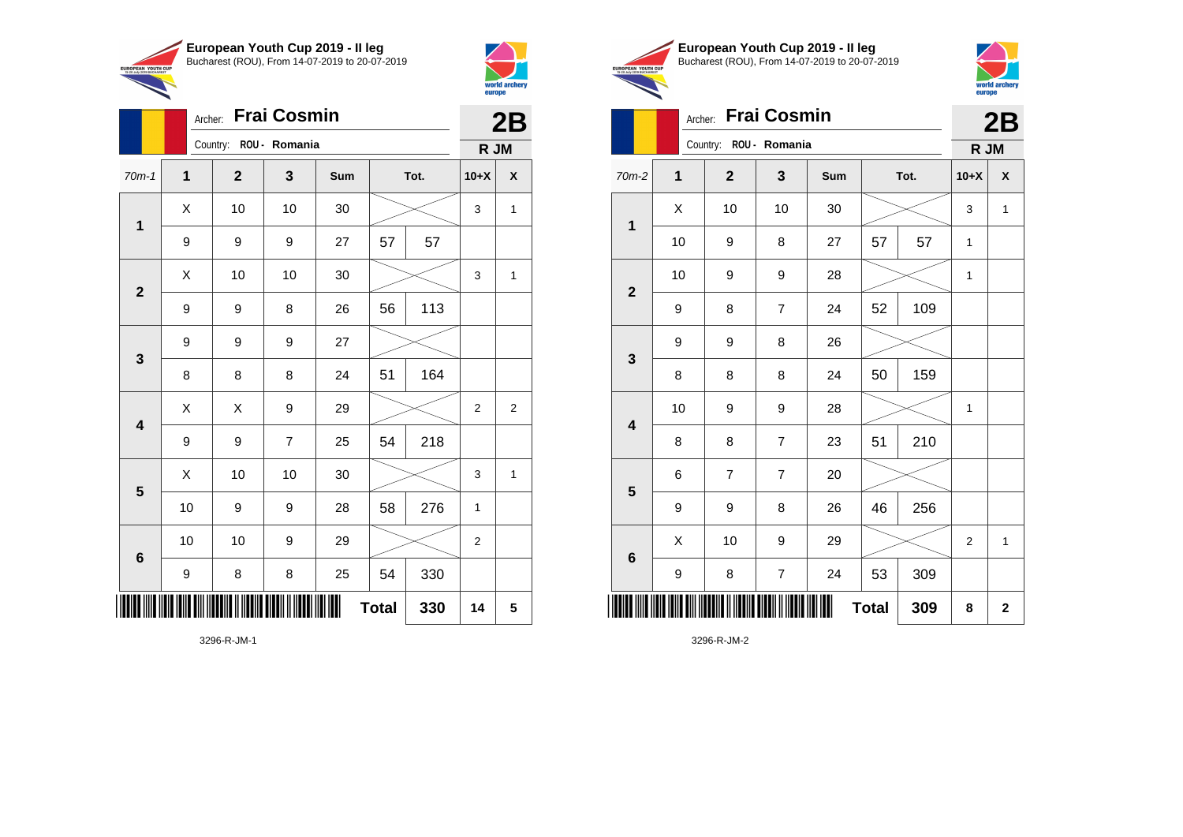## European Youth Cup 2019 - II leg
Bucharest (ROU), From 14-07-2019 to 20-07-2019

Archer: **Frai Cosmin** — **2B**
Country: ROU - Romania — **R JM**

| 70m-1 | 1 | 2 | 3 | Sum | | Tot. | 10+X | X |
|---|---|---|---|---|---|---|---|---|
| 1 | X | 10 | 10 | 30 | | | 3 | 1 |
| | 9 | 9 | 9 | 27 | 57 | 57 | | |
| 2 | X | 10 | 10 | 30 | | | 3 | 1 |
| | 9 | 9 | 8 | 26 | 56 | 113 | | |
| 3 | 9 | 9 | 9 | 27 | | | | |
| | 8 | 8 | 8 | 24 | 51 | 164 | | |
| 4 | X | X | 9 | 29 | | | 2 | 2 |
| | 9 | 9 | 7 | 25 | 54 | 218 | | |
| 5 | X | 10 | 10 | 30 | | | 3 | 1 |
| | 10 | 9 | 9 | 28 | 58 | 276 | 1 | |
| 6 | 10 | 10 | 9 | 29 | | | 2 | |
| | 9 | 8 | 8 | 25 | 54 | 330 | | |
| | | | | | **Total** | **330** | **14** | **5** |

3296-R-JM-1

## European Youth Cup 2019 - II leg
Bucharest (ROU), From 14-07-2019 to 20-07-2019

Archer: **Frai Cosmin** — **2B**
Country: ROU - Romania — **R JM**

| 70m-2 | 1 | 2 | 3 | Sum | | Tot. | 10+X | X |
|---|---|---|---|---|---|---|---|---|
| 1 | X | 10 | 10 | 30 | | | 3 | 1 |
| | 10 | 9 | 8 | 27 | 57 | 57 | 1 | |
| 2 | 10 | 9 | 9 | 28 | | | 1 | |
| | 9 | 8 | 7 | 24 | 52 | 109 | | |
| 3 | 9 | 9 | 8 | 26 | | | | |
| | 8 | 8 | 8 | 24 | 50 | 159 | | |
| 4 | 10 | 9 | 9 | 28 | | | 1 | |
| | 8 | 8 | 7 | 23 | 51 | 210 | | |
| 5 | 6 | 7 | 7 | 20 | | | | |
| | 9 | 9 | 8 | 26 | 46 | 256 | | |
| 6 | X | 10 | 9 | 29 | | | 2 | 1 |
| | 9 | 8 | 7 | 24 | 53 | 309 | | |
| | | | | | **Total** | **309** | **8** | **2** |

3296-R-JM-2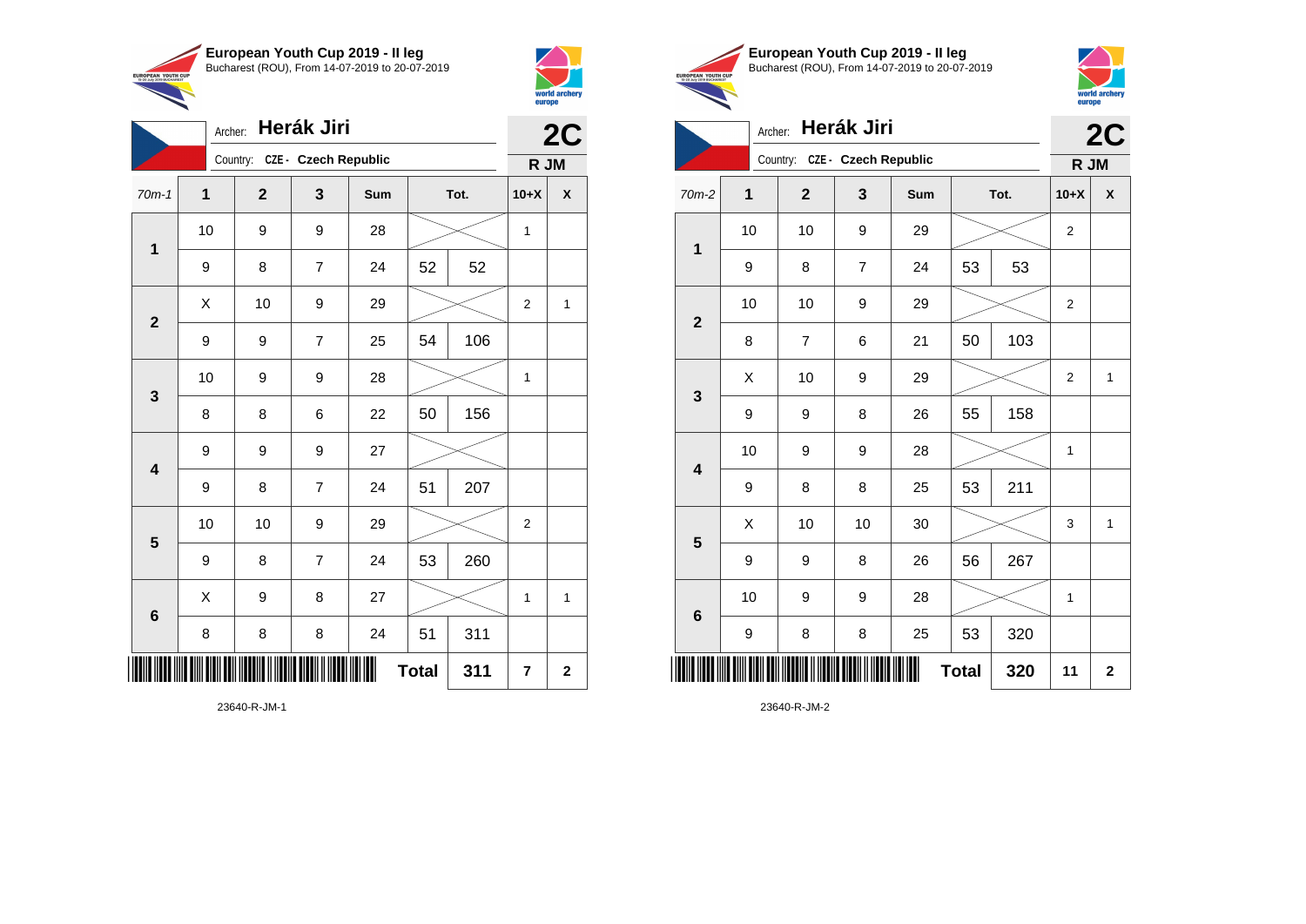**European Youth Cup 2019 - II leg**
Bucharest (ROU), From 14-07-2019 to 20-07-2019

Archer: **Herák Jiri**
Country: CZE - Czech Republic

**2C**
**R JM**

| 70m-1 | 1 | 2 | 3 | Sum | | Tot. | 10+X | X |
|---|---|---|---|---|---|---|---|---|
| 1 | 10 | 9 | 9 | 28 | | | 1 | |
| | 9 | 8 | 7 | 24 | 52 | 52 | | |
| 2 | X | 10 | 9 | 29 | | | 2 | 1 |
| | 9 | 9 | 7 | 25 | 54 | 106 | | |
| 3 | 10 | 9 | 9 | 28 | | | 1 | |
| | 8 | 8 | 6 | 22 | 50 | 156 | | |
| 4 | 9 | 9 | 9 | 27 | | | | |
| | 9 | 8 | 7 | 24 | 51 | 207 | | |
| 5 | 10 | 10 | 9 | 29 | | | 2 | |
| | 9 | 8 | 7 | 24 | 53 | 260 | | |
| 6 | X | 9 | 8 | 27 | | | 1 | 1 |
| | 8 | 8 | 8 | 24 | 51 | 311 | | |
| | | | | | **Total** | **311** | **7** | **2** |

23640-R-JM-1

**European Youth Cup 2019 - II leg**
Bucharest (ROU), From 14-07-2019 to 20-07-2019

Archer: **Herák Jiri**
Country: CZE - Czech Republic

**2C**
**R JM**

| 70m-2 | 1 | 2 | 3 | Sum | | Tot. | 10+X | X |
|---|---|---|---|---|---|---|---|---|
| 1 | 10 | 10 | 9 | 29 | | | 2 | |
| | 9 | 8 | 7 | 24 | 53 | 53 | | |
| 2 | 10 | 10 | 9 | 29 | | | 2 | |
| | 8 | 7 | 6 | 21 | 50 | 103 | | |
| 3 | X | 10 | 9 | 29 | | | 2 | 1 |
| | 9 | 9 | 8 | 26 | 55 | 158 | | |
| 4 | 10 | 9 | 9 | 28 | | | 1 | |
| | 9 | 8 | 8 | 25 | 53 | 211 | | |
| 5 | X | 10 | 10 | 30 | | | 3 | 1 |
| | 9 | 9 | 8 | 26 | 56 | 267 | | |
| 6 | 10 | 9 | 9 | 28 | | | 1 | |
| | 9 | 8 | 8 | 25 | 53 | 320 | | |
| | | | | | **Total** | **320** | **11** | **2** |

23640-R-JM-2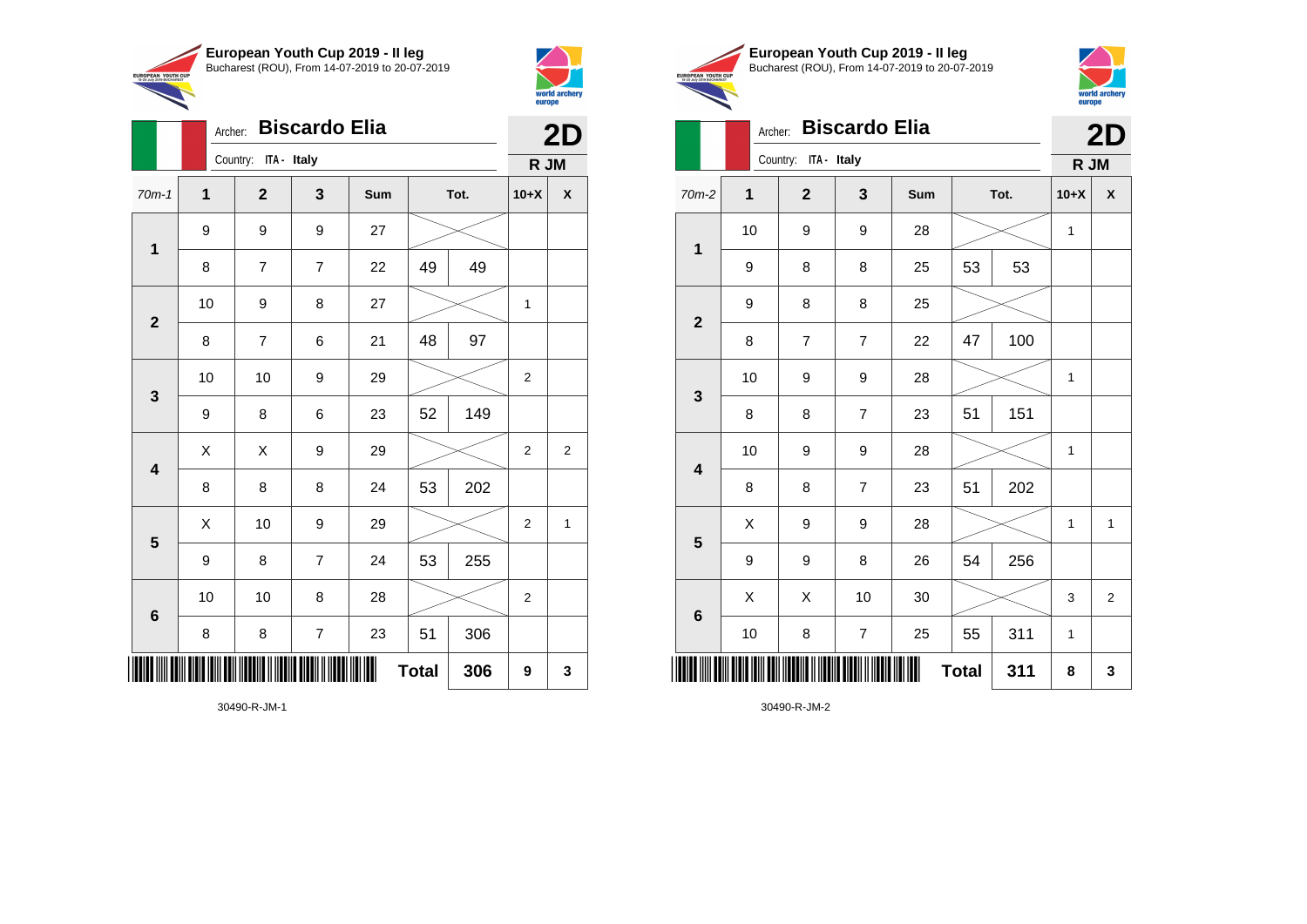**European Youth Cup 2019 - II leg**
Bucharest (ROU), From 14-07-2019 to 20-07-2019

Archer: **Biscardo Elia**
Country: ITA - Italy

**2D**
**R JM**

| 70m-1 | 1 | 2 | 3 | Sum | Tot. | | 10+X | X |
|---|---|---|---|---|---|---|---|---|
| 1 | 9 | 9 | 9 | 27 | | | | |
| | 8 | 7 | 7 | 22 | 49 | 49 | | |
| 2 | 10 | 9 | 8 | 27 | | | 1 | |
| | 8 | 7 | 6 | 21 | 48 | 97 | | |
| 3 | 10 | 10 | 9 | 29 | | | 2 | |
| | 9 | 8 | 6 | 23 | 52 | 149 | | |
| 4 | X | X | 9 | 29 | | | 2 | 2 |
| | 8 | 8 | 8 | 24 | 53 | 202 | | |
| 5 | X | 10 | 9 | 29 | | | 2 | 1 |
| | 9 | 8 | 7 | 24 | 53 | 255 | | |
| 6 | 10 | 10 | 8 | 28 | | | 2 | |
| | 8 | 8 | 7 | 23 | 51 | 306 | | |
| | | | | | Total | 306 | 9 | 3 |

30490-R-JM-1

**European Youth Cup 2019 - II leg**
Bucharest (ROU), From 14-07-2019 to 20-07-2019

Archer: **Biscardo Elia**
Country: ITA - Italy

**2D**
**R JM**

| 70m-2 | 1 | 2 | 3 | Sum | Tot. | | 10+X | X |
|---|---|---|---|---|---|---|---|---|
| 1 | 10 | 9 | 9 | 28 | | | 1 | |
| | 9 | 8 | 8 | 25 | 53 | 53 | | |
| 2 | 9 | 8 | 8 | 25 | | | | |
| | 8 | 7 | 7 | 22 | 47 | 100 | | |
| 3 | 10 | 9 | 9 | 28 | | | 1 | |
| | 8 | 8 | 7 | 23 | 51 | 151 | | |
| 4 | 10 | 9 | 9 | 28 | | | 1 | |
| | 8 | 8 | 7 | 23 | 51 | 202 | | |
| 5 | X | 9 | 9 | 28 | | | 1 | 1 |
| | 9 | 9 | 8 | 26 | 54 | 256 | | |
| 6 | X | X | 10 | 30 | | | 3 | 2 |
| | 10 | 8 | 7 | 25 | 55 | 311 | 1 | |
| | | | | | Total | 311 | 8 | 3 |

30490-R-JM-2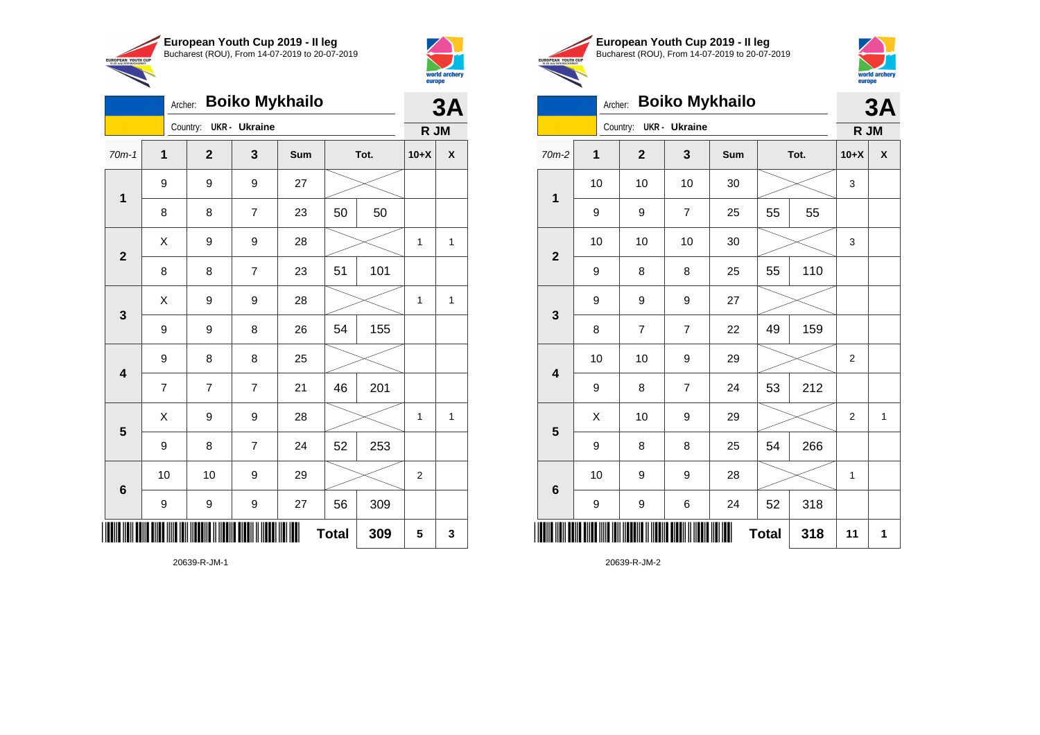## European Youth Cup 2019 - II leg

Bucharest (ROU), From 14-07-2019 to 20-07-2019

Archer: **Boiko Mykhailo** — **3A**

Country: **UKR - Ukraine** — **R JM**

| 70m-1 | 1 | 2 | 3 | Sum | Tot. | | 10+X | X |
|---|---|---|---|---|---|---|---|---|
| 1 | 9 | 9 | 9 | 27 | | | | |
| | 8 | 8 | 7 | 23 | 50 | 50 | | |
| 2 | X | 9 | 9 | 28 | | | 1 | 1 |
| | 8 | 8 | 7 | 23 | 51 | 101 | | |
| 3 | X | 9 | 9 | 28 | | | 1 | 1 |
| | 9 | 9 | 8 | 26 | 54 | 155 | | |
| 4 | 9 | 8 | 8 | 25 | | | | |
| | 7 | 7 | 7 | 21 | 46 | 201 | | |
| 5 | X | 9 | 9 | 28 | | | 1 | 1 |
| | 9 | 8 | 7 | 24 | 52 | 253 | | |
| 6 | 10 | 10 | 9 | 29 | | | 2 | |
| | 9 | 9 | 9 | 27 | 56 | 309 | | |
| | | | | | **Total** | **309** | **5** | **3** |

20639-R-JM-1

## European Youth Cup 2019 - II leg

Bucharest (ROU), From 14-07-2019 to 20-07-2019

Archer: **Boiko Mykhailo** — **3A**

Country: **UKR - Ukraine** — **R JM**

| 70m-2 | 1 | 2 | 3 | Sum | Tot. | | 10+X | X |
|---|---|---|---|---|---|---|---|---|
| 1 | 10 | 10 | 10 | 30 | | | 3 | |
| | 9 | 9 | 7 | 25 | 55 | 55 | | |
| 2 | 10 | 10 | 10 | 30 | | | 3 | |
| | 9 | 8 | 8 | 25 | 55 | 110 | | |
| 3 | 9 | 9 | 9 | 27 | | | | |
| | 8 | 7 | 7 | 22 | 49 | 159 | | |
| 4 | 10 | 10 | 9 | 29 | | | 2 | |
| | 9 | 8 | 7 | 24 | 53 | 212 | | |
| 5 | X | 10 | 9 | 29 | | | 2 | 1 |
| | 9 | 8 | 8 | 25 | 54 | 266 | | |
| 6 | 10 | 9 | 9 | 28 | | | 1 | |
| | 9 | 9 | 6 | 24 | 52 | 318 | | |
| | | | | | **Total** | **318** | **11** | **1** |

20639-R-JM-2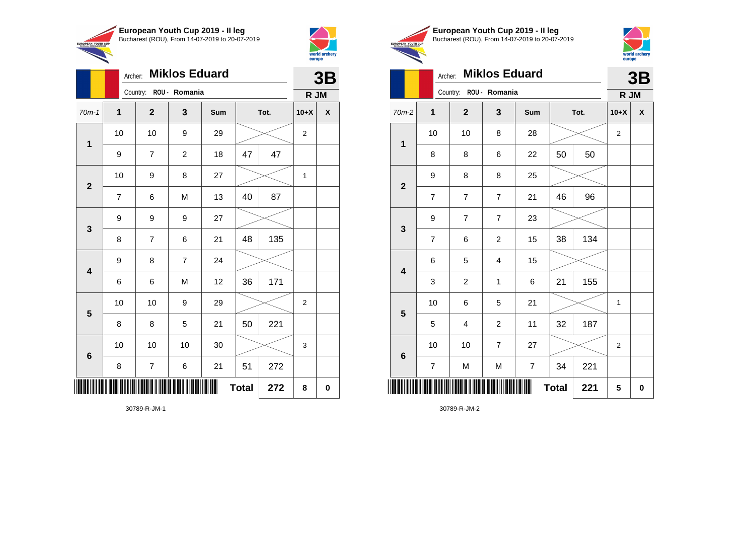## European Youth Cup 2019 - II leg

Bucharest (ROU), From 14-07-2019 to 20-07-2019

Archer: **Miklos Eduard** — **3B**

Country: ROU - Romania — **R JM**

| 70m-1 | 1 | 2 | 3 | Sum | Tot. | | 10+X | X |
|---|---|---|---|---|---|---|---|---|
| 1 | 10 | 10 | 9 | 29 | | | 2 | |
| | 9 | 7 | 2 | 18 | 47 | 47 | | |
| 2 | 10 | 9 | 8 | 27 | | | 1 | |
| | 7 | 6 | M | 13 | 40 | 87 | | |
| 3 | 9 | 9 | 9 | 27 | | | | |
| | 8 | 7 | 6 | 21 | 48 | 135 | | |
| 4 | 9 | 8 | 7 | 24 | | | | |
| | 6 | 6 | M | 12 | 36 | 171 | | |
| 5 | 10 | 10 | 9 | 29 | | | 2 | |
| | 8 | 8 | 5 | 21 | 50 | 221 | | |
| 6 | 10 | 10 | 10 | 30 | | | 3 | |
| | 8 | 7 | 6 | 21 | 51 | 272 | | |
| | | | | | **Total** | **272** | **8** | **0** |

30789-R-JM-1

## European Youth Cup 2019 - II leg

Bucharest (ROU), From 14-07-2019 to 20-07-2019

Archer: **Miklos Eduard** — **3B**

Country: ROU - Romania — **R JM**

| 70m-2 | 1 | 2 | 3 | Sum | Tot. | | 10+X | X |
|---|---|---|---|---|---|---|---|---|
| 1 | 10 | 10 | 8 | 28 | | | 2 | |
| | 8 | 8 | 6 | 22 | 50 | 50 | | |
| 2 | 9 | 8 | 8 | 25 | | | | |
| | 7 | 7 | 7 | 21 | 46 | 96 | | |
| 3 | 9 | 7 | 7 | 23 | | | | |
| | 7 | 6 | 2 | 15 | 38 | 134 | | |
| 4 | 6 | 5 | 4 | 15 | | | | |
| | 3 | 2 | 1 | 6 | 21 | 155 | | |
| 5 | 10 | 6 | 5 | 21 | | | 1 | |
| | 5 | 4 | 2 | 11 | 32 | 187 | | |
| 6 | 10 | 10 | 7 | 27 | | | 2 | |
| | 7 | M | M | 7 | 34 | 221 | | |
| | | | | | **Total** | **221** | **5** | **0** |

30789-R-JM-2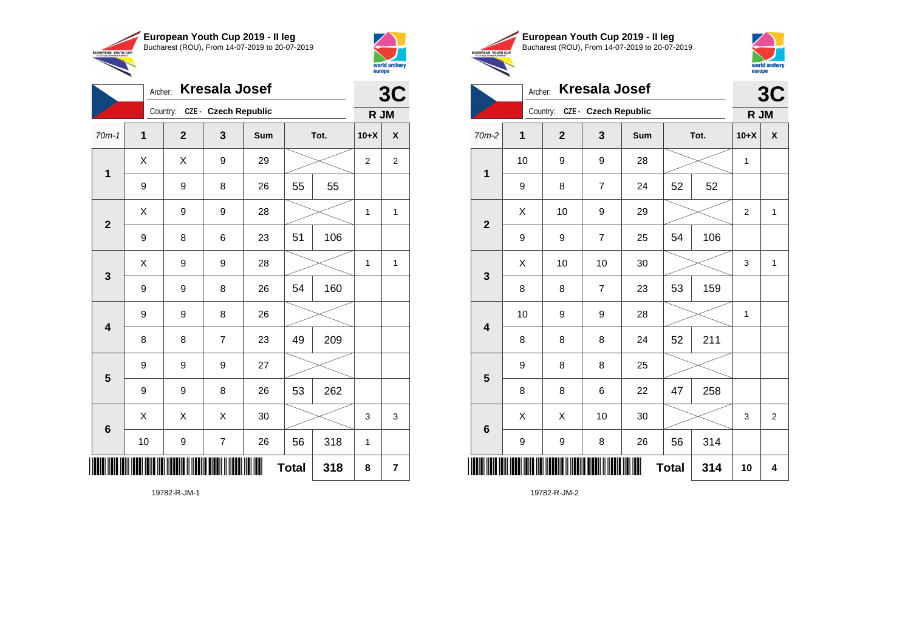**European Youth Cup 2019 - II leg**
Bucharest (ROU), From 14-07-2019 to 20-07-2019

Archer: **Kresala Josef**
Country: CZE - Czech Republic

**3C**
**R JM**

| 70m-1 | 1 | 2 | 3 | Sum | | Tot. | 10+X | X |
|---|---|---|---|---|---|---|---|---|
| 1 | X | X | 9 | 29 | | | 2 | 2 |
| | 9 | 9 | 8 | 26 | 55 | 55 | | |
| 2 | X | 9 | 9 | 28 | | | 1 | 1 |
| | 9 | 8 | 6 | 23 | 51 | 106 | | |
| 3 | X | 9 | 9 | 28 | | | 1 | 1 |
| | 9 | 9 | 8 | 26 | 54 | 160 | | |
| 4 | 9 | 9 | 8 | 26 | | | | |
| | 8 | 8 | 7 | 23 | 49 | 209 | | |
| 5 | 9 | 9 | 9 | 27 | | | | |
| | 9 | 9 | 8 | 26 | 53 | 262 | | |
| 6 | X | X | X | 30 | | | 3 | 3 |
| | 10 | 9 | 7 | 26 | 56 | 318 | 1 | |
| | | | | | **Total** | **318** | **8** | **7** |

19782-R-JM-1

**European Youth Cup 2019 - II leg**
Bucharest (ROU), From 14-07-2019 to 20-07-2019

Archer: **Kresala Josef**
Country: CZE - Czech Republic

**3C**
**R JM**

| 70m-2 | 1 | 2 | 3 | Sum | | Tot. | 10+X | X |
|---|---|---|---|---|---|---|---|---|
| 1 | 10 | 9 | 9 | 28 | | | 1 | |
| | 9 | 8 | 7 | 24 | 52 | 52 | | |
| 2 | X | 10 | 9 | 29 | | | 2 | 1 |
| | 9 | 9 | 7 | 25 | 54 | 106 | | |
| 3 | X | 10 | 10 | 30 | | | 3 | 1 |
| | 8 | 8 | 7 | 23 | 53 | 159 | | |
| 4 | 10 | 9 | 9 | 28 | | | 1 | |
| | 8 | 8 | 8 | 24 | 52 | 211 | | |
| 5 | 9 | 8 | 8 | 25 | | | | |
| | 8 | 8 | 6 | 22 | 47 | 258 | | |
| 6 | X | X | 10 | 30 | | | 3 | 2 |
| | 9 | 9 | 8 | 26 | 56 | 314 | | |
| | | | | | **Total** | **314** | **10** | **4** |

19782-R-JM-2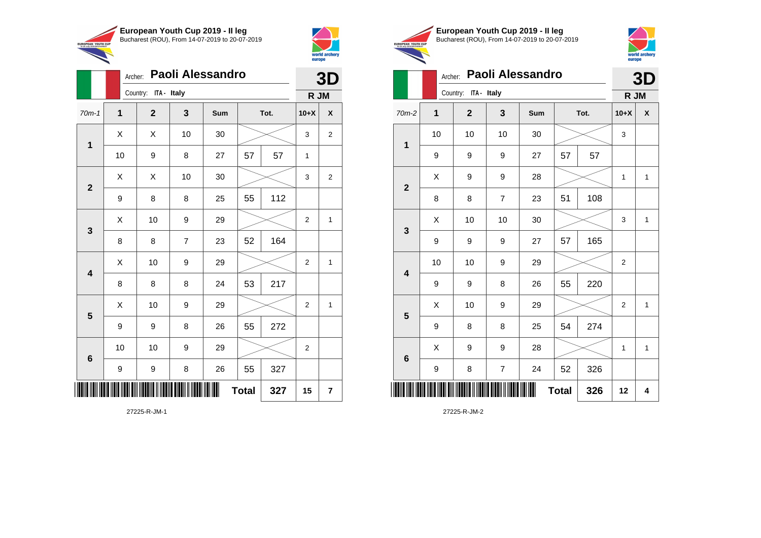## European Youth Cup 2019 - II leg

Bucharest (ROU), From 14-07-2019 to 20-07-2019

Archer: **Paoli Alessandro**
Country: ITA - Italy

**3D**
**R JM**

| 70m-1 | 1 | 2 | 3 | Sum | Tot. | | 10+X | X |
|---|---|---|---|---|---|---|---|---|
| 1 | X | X | 10 | 30 | | | 3 | 2 |
| | 10 | 9 | 8 | 27 | 57 | 57 | 1 | |
| 2 | X | X | 10 | 30 | | | 3 | 2 |
| | 9 | 8 | 8 | 25 | 55 | 112 | | |
| 3 | X | 10 | 9 | 29 | | | 2 | 1 |
| | 8 | 8 | 7 | 23 | 52 | 164 | | |
| 4 | X | 10 | 9 | 29 | | | 2 | 1 |
| | 8 | 8 | 8 | 24 | 53 | 217 | | |
| 5 | X | 10 | 9 | 29 | | | 2 | 1 |
| | 9 | 9 | 8 | 26 | 55 | 272 | | |
| 6 | 10 | 10 | 9 | 29 | | | 2 | |
| | 9 | 9 | 8 | 26 | 55 | 327 | | |
| | | | | | **Total** | **327** | **15** | **7** |

27225-R-JM-1

## European Youth Cup 2019 - II leg

Bucharest (ROU), From 14-07-2019 to 20-07-2019

Archer: **Paoli Alessandro**
Country: ITA - Italy

**3D**
**R JM**

| 70m-2 | 1 | 2 | 3 | Sum | Tot. | | 10+X | X |
|---|---|---|---|---|---|---|---|---|
| 1 | 10 | 10 | 10 | 30 | | | 3 | |
| | 9 | 9 | 9 | 27 | 57 | 57 | | |
| 2 | X | 9 | 9 | 28 | | | 1 | 1 |
| | 8 | 8 | 7 | 23 | 51 | 108 | | |
| 3 | X | 10 | 10 | 30 | | | 3 | 1 |
| | 9 | 9 | 9 | 27 | 57 | 165 | | |
| 4 | 10 | 10 | 9 | 29 | | | 2 | |
| | 9 | 9 | 8 | 26 | 55 | 220 | | |
| 5 | X | 10 | 9 | 29 | | | 2 | 1 |
| | 9 | 8 | 8 | 25 | 54 | 274 | | |
| 6 | X | 9 | 9 | 28 | | | 1 | 1 |
| | 9 | 8 | 7 | 24 | 52 | 326 | | |
| | | | | | **Total** | **326** | **12** | **4** |

27225-R-JM-2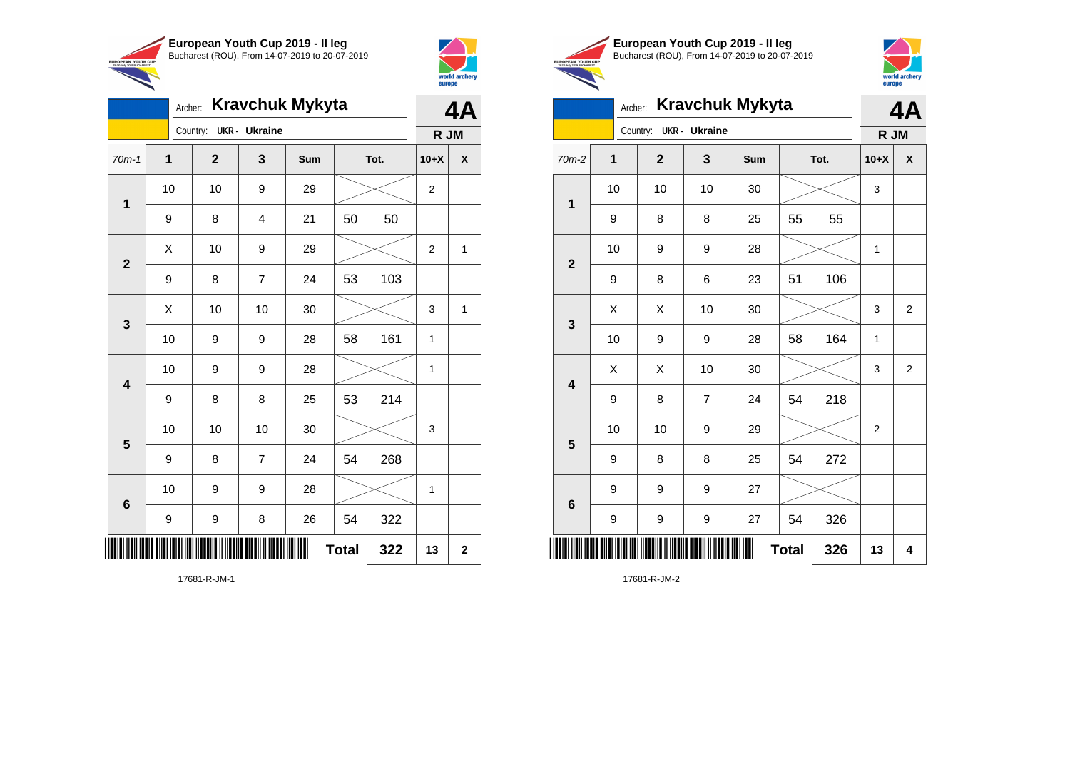**European Youth Cup 2019 - II leg**
Bucharest (ROU), From 14-07-2019 to 20-07-2019

Archer: **Kravchuk Mykyta** — **4A**
Country: **UKR - Ukraine** — **R JM**

| 70m-1 | 1 | 2 | 3 | Sum | Tot. | | 10+X | X |
|---|---|---|---|---|---|---|---|---|
| 1 | 10 | 10 | 9 | 29 | | | 2 | |
| | 9 | 8 | 4 | 21 | 50 | 50 | | |
| 2 | X | 10 | 9 | 29 | | | 2 | 1 |
| | 9 | 8 | 7 | 24 | 53 | 103 | | |
| 3 | X | 10 | 10 | 30 | | | 3 | 1 |
| | 10 | 9 | 9 | 28 | 58 | 161 | 1 | |
| 4 | 10 | 9 | 9 | 28 | | | 1 | |
| | 9 | 8 | 8 | 25 | 53 | 214 | | |
| 5 | 10 | 10 | 10 | 30 | | | 3 | |
| | 9 | 8 | 7 | 24 | 54 | 268 | | |
| 6 | 10 | 9 | 9 | 28 | | | 1 | |
| | 9 | 9 | 8 | 26 | 54 | 322 | | |
| | | | | | **Total** | **322** | **13** | **2** |

17681-R-JM-1

**European Youth Cup 2019 - II leg**
Bucharest (ROU), From 14-07-2019 to 20-07-2019

Archer: **Kravchuk Mykyta** — **4A**
Country: **UKR - Ukraine** — **R JM**

| 70m-2 | 1 | 2 | 3 | Sum | Tot. | | 10+X | X |
|---|---|---|---|---|---|---|---|---|
| 1 | 10 | 10 | 10 | 30 | | | 3 | |
| | 9 | 8 | 8 | 25 | 55 | 55 | | |
| 2 | 10 | 9 | 9 | 28 | | | 1 | |
| | 9 | 8 | 6 | 23 | 51 | 106 | | |
| 3 | X | X | 10 | 30 | | | 3 | 2 |
| | 10 | 9 | 9 | 28 | 58 | 164 | 1 | |
| 4 | X | X | 10 | 30 | | | 3 | 2 |
| | 9 | 8 | 7 | 24 | 54 | 218 | | |
| 5 | 10 | 10 | 9 | 29 | | | 2 | |
| | 9 | 8 | 8 | 25 | 54 | 272 | | |
| 6 | 9 | 9 | 9 | 27 | | | | |
| | 9 | 9 | 9 | 27 | 54 | 326 | | |
| | | | | | **Total** | **326** | **13** | **4** |

17681-R-JM-2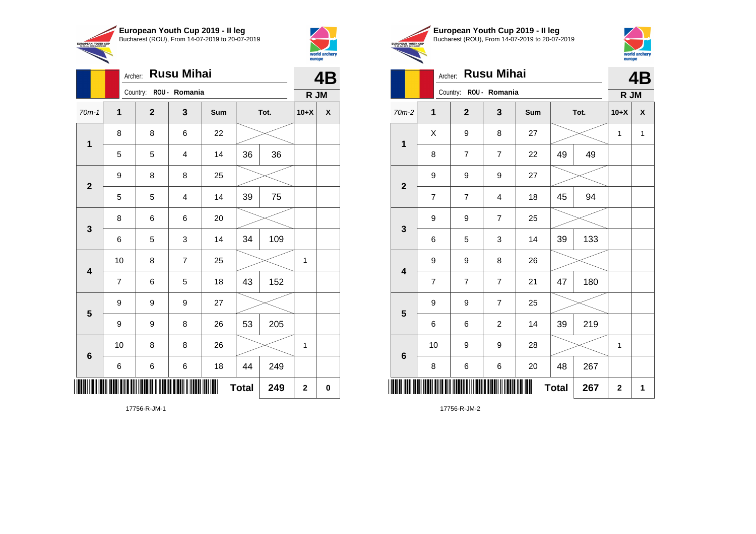**European Youth Cup 2019 - II leg**
Bucharest (ROU), From 14-07-2019 to 20-07-2019

Archer: **Rusu Mihai**
Country: ROU - Romania

**4B**
**R JM**

| 70m-1 | 1 | 2 | 3 | Sum | | Tot. | 10+X | X |
|---|---|---|---|---|---|---|---|---|
| 1 | 8 | 8 | 6 | 22 | | | | |
| | 5 | 5 | 4 | 14 | 36 | 36 | | |
| 2 | 9 | 8 | 8 | 25 | | | | |
| | 5 | 5 | 4 | 14 | 39 | 75 | | |
| 3 | 8 | 6 | 6 | 20 | | | | |
| | 6 | 5 | 3 | 14 | 34 | 109 | | |
| 4 | 10 | 8 | 7 | 25 | | | 1 | |
| | 7 | 6 | 5 | 18 | 43 | 152 | | |
| 5 | 9 | 9 | 9 | 27 | | | | |
| | 9 | 9 | 8 | 26 | 53 | 205 | | |
| 6 | 10 | 8 | 8 | 26 | | | 1 | |
| | 6 | 6 | 6 | 18 | 44 | 249 | | |
| | | | | | Total | 249 | 2 | 0 |

17756-R-JM-1

**European Youth Cup 2019 - II leg**
Bucharest (ROU), From 14-07-2019 to 20-07-2019

Archer: **Rusu Mihai**
Country: ROU - Romania

**4B**
**R JM**

| 70m-2 | 1 | 2 | 3 | Sum | | Tot. | 10+X | X |
|---|---|---|---|---|---|---|---|---|
| 1 | X | 9 | 8 | 27 | | | 1 | 1 |
| | 8 | 7 | 7 | 22 | 49 | 49 | | |
| 2 | 9 | 9 | 9 | 27 | | | | |
| | 7 | 7 | 4 | 18 | 45 | 94 | | |
| 3 | 9 | 9 | 7 | 25 | | | | |
| | 6 | 5 | 3 | 14 | 39 | 133 | | |
| 4 | 9 | 9 | 8 | 26 | | | | |
| | 7 | 7 | 7 | 21 | 47 | 180 | | |
| 5 | 9 | 9 | 7 | 25 | | | | |
| | 6 | 6 | 2 | 14 | 39 | 219 | | |
| 6 | 10 | 9 | 9 | 28 | | | 1 | |
| | 8 | 6 | 6 | 20 | 48 | 267 | | |
| | | | | | Total | 267 | 2 | 1 |

17756-R-JM-2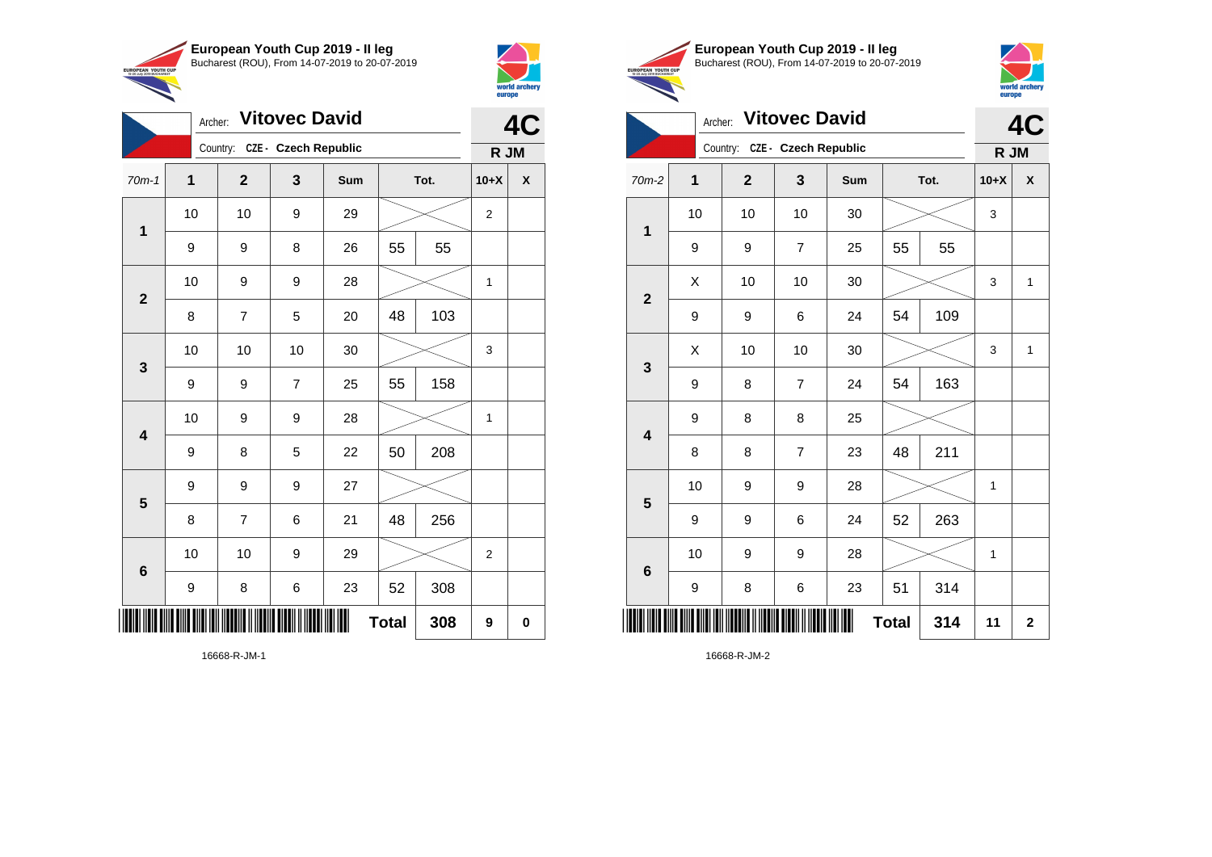**European Youth Cup 2019 - II leg**
Bucharest (ROU), From 14-07-2019 to 20-07-2019

Archer: **Vitovec David**
Country: CZE - Czech Republic

**4C**
**R JM**

| 70m-1 | 1 | 2 | 3 | Sum | | Tot. | 10+X | X |
|---|---|---|---|---|---|---|---|---|
| 1 | 10 | 10 | 9 | 29 | | | 2 | |
| | 9 | 9 | 8 | 26 | 55 | 55 | | |
| 2 | 10 | 9 | 9 | 28 | | | 1 | |
| | 8 | 7 | 5 | 20 | 48 | 103 | | |
| 3 | 10 | 10 | 10 | 30 | | | 3 | |
| | 9 | 9 | 7 | 25 | 55 | 158 | | |
| 4 | 10 | 9 | 9 | 28 | | | 1 | |
| | 9 | 8 | 5 | 22 | 50 | 208 | | |
| 5 | 9 | 9 | 9 | 27 | | | | |
| | 8 | 7 | 6 | 21 | 48 | 256 | | |
| 6 | 10 | 10 | 9 | 29 | | | 2 | |
| | 9 | 8 | 6 | 23 | 52 | 308 | | |
| | | | | | **Total** | **308** | **9** | **0** |

16668-R-JM-1

**European Youth Cup 2019 - II leg**
Bucharest (ROU), From 14-07-2019 to 20-07-2019

Archer: **Vitovec David**
Country: CZE - Czech Republic

**4C**
**R JM**

| 70m-2 | 1 | 2 | 3 | Sum | | Tot. | 10+X | X |
|---|---|---|---|---|---|---|---|---|
| 1 | 10 | 10 | 10 | 30 | | | 3 | |
| | 9 | 9 | 7 | 25 | 55 | 55 | | |
| 2 | X | 10 | 10 | 30 | | | 3 | 1 |
| | 9 | 9 | 6 | 24 | 54 | 109 | | |
| 3 | X | 10 | 10 | 30 | | | 3 | 1 |
| | 9 | 8 | 7 | 24 | 54 | 163 | | |
| 4 | 9 | 8 | 8 | 25 | | | | |
| | 8 | 8 | 7 | 23 | 48 | 211 | | |
| 5 | 10 | 9 | 9 | 28 | | | 1 | |
| | 9 | 9 | 6 | 24 | 52 | 263 | | |
| 6 | 10 | 9 | 9 | 28 | | | 1 | |
| | 9 | 8 | 6 | 23 | 51 | 314 | | |
| | | | | | **Total** | **314** | **11** | **2** |

16668-R-JM-2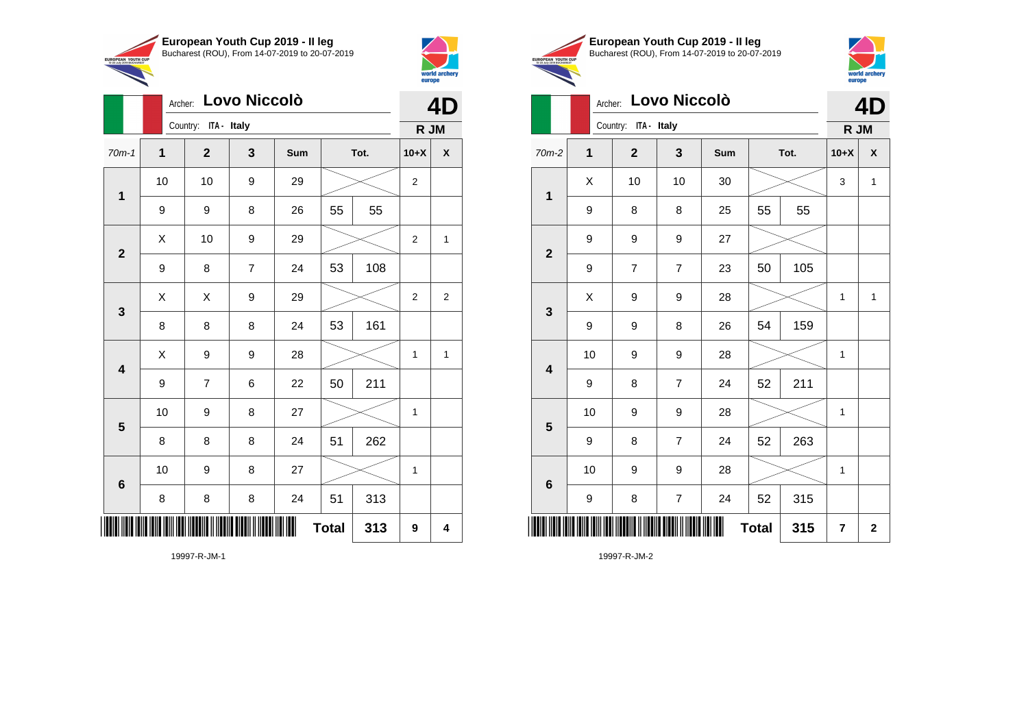**European Youth Cup 2019 - II leg**
Bucharest (ROU), From 14-07-2019 to 20-07-2019

Archer: **Lovo Niccolò**
Country: ITA - Italy

**4D**
**R JM**

| 70m-1 | 1 | 2 | 3 | Sum | Tot. | | 10+X | X |
|---|---|---|---|---|---|---|---|---|
| 1 | 10 | 10 | 9 | 29 | | | 2 | |
| | 9 | 9 | 8 | 26 | 55 | 55 | | |
| 2 | X | 10 | 9 | 29 | | | 2 | 1 |
| | 9 | 8 | 7 | 24 | 53 | 108 | | |
| 3 | X | X | 9 | 29 | | | 2 | 2 |
| | 8 | 8 | 8 | 24 | 53 | 161 | | |
| 4 | X | 9 | 9 | 28 | | | 1 | 1 |
| | 9 | 7 | 6 | 22 | 50 | 211 | | |
| 5 | 10 | 9 | 8 | 27 | | | 1 | |
| | 8 | 8 | 8 | 24 | 51 | 262 | | |
| 6 | 10 | 9 | 8 | 27 | | | 1 | |
| | 8 | 8 | 8 | 24 | 51 | 313 | | |
| | | | | | **Total** | **313** | **9** | **4** |

19997-R-JM-1

**European Youth Cup 2019 - II leg**
Bucharest (ROU), From 14-07-2019 to 20-07-2019

Archer: **Lovo Niccolò**
Country: ITA - Italy

**4D**
**R JM**

| 70m-2 | 1 | 2 | 3 | Sum | Tot. | | 10+X | X |
|---|---|---|---|---|---|---|---|---|
| 1 | X | 10 | 10 | 30 | | | 3 | 1 |
| | 9 | 8 | 8 | 25 | 55 | 55 | | |
| 2 | 9 | 9 | 9 | 27 | | | | |
| | 9 | 7 | 7 | 23 | 50 | 105 | | |
| 3 | X | 9 | 9 | 28 | | | 1 | 1 |
| | 9 | 9 | 8 | 26 | 54 | 159 | | |
| 4 | 10 | 9 | 9 | 28 | | | 1 | |
| | 9 | 8 | 7 | 24 | 52 | 211 | | |
| 5 | 10 | 9 | 9 | 28 | | | 1 | |
| | 9 | 8 | 7 | 24 | 52 | 263 | | |
| 6 | 10 | 9 | 9 | 28 | | | 1 | |
| | 9 | 8 | 7 | 24 | 52 | 315 | | |
| | | | | | **Total** | **315** | **7** | **2** |

19997-R-JM-2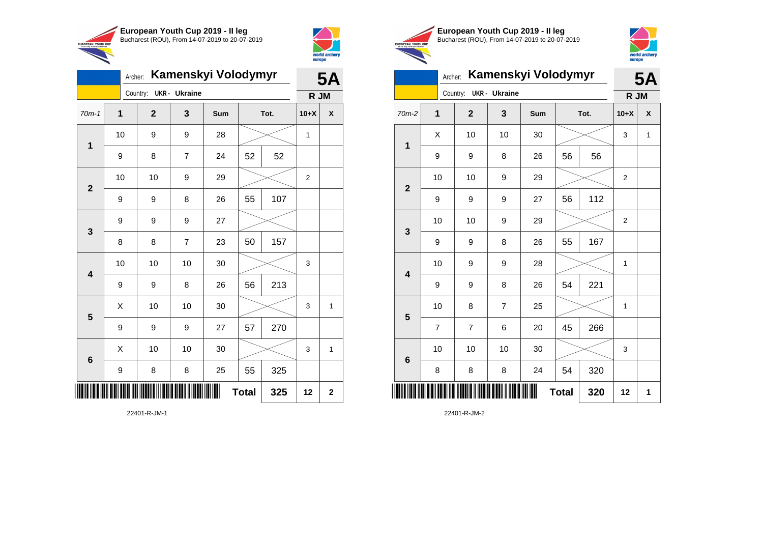## European Youth Cup 2019 - II leg
Bucharest (ROU), From 14-07-2019 to 20-07-2019

Archer: **Kamenskyi Volodymyr** — **5A**

Country: **UKR - Ukraine** — **R JM**

| 70m-1 | 1 | 2 | 3 | Sum | Tot. | | 10+X | X |
|---|---|---|---|---|---|---|---|---|
| **1** | 10 | 9 | 9 | 28 | | | 1 | |
| | 9 | 8 | 7 | 24 | 52 | 52 | | |
| **2** | 10 | 10 | 9 | 29 | | | 2 | |
| | 9 | 9 | 8 | 26 | 55 | 107 | | |
| **3** | 9 | 9 | 9 | 27 | | | | |
| | 8 | 8 | 7 | 23 | 50 | 157 | | |
| **4** | 10 | 10 | 10 | 30 | | | 3 | |
| | 9 | 9 | 8 | 26 | 56 | 213 | | |
| **5** | X | 10 | 10 | 30 | | | 3 | 1 |
| | 9 | 9 | 9 | 27 | 57 | 270 | | |
| **6** | X | 10 | 10 | 30 | | | 3 | 1 |
| | 9 | 8 | 8 | 25 | 55 | 325 | | |
| | | | | | **Total** | **325** | **12** | **2** |

22401-R-JM-1

## European Youth Cup 2019 - II leg
Bucharest (ROU), From 14-07-2019 to 20-07-2019

Archer: **Kamenskyi Volodymyr** — **5A**

Country: **UKR - Ukraine** — **R JM**

| 70m-2 | 1 | 2 | 3 | Sum | Tot. | | 10+X | X |
|---|---|---|---|---|---|---|---|---|
| **1** | X | 10 | 10 | 30 | | | 3 | 1 |
| | 9 | 9 | 8 | 26 | 56 | 56 | | |
| **2** | 10 | 10 | 9 | 29 | | | 2 | |
| | 9 | 9 | 9 | 27 | 56 | 112 | | |
| **3** | 10 | 10 | 9 | 29 | | | 2 | |
| | 9 | 9 | 8 | 26 | 55 | 167 | | |
| **4** | 10 | 9 | 9 | 28 | | | 1 | |
| | 9 | 9 | 8 | 26 | 54 | 221 | | |
| **5** | 10 | 8 | 7 | 25 | | | 1 | |
| | 7 | 7 | 6 | 20 | 45 | 266 | | |
| **6** | 10 | 10 | 10 | 30 | | | 3 | |
| | 8 | 8 | 8 | 24 | 54 | 320 | | |
| | | | | | **Total** | **320** | **12** | **1** |

22401-R-JM-2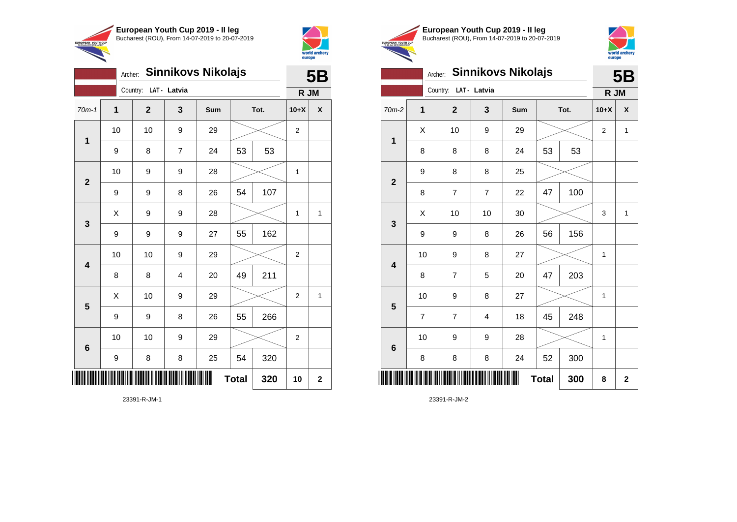**European Youth Cup 2019 - II leg**
Bucharest (ROU), From 14-07-2019 to 20-07-2019

Archer: **Sinnikovs Nikolajs** — **5B**
Country: **LAT - Latvia** — **R JM**

| 70m-1 | 1 | 2 | 3 | Sum | Tot. | | 10+X | X |
|---|---|---|---|---|---|---|---|---|
| 1 | 10 | 10 | 9 | 29 | | | 2 | |
| | 9 | 8 | 7 | 24 | 53 | 53 | | |
| 2 | 10 | 9 | 9 | 28 | | | 1 | |
| | 9 | 9 | 8 | 26 | 54 | 107 | | |
| 3 | X | 9 | 9 | 28 | | | 1 | 1 |
| | 9 | 9 | 9 | 27 | 55 | 162 | | |
| 4 | 10 | 10 | 9 | 29 | | | 2 | |
| | 8 | 8 | 4 | 20 | 49 | 211 | | |
| 5 | X | 10 | 9 | 29 | | | 2 | 1 |
| | 9 | 9 | 8 | 26 | 55 | 266 | | |
| 6 | 10 | 10 | 9 | 29 | | | 2 | |
| | 9 | 8 | 8 | 25 | 54 | 320 | | |
| | | | | | **Total** | **320** | **10** | **2** |

23391-R-JM-1

**European Youth Cup 2019 - II leg**
Bucharest (ROU), From 14-07-2019 to 20-07-2019

Archer: **Sinnikovs Nikolajs** — **5B**
Country: **LAT - Latvia** — **R JM**

| 70m-2 | 1 | 2 | 3 | Sum | Tot. | | 10+X | X |
|---|---|---|---|---|---|---|---|---|
| 1 | X | 10 | 9 | 29 | | | 2 | 1 |
| | 8 | 8 | 8 | 24 | 53 | 53 | | |
| 2 | 9 | 8 | 8 | 25 | | | | |
| | 8 | 7 | 7 | 22 | 47 | 100 | | |
| 3 | X | 10 | 10 | 30 | | | 3 | 1 |
| | 9 | 9 | 8 | 26 | 56 | 156 | | |
| 4 | 10 | 9 | 8 | 27 | | | 1 | |
| | 8 | 7 | 5 | 20 | 47 | 203 | | |
| 5 | 10 | 9 | 8 | 27 | | | 1 | |
| | 7 | 7 | 4 | 18 | 45 | 248 | | |
| 6 | 10 | 9 | 9 | 28 | | | 1 | |
| | 8 | 8 | 8 | 24 | 52 | 300 | | |
| | | | | | **Total** | **300** | **8** | **2** |

23391-R-JM-2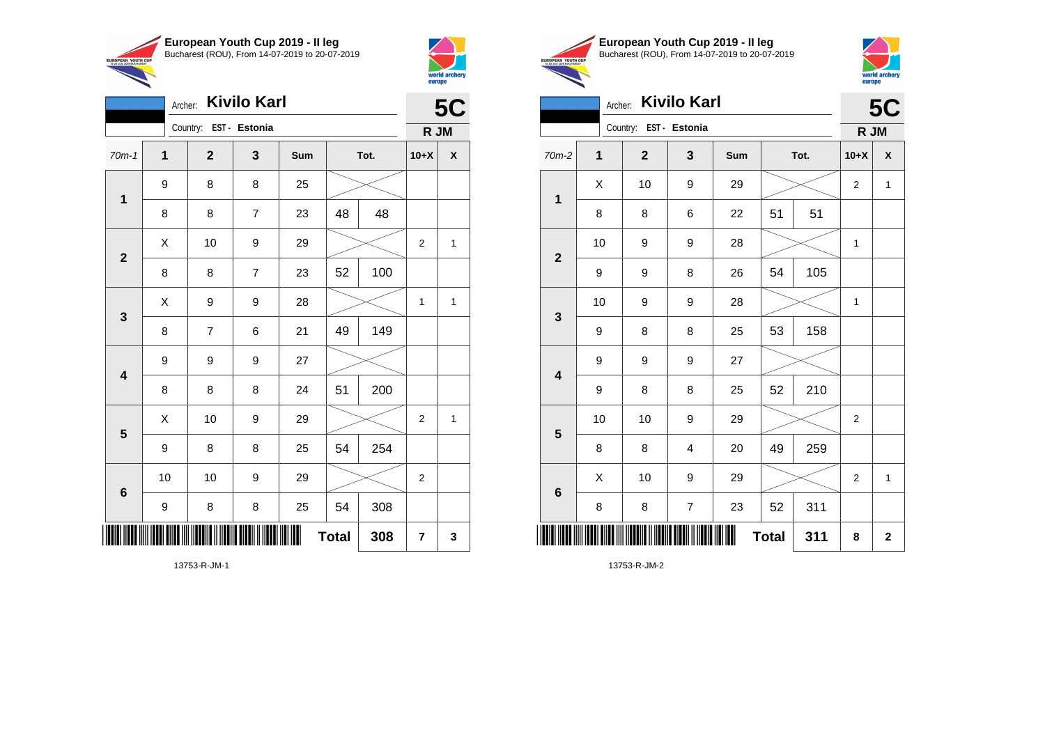**European Youth Cup 2019 - II leg**
Bucharest (ROU), From 14-07-2019 to 20-07-2019

Archer: **Kivilo Karl**
Country: EST - Estonia

**5C**
**R JM**

| 70m-1 | 1 | 2 | 3 | Sum | Tot. | | 10+X | X |
|---|---|---|---|---|---|---|---|---|
| 1 | 9 | 8 | 8 | 25 | | | | |
| | 8 | 8 | 7 | 23 | 48 | 48 | | |
| 2 | X | 10 | 9 | 29 | | | 2 | 1 |
| | 8 | 8 | 7 | 23 | 52 | 100 | | |
| 3 | X | 9 | 9 | 28 | | | 1 | 1 |
| | 8 | 7 | 6 | 21 | 49 | 149 | | |
| 4 | 9 | 9 | 9 | 27 | | | | |
| | 8 | 8 | 8 | 24 | 51 | 200 | | |
| 5 | X | 10 | 9 | 29 | | | 2 | 1 |
| | 9 | 8 | 8 | 25 | 54 | 254 | | |
| 6 | 10 | 10 | 9 | 29 | | | 2 | |
| | 9 | 8 | 8 | 25 | 54 | 308 | | |
| | | | | | **Total** | **308** | **7** | **3** |

13753-R-JM-1

**European Youth Cup 2019 - II leg**
Bucharest (ROU), From 14-07-2019 to 20-07-2019

Archer: **Kivilo Karl**
Country: EST - Estonia

**5C**
**R JM**

| 70m-2 | 1 | 2 | 3 | Sum | Tot. | | 10+X | X |
|---|---|---|---|---|---|---|---|---|
| 1 | X | 10 | 9 | 29 | | | 2 | 1 |
| | 8 | 8 | 6 | 22 | 51 | 51 | | |
| 2 | 10 | 9 | 9 | 28 | | | 1 | |
| | 9 | 9 | 8 | 26 | 54 | 105 | | |
| 3 | 10 | 9 | 9 | 28 | | | 1 | |
| | 9 | 8 | 8 | 25 | 53 | 158 | | |
| 4 | 9 | 9 | 9 | 27 | | | | |
| | 9 | 8 | 8 | 25 | 52 | 210 | | |
| 5 | 10 | 10 | 9 | 29 | | | 2 | |
| | 8 | 8 | 4 | 20 | 49 | 259 | | |
| 6 | X | 10 | 9 | 29 | | | 2 | 1 |
| | 8 | 8 | 7 | 23 | 52 | 311 | | |
| | | | | | **Total** | **311** | **8** | **2** |

13753-R-JM-2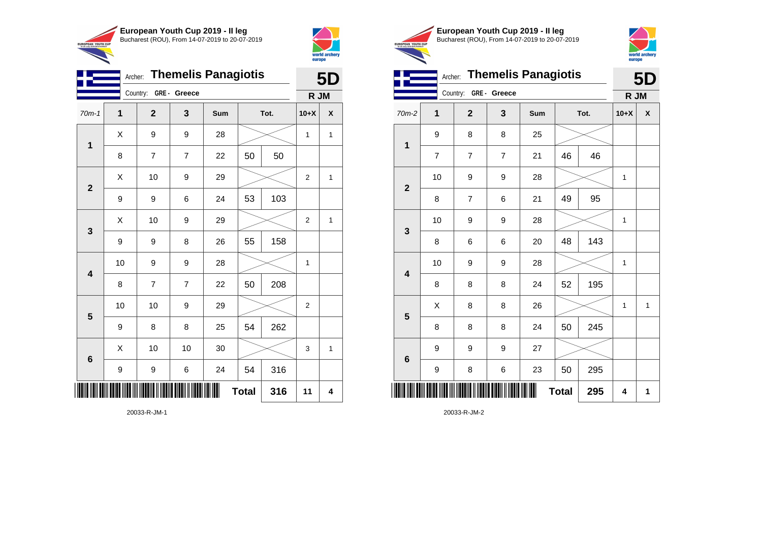**European Youth Cup 2019 - II leg**
Bucharest (ROU), From 14-07-2019 to 20-07-2019

Archer: **Themelis Panagiotis**
Country: **GRE - Greece**

**5D**
**R JM**

| 70m-1 | 1 | 2 | 3 | Sum | Tot. | | 10+X | X |
|---|---|---|---|---|---|---|---|---|
| 1 | X | 9 | 9 | 28 | | | 1 | 1 |
| | 8 | 7 | 7 | 22 | 50 | 50 | | |
| 2 | X | 10 | 9 | 29 | | | 2 | 1 |
| | 9 | 9 | 6 | 24 | 53 | 103 | | |
| 3 | X | 10 | 9 | 29 | | | 2 | 1 |
| | 9 | 9 | 8 | 26 | 55 | 158 | | |
| 4 | 10 | 9 | 9 | 28 | | | 1 | |
| | 8 | 7 | 7 | 22 | 50 | 208 | | |
| 5 | 10 | 10 | 9 | 29 | | | 2 | |
| | 9 | 8 | 8 | 25 | 54 | 262 | | |
| 6 | X | 10 | 10 | 30 | | | 3 | 1 |
| | 9 | 9 | 6 | 24 | 54 | 316 | | |
| | | | | | **Total** | **316** | **11** | **4** |

20033-R-JM-1

**European Youth Cup 2019 - II leg**
Bucharest (ROU), From 14-07-2019 to 20-07-2019

Archer: **Themelis Panagiotis**
Country: **GRE - Greece**

**5D**
**R JM**

| 70m-2 | 1 | 2 | 3 | Sum | Tot. | | 10+X | X |
|---|---|---|---|---|---|---|---|---|
| 1 | 9 | 8 | 8 | 25 | | | | |
| | 7 | 7 | 7 | 21 | 46 | 46 | | |
| 2 | 10 | 9 | 9 | 28 | | | 1 | |
| | 8 | 7 | 6 | 21 | 49 | 95 | | |
| 3 | 10 | 9 | 9 | 28 | | | 1 | |
| | 8 | 6 | 6 | 20 | 48 | 143 | | |
| 4 | 10 | 9 | 9 | 28 | | | 1 | |
| | 8 | 8 | 8 | 24 | 52 | 195 | | |
| 5 | X | 8 | 8 | 26 | | | 1 | 1 |
| | 8 | 8 | 8 | 24 | 50 | 245 | | |
| 6 | 9 | 9 | 9 | 27 | | | | |
| | 9 | 8 | 6 | 23 | 50 | 295 | | |
| | | | | | **Total** | **295** | **4** | **1** |

20033-R-JM-2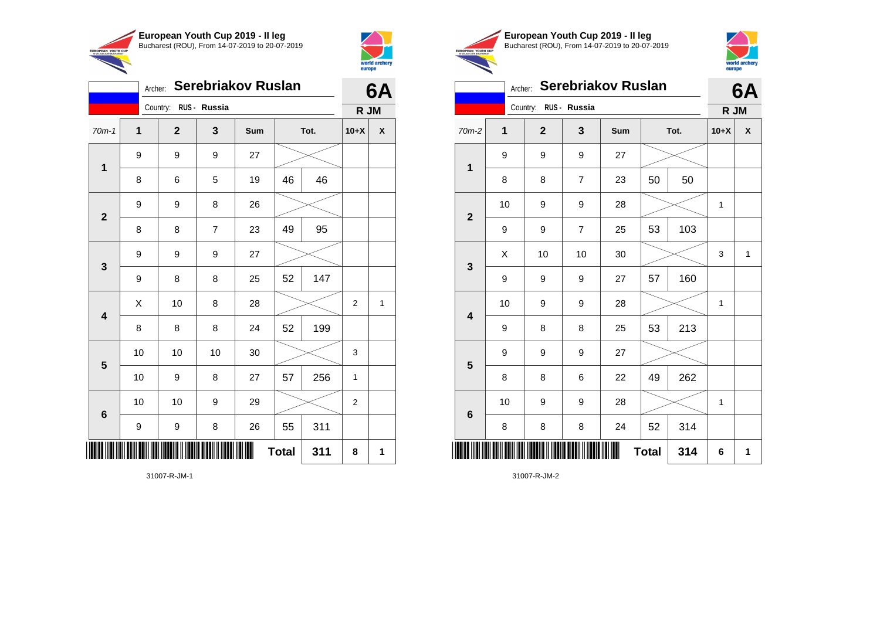## European Youth Cup 2019 - II leg

Bucharest (ROU), From 14-07-2019 to 20-07-2019

Archer: **Serebriakov Ruslan**

Country: **RUS - Russia**

**6A**

**R JM**

| 70m-1 | 1 | 2 | 3 | Sum | Tot. | | 10+X | X |
|---|---|---|---|---|---|---|---|---|
| 1 | 9 | 9 | 9 | 27 | | | | |
| | 8 | 6 | 5 | 19 | 46 | 46 | | |
| 2 | 9 | 9 | 8 | 26 | | | | |
| | 8 | 8 | 7 | 23 | 49 | 95 | | |
| 3 | 9 | 9 | 9 | 27 | | | | |
| | 9 | 8 | 8 | 25 | 52 | 147 | | |
| 4 | X | 10 | 8 | 28 | | | 2 | 1 |
| | 8 | 8 | 8 | 24 | 52 | 199 | | |
| 5 | 10 | 10 | 10 | 30 | | | 3 | |
| | 10 | 9 | 8 | 27 | 57 | 256 | 1 | |
| 6 | 10 | 10 | 9 | 29 | | | 2 | |
| | 9 | 9 | 8 | 26 | 55 | 311 | | |
| | | | | | **Total** | **311** | **8** | **1** |

31007-R-JM-1

## European Youth Cup 2019 - II leg

Bucharest (ROU), From 14-07-2019 to 20-07-2019

Archer: **Serebriakov Ruslan**

Country: **RUS - Russia**

**6A**

**R JM**

| 70m-2 | 1 | 2 | 3 | Sum | Tot. | | 10+X | X |
|---|---|---|---|---|---|---|---|---|
| 1 | 9 | 9 | 9 | 27 | | | | |
| | 8 | 8 | 7 | 23 | 50 | 50 | | |
| 2 | 10 | 9 | 9 | 28 | | | 1 | |
| | 9 | 9 | 7 | 25 | 53 | 103 | | |
| 3 | X | 10 | 10 | 30 | | | 3 | 1 |
| | 9 | 9 | 9 | 27 | 57 | 160 | | |
| 4 | 10 | 9 | 9 | 28 | | | 1 | |
| | 9 | 8 | 8 | 25 | 53 | 213 | | |
| 5 | 9 | 9 | 9 | 27 | | | | |
| | 8 | 8 | 6 | 22 | 49 | 262 | | |
| 6 | 10 | 9 | 9 | 28 | | | 1 | |
| | 8 | 8 | 8 | 24 | 52 | 314 | | |
| | | | | | **Total** | **314** | **6** | **1** |

31007-R-JM-2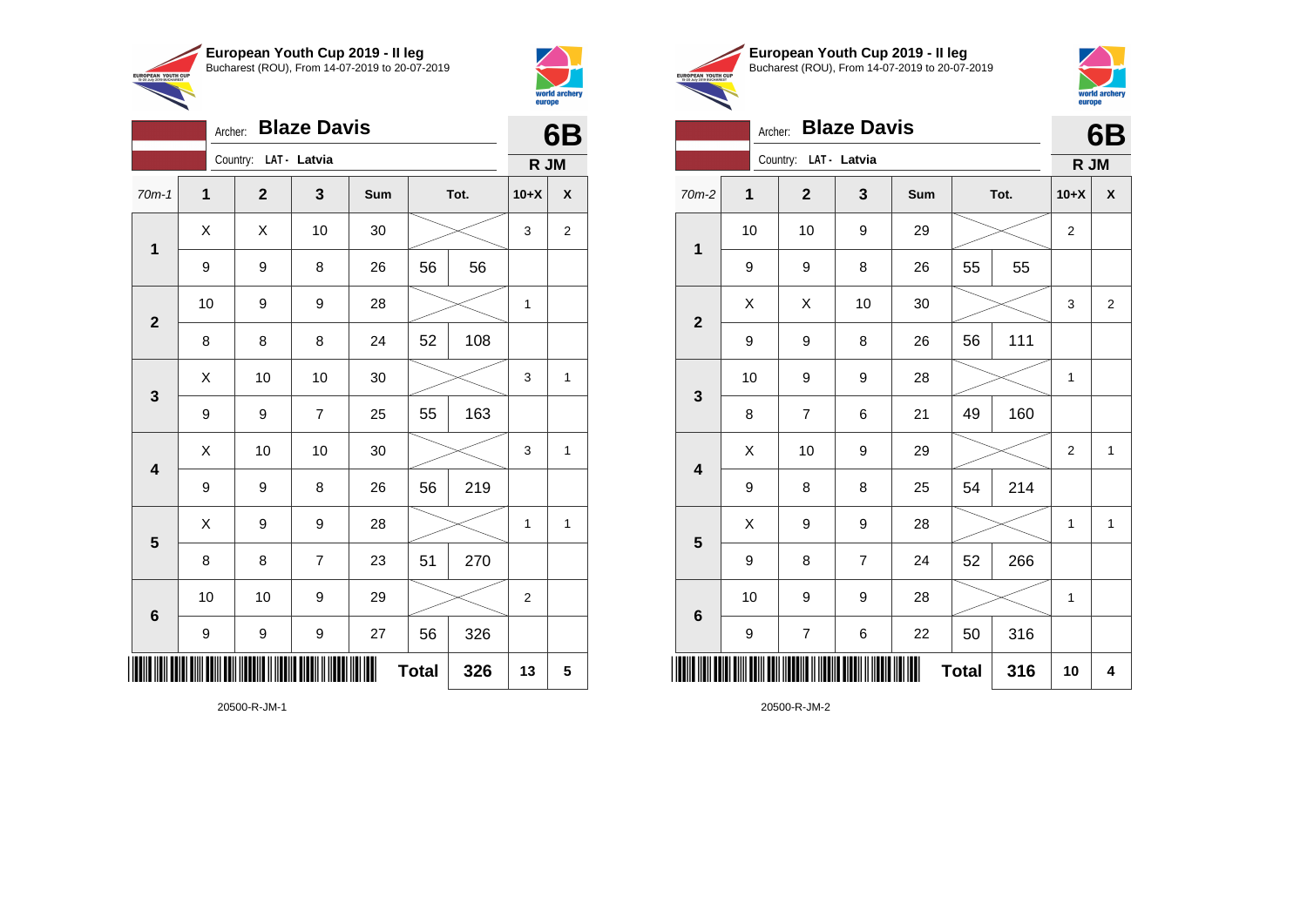**European Youth Cup 2019 - II leg**
Bucharest (ROU), From 14-07-2019 to 20-07-2019

Archer: **Blaze Davis**
Country: **LAT - Latvia**

**6B**
**R JM**

| 70m-1 | 1 | 2 | 3 | Sum | Tot. | | 10+X | X |
|---|---|---|---|---|---|---|---|---|
| 1 | X | X | 10 | 30 | | | 3 | 2 |
| | 9 | 9 | 8 | 26 | 56 | 56 | | |
| 2 | 10 | 9 | 9 | 28 | | | 1 | |
| | 8 | 8 | 8 | 24 | 52 | 108 | | |
| 3 | X | 10 | 10 | 30 | | | 3 | 1 |
| | 9 | 9 | 7 | 25 | 55 | 163 | | |
| 4 | X | 10 | 10 | 30 | | | 3 | 1 |
| | 9 | 9 | 8 | 26 | 56 | 219 | | |
| 5 | X | 9 | 9 | 28 | | | 1 | 1 |
| | 8 | 8 | 7 | 23 | 51 | 270 | | |
| 6 | 10 | 10 | 9 | 29 | | | 2 | |
| | 9 | 9 | 9 | 27 | 56 | 326 | | |
| | | | | | **Total** | **326** | **13** | **5** |

20500-R-JM-1

**European Youth Cup 2019 - II leg**
Bucharest (ROU), From 14-07-2019 to 20-07-2019

Archer: **Blaze Davis**
Country: **LAT - Latvia**

**6B**
**R JM**

| 70m-2 | 1 | 2 | 3 | Sum | Tot. | | 10+X | X |
|---|---|---|---|---|---|---|---|---|
| 1 | 10 | 10 | 9 | 29 | | | 2 | |
| | 9 | 9 | 8 | 26 | 55 | 55 | | |
| 2 | X | X | 10 | 30 | | | 3 | 2 |
| | 9 | 9 | 8 | 26 | 56 | 111 | | |
| 3 | 10 | 9 | 9 | 28 | | | 1 | |
| | 8 | 7 | 6 | 21 | 49 | 160 | | |
| 4 | X | 10 | 9 | 29 | | | 2 | 1 |
| | 9 | 8 | 8 | 25 | 54 | 214 | | |
| 5 | X | 9 | 9 | 28 | | | 1 | 1 |
| | 9 | 8 | 7 | 24 | 52 | 266 | | |
| 6 | 10 | 9 | 9 | 28 | | | 1 | |
| | 9 | 7 | 6 | 22 | 50 | 316 | | |
| | | | | | **Total** | **316** | **10** | **4** |

20500-R-JM-2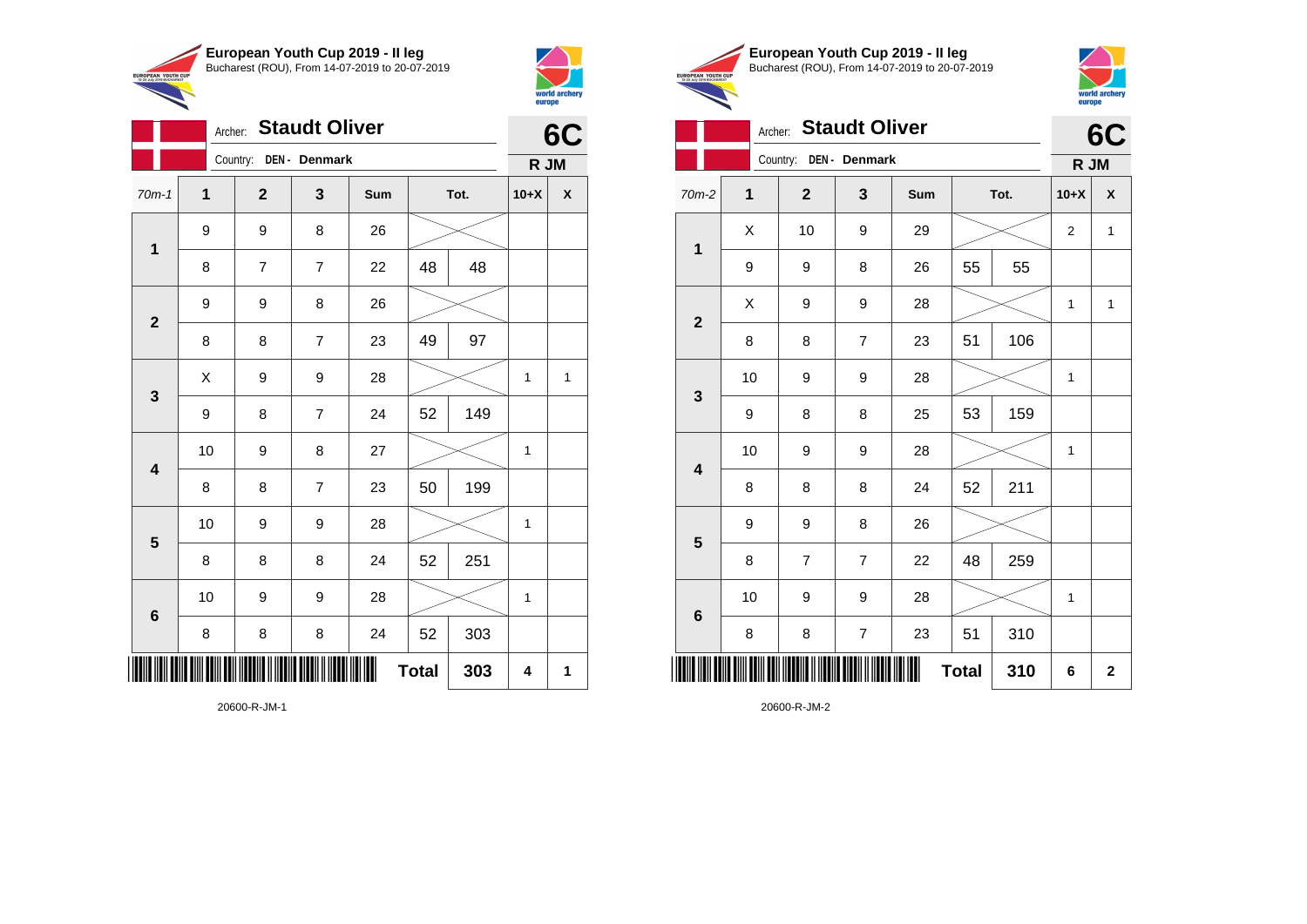## European Youth Cup 2019 - II leg

Bucharest (ROU), From 14-07-2019 to 20-07-2019

Archer: **Staudt Oliver**

Country: **DEN - Denmark**

**6C**

**R JM**

| 70m-1 | 1 | 2 | 3 | Sum | Tot. | | 10+X | X |
|---|---|---|---|---|---|---|---|---|
| 1 | 9 | 9 | 8 | 26 | | | | |
| | 8 | 7 | 7 | 22 | 48 | 48 | | |
| 2 | 9 | 9 | 8 | 26 | | | | |
| | 8 | 8 | 7 | 23 | 49 | 97 | | |
| 3 | X | 9 | 9 | 28 | | | 1 | 1 |
| | 9 | 8 | 7 | 24 | 52 | 149 | | |
| 4 | 10 | 9 | 8 | 27 | | | 1 | |
| | 8 | 8 | 7 | 23 | 50 | 199 | | |
| 5 | 10 | 9 | 9 | 28 | | | 1 | |
| | 8 | 8 | 8 | 24 | 52 | 251 | | |
| 6 | 10 | 9 | 9 | 28 | | | 1 | |
| | 8 | 8 | 8 | 24 | 52 | 303 | | |
| | | | | | **Total** | **303** | **4** | **1** |

20600-R-JM-1

## European Youth Cup 2019 - II leg

Bucharest (ROU), From 14-07-2019 to 20-07-2019

Archer: **Staudt Oliver**

Country: **DEN - Denmark**

**6C**

**R JM**

| 70m-2 | 1 | 2 | 3 | Sum | Tot. | | 10+X | X |
|---|---|---|---|---|---|---|---|---|
| 1 | X | 10 | 9 | 29 | | | 2 | 1 |
| | 9 | 9 | 8 | 26 | 55 | 55 | | |
| 2 | X | 9 | 9 | 28 | | | 1 | 1 |
| | 8 | 8 | 7 | 23 | 51 | 106 | | |
| 3 | 10 | 9 | 9 | 28 | | | 1 | |
| | 9 | 8 | 8 | 25 | 53 | 159 | | |
| 4 | 10 | 9 | 9 | 28 | | | 1 | |
| | 8 | 8 | 8 | 24 | 52 | 211 | | |
| 5 | 9 | 9 | 8 | 26 | | | | |
| | 8 | 7 | 7 | 22 | 48 | 259 | | |
| 6 | 10 | 9 | 9 | 28 | | | 1 | |
| | 8 | 8 | 7 | 23 | 51 | 310 | | |
| | | | | | **Total** | **310** | **6** | **2** |

20600-R-JM-2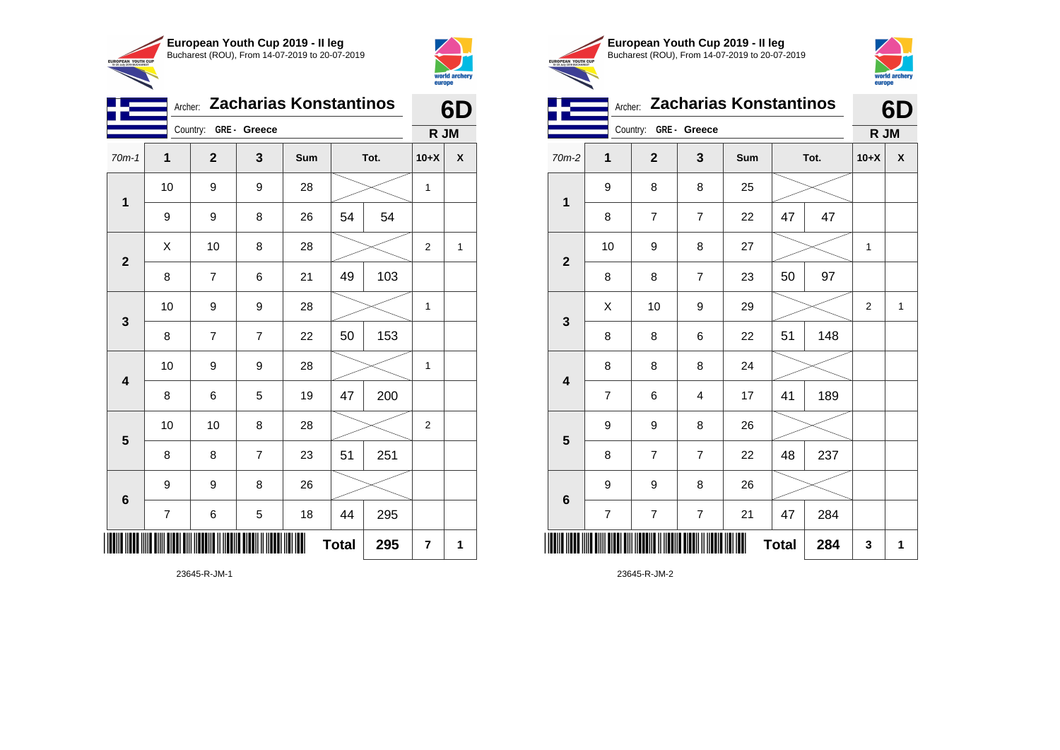## European Youth Cup 2019 - II leg

Bucharest (ROU), From 14-07-2019 to 20-07-2019

Archer: **Zacharias Konstantinos**

Country: **GRE - Greece**

**6D**

**R JM**

| 70m-1 | 1 | 2 | 3 | Sum | Tot. | | 10+X | X |
|---|---|---|---|---|---|---|---|---|
| **1** | 10 | 9 | 9 | 28 | | | 1 | |
| | 9 | 9 | 8 | 26 | 54 | 54 | | |
| **2** | X | 10 | 8 | 28 | | | 2 | 1 |
| | 8 | 7 | 6 | 21 | 49 | 103 | | |
| **3** | 10 | 9 | 9 | 28 | | | 1 | |
| | 8 | 7 | 7 | 22 | 50 | 153 | | |
| **4** | 10 | 9 | 9 | 28 | | | 1 | |
| | 8 | 6 | 5 | 19 | 47 | 200 | | |
| **5** | 10 | 10 | 8 | 28 | | | 2 | |
| | 8 | 8 | 7 | 23 | 51 | 251 | | |
| **6** | 9 | 9 | 8 | 26 | | | | |
| | 7 | 6 | 5 | 18 | 44 | 295 | | |
| | | | | | **Total** | **295** | **7** | **1** |

23645-R-JM-1

## European Youth Cup 2019 - II leg

Bucharest (ROU), From 14-07-2019 to 20-07-2019

Archer: **Zacharias Konstantinos**

Country: **GRE - Greece**

**6D**

**R JM**

| 70m-2 | 1 | 2 | 3 | Sum | Tot. | | 10+X | X |
|---|---|---|---|---|---|---|---|---|
| **1** | 9 | 8 | 8 | 25 | | | | |
| | 8 | 7 | 7 | 22 | 47 | 47 | | |
| **2** | 10 | 9 | 8 | 27 | | | 1 | |
| | 8 | 8 | 7 | 23 | 50 | 97 | | |
| **3** | X | 10 | 9 | 29 | | | 2 | 1 |
| | 8 | 8 | 6 | 22 | 51 | 148 | | |
| **4** | 8 | 8 | 8 | 24 | | | | |
| | 7 | 6 | 4 | 17 | 41 | 189 | | |
| **5** | 9 | 9 | 8 | 26 | | | | |
| | 8 | 7 | 7 | 22 | 48 | 237 | | |
| **6** | 9 | 9 | 8 | 26 | | | | |
| | 7 | 7 | 7 | 21 | 47 | 284 | | |
| | | | | | **Total** | **284** | **3** | **1** |

23645-R-JM-2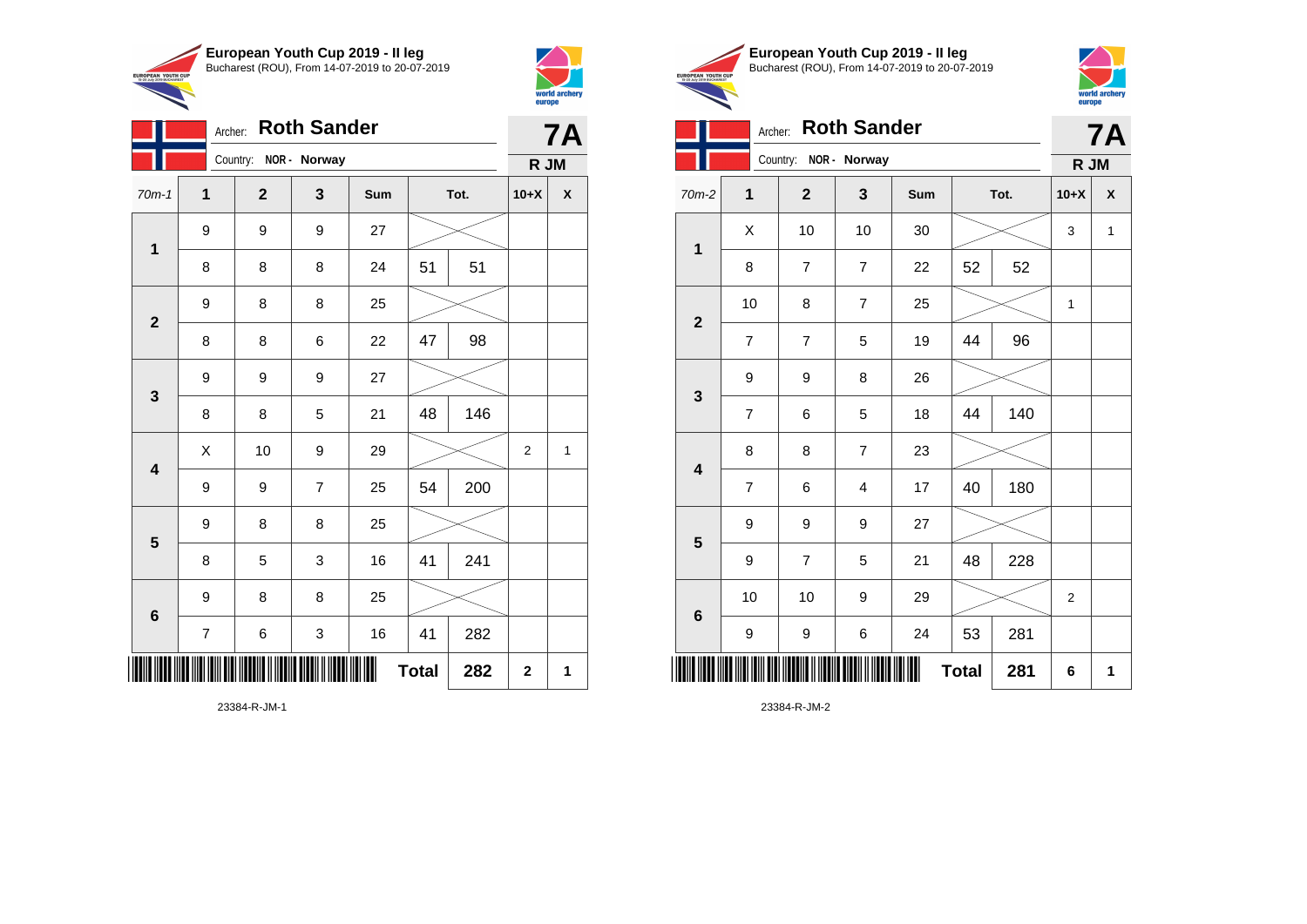## European Youth Cup 2019 - II leg

Bucharest (ROU), From 14-07-2019 to 20-07-2019

Archer: **Roth Sander**

Country: **NOR - Norway**

**7A**

**R JM**

| 70m-1 | 1 | 2 | 3 | Sum | Tot. | | 10+X | X |
|---|---|---|---|---|---|---|---|---|
| 1 | 9 | 9 | 9 | 27 | | | | |
| | 8 | 8 | 8 | 24 | 51 | 51 | | |
| 2 | 9 | 8 | 8 | 25 | | | | |
| | 8 | 8 | 6 | 22 | 47 | 98 | | |
| 3 | 9 | 9 | 9 | 27 | | | | |
| | 8 | 8 | 5 | 21 | 48 | 146 | | |
| 4 | X | 10 | 9 | 29 | | | 2 | 1 |
| | 9 | 9 | 7 | 25 | 54 | 200 | | |
| 5 | 9 | 8 | 8 | 25 | | | | |
| | 8 | 5 | 3 | 16 | 41 | 241 | | |
| 6 | 9 | 8 | 8 | 25 | | | | |
| | 7 | 6 | 3 | 16 | 41 | 282 | | |
| | | | | | **Total** | **282** | **2** | **1** |

23384-R-JM-1

## European Youth Cup 2019 - II leg

Bucharest (ROU), From 14-07-2019 to 20-07-2019

Archer: **Roth Sander**

Country: **NOR - Norway**

**7A**

**R JM**

| 70m-2 | 1 | 2 | 3 | Sum | Tot. | | 10+X | X |
|---|---|---|---|---|---|---|---|---|
| 1 | X | 10 | 10 | 30 | | | 3 | 1 |
| | 8 | 7 | 7 | 22 | 52 | 52 | | |
| 2 | 10 | 8 | 7 | 25 | | | 1 | |
| | 7 | 7 | 5 | 19 | 44 | 96 | | |
| 3 | 9 | 9 | 8 | 26 | | | | |
| | 7 | 6 | 5 | 18 | 44 | 140 | | |
| 4 | 8 | 8 | 7 | 23 | | | | |
| | 7 | 6 | 4 | 17 | 40 | 180 | | |
| 5 | 9 | 9 | 9 | 27 | | | | |
| | 9 | 7 | 5 | 21 | 48 | 228 | | |
| 6 | 10 | 10 | 9 | 29 | | | 2 | |
| | 9 | 9 | 6 | 24 | 53 | 281 | | |
| | | | | | **Total** | **281** | **6** | **1** |

23384-R-JM-2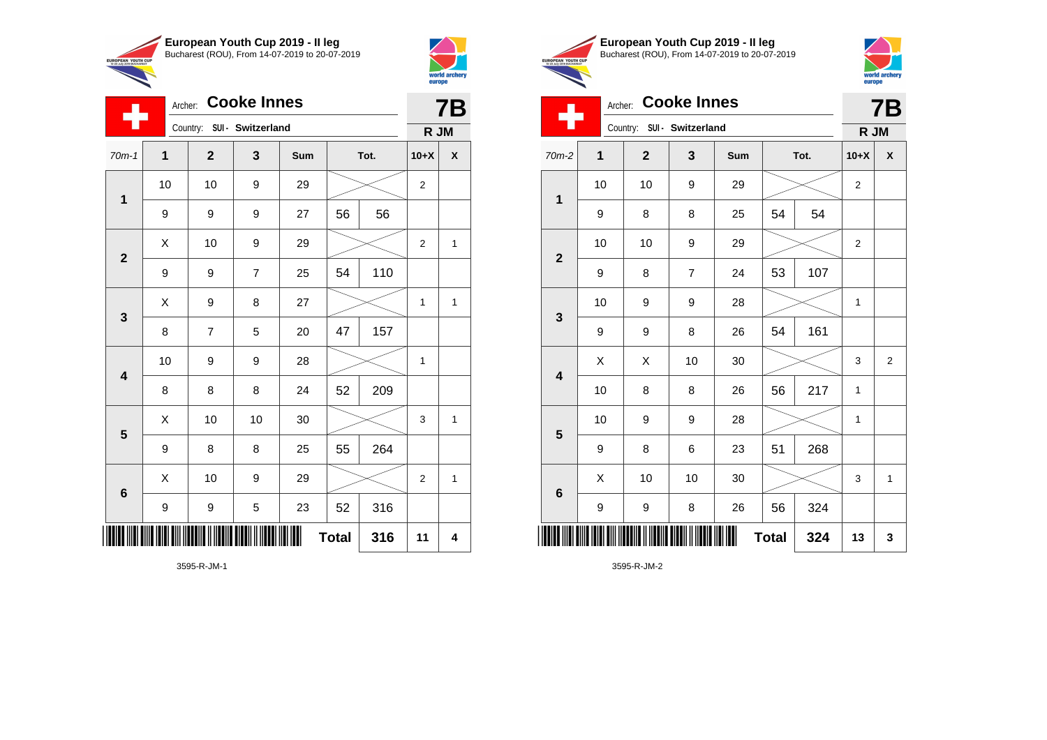## European Youth Cup 2019 - II leg
Bucharest (ROU), From 14-07-2019 to 20-07-2019

Archer: **Cooke Innes**
Country: SUI - Switzerland

**7B**
**R JM**

| 70m-1 | 1 | 2 | 3 | Sum | Tot. | | 10+X | X |
|---|---|---|---|---|---|---|---|---|
| 1 | 10 | 10 | 9 | 29 | | | 2 | |
| | 9 | 9 | 9 | 27 | 56 | 56 | | |
| 2 | X | 10 | 9 | 29 | | | 2 | 1 |
| | 9 | 9 | 7 | 25 | 54 | 110 | | |
| 3 | X | 9 | 8 | 27 | | | 1 | 1 |
| | 8 | 7 | 5 | 20 | 47 | 157 | | |
| 4 | 10 | 9 | 9 | 28 | | | 1 | |
| | 8 | 8 | 8 | 24 | 52 | 209 | | |
| 5 | X | 10 | 10 | 30 | | | 3 | 1 |
| | 9 | 8 | 8 | 25 | 55 | 264 | | |
| 6 | X | 10 | 9 | 29 | | | 2 | 1 |
| | 9 | 9 | 5 | 23 | 52 | 316 | | |
| | | | | | **Total** | **316** | **11** | **4** |

3595-R-JM-1

## European Youth Cup 2019 - II leg
Bucharest (ROU), From 14-07-2019 to 20-07-2019

Archer: **Cooke Innes**
Country: SUI - Switzerland

**7B**
**R JM**

| 70m-2 | 1 | 2 | 3 | Sum | Tot. | | 10+X | X |
|---|---|---|---|---|---|---|---|---|
| 1 | 10 | 10 | 9 | 29 | | | 2 | |
| | 9 | 8 | 8 | 25 | 54 | 54 | | |
| 2 | 10 | 10 | 9 | 29 | | | 2 | |
| | 9 | 8 | 7 | 24 | 53 | 107 | | |
| 3 | 10 | 9 | 9 | 28 | | | 1 | |
| | 9 | 9 | 8 | 26 | 54 | 161 | | |
| 4 | X | X | 10 | 30 | | | 3 | 2 |
| | 10 | 8 | 8 | 26 | 56 | 217 | 1 | |
| 5 | 10 | 9 | 9 | 28 | | | 1 | |
| | 9 | 8 | 6 | 23 | 51 | 268 | | |
| 6 | X | 10 | 10 | 30 | | | 3 | 1 |
| | 9 | 9 | 8 | 26 | 56 | 324 | | |
| | | | | | **Total** | **324** | **13** | **3** |

3595-R-JM-2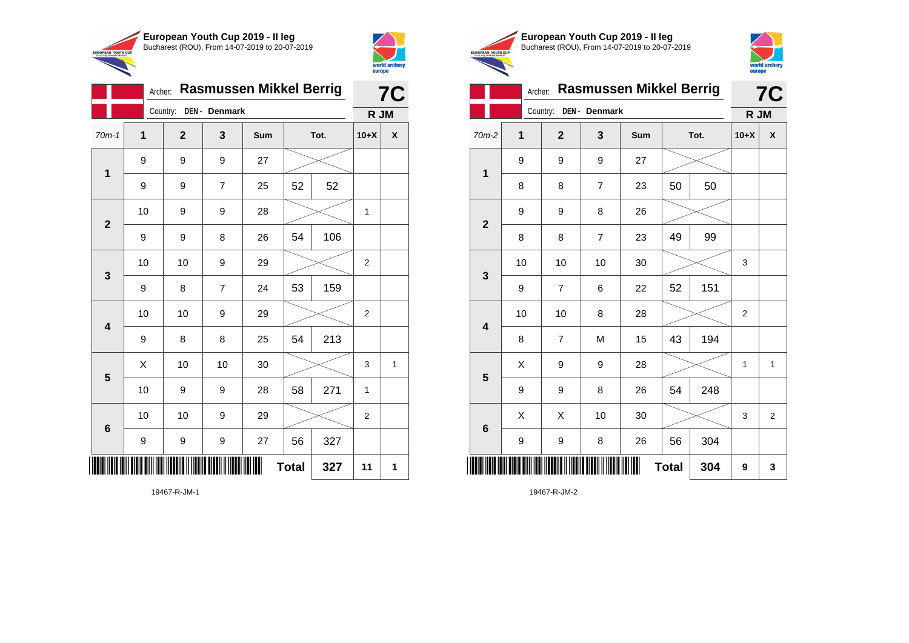## European Youth Cup 2019 - II leg

Bucharest (ROU), From 14-07-2019 to 20-07-2019

Archer: **Rasmussen Mikkel Berrig**

Country: **DEN - Denmark**

**7C** — **R JM**

| 70m-1 | 1 | 2 | 3 | Sum | Tot. | | 10+X | X |
|---|---|---|---|---|---|---|---|---|
| 1 | 9 | 9 | 9 | 27 | | | | |
| | 9 | 9 | 7 | 25 | 52 | 52 | | |
| 2 | 10 | 9 | 9 | 28 | | | 1 | |
| | 9 | 9 | 8 | 26 | 54 | 106 | | |
| 3 | 10 | 10 | 9 | 29 | | | 2 | |
| | 9 | 8 | 7 | 24 | 53 | 159 | | |
| 4 | 10 | 10 | 9 | 29 | | | 2 | |
| | 9 | 8 | 8 | 25 | 54 | 213 | | |
| 5 | X | 10 | 10 | 30 | | | 3 | 1 |
| | 10 | 9 | 9 | 28 | 58 | 271 | 1 | |
| 6 | 10 | 10 | 9 | 29 | | | 2 | |
| | 9 | 9 | 9 | 27 | 56 | 327 | | |
| | | | | | **Total** | **327** | **11** | **1** |

19467-R-JM-1

## European Youth Cup 2019 - II leg

Bucharest (ROU), From 14-07-2019 to 20-07-2019

Archer: **Rasmussen Mikkel Berrig**

Country: **DEN - Denmark**

**7C** — **R JM**

| 70m-2 | 1 | 2 | 3 | Sum | Tot. | | 10+X | X |
|---|---|---|---|---|---|---|---|---|
| 1 | 9 | 9 | 9 | 27 | | | | |
| | 8 | 8 | 7 | 23 | 50 | 50 | | |
| 2 | 9 | 9 | 8 | 26 | | | | |
| | 8 | 8 | 7 | 23 | 49 | 99 | | |
| 3 | 10 | 10 | 10 | 30 | | | 3 | |
| | 9 | 7 | 6 | 22 | 52 | 151 | | |
| 4 | 10 | 10 | 8 | 28 | | | 2 | |
| | 8 | 7 | M | 15 | 43 | 194 | | |
| 5 | X | 9 | 9 | 28 | | | 1 | 1 |
| | 9 | 9 | 8 | 26 | 54 | 248 | | |
| 6 | X | X | 10 | 30 | | | 3 | 2 |
| | 9 | 9 | 8 | 26 | 56 | 304 | | |
| | | | | | **Total** | **304** | **9** | **3** |

19467-R-JM-2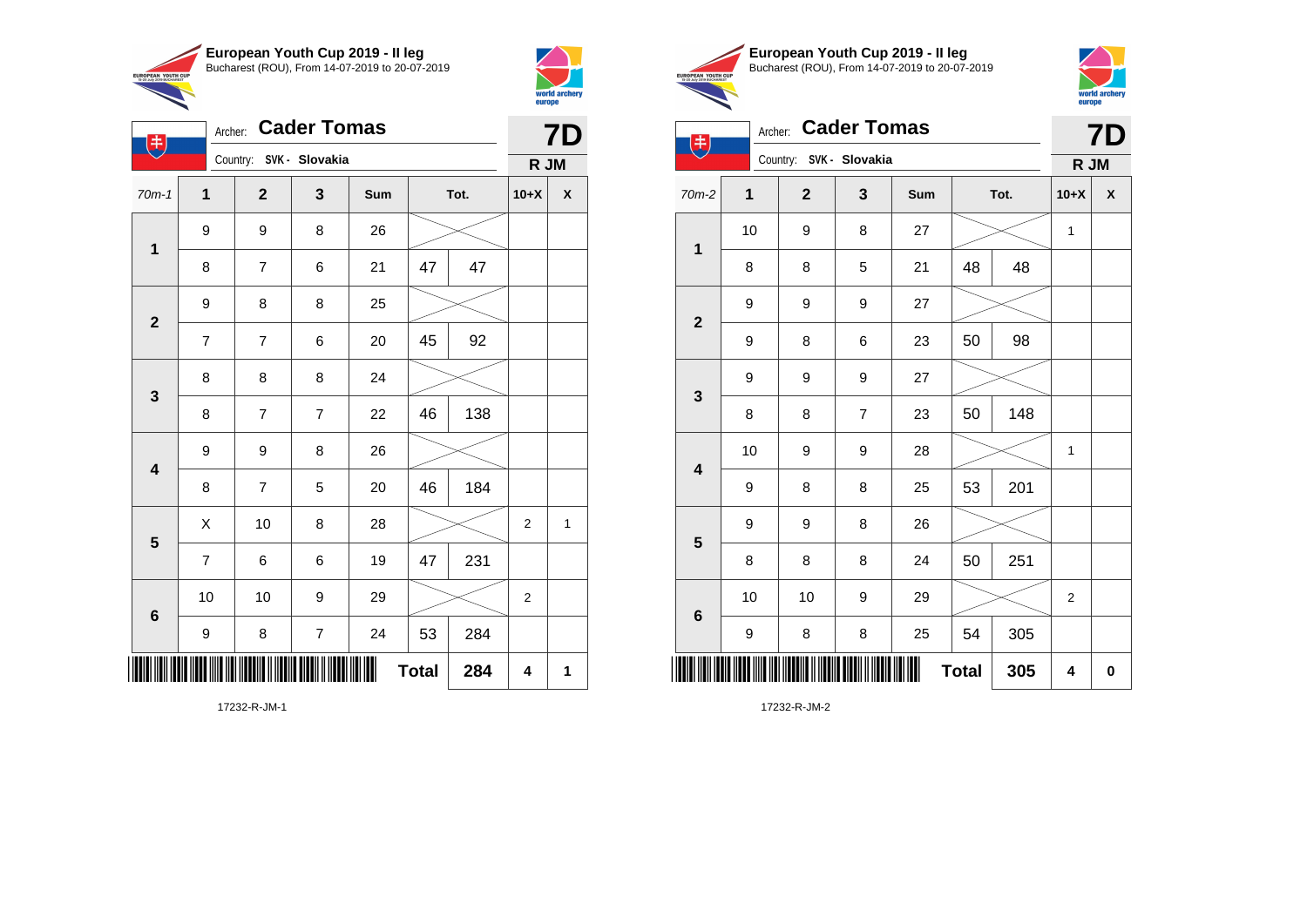## European Youth Cup 2019 - II leg

Bucharest (ROU), From 14-07-2019 to 20-07-2019

Archer: **Cader Tomas**

Country: SVK - Slovakia

**7D** R JM

| 70m-1 | 1 | 2 | 3 | Sum | Tot. | | 10+X | X |
|---|---|---|---|---|---|---|---|---|
| 1 | 9 | 9 | 8 | 26 | | | | |
| | 8 | 7 | 6 | 21 | 47 | 47 | | |
| 2 | 9 | 8 | 8 | 25 | | | | |
| | 7 | 7 | 6 | 20 | 45 | 92 | | |
| 3 | 8 | 8 | 8 | 24 | | | | |
| | 8 | 7 | 7 | 22 | 46 | 138 | | |
| 4 | 9 | 9 | 8 | 26 | | | | |
| | 8 | 7 | 5 | 20 | 46 | 184 | | |
| 5 | X | 10 | 8 | 28 | | | 2 | 1 |
| | 7 | 6 | 6 | 19 | 47 | 231 | | |
| 6 | 10 | 10 | 9 | 29 | | | 2 | |
| | 9 | 8 | 7 | 24 | 53 | 284 | | |
| | | | | | **Total** | **284** | **4** | **1** |

17232-R-JM-1

## European Youth Cup 2019 - II leg

Bucharest (ROU), From 14-07-2019 to 20-07-2019

Archer: **Cader Tomas**

Country: SVK - Slovakia

**7D** R JM

| 70m-2 | 1 | 2 | 3 | Sum | Tot. | | 10+X | X |
|---|---|---|---|---|---|---|---|---|
| 1 | 10 | 9 | 8 | 27 | | | 1 | |
| | 8 | 8 | 5 | 21 | 48 | 48 | | |
| 2 | 9 | 9 | 9 | 27 | | | | |
| | 9 | 8 | 6 | 23 | 50 | 98 | | |
| 3 | 9 | 9 | 9 | 27 | | | | |
| | 8 | 8 | 7 | 23 | 50 | 148 | | |
| 4 | 10 | 9 | 9 | 28 | | | 1 | |
| | 9 | 8 | 8 | 25 | 53 | 201 | | |
| 5 | 9 | 9 | 8 | 26 | | | | |
| | 8 | 8 | 8 | 24 | 50 | 251 | | |
| 6 | 10 | 10 | 9 | 29 | | | 2 | |
| | 9 | 8 | 8 | 25 | 54 | 305 | | |
| | | | | | **Total** | **305** | **4** | **0** |

17232-R-JM-2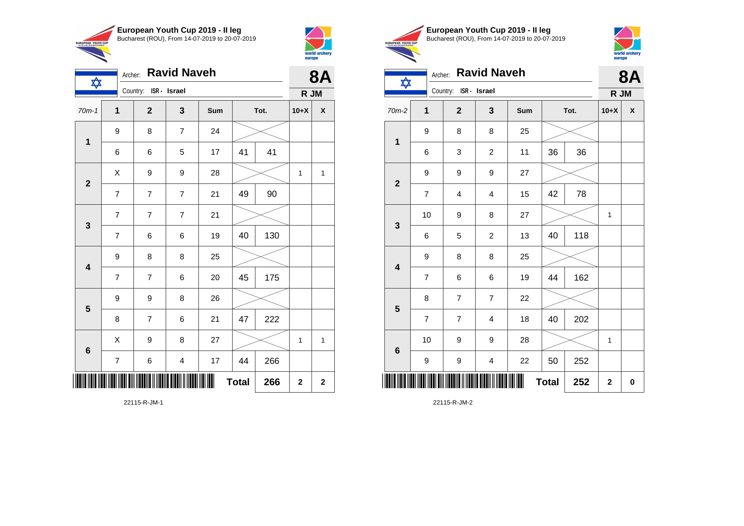## European Youth Cup 2019 - II leg

Bucharest (ROU), From 14-07-2019 to 20-07-2019

Archer: **Ravid Naveh** — **8A**

Country: ISR - Israel — **R JM**

| 70m-1 | 1 | 2 | 3 | Sum | | Tot. | 10+X | X |
|---|---|---|---|---|---|---|---|---|
| 1 | 9 | 8 | 7 | 24 | | | | |
| | 6 | 6 | 5 | 17 | 41 | 41 | | |
| 2 | X | 9 | 9 | 28 | | | 1 | 1 |
| | 7 | 7 | 7 | 21 | 49 | 90 | | |
| 3 | 7 | 7 | 7 | 21 | | | | |
| | 7 | 6 | 6 | 19 | 40 | 130 | | |
| 4 | 9 | 8 | 8 | 25 | | | | |
| | 7 | 7 | 6 | 20 | 45 | 175 | | |
| 5 | 9 | 9 | 8 | 26 | | | | |
| | 8 | 7 | 6 | 21 | 47 | 222 | | |
| 6 | X | 9 | 8 | 27 | | | 1 | 1 |
| | 7 | 6 | 4 | 17 | 44 | 266 | | |
| | | | | | **Total** | **266** | **2** | **2** |

22115-R-JM-1

## European Youth Cup 2019 - II leg

Bucharest (ROU), From 14-07-2019 to 20-07-2019

Archer: **Ravid Naveh** — **8A**

Country: ISR - Israel — **R JM**

| 70m-2 | 1 | 2 | 3 | Sum | | Tot. | 10+X | X |
|---|---|---|---|---|---|---|---|---|
| 1 | 9 | 8 | 8 | 25 | | | | |
| | 6 | 3 | 2 | 11 | 36 | 36 | | |
| 2 | 9 | 9 | 9 | 27 | | | | |
| | 7 | 4 | 4 | 15 | 42 | 78 | | |
| 3 | 10 | 9 | 8 | 27 | | | 1 | |
| | 6 | 5 | 2 | 13 | 40 | 118 | | |
| 4 | 9 | 8 | 8 | 25 | | | | |
| | 7 | 6 | 6 | 19 | 44 | 162 | | |
| 5 | 8 | 7 | 7 | 22 | | | | |
| | 7 | 7 | 4 | 18 | 40 | 202 | | |
| 6 | 10 | 9 | 9 | 28 | | | 1 | |
| | 9 | 9 | 4 | 22 | 50 | 252 | | |
| | | | | | **Total** | **252** | **2** | **0** |

22115-R-JM-2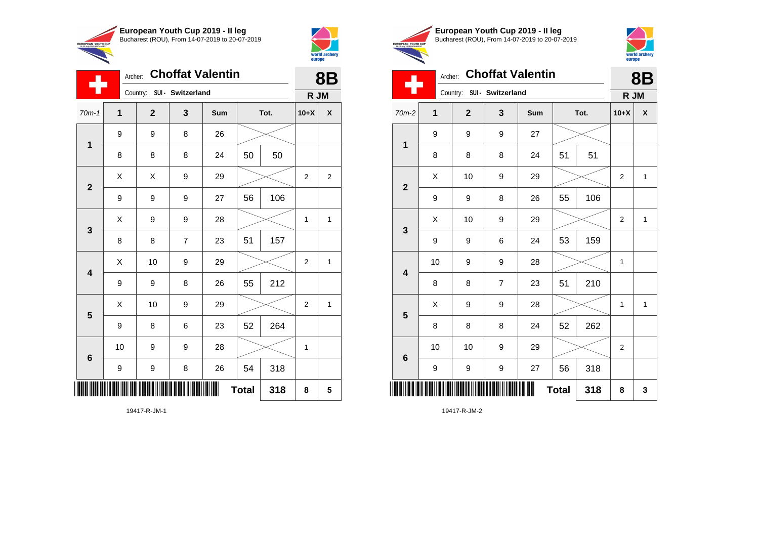## European Youth Cup 2019 - II leg

Bucharest (ROU), From 14-07-2019 to 20-07-2019

Archer: **Choffat Valentin** — **8B**

Country: SUI - Switzerland — **R JM**

| 70m-1 | 1 | 2 | 3 | Sum | | Tot. | 10+X | X |
|---|---|---|---|---|---|---|---|---|
| 1 | 9 | 9 | 8 | 26 | | | | |
| | 8 | 8 | 8 | 24 | 50 | 50 | | |
| 2 | X | X | 9 | 29 | | | 2 | 2 |
| | 9 | 9 | 9 | 27 | 56 | 106 | | |
| 3 | X | 9 | 9 | 28 | | | 1 | 1 |
| | 8 | 8 | 7 | 23 | 51 | 157 | | |
| 4 | X | 10 | 9 | 29 | | | 2 | 1 |
| | 9 | 9 | 8 | 26 | 55 | 212 | | |
| 5 | X | 10 | 9 | 29 | | | 2 | 1 |
| | 9 | 8 | 6 | 23 | 52 | 264 | | |
| 6 | 10 | 9 | 9 | 28 | | | 1 | |
| | 9 | 9 | 8 | 26 | 54 | 318 | | |
| | | | | | **Total** | **318** | **8** | **5** |

19417-R-JM-1

## European Youth Cup 2019 - II leg

Bucharest (ROU), From 14-07-2019 to 20-07-2019

Archer: **Choffat Valentin** — **8B**

Country: SUI - Switzerland — **R JM**

| 70m-2 | 1 | 2 | 3 | Sum | | Tot. | 10+X | X |
|---|---|---|---|---|---|---|---|---|
| 1 | 9 | 9 | 9 | 27 | | | | |
| | 8 | 8 | 8 | 24 | 51 | 51 | | |
| 2 | X | 10 | 9 | 29 | | | 2 | 1 |
| | 9 | 9 | 8 | 26 | 55 | 106 | | |
| 3 | X | 10 | 9 | 29 | | | 2 | 1 |
| | 9 | 9 | 6 | 24 | 53 | 159 | | |
| 4 | 10 | 9 | 9 | 28 | | | 1 | |
| | 8 | 8 | 7 | 23 | 51 | 210 | | |
| 5 | X | 9 | 9 | 28 | | | 1 | 1 |
| | 8 | 8 | 8 | 24 | 52 | 262 | | |
| 6 | 10 | 10 | 9 | 29 | | | 2 | |
| | 9 | 9 | 9 | 27 | 56 | 318 | | |
| | | | | | **Total** | **318** | **8** | **3** |

19417-R-JM-2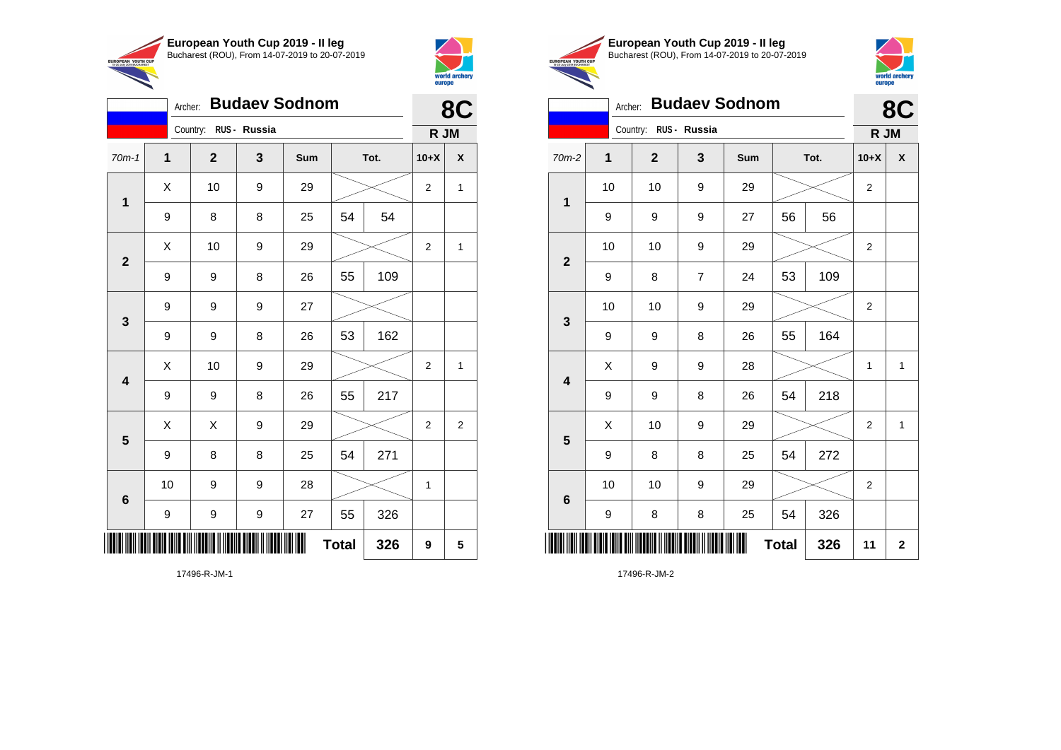**European Youth Cup 2019 - II leg**
Bucharest (ROU), From 14-07-2019 to 20-07-2019

Archer: **Budaev Sodnom**
Country: RUS - Russia

**8C**
R JM

| 70m-1 | 1 | 2 | 3 | Sum | Tot. | | 10+X | X |
|---|---|---|---|---|---|---|---|---|
| 1 | X | 10 | 9 | 29 | | | 2 | 1 |
| | 9 | 8 | 8 | 25 | 54 | 54 | | |
| 2 | X | 10 | 9 | 29 | | | 2 | 1 |
| | 9 | 9 | 8 | 26 | 55 | 109 | | |
| 3 | 9 | 9 | 9 | 27 | | | | |
| | 9 | 9 | 8 | 26 | 53 | 162 | | |
| 4 | X | 10 | 9 | 29 | | | 2 | 1 |
| | 9 | 9 | 8 | 26 | 55 | 217 | | |
| 5 | X | X | 9 | 29 | | | 2 | 2 |
| | 9 | 8 | 8 | 25 | 54 | 271 | | |
| 6 | 10 | 9 | 9 | 28 | | | 1 | |
| | 9 | 9 | 9 | 27 | 55 | 326 | | |
| | | | | | **Total** | **326** | **9** | **5** |

17496-R-JM-1

**European Youth Cup 2019 - II leg**
Bucharest (ROU), From 14-07-2019 to 20-07-2019

Archer: **Budaev Sodnom**
Country: RUS - Russia

**8C**
R JM

| 70m-2 | 1 | 2 | 3 | Sum | Tot. | | 10+X | X |
|---|---|---|---|---|---|---|---|---|
| 1 | 10 | 10 | 9 | 29 | | | 2 | |
| | 9 | 9 | 9 | 27 | 56 | 56 | | |
| 2 | 10 | 10 | 9 | 29 | | | 2 | |
| | 9 | 8 | 7 | 24 | 53 | 109 | | |
| 3 | 10 | 10 | 9 | 29 | | | 2 | |
| | 9 | 9 | 8 | 26 | 55 | 164 | | |
| 4 | X | 9 | 9 | 28 | | | 1 | 1 |
| | 9 | 9 | 8 | 26 | 54 | 218 | | |
| 5 | X | 10 | 9 | 29 | | | 2 | 1 |
| | 9 | 8 | 8 | 25 | 54 | 272 | | |
| 6 | 10 | 10 | 9 | 29 | | | 2 | |
| | 9 | 8 | 8 | 25 | 54 | 326 | | |
| | | | | | **Total** | **326** | **11** | **2** |

17496-R-JM-2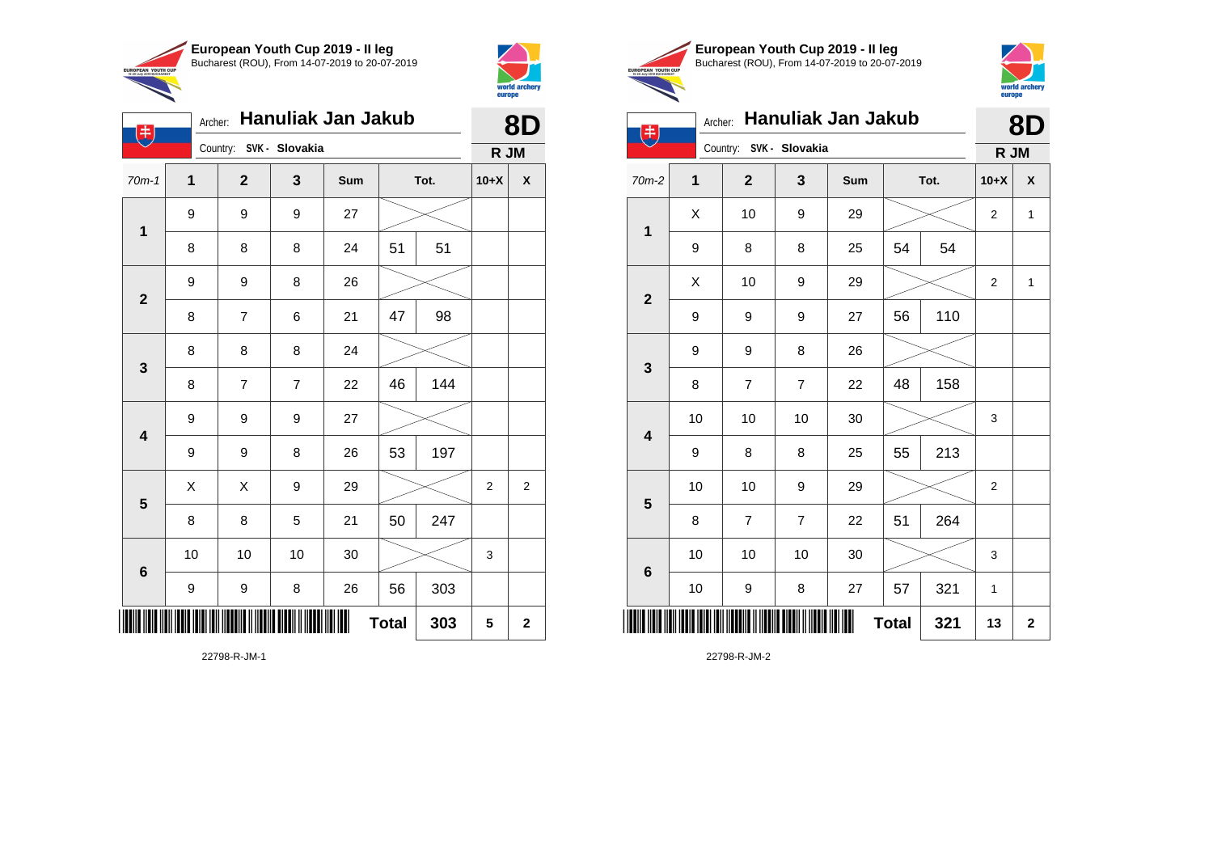**European Youth Cup 2019 - II leg**
Bucharest (ROU), From 14-07-2019 to 20-07-2019

Archer: **Hanuliak Jan Jakub**
Country: SVK - Slovakia

**8D**
**R JM**

| 70m-1 | 1 | 2 | 3 | Sum | Tot. | | 10+X | X |
|---|---|---|---|---|---|---|---|---|
| 1 | 9 | 9 | 9 | 27 | | | | |
| | 8 | 8 | 8 | 24 | 51 | 51 | | |
| 2 | 9 | 9 | 8 | 26 | | | | |
| | 8 | 7 | 6 | 21 | 47 | 98 | | |
| 3 | 8 | 8 | 8 | 24 | | | | |
| | 8 | 7 | 7 | 22 | 46 | 144 | | |
| 4 | 9 | 9 | 9 | 27 | | | | |
| | 9 | 9 | 8 | 26 | 53 | 197 | | |
| 5 | X | X | 9 | 29 | | | 2 | 2 |
| | 8 | 8 | 5 | 21 | 50 | 247 | | |
| 6 | 10 | 10 | 10 | 30 | | | 3 | |
| | 9 | 9 | 8 | 26 | 56 | 303 | | |
| | | | | | **Total** | **303** | **5** | **2** |

22798-R-JM-1

**European Youth Cup 2019 - II leg**
Bucharest (ROU), From 14-07-2019 to 20-07-2019

Archer: **Hanuliak Jan Jakub**
Country: SVK - Slovakia

**8D**
**R JM**

| 70m-2 | 1 | 2 | 3 | Sum | Tot. | | 10+X | X |
|---|---|---|---|---|---|---|---|---|
| 1 | X | 10 | 9 | 29 | | | 2 | 1 |
| | 9 | 8 | 8 | 25 | 54 | 54 | | |
| 2 | X | 10 | 9 | 29 | | | 2 | 1 |
| | 9 | 9 | 9 | 27 | 56 | 110 | | |
| 3 | 9 | 9 | 8 | 26 | | | | |
| | 8 | 7 | 7 | 22 | 48 | 158 | | |
| 4 | 10 | 10 | 10 | 30 | | | 3 | |
| | 9 | 8 | 8 | 25 | 55 | 213 | | |
| 5 | 10 | 10 | 9 | 29 | | | 2 | |
| | 8 | 7 | 7 | 22 | 51 | 264 | | |
| 6 | 10 | 10 | 10 | 30 | | | 3 | |
| | 10 | 9 | 8 | 27 | 57 | 321 | 1 | |
| | | | | | **Total** | **321** | **13** | **2** |

22798-R-JM-2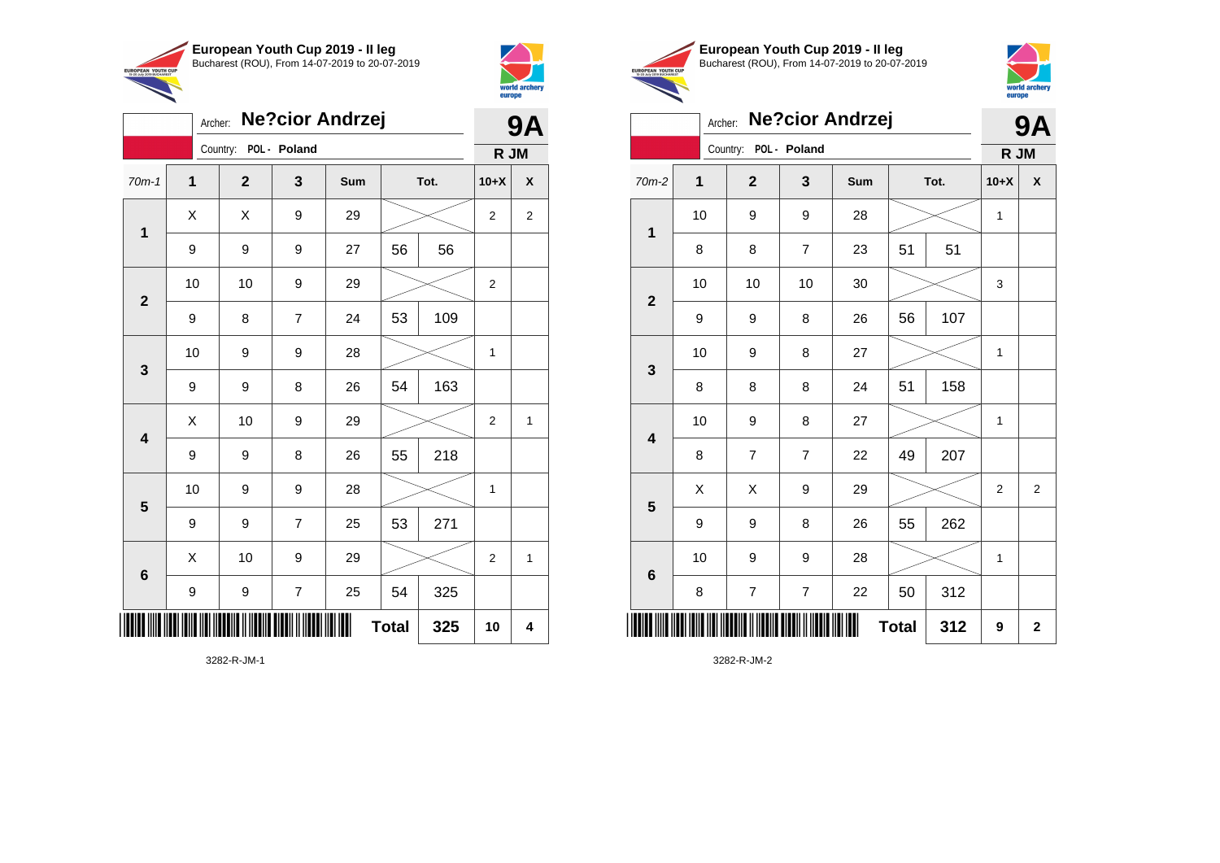**European Youth Cup 2019 - II leg**
Bucharest (ROU), From 14-07-2019 to 20-07-2019

Archer: **Ne?cior Andrzej**
Country: POL - Poland

**9A**
**R JM**

| 70m-1 | 1 | 2 | 3 | Sum | Tot. | | 10+X | X |
|---|---|---|---|---|---|---|---|---|
| 1 | X | X | 9 | 29 | | | 2 | 2 |
| | 9 | 9 | 9 | 27 | 56 | 56 | | |
| 2 | 10 | 10 | 9 | 29 | | | 2 | |
| | 9 | 8 | 7 | 24 | 53 | 109 | | |
| 3 | 10 | 9 | 9 | 28 | | | 1 | |
| | 9 | 9 | 8 | 26 | 54 | 163 | | |
| 4 | X | 10 | 9 | 29 | | | 2 | 1 |
| | 9 | 9 | 8 | 26 | 55 | 218 | | |
| 5 | 10 | 9 | 9 | 28 | | | 1 | |
| | 9 | 9 | 7 | 25 | 53 | 271 | | |
| 6 | X | 10 | 9 | 29 | | | 2 | 1 |
| | 9 | 9 | 7 | 25 | 54 | 325 | | |
| | | | | | **Total** | **325** | **10** | **4** |

3282-R-JM-1

**European Youth Cup 2019 - II leg**
Bucharest (ROU), From 14-07-2019 to 20-07-2019

Archer: **Ne?cior Andrzej**
Country: POL - Poland

**9A**
**R JM**

| 70m-2 | 1 | 2 | 3 | Sum | Tot. | | 10+X | X |
|---|---|---|---|---|---|---|---|---|
| 1 | 10 | 9 | 9 | 28 | | | 1 | |
| | 8 | 8 | 7 | 23 | 51 | 51 | | |
| 2 | 10 | 10 | 10 | 30 | | | 3 | |
| | 9 | 9 | 8 | 26 | 56 | 107 | | |
| 3 | 10 | 9 | 8 | 27 | | | 1 | |
| | 8 | 8 | 8 | 24 | 51 | 158 | | |
| 4 | 10 | 9 | 8 | 27 | | | 1 | |
| | 8 | 7 | 7 | 22 | 49 | 207 | | |
| 5 | X | X | 9 | 29 | | | 2 | 2 |
| | 9 | 9 | 8 | 26 | 55 | 262 | | |
| 6 | 10 | 9 | 9 | 28 | | | 1 | |
| | 8 | 7 | 7 | 22 | 50 | 312 | | |
| | | | | | **Total** | **312** | **9** | **2** |

3282-R-JM-2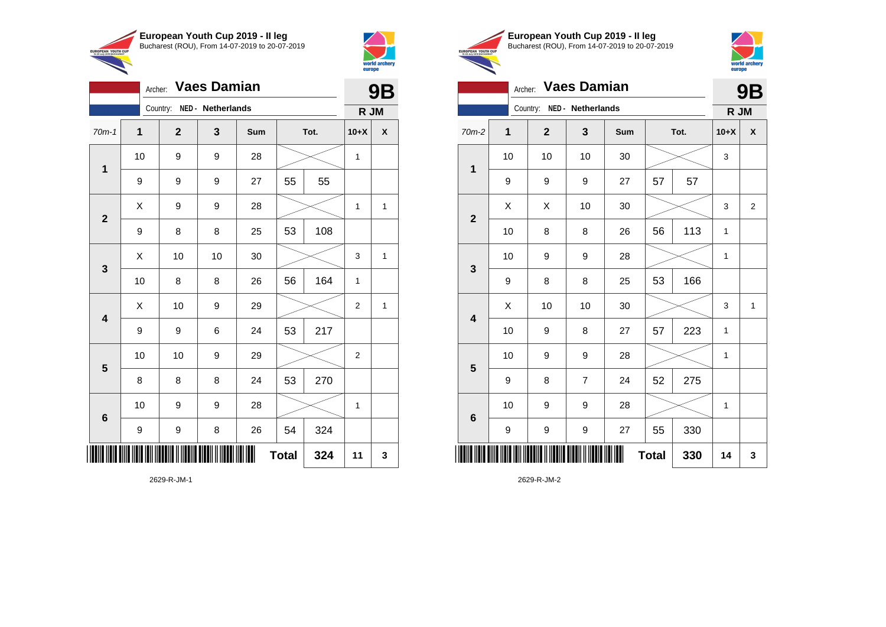**European Youth Cup 2019 - II leg**
Bucharest (ROU), From 14-07-2019 to 20-07-2019

Archer: **Vaes Damian**
Country: NED - Netherlands

**9B**
**R JM**

| 70m-1 | 1 | 2 | 3 | Sum | Tot. | | 10+X | X |
|---|---|---|---|---|---|---|---|---|
| 1 | 10 | 9 | 9 | 28 | | | 1 | |
| | 9 | 9 | 9 | 27 | 55 | 55 | | |
| 2 | X | 9 | 9 | 28 | | | 1 | 1 |
| | 9 | 8 | 8 | 25 | 53 | 108 | | |
| 3 | X | 10 | 10 | 30 | | | 3 | 1 |
| | 10 | 8 | 8 | 26 | 56 | 164 | 1 | |
| 4 | X | 10 | 9 | 29 | | | 2 | 1 |
| | 9 | 9 | 6 | 24 | 53 | 217 | | |
| 5 | 10 | 10 | 9 | 29 | | | 2 | |
| | 8 | 8 | 8 | 24 | 53 | 270 | | |
| 6 | 10 | 9 | 9 | 28 | | | 1 | |
| | 9 | 9 | 8 | 26 | 54 | 324 | | |
| | | | | | **Total** | **324** | **11** | **3** |

2629-R-JM-1

**European Youth Cup 2019 - II leg**
Bucharest (ROU), From 14-07-2019 to 20-07-2019

Archer: **Vaes Damian**
Country: NED - Netherlands

**9B**
**R JM**

| 70m-2 | 1 | 2 | 3 | Sum | Tot. | | 10+X | X |
|---|---|---|---|---|---|---|---|---|
| 1 | 10 | 10 | 10 | 30 | | | 3 | |
| | 9 | 9 | 9 | 27 | 57 | 57 | | |
| 2 | X | X | 10 | 30 | | | 3 | 2 |
| | 10 | 8 | 8 | 26 | 56 | 113 | 1 | |
| 3 | 10 | 9 | 9 | 28 | | | 1 | |
| | 9 | 8 | 8 | 25 | 53 | 166 | | |
| 4 | X | 10 | 10 | 30 | | | 3 | 1 |
| | 10 | 9 | 8 | 27 | 57 | 223 | 1 | |
| 5 | 10 | 9 | 9 | 28 | | | 1 | |
| | 9 | 8 | 7 | 24 | 52 | 275 | | |
| 6 | 10 | 9 | 9 | 28 | | | 1 | |
| | 9 | 9 | 9 | 27 | 55 | 330 | | |
| | | | | | **Total** | **330** | **14** | **3** |

2629-R-JM-2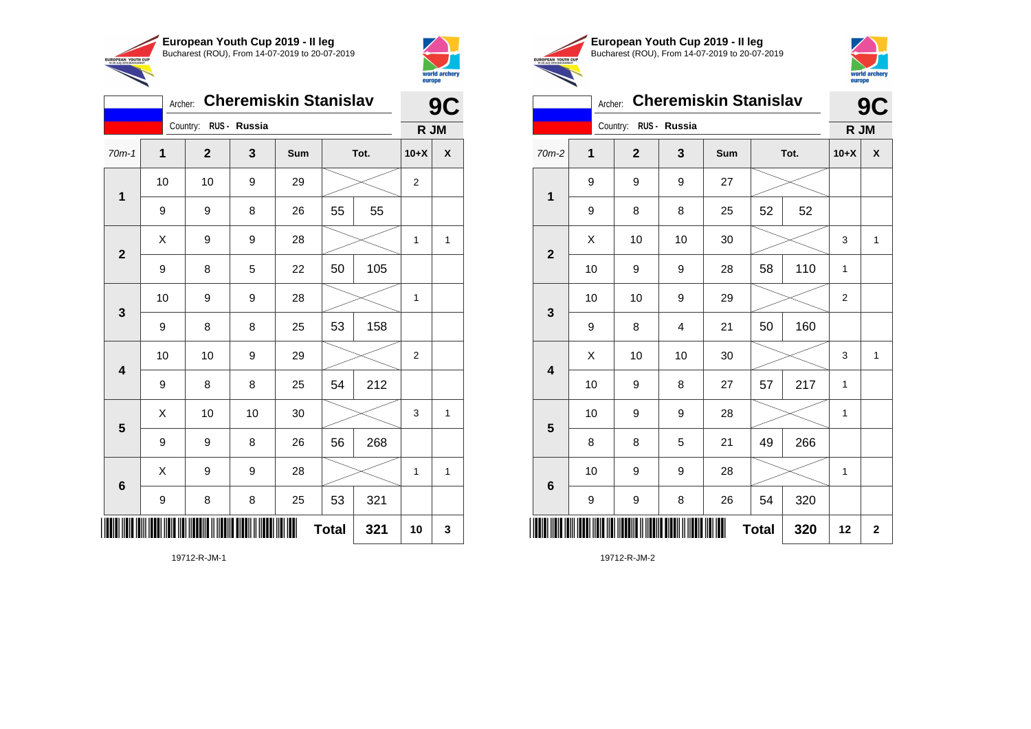**European Youth Cup 2019 - II leg**
Bucharest (ROU), From 14-07-2019 to 20-07-2019

Archer: **Cheremiskin Stanislav**
Country: RUS - Russia
**9C**
**R JM**

| 70m-1 | 1 | 2 | 3 | Sum | | Tot. | 10+X | X |
|---|---|---|---|---|---|---|---|---|
| 1 | 10 | 10 | 9 | 29 | | | 2 | |
| | 9 | 9 | 8 | 26 | 55 | 55 | | |
| 2 | X | 9 | 9 | 28 | | | 1 | 1 |
| | 9 | 8 | 5 | 22 | 50 | 105 | | |
| 3 | 10 | 9 | 9 | 28 | | | 1 | |
| | 9 | 8 | 8 | 25 | 53 | 158 | | |
| 4 | 10 | 10 | 9 | 29 | | | 2 | |
| | 9 | 8 | 8 | 25 | 54 | 212 | | |
| 5 | X | 10 | 10 | 30 | | | 3 | 1 |
| | 9 | 9 | 8 | 26 | 56 | 268 | | |
| 6 | X | 9 | 9 | 28 | | | 1 | 1 |
| | 9 | 8 | 8 | 25 | 53 | 321 | | |
| | | | | | **Total** | **321** | **10** | **3** |

19712-R-JM-1

**European Youth Cup 2019 - II leg**
Bucharest (ROU), From 14-07-2019 to 20-07-2019

Archer: **Cheremiskin Stanislav**
Country: RUS - Russia
**9C**
**R JM**

| 70m-2 | 1 | 2 | 3 | Sum | | Tot. | 10+X | X |
|---|---|---|---|---|---|---|---|---|
| 1 | 9 | 9 | 9 | 27 | | | | |
| | 9 | 8 | 8 | 25 | 52 | 52 | | |
| 2 | X | 10 | 10 | 30 | | | 3 | 1 |
| | 10 | 9 | 9 | 28 | 58 | 110 | 1 | |
| 3 | 10 | 10 | 9 | 29 | | | 2 | |
| | 9 | 8 | 4 | 21 | 50 | 160 | | |
| 4 | X | 10 | 10 | 30 | | | 3 | 1 |
| | 10 | 9 | 8 | 27 | 57 | 217 | 1 | |
| 5 | 10 | 9 | 9 | 28 | | | 1 | |
| | 8 | 8 | 5 | 21 | 49 | 266 | | |
| 6 | 10 | 9 | 9 | 28 | | | 1 | |
| | 9 | 9 | 8 | 26 | 54 | 320 | | |
| | | | | | **Total** | **320** | **12** | **2** |

19712-R-JM-2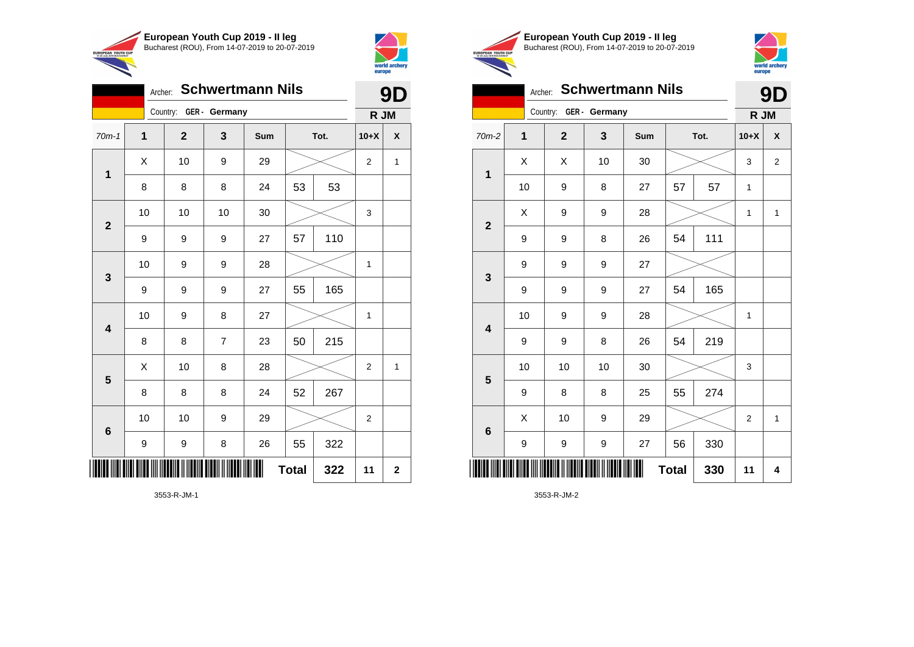**European Youth Cup 2019 - II leg**
Bucharest (ROU), From 14-07-2019 to 20-07-2019

Archer: **Schwertmann Nils** — **9D**
Country: **GER - Germany** — **R JM**

| 70m-1 | 1 | 2 | 3 | Sum | Tot. | | 10+X | X |
|---|---|---|---|---|---|---|---|---|
| 1 | X | 10 | 9 | 29 | | | 2 | 1 |
| | 8 | 8 | 8 | 24 | 53 | 53 | | |
| 2 | 10 | 10 | 10 | 30 | | | 3 | |
| | 9 | 9 | 9 | 27 | 57 | 110 | | |
| 3 | 10 | 9 | 9 | 28 | | | 1 | |
| | 9 | 9 | 9 | 27 | 55 | 165 | | |
| 4 | 10 | 9 | 8 | 27 | | | 1 | |
| | 8 | 8 | 7 | 23 | 50 | 215 | | |
| 5 | X | 10 | 8 | 28 | | | 2 | 1 |
| | 8 | 8 | 8 | 24 | 52 | 267 | | |
| 6 | 10 | 10 | 9 | 29 | | | 2 | |
| | 9 | 9 | 8 | 26 | 55 | 322 | | |
| | | | | | **Total** | **322** | **11** | **2** |

3553-R-JM-1

**European Youth Cup 2019 - II leg**
Bucharest (ROU), From 14-07-2019 to 20-07-2019

Archer: **Schwertmann Nils** — **9D**
Country: **GER - Germany** — **R JM**

| 70m-2 | 1 | 2 | 3 | Sum | Tot. | | 10+X | X |
|---|---|---|---|---|---|---|---|---|
| 1 | X | X | 10 | 30 | | | 3 | 2 |
| | 10 | 9 | 8 | 27 | 57 | 57 | 1 | |
| 2 | X | 9 | 9 | 28 | | | 1 | 1 |
| | 9 | 9 | 8 | 26 | 54 | 111 | | |
| 3 | 9 | 9 | 9 | 27 | | | | |
| | 9 | 9 | 9 | 27 | 54 | 165 | | |
| 4 | 10 | 9 | 9 | 28 | | | 1 | |
| | 9 | 9 | 8 | 26 | 54 | 219 | | |
| 5 | 10 | 10 | 10 | 30 | | | 3 | |
| | 9 | 8 | 8 | 25 | 55 | 274 | | |
| 6 | X | 10 | 9 | 29 | | | 2 | 1 |
| | 9 | 9 | 9 | 27 | 56 | 330 | | |
| | | | | | **Total** | **330** | **11** | **4** |

3553-R-JM-2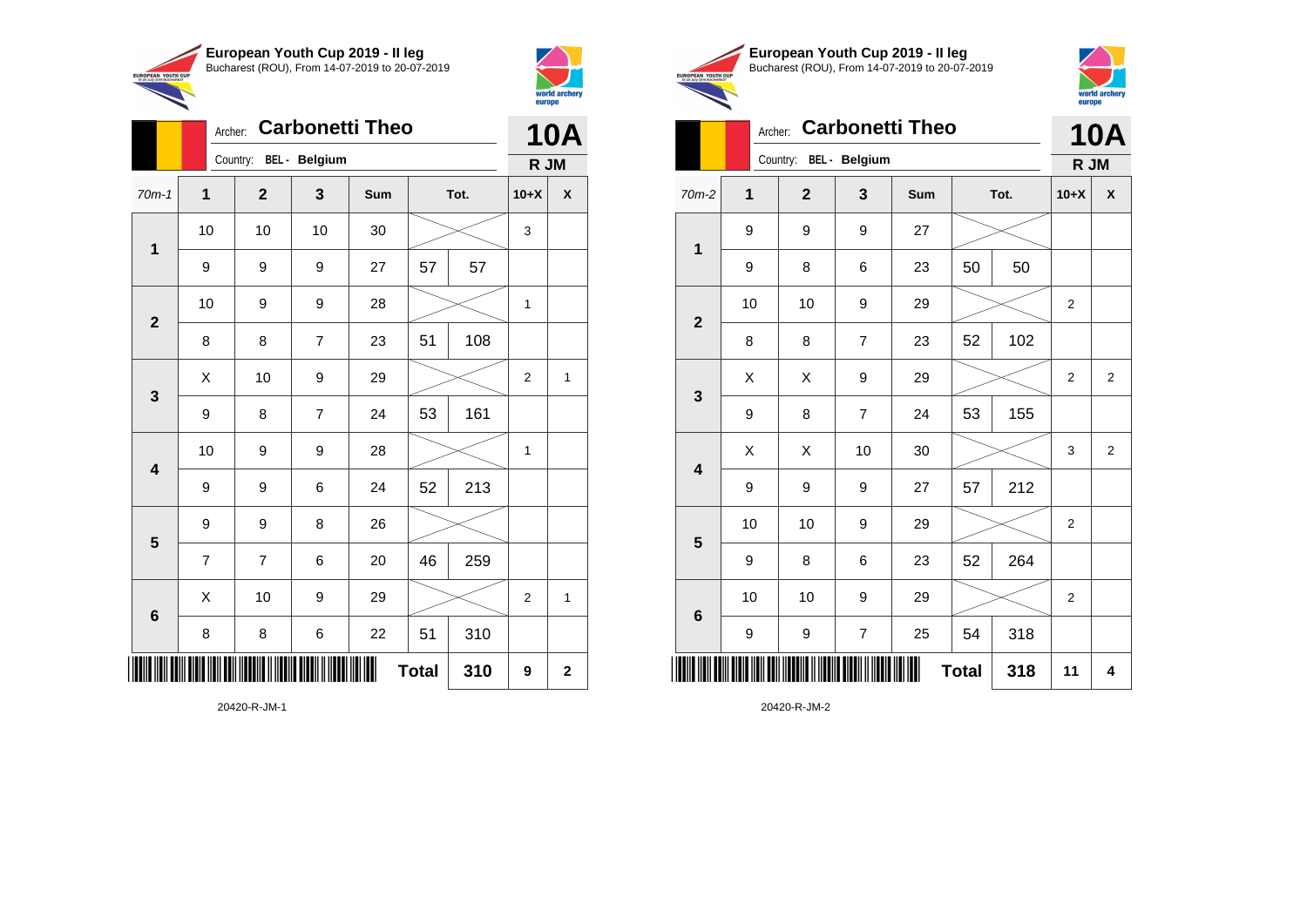**European Youth Cup 2019 - II leg**
Bucharest (ROU), From 14-07-2019 to 20-07-2019

Archer: **Carbonetti Theo**
Country: BEL - Belgium

**10A**
**R JM**

| 70m-1 | 1 | 2 | 3 | Sum | Tot. | | 10+X | X |
|---|---|---|---|---|---|---|---|---|
| 1 | 10 | 10 | 10 | 30 | | | 3 | |
| | 9 | 9 | 9 | 27 | 57 | 57 | | |
| 2 | 10 | 9 | 9 | 28 | | | 1 | |
| | 8 | 8 | 7 | 23 | 51 | 108 | | |
| 3 | X | 10 | 9 | 29 | | | 2 | 1 |
| | 9 | 8 | 7 | 24 | 53 | 161 | | |
| 4 | 10 | 9 | 9 | 28 | | | 1 | |
| | 9 | 9 | 6 | 24 | 52 | 213 | | |
| 5 | 9 | 9 | 8 | 26 | | | | |
| | 7 | 7 | 6 | 20 | 46 | 259 | | |
| 6 | X | 10 | 9 | 29 | | | 2 | 1 |
| | 8 | 8 | 6 | 22 | 51 | 310 | | |
| | | | | | **Total** | **310** | **9** | **2** |

20420-R-JM-1

**European Youth Cup 2019 - II leg**
Bucharest (ROU), From 14-07-2019 to 20-07-2019

Archer: **Carbonetti Theo**
Country: BEL - Belgium

**10A**
**R JM**

| 70m-2 | 1 | 2 | 3 | Sum | Tot. | | 10+X | X |
|---|---|---|---|---|---|---|---|---|
| 1 | 9 | 9 | 9 | 27 | | | | |
| | 9 | 8 | 6 | 23 | 50 | 50 | | |
| 2 | 10 | 10 | 9 | 29 | | | 2 | |
| | 8 | 8 | 7 | 23 | 52 | 102 | | |
| 3 | X | X | 9 | 29 | | | 2 | 2 |
| | 9 | 8 | 7 | 24 | 53 | 155 | | |
| 4 | X | X | 10 | 30 | | | 3 | 2 |
| | 9 | 9 | 9 | 27 | 57 | 212 | | |
| 5 | 10 | 10 | 9 | 29 | | | 2 | |
| | 9 | 8 | 6 | 23 | 52 | 264 | | |
| 6 | 10 | 10 | 9 | 29 | | | 2 | |
| | 9 | 9 | 7 | 25 | 54 | 318 | | |
| | | | | | **Total** | **318** | **11** | **4** |

20420-R-JM-2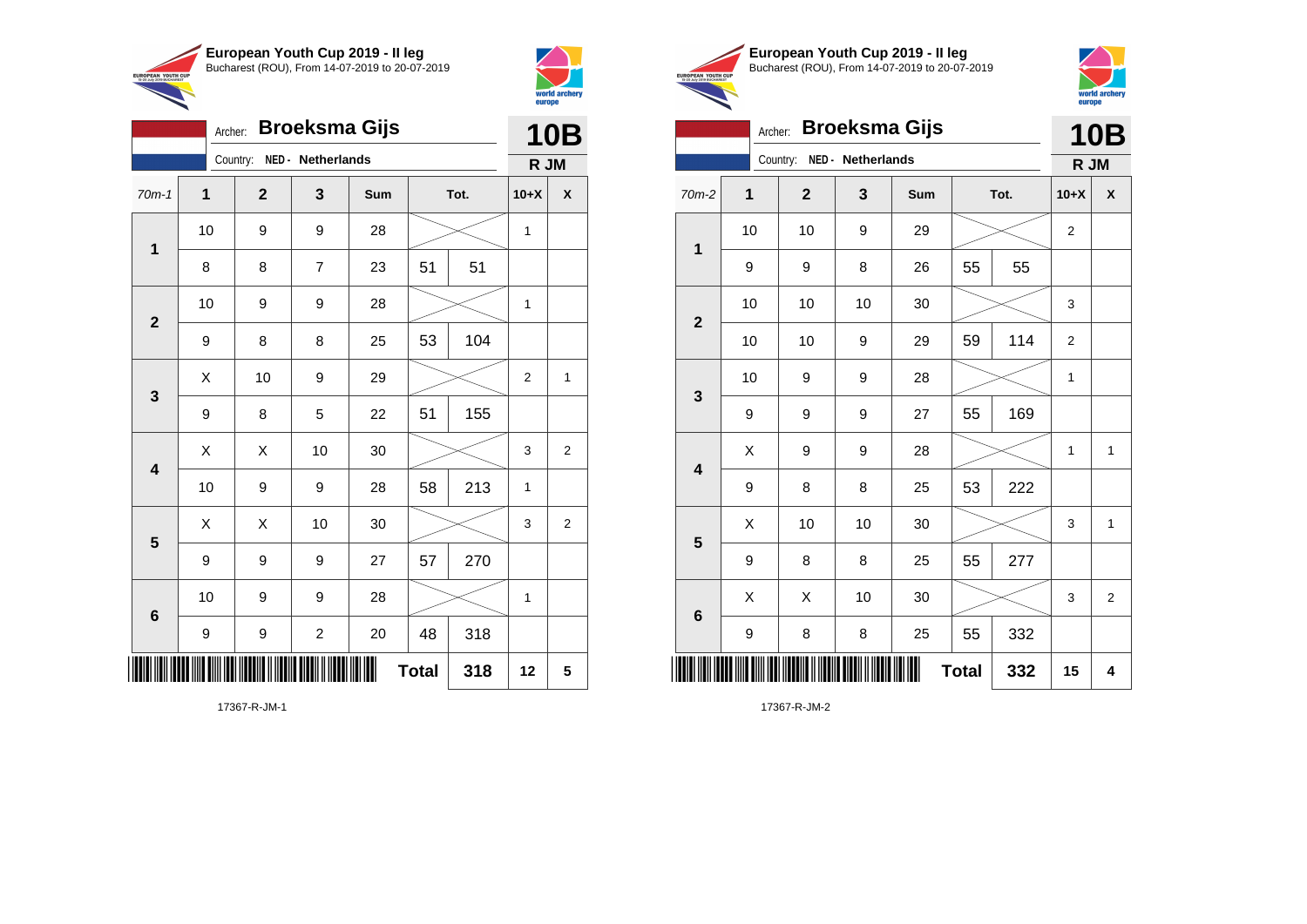## European Youth Cup 2019 - II leg

Bucharest (ROU), From 14-07-2019 to 20-07-2019

Archer: **Broeksma Gijs**

Country: NED - Netherlands

**10B**

**R JM**

| 70m-1 | 1 | 2 | 3 | Sum | | Tot. | 10+X | X |
|---|---|---|---|---|---|---|---|---|
| 1 | 10 | 9 | 9 | 28 | | | 1 | |
| | 8 | 8 | 7 | 23 | 51 | 51 | | |
| 2 | 10 | 9 | 9 | 28 | | | 1 | |
| | 9 | 8 | 8 | 25 | 53 | 104 | | |
| 3 | X | 10 | 9 | 29 | | | 2 | 1 |
| | 9 | 8 | 5 | 22 | 51 | 155 | | |
| 4 | X | X | 10 | 30 | | | 3 | 2 |
| | 10 | 9 | 9 | 28 | 58 | 213 | 1 | |
| 5 | X | X | 10 | 30 | | | 3 | 2 |
| | 9 | 9 | 9 | 27 | 57 | 270 | | |
| 6 | 10 | 9 | 9 | 28 | | | 1 | |
| | 9 | 9 | 2 | 20 | 48 | 318 | | |
| | | | | | **Total** | **318** | **12** | **5** |

17367-R-JM-1

## European Youth Cup 2019 - II leg

Bucharest (ROU), From 14-07-2019 to 20-07-2019

Archer: **Broeksma Gijs**

Country: NED - Netherlands

**10B**

**R JM**

| 70m-2 | 1 | 2 | 3 | Sum | | Tot. | 10+X | X |
|---|---|---|---|---|---|---|---|---|
| 1 | 10 | 10 | 9 | 29 | | | 2 | |
| | 9 | 9 | 8 | 26 | 55 | 55 | | |
| 2 | 10 | 10 | 10 | 30 | | | 3 | |
| | 10 | 10 | 9 | 29 | 59 | 114 | 2 | |
| 3 | 10 | 9 | 9 | 28 | | | 1 | |
| | 9 | 9 | 9 | 27 | 55 | 169 | | |
| 4 | X | 9 | 9 | 28 | | | 1 | 1 |
| | 9 | 8 | 8 | 25 | 53 | 222 | | |
| 5 | X | 10 | 10 | 30 | | | 3 | 1 |
| | 9 | 8 | 8 | 25 | 55 | 277 | | |
| 6 | X | X | 10 | 30 | | | 3 | 2 |
| | 9 | 8 | 8 | 25 | 55 | 332 | | |
| | | | | | **Total** | **332** | **15** | **4** |

17367-R-JM-2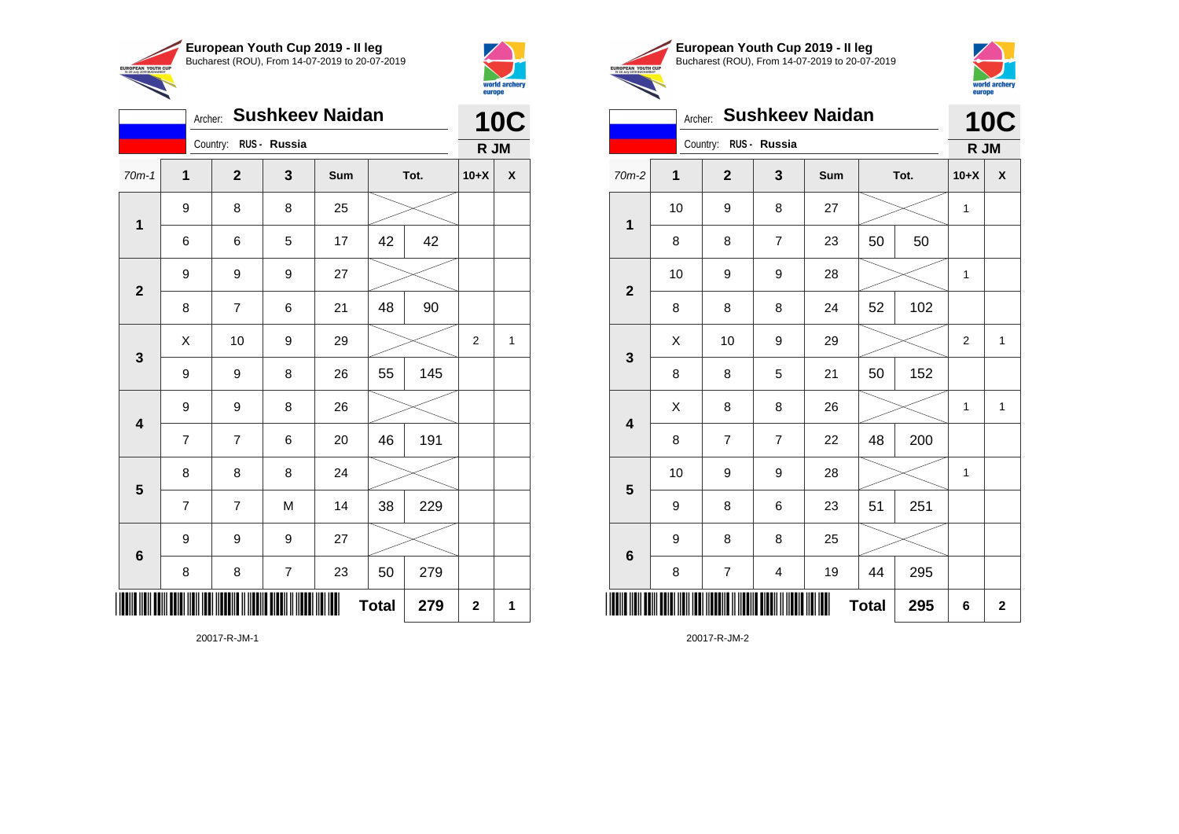**European Youth Cup 2019 - II leg**
Bucharest (ROU), From 14-07-2019 to 20-07-2019

Archer: **Sushkeev Naidan**
Country: **RUS - Russia**

**10C**
**R JM**

| 70m-1 | 1 | 2 | 3 | Sum | Tot. | | 10+X | X |
|---|---|---|---|---|---|---|---|---|
| 1 | 9 | 8 | 8 | 25 | | | | |
| | 6 | 6 | 5 | 17 | 42 | 42 | | |
| 2 | 9 | 9 | 9 | 27 | | | | |
| | 8 | 7 | 6 | 21 | 48 | 90 | | |
| 3 | X | 10 | 9 | 29 | | | 2 | 1 |
| | 9 | 9 | 8 | 26 | 55 | 145 | | |
| 4 | 9 | 9 | 8 | 26 | | | | |
| | 7 | 7 | 6 | 20 | 46 | 191 | | |
| 5 | 8 | 8 | 8 | 24 | | | | |
| | 7 | 7 | M | 14 | 38 | 229 | | |
| 6 | 9 | 9 | 9 | 27 | | | | |
| | 8 | 8 | 7 | 23 | 50 | 279 | | |
| | | | | | **Total** | **279** | **2** | **1** |

20017-R-JM-1

**European Youth Cup 2019 - II leg**
Bucharest (ROU), From 14-07-2019 to 20-07-2019

Archer: **Sushkeev Naidan**
Country: **RUS - Russia**

**10C**
**R JM**

| 70m-2 | 1 | 2 | 3 | Sum | Tot. | | 10+X | X |
|---|---|---|---|---|---|---|---|---|
| 1 | 10 | 9 | 8 | 27 | | | 1 | |
| | 8 | 8 | 7 | 23 | 50 | 50 | | |
| 2 | 10 | 9 | 9 | 28 | | | 1 | |
| | 8 | 8 | 8 | 24 | 52 | 102 | | |
| 3 | X | 10 | 9 | 29 | | | 2 | 1 |
| | 8 | 8 | 5 | 21 | 50 | 152 | | |
| 4 | X | 8 | 8 | 26 | | | 1 | 1 |
| | 8 | 7 | 7 | 22 | 48 | 200 | | |
| 5 | 10 | 9 | 9 | 28 | | | 1 | |
| | 9 | 8 | 6 | 23 | 51 | 251 | | |
| 6 | 9 | 8 | 8 | 25 | | | | |
| | 8 | 7 | 4 | 19 | 44 | 295 | | |
| | | | | | **Total** | **295** | **6** | **2** |

20017-R-JM-2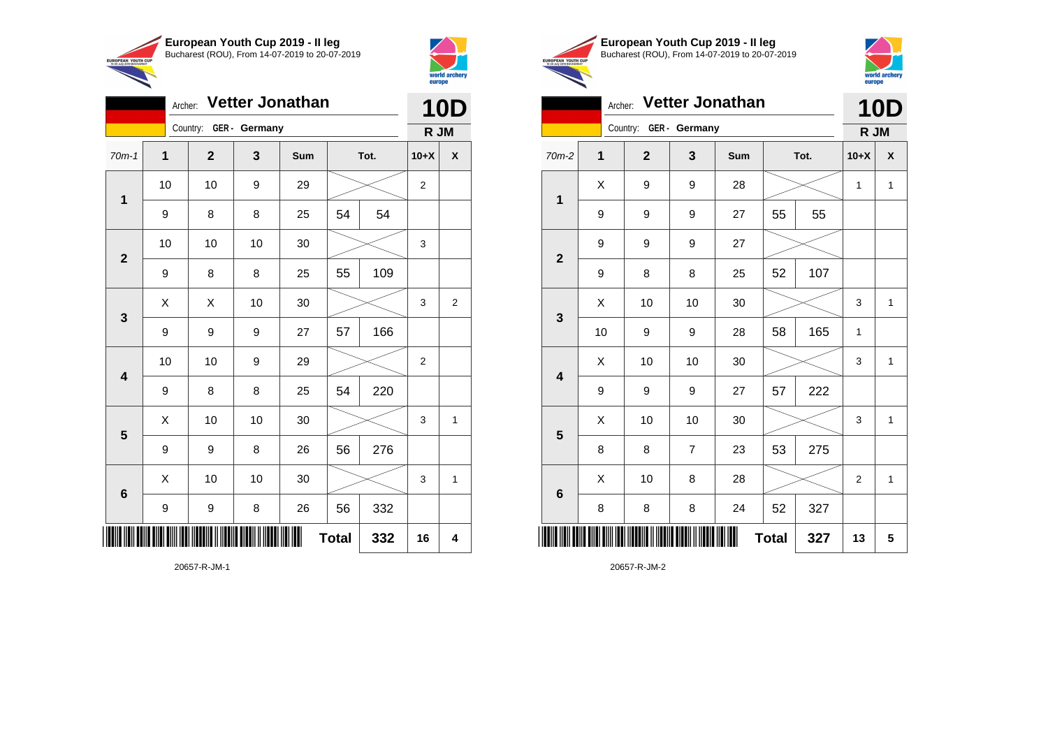**European Youth Cup 2019 - II leg**
Bucharest (ROU), From 14-07-2019 to 20-07-2019

Archer: **Vetter Jonathan**
Country: GER - Germany

**10D**
**R JM**

| 70m-1 | 1 | 2 | 3 | Sum | | Tot. | 10+X | X |
|---|---|---|---|---|---|---|---|---|
| 1 | 10 | 10 | 9 | 29 | | | 2 | |
| | 9 | 8 | 8 | 25 | 54 | 54 | | |
| 2 | 10 | 10 | 10 | 30 | | | 3 | |
| | 9 | 8 | 8 | 25 | 55 | 109 | | |
| 3 | X | X | 10 | 30 | | | 3 | 2 |
| | 9 | 9 | 9 | 27 | 57 | 166 | | |
| 4 | 10 | 10 | 9 | 29 | | | 2 | |
| | 9 | 8 | 8 | 25 | 54 | 220 | | |
| 5 | X | 10 | 10 | 30 | | | 3 | 1 |
| | 9 | 9 | 8 | 26 | 56 | 276 | | |
| 6 | X | 10 | 10 | 30 | | | 3 | 1 |
| | 9 | 9 | 8 | 26 | 56 | 332 | | |
| | | | | | **Total** | **332** | **16** | **4** |

20657-R-JM-1

**European Youth Cup 2019 - II leg**
Bucharest (ROU), From 14-07-2019 to 20-07-2019

Archer: **Vetter Jonathan**
Country: GER - Germany

**10D**
**R JM**

| 70m-2 | 1 | 2 | 3 | Sum | | Tot. | 10+X | X |
|---|---|---|---|---|---|---|---|---|
| 1 | X | 9 | 9 | 28 | | | 1 | 1 |
| | 9 | 9 | 9 | 27 | 55 | 55 | | |
| 2 | 9 | 9 | 9 | 27 | | | | |
| | 9 | 8 | 8 | 25 | 52 | 107 | | |
| 3 | X | 10 | 10 | 30 | | | 3 | 1 |
| | 10 | 9 | 9 | 28 | 58 | 165 | 1 | |
| 4 | X | 10 | 10 | 30 | | | 3 | 1 |
| | 9 | 9 | 9 | 27 | 57 | 222 | | |
| 5 | X | 10 | 10 | 30 | | | 3 | 1 |
| | 8 | 8 | 7 | 23 | 53 | 275 | | |
| 6 | X | 10 | 8 | 28 | | | 2 | 1 |
| | 8 | 8 | 8 | 24 | 52 | 327 | | |
| | | | | | **Total** | **327** | **13** | **5** |

20657-R-JM-2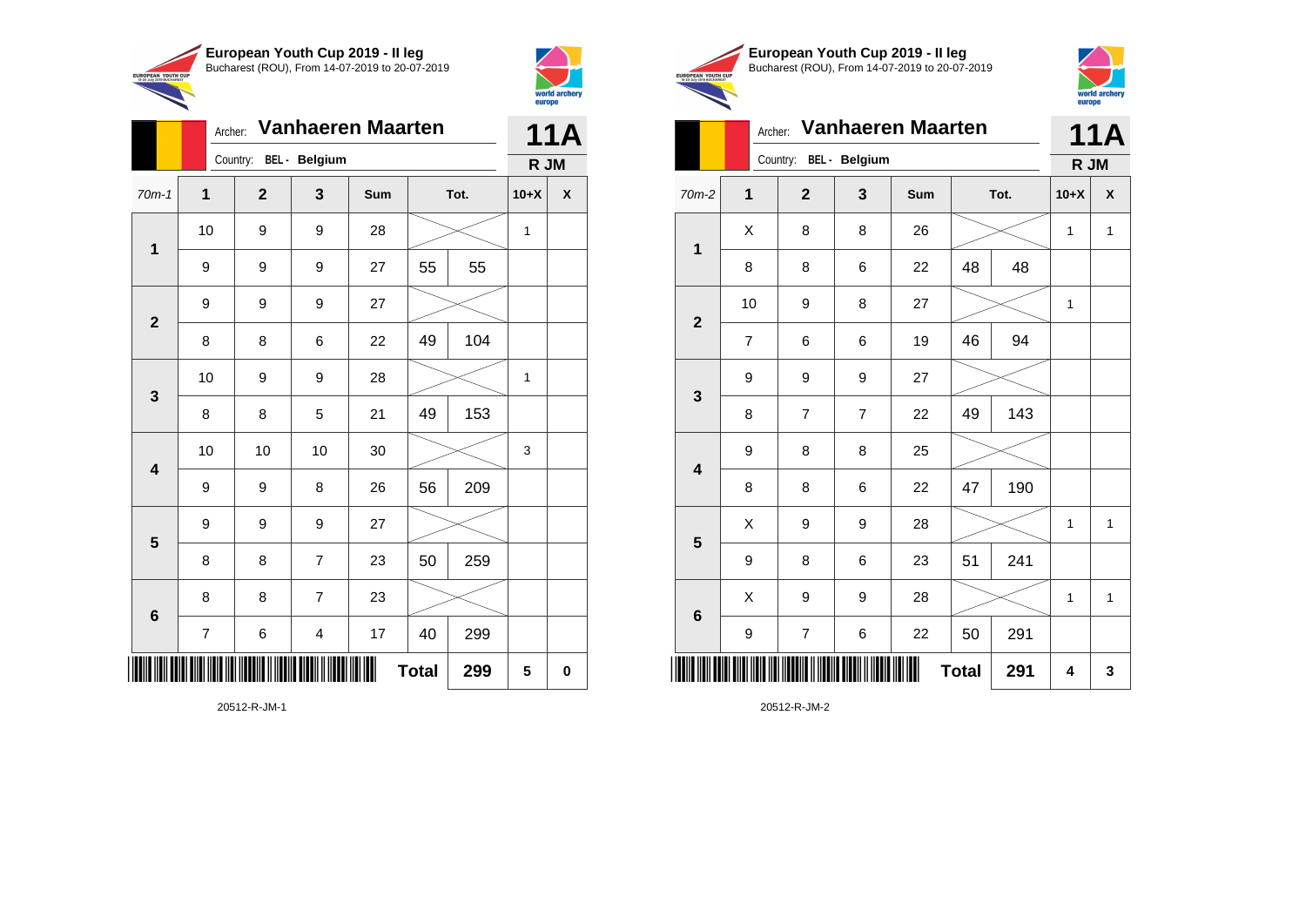## European Youth Cup 2019 - II leg
Bucharest (ROU), From 14-07-2019 to 20-07-2019

Archer: **Vanhaeren Maarten**
Country: BEL - Belgium

**11A**
**R JM**

| 70m-1 | 1 | 2 | 3 | Sum | Tot. | | 10+X | X |
|---|---|---|---|---|---|---|---|---|
| 1 | 10 | 9 | 9 | 28 | | | 1 | |
| | 9 | 9 | 9 | 27 | 55 | 55 | | |
| 2 | 9 | 9 | 9 | 27 | | | | |
| | 8 | 8 | 6 | 22 | 49 | 104 | | |
| 3 | 10 | 9 | 9 | 28 | | | 1 | |
| | 8 | 8 | 5 | 21 | 49 | 153 | | |
| 4 | 10 | 10 | 10 | 30 | | | 3 | |
| | 9 | 9 | 8 | 26 | 56 | 209 | | |
| 5 | 9 | 9 | 9 | 27 | | | | |
| | 8 | 8 | 7 | 23 | 50 | 259 | | |
| 6 | 8 | 8 | 7 | 23 | | | | |
| | 7 | 6 | 4 | 17 | 40 | 299 | | |
| | | | | | **Total** | **299** | **5** | **0** |

20512-R-JM-1

## European Youth Cup 2019 - II leg
Bucharest (ROU), From 14-07-2019 to 20-07-2019

Archer: **Vanhaeren Maarten**
Country: BEL - Belgium

**11A**
**R JM**

| 70m-2 | 1 | 2 | 3 | Sum | Tot. | | 10+X | X |
|---|---|---|---|---|---|---|---|---|
| 1 | X | 8 | 8 | 26 | | | 1 | 1 |
| | 8 | 8 | 6 | 22 | 48 | 48 | | |
| 2 | 10 | 9 | 8 | 27 | | | 1 | |
| | 7 | 6 | 6 | 19 | 46 | 94 | | |
| 3 | 9 | 9 | 9 | 27 | | | | |
| | 8 | 7 | 7 | 22 | 49 | 143 | | |
| 4 | 9 | 8 | 8 | 25 | | | | |
| | 8 | 8 | 6 | 22 | 47 | 190 | | |
| 5 | X | 9 | 9 | 28 | | | 1 | 1 |
| | 9 | 8 | 6 | 23 | 51 | 241 | | |
| 6 | X | 9 | 9 | 28 | | | 1 | 1 |
| | 9 | 7 | 6 | 22 | 50 | 291 | | |
| | | | | | **Total** | **291** | **4** | **3** |

20512-R-JM-2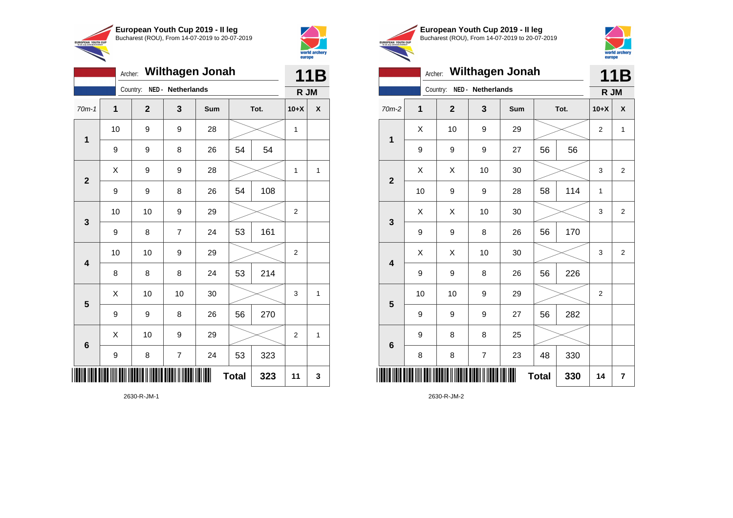## European Youth Cup 2019 - II leg

Bucharest (ROU), From 14-07-2019 to 20-07-2019

Archer: **Wilthagen Jonah**

Country: **NED - Netherlands**

**11B**

**R JM**

| 70m-1 | 1 | 2 | 3 | Sum | Tot. | | 10+X | X |
|---|---|---|---|---|---|---|---|---|
| 1 | 10 | 9 | 9 | 28 | | | 1 | |
| | 9 | 9 | 8 | 26 | 54 | 54 | | |
| 2 | X | 9 | 9 | 28 | | | 1 | 1 |
| | 9 | 9 | 8 | 26 | 54 | 108 | | |
| 3 | 10 | 10 | 9 | 29 | | | 2 | |
| | 9 | 8 | 7 | 24 | 53 | 161 | | |
| 4 | 10 | 10 | 9 | 29 | | | 2 | |
| | 8 | 8 | 8 | 24 | 53 | 214 | | |
| 5 | X | 10 | 10 | 30 | | | 3 | 1 |
| | 9 | 9 | 8 | 26 | 56 | 270 | | |
| 6 | X | 10 | 9 | 29 | | | 2 | 1 |
| | 9 | 8 | 7 | 24 | 53 | 323 | | |
| | | | | | **Total** | **323** | **11** | **3** |

2630-R-JM-1

## European Youth Cup 2019 - II leg

Bucharest (ROU), From 14-07-2019 to 20-07-2019

Archer: **Wilthagen Jonah**

Country: **NED - Netherlands**

**11B**

**R JM**

| 70m-2 | 1 | 2 | 3 | Sum | Tot. | | 10+X | X |
|---|---|---|---|---|---|---|---|---|
| 1 | X | 10 | 9 | 29 | | | 2 | 1 |
| | 9 | 9 | 9 | 27 | 56 | 56 | | |
| 2 | X | X | 10 | 30 | | | 3 | 2 |
| | 10 | 9 | 9 | 28 | 58 | 114 | 1 | |
| 3 | X | X | 10 | 30 | | | 3 | 2 |
| | 9 | 9 | 8 | 26 | 56 | 170 | | |
| 4 | X | X | 10 | 30 | | | 3 | 2 |
| | 9 | 9 | 8 | 26 | 56 | 226 | | |
| 5 | 10 | 10 | 9 | 29 | | | 2 | |
| | 9 | 9 | 9 | 27 | 56 | 282 | | |
| 6 | 9 | 8 | 8 | 25 | | | | |
| | 8 | 8 | 7 | 23 | 48 | 330 | | |
| | | | | | **Total** | **330** | **14** | **7** |

2630-R-JM-2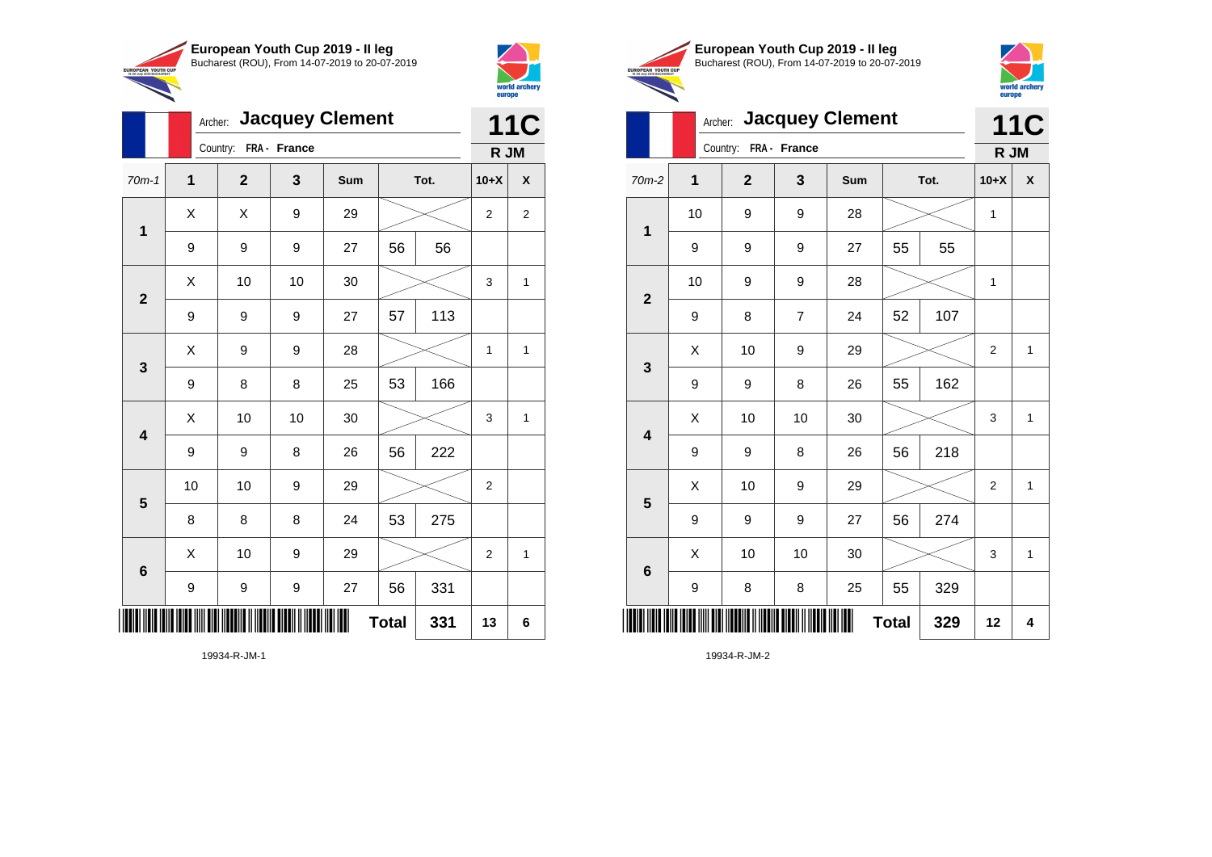## European Youth Cup 2019 - II leg

Bucharest (ROU), From 14-07-2019 to 20-07-2019

Archer: **Jacquey Clement**

Country: FRA - France

**11C** R JM

| 70m-1 | 1 | 2 | 3 | Sum | Tot. | | 10+X | X |
|---|---|---|---|---|---|---|---|---|
| 1 | X | X | 9 | 29 | | | 2 | 2 |
| | 9 | 9 | 9 | 27 | 56 | 56 | | |
| 2 | X | 10 | 10 | 30 | | | 3 | 1 |
| | 9 | 9 | 9 | 27 | 57 | 113 | | |
| 3 | X | 9 | 9 | 28 | | | 1 | 1 |
| | 9 | 8 | 8 | 25 | 53 | 166 | | |
| 4 | X | 10 | 10 | 30 | | | 3 | 1 |
| | 9 | 9 | 8 | 26 | 56 | 222 | | |
| 5 | 10 | 10 | 9 | 29 | | | 2 | |
| | 8 | 8 | 8 | 24 | 53 | 275 | | |
| 6 | X | 10 | 9 | 29 | | | 2 | 1 |
| | 9 | 9 | 9 | 27 | 56 | 331 | | |
| | | | | | **Total** | **331** | **13** | **6** |

19934-R-JM-1

## European Youth Cup 2019 - II leg

Bucharest (ROU), From 14-07-2019 to 20-07-2019

Archer: **Jacquey Clement**

Country: FRA - France

**11C** R JM

| 70m-2 | 1 | 2 | 3 | Sum | Tot. | | 10+X | X |
|---|---|---|---|---|---|---|---|---|
| 1 | 10 | 9 | 9 | 28 | | | 1 | |
| | 9 | 9 | 9 | 27 | 55 | 55 | | |
| 2 | 10 | 9 | 9 | 28 | | | 1 | |
| | 9 | 8 | 7 | 24 | 52 | 107 | | |
| 3 | X | 10 | 9 | 29 | | | 2 | 1 |
| | 9 | 9 | 8 | 26 | 55 | 162 | | |
| 4 | X | 10 | 10 | 30 | | | 3 | 1 |
| | 9 | 9 | 8 | 26 | 56 | 218 | | |
| 5 | X | 10 | 9 | 29 | | | 2 | 1 |
| | 9 | 9 | 9 | 27 | 56 | 274 | | |
| 6 | X | 10 | 10 | 30 | | | 3 | 1 |
| | 9 | 8 | 8 | 25 | 55 | 329 | | |
| | | | | | **Total** | **329** | **12** | **4** |

19934-R-JM-2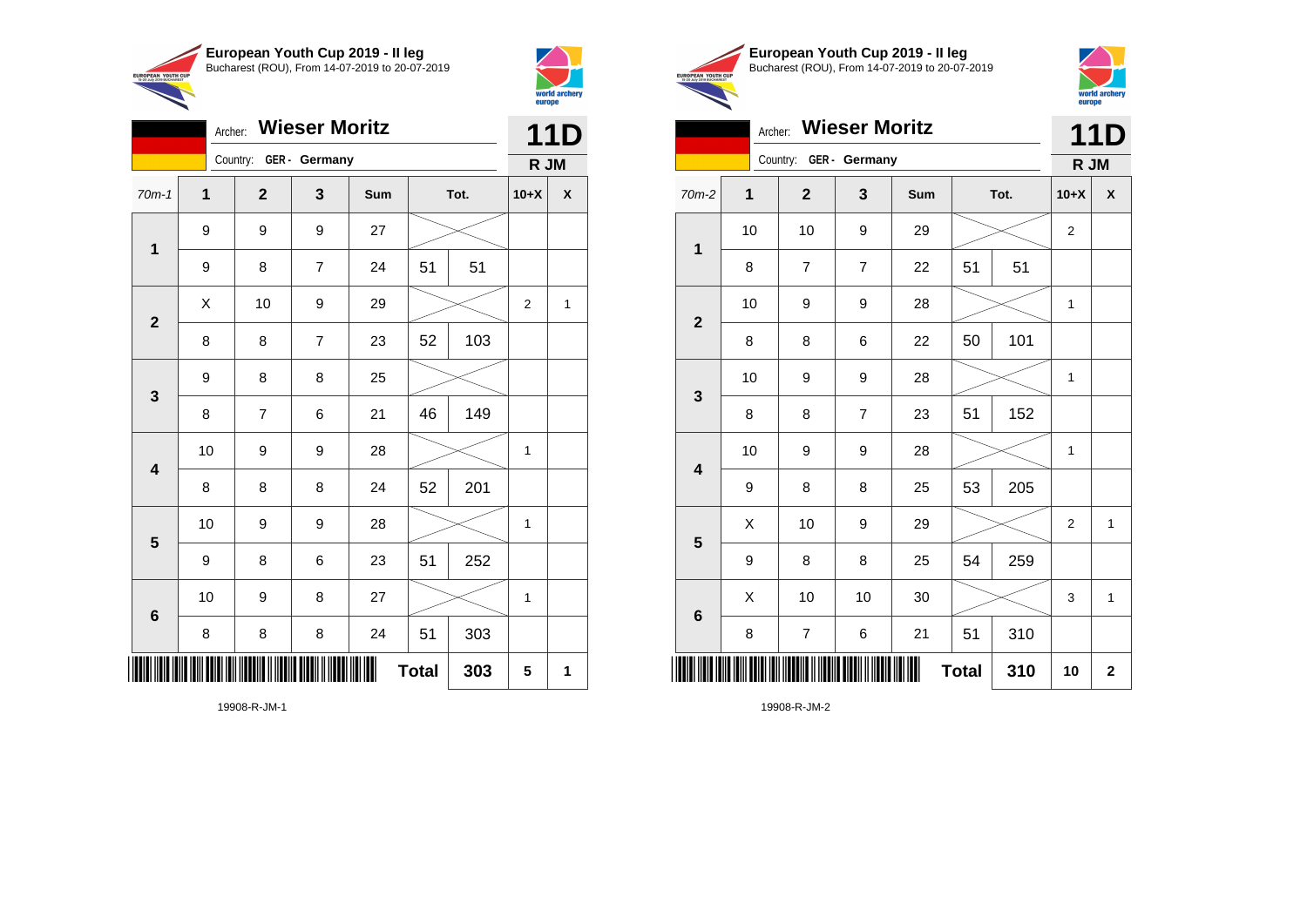**European Youth Cup 2019 - II leg**
Bucharest (ROU), From 14-07-2019 to 20-07-2019

Archer: **Wieser Moritz**
Country: GER - Germany

**11D**
R JM

| 70m-1 | 1 | 2 | 3 | Sum | Tot. | | 10+X | X |
|---|---|---|---|---|---|---|---|---|
| 1 | 9 | 9 | 9 | 27 | | | | |
| | 9 | 8 | 7 | 24 | 51 | 51 | | |
| 2 | X | 10 | 9 | 29 | | | 2 | 1 |
| | 8 | 8 | 7 | 23 | 52 | 103 | | |
| 3 | 9 | 8 | 8 | 25 | | | | |
| | 8 | 7 | 6 | 21 | 46 | 149 | | |
| 4 | 10 | 9 | 9 | 28 | | | 1 | |
| | 8 | 8 | 8 | 24 | 52 | 201 | | |
| 5 | 10 | 9 | 9 | 28 | | | 1 | |
| | 9 | 8 | 6 | 23 | 51 | 252 | | |
| 6 | 10 | 9 | 8 | 27 | | | 1 | |
| | 8 | 8 | 8 | 24 | 51 | 303 | | |
| | | | | | **Total** | **303** | **5** | **1** |

19908-R-JM-1

**European Youth Cup 2019 - II leg**
Bucharest (ROU), From 14-07-2019 to 20-07-2019

Archer: **Wieser Moritz**
Country: GER - Germany

**11D**
R JM

| 70m-2 | 1 | 2 | 3 | Sum | Tot. | | 10+X | X |
|---|---|---|---|---|---|---|---|---|
| 1 | 10 | 10 | 9 | 29 | | | 2 | |
| | 8 | 7 | 7 | 22 | 51 | 51 | | |
| 2 | 10 | 9 | 9 | 28 | | | 1 | |
| | 8 | 8 | 6 | 22 | 50 | 101 | | |
| 3 | 10 | 9 | 9 | 28 | | | 1 | |
| | 8 | 8 | 7 | 23 | 51 | 152 | | |
| 4 | 10 | 9 | 9 | 28 | | | 1 | |
| | 9 | 8 | 8 | 25 | 53 | 205 | | |
| 5 | X | 10 | 9 | 29 | | | 2 | 1 |
| | 9 | 8 | 8 | 25 | 54 | 259 | | |
| 6 | X | 10 | 10 | 30 | | | 3 | 1 |
| | 8 | 7 | 6 | 21 | 51 | 310 | | |
| | | | | | **Total** | **310** | **10** | **2** |

19908-R-JM-2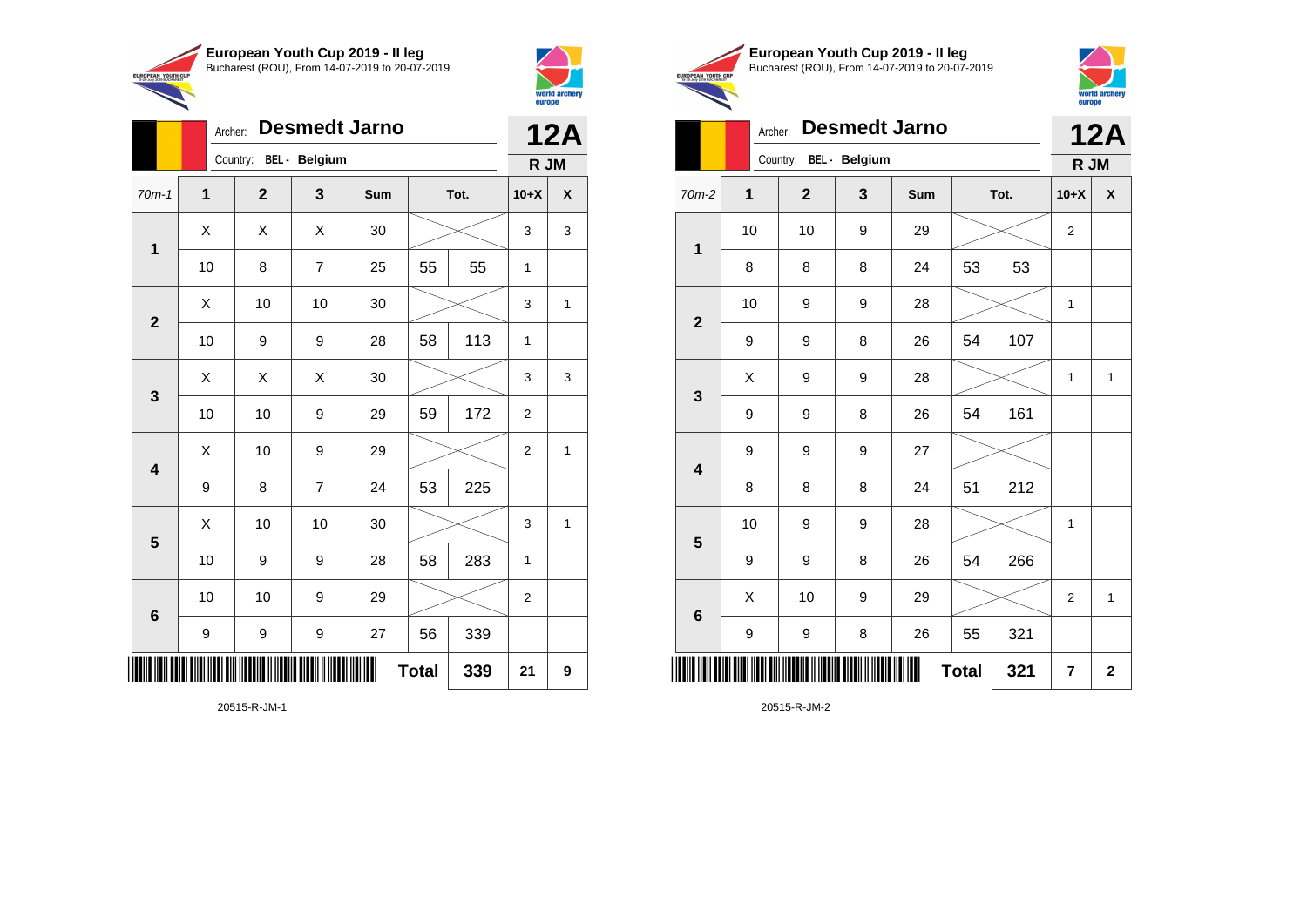## European Youth Cup 2019 - II leg
Bucharest (ROU), From 14-07-2019 to 20-07-2019

Archer: **Desmedt Jarno** — **12A**

Country: BEL - Belgium — **R JM**

| 70m-1 | 1 | 2 | 3 | Sum | | Tot. | 10+X | X |
|---|---|---|---|---|---|---|---|---|
| 1 | X | X | X | 30 | | | 3 | 3 |
| | 10 | 8 | 7 | 25 | 55 | 55 | 1 | |
| 2 | X | 10 | 10 | 30 | | | 3 | 1 |
| | 10 | 9 | 9 | 28 | 58 | 113 | 1 | |
| 3 | X | X | X | 30 | | | 3 | 3 |
| | 10 | 10 | 9 | 29 | 59 | 172 | 2 | |
| 4 | X | 10 | 9 | 29 | | | 2 | 1 |
| | 9 | 8 | 7 | 24 | 53 | 225 | | |
| 5 | X | 10 | 10 | 30 | | | 3 | 1 |
| | 10 | 9 | 9 | 28 | 58 | 283 | 1 | |
| 6 | 10 | 10 | 9 | 29 | | | 2 | |
| | 9 | 9 | 9 | 27 | 56 | 339 | | |
| | | | | | **Total** | **339** | **21** | **9** |

20515-R-JM-1

## European Youth Cup 2019 - II leg
Bucharest (ROU), From 14-07-2019 to 20-07-2019

Archer: **Desmedt Jarno** — **12A**

Country: BEL - Belgium — **R JM**

| 70m-2 | 1 | 2 | 3 | Sum | | Tot. | 10+X | X |
|---|---|---|---|---|---|---|---|---|
| 1 | 10 | 10 | 9 | 29 | | | 2 | |
| | 8 | 8 | 8 | 24 | 53 | 53 | | |
| 2 | 10 | 9 | 9 | 28 | | | 1 | |
| | 9 | 9 | 8 | 26 | 54 | 107 | | |
| 3 | X | 9 | 9 | 28 | | | 1 | 1 |
| | 9 | 9 | 8 | 26 | 54 | 161 | | |
| 4 | 9 | 9 | 9 | 27 | | | | |
| | 8 | 8 | 8 | 24 | 51 | 212 | | |
| 5 | 10 | 9 | 9 | 28 | | | 1 | |
| | 9 | 9 | 8 | 26 | 54 | 266 | | |
| 6 | X | 10 | 9 | 29 | | | 2 | 1 |
| | 9 | 9 | 8 | 26 | 55 | 321 | | |
| | | | | | **Total** | **321** | **7** | **2** |

20515-R-JM-2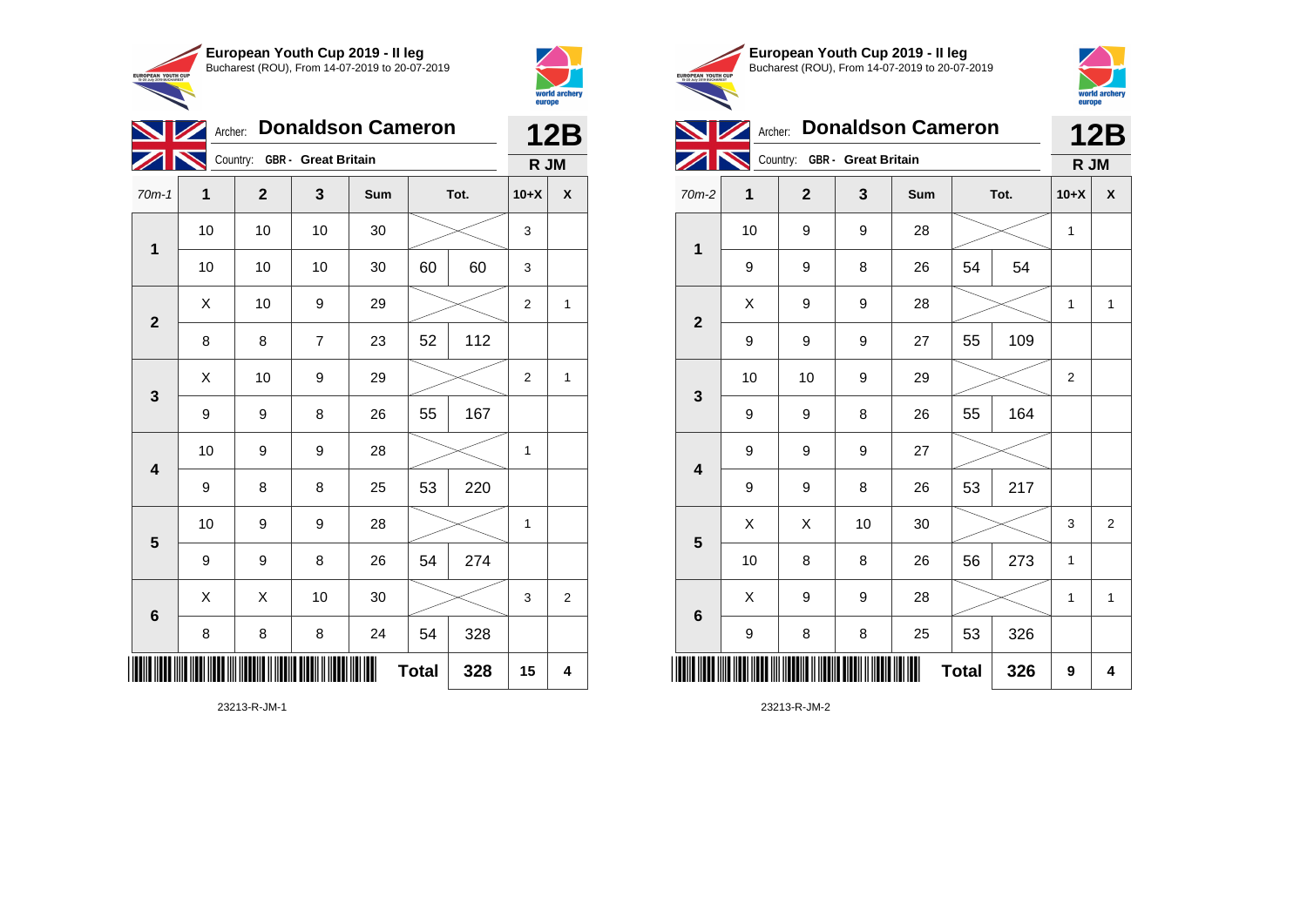**European Youth Cup 2019 - II leg**
Bucharest (ROU), From 14-07-2019 to 20-07-2019

Archer: **Donaldson Cameron**
Country: **GBR - Great Britain**

**12B**
**R JM**

| 70m-1 | 1 | 2 | 3 | Sum | Tot. | | 10+X | X |
|---|---|---|---|---|---|---|---|---|
| 1 | 10 | 10 | 10 | 30 | | | 3 | |
| | 10 | 10 | 10 | 30 | 60 | 60 | 3 | |
| 2 | X | 10 | 9 | 29 | | | 2 | 1 |
| | 8 | 8 | 7 | 23 | 52 | 112 | | |
| 3 | X | 10 | 9 | 29 | | | 2 | 1 |
| | 9 | 9 | 8 | 26 | 55 | 167 | | |
| 4 | 10 | 9 | 9 | 28 | | | 1 | |
| | 9 | 8 | 8 | 25 | 53 | 220 | | |
| 5 | 10 | 9 | 9 | 28 | | | 1 | |
| | 9 | 9 | 8 | 26 | 54 | 274 | | |
| 6 | X | X | 10 | 30 | | | 3 | 2 |
| | 8 | 8 | 8 | 24 | 54 | 328 | | |
| | | | | | **Total** | **328** | **15** | **4** |

23213-R-JM-1

**European Youth Cup 2019 - II leg**
Bucharest (ROU), From 14-07-2019 to 20-07-2019

Archer: **Donaldson Cameron**
Country: **GBR - Great Britain**

**12B**
**R JM**

| 70m-2 | 1 | 2 | 3 | Sum | Tot. | | 10+X | X |
|---|---|---|---|---|---|---|---|---|
| 1 | 10 | 9 | 9 | 28 | | | 1 | |
| | 9 | 9 | 8 | 26 | 54 | 54 | | |
| 2 | X | 9 | 9 | 28 | | | 1 | 1 |
| | 9 | 9 | 9 | 27 | 55 | 109 | | |
| 3 | 10 | 10 | 9 | 29 | | | 2 | |
| | 9 | 9 | 8 | 26 | 55 | 164 | | |
| 4 | 9 | 9 | 9 | 27 | | | | |
| | 9 | 9 | 8 | 26 | 53 | 217 | | |
| 5 | X | X | 10 | 30 | | | 3 | 2 |
| | 10 | 8 | 8 | 26 | 56 | 273 | 1 | |
| 6 | X | 9 | 9 | 28 | | | 1 | 1 |
| | 9 | 8 | 8 | 25 | 53 | 326 | | |
| | | | | | **Total** | **326** | **9** | **4** |

23213-R-JM-2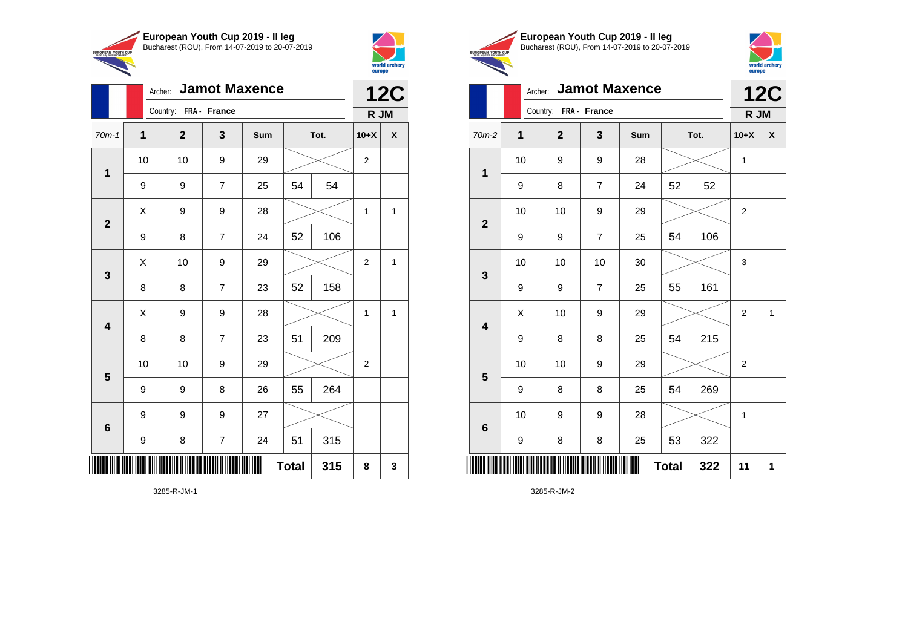## European Youth Cup 2019 - II leg

Bucharest (ROU), From 14-07-2019 to 20-07-2019

Archer: **Jamot Maxence**
Country: FRA - France

**12C**
R JM

| 70m-1 | 1 | 2 | 3 | Sum | Tot. | | 10+X | X |
|---|---|---|---|---|---|---|---|---|
| 1 | 10 | 10 | 9 | 29 | | | 2 | |
| | 9 | 9 | 7 | 25 | 54 | 54 | | |
| 2 | X | 9 | 9 | 28 | | | 1 | 1 |
| | 9 | 8 | 7 | 24 | 52 | 106 | | |
| 3 | X | 10 | 9 | 29 | | | 2 | 1 |
| | 8 | 8 | 7 | 23 | 52 | 158 | | |
| 4 | X | 9 | 9 | 28 | | | 1 | 1 |
| | 8 | 8 | 7 | 23 | 51 | 209 | | |
| 5 | 10 | 10 | 9 | 29 | | | 2 | |
| | 9 | 9 | 8 | 26 | 55 | 264 | | |
| 6 | 9 | 9 | 9 | 27 | | | | |
| | 9 | 8 | 7 | 24 | 51 | 315 | | |
| | | | | | **Total** | **315** | **8** | **3** |

3285-R-JM-1

## European Youth Cup 2019 - II leg

Bucharest (ROU), From 14-07-2019 to 20-07-2019

Archer: **Jamot Maxence**
Country: FRA - France

**12C**
R JM

| 70m-2 | 1 | 2 | 3 | Sum | Tot. | | 10+X | X |
|---|---|---|---|---|---|---|---|---|
| 1 | 10 | 9 | 9 | 28 | | | 1 | |
| | 9 | 8 | 7 | 24 | 52 | 52 | | |
| 2 | 10 | 10 | 9 | 29 | | | 2 | |
| | 9 | 9 | 7 | 25 | 54 | 106 | | |
| 3 | 10 | 10 | 10 | 30 | | | 3 | |
| | 9 | 9 | 7 | 25 | 55 | 161 | | |
| 4 | X | 10 | 9 | 29 | | | 2 | 1 |
| | 9 | 8 | 8 | 25 | 54 | 215 | | |
| 5 | 10 | 10 | 9 | 29 | | | 2 | |
| | 9 | 8 | 8 | 25 | 54 | 269 | | |
| 6 | 10 | 9 | 9 | 28 | | | 1 | |
| | 9 | 8 | 8 | 25 | 53 | 322 | | |
| | | | | | **Total** | **322** | **11** | **1** |

3285-R-JM-2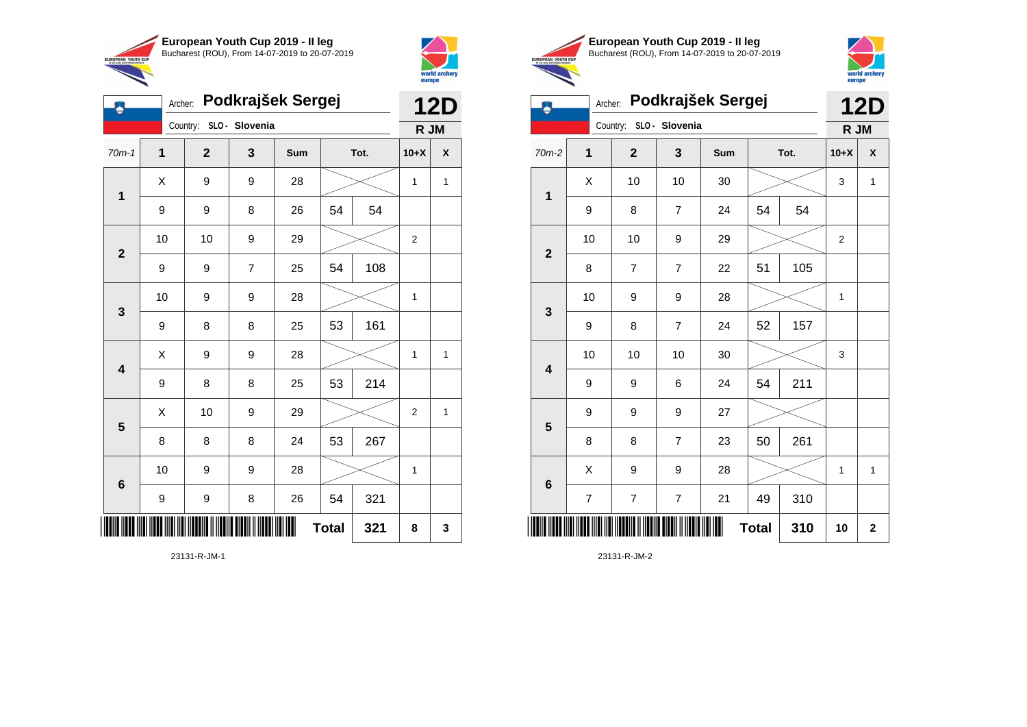European Youth Cup 2019 - II leg
Bucharest (ROU), From 14-07-2019 to 20-07-2019

Archer: **Podkrajšek Sergej**
Country: SLO - Slovenia

**12D**
**R JM**

| 70m-1 | 1 | 2 | 3 | Sum | Tot. | | 10+X | X |
|---|---|---|---|---|---|---|---|---|
| 1 | X | 9 | 9 | 28 | | | 1 | 1 |
| | 9 | 9 | 8 | 26 | 54 | 54 | | |
| 2 | 10 | 10 | 9 | 29 | | | 2 | |
| | 9 | 9 | 7 | 25 | 54 | 108 | | |
| 3 | 10 | 9 | 9 | 28 | | | 1 | |
| | 9 | 8 | 8 | 25 | 53 | 161 | | |
| 4 | X | 9 | 9 | 28 | | | 1 | 1 |
| | 9 | 8 | 8 | 25 | 53 | 214 | | |
| 5 | X | 10 | 9 | 29 | | | 2 | 1 |
| | 8 | 8 | 8 | 24 | 53 | 267 | | |
| 6 | 10 | 9 | 9 | 28 | | | 1 | |
| | 9 | 9 | 8 | 26 | 54 | 321 | | |
| | | | | | **Total** | **321** | **8** | **3** |

23131-R-JM-1

European Youth Cup 2019 - II leg
Bucharest (ROU), From 14-07-2019 to 20-07-2019

Archer: **Podkrajšek Sergej**
Country: SLO - Slovenia

**12D**
**R JM**

| 70m-2 | 1 | 2 | 3 | Sum | Tot. | | 10+X | X |
|---|---|---|---|---|---|---|---|---|
| 1 | X | 10 | 10 | 30 | | | 3 | 1 |
| | 9 | 8 | 7 | 24 | 54 | 54 | | |
| 2 | 10 | 10 | 9 | 29 | | | 2 | |
| | 8 | 7 | 7 | 22 | 51 | 105 | | |
| 3 | 10 | 9 | 9 | 28 | | | 1 | |
| | 9 | 8 | 7 | 24 | 52 | 157 | | |
| 4 | 10 | 10 | 10 | 30 | | | 3 | |
| | 9 | 9 | 6 | 24 | 54 | 211 | | |
| 5 | 9 | 9 | 9 | 27 | | | | |
| | 8 | 8 | 7 | 23 | 50 | 261 | | |
| 6 | X | 9 | 9 | 28 | | | 1 | 1 |
| | 7 | 7 | 7 | 21 | 49 | 310 | | |
| | | | | | **Total** | **310** | **10** | **2** |

23131-R-JM-2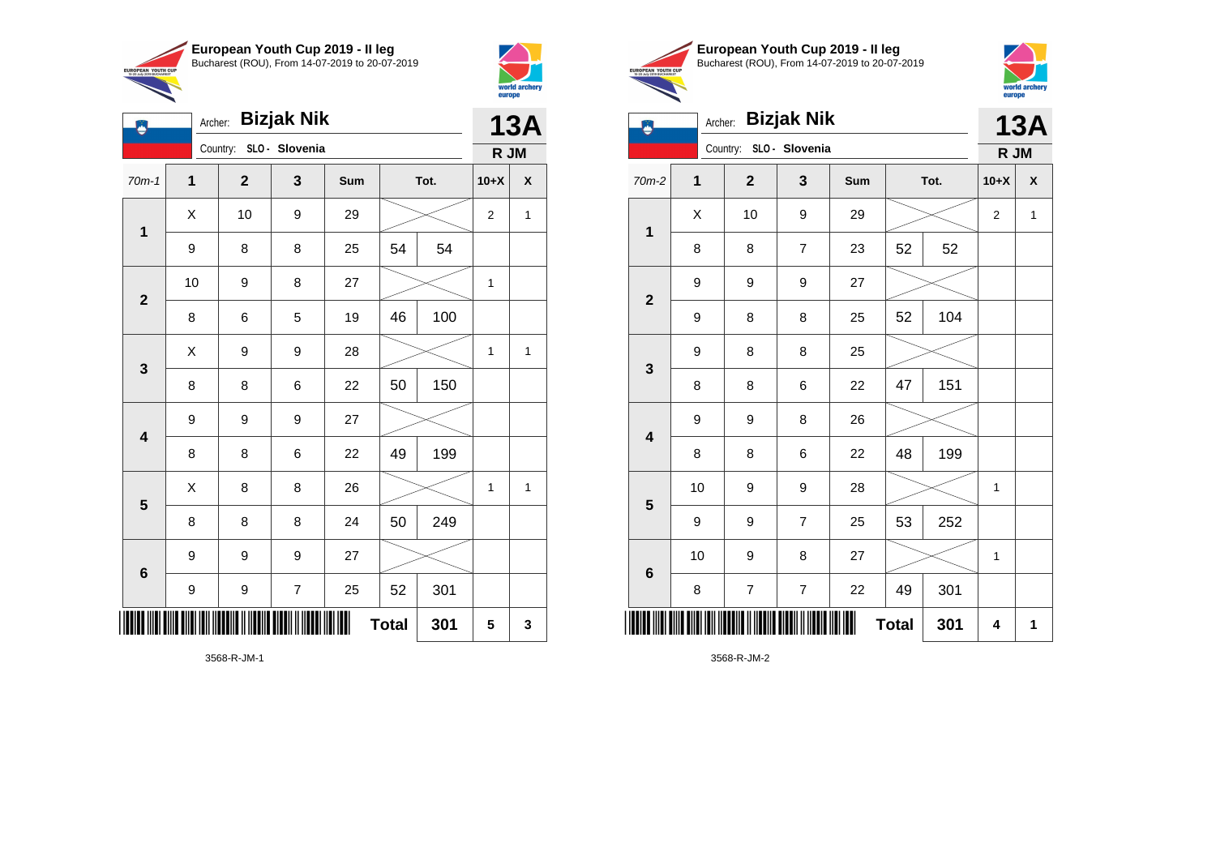## European Youth Cup 2019 - II leg
Bucharest (ROU), From 14-07-2019 to 20-07-2019

Archer: **Bizjak Nik**
Country: SLO - Slovenia

**13A**
**R JM**

| 70m-1 | 1 | 2 | 3 | Sum | Tot. | | 10+X | X |
|---|---|---|---|---|---|---|---|---|
| 1 | X | 10 | 9 | 29 | | | 2 | 1 |
| | 9 | 8 | 8 | 25 | 54 | 54 | | |
| 2 | 10 | 9 | 8 | 27 | | | 1 | |
| | 8 | 6 | 5 | 19 | 46 | 100 | | |
| 3 | X | 9 | 9 | 28 | | | 1 | 1 |
| | 8 | 8 | 6 | 22 | 50 | 150 | | |
| 4 | 9 | 9 | 9 | 27 | | | | |
| | 8 | 8 | 6 | 22 | 49 | 199 | | |
| 5 | X | 8 | 8 | 26 | | | 1 | 1 |
| | 8 | 8 | 8 | 24 | 50 | 249 | | |
| 6 | 9 | 9 | 9 | 27 | | | | |
| | 9 | 9 | 7 | 25 | 52 | 301 | | |
| | | | | | **Total** | **301** | **5** | **3** |

3568-R-JM-1

## European Youth Cup 2019 - II leg
Bucharest (ROU), From 14-07-2019 to 20-07-2019

Archer: **Bizjak Nik**
Country: SLO - Slovenia

**13A**
**R JM**

| 70m-2 | 1 | 2 | 3 | Sum | Tot. | | 10+X | X |
|---|---|---|---|---|---|---|---|---|
| 1 | X | 10 | 9 | 29 | | | 2 | 1 |
| | 8 | 8 | 7 | 23 | 52 | 52 | | |
| 2 | 9 | 9 | 9 | 27 | | | | |
| | 9 | 8 | 8 | 25 | 52 | 104 | | |
| 3 | 9 | 8 | 8 | 25 | | | | |
| | 8 | 8 | 6 | 22 | 47 | 151 | | |
| 4 | 9 | 9 | 8 | 26 | | | | |
| | 8 | 8 | 6 | 22 | 48 | 199 | | |
| 5 | 10 | 9 | 9 | 28 | | | 1 | |
| | 9 | 9 | 7 | 25 | 53 | 252 | | |
| 6 | 10 | 9 | 8 | 27 | | | 1 | |
| | 8 | 7 | 7 | 22 | 49 | 301 | | |
| | | | | | **Total** | **301** | **4** | **1** |

3568-R-JM-2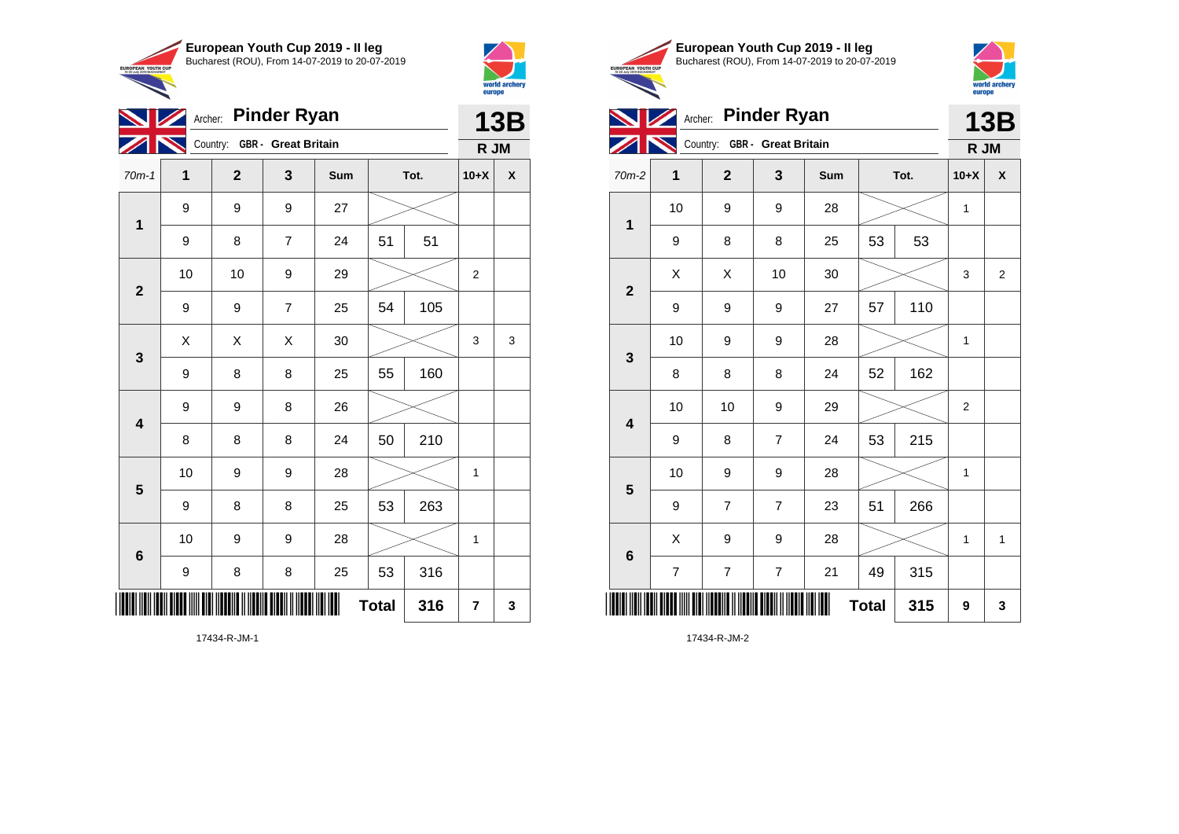## European Youth Cup 2019 - II leg

Bucharest (ROU), From 14-07-2019 to 20-07-2019

Archer: **Pinder Ryan**

Country: GBR - Great Britain

**13B**

**R JM**

| 70m-1 | 1 | 2 | 3 | Sum | Tot. | | 10+X | X |
|---|---|---|---|---|---|---|---|---|
| 1 | 9 | 9 | 9 | 27 | | | | |
| | 9 | 8 | 7 | 24 | 51 | 51 | | |
| 2 | 10 | 10 | 9 | 29 | | | 2 | |
| | 9 | 9 | 7 | 25 | 54 | 105 | | |
| 3 | X | X | X | 30 | | | 3 | 3 |
| | 9 | 8 | 8 | 25 | 55 | 160 | | |
| 4 | 9 | 9 | 8 | 26 | | | | |
| | 8 | 8 | 8 | 24 | 50 | 210 | | |
| 5 | 10 | 9 | 9 | 28 | | | 1 | |
| | 9 | 8 | 8 | 25 | 53 | 263 | | |
| 6 | 10 | 9 | 9 | 28 | | | 1 | |
| | 9 | 8 | 8 | 25 | 53 | 316 | | |
| | | | | | **Total** | **316** | **7** | **3** |

17434-R-JM-1

## European Youth Cup 2019 - II leg

Bucharest (ROU), From 14-07-2019 to 20-07-2019

Archer: **Pinder Ryan**

Country: GBR - Great Britain

**13B**

**R JM**

| 70m-2 | 1 | 2 | 3 | Sum | Tot. | | 10+X | X |
|---|---|---|---|---|---|---|---|---|
| 1 | 10 | 9 | 9 | 28 | | | 1 | |
| | 9 | 8 | 8 | 25 | 53 | 53 | | |
| 2 | X | X | 10 | 30 | | | 3 | 2 |
| | 9 | 9 | 9 | 27 | 57 | 110 | | |
| 3 | 10 | 9 | 9 | 28 | | | 1 | |
| | 8 | 8 | 8 | 24 | 52 | 162 | | |
| 4 | 10 | 10 | 9 | 29 | | | 2 | |
| | 9 | 8 | 7 | 24 | 53 | 215 | | |
| 5 | 10 | 9 | 9 | 28 | | | 1 | |
| | 9 | 7 | 7 | 23 | 51 | 266 | | |
| 6 | X | 9 | 9 | 28 | | | 1 | 1 |
| | 7 | 7 | 7 | 21 | 49 | 315 | | |
| | | | | | **Total** | **315** | **9** | **3** |

17434-R-JM-2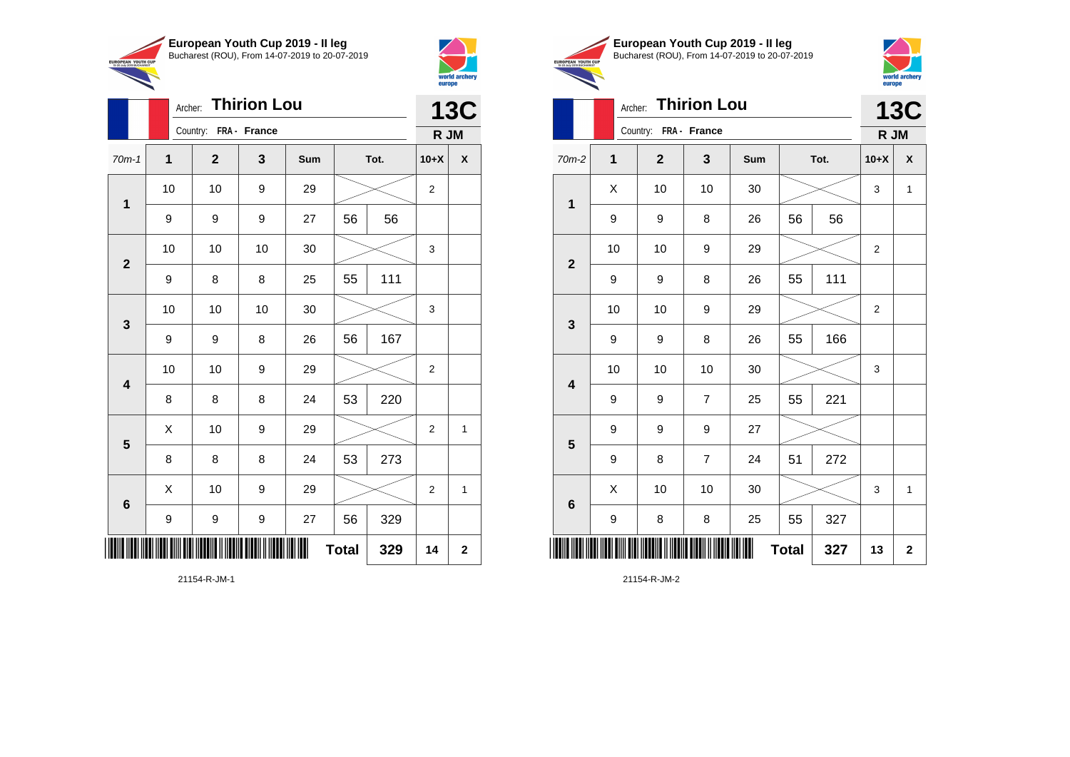## European Youth Cup 2019 - II leg

Bucharest (ROU), From 14-07-2019 to 20-07-2019

Archer: **Thirion Lou**

Country: **FRA - France**

**13C**

**R JM**

| 70m-1 | 1 | 2 | 3 | Sum | Tot. | | 10+X | X |
|---|---|---|---|---|---|---|---|---|
| 1 | 10 | 10 | 9 | 29 | | | 2 | |
| | 9 | 9 | 9 | 27 | 56 | 56 | | |
| 2 | 10 | 10 | 10 | 30 | | | 3 | |
| | 9 | 8 | 8 | 25 | 55 | 111 | | |
| 3 | 10 | 10 | 10 | 30 | | | 3 | |
| | 9 | 9 | 8 | 26 | 56 | 167 | | |
| 4 | 10 | 10 | 9 | 29 | | | 2 | |
| | 8 | 8 | 8 | 24 | 53 | 220 | | |
| 5 | X | 10 | 9 | 29 | | | 2 | 1 |
| | 8 | 8 | 8 | 24 | 53 | 273 | | |
| 6 | X | 10 | 9 | 29 | | | 2 | 1 |
| | 9 | 9 | 9 | 27 | 56 | 329 | | |
| | | | | | **Total** | **329** | **14** | **2** |

21154-R-JM-1

## European Youth Cup 2019 - II leg

Bucharest (ROU), From 14-07-2019 to 20-07-2019

Archer: **Thirion Lou**

Country: **FRA - France**

**13C**

**R JM**

| 70m-2 | 1 | 2 | 3 | Sum | Tot. | | 10+X | X |
|---|---|---|---|---|---|---|---|---|
| 1 | X | 10 | 10 | 30 | | | 3 | 1 |
| | 9 | 9 | 8 | 26 | 56 | 56 | | |
| 2 | 10 | 10 | 9 | 29 | | | 2 | |
| | 9 | 9 | 8 | 26 | 55 | 111 | | |
| 3 | 10 | 10 | 9 | 29 | | | 2 | |
| | 9 | 9 | 8 | 26 | 55 | 166 | | |
| 4 | 10 | 10 | 10 | 30 | | | 3 | |
| | 9 | 9 | 7 | 25 | 55 | 221 | | |
| 5 | 9 | 9 | 9 | 27 | | | | |
| | 9 | 8 | 7 | 24 | 51 | 272 | | |
| 6 | X | 10 | 10 | 30 | | | 3 | 1 |
| | 9 | 8 | 8 | 25 | 55 | 327 | | |
| | | | | | **Total** | **327** | **13** | **2** |

21154-R-JM-2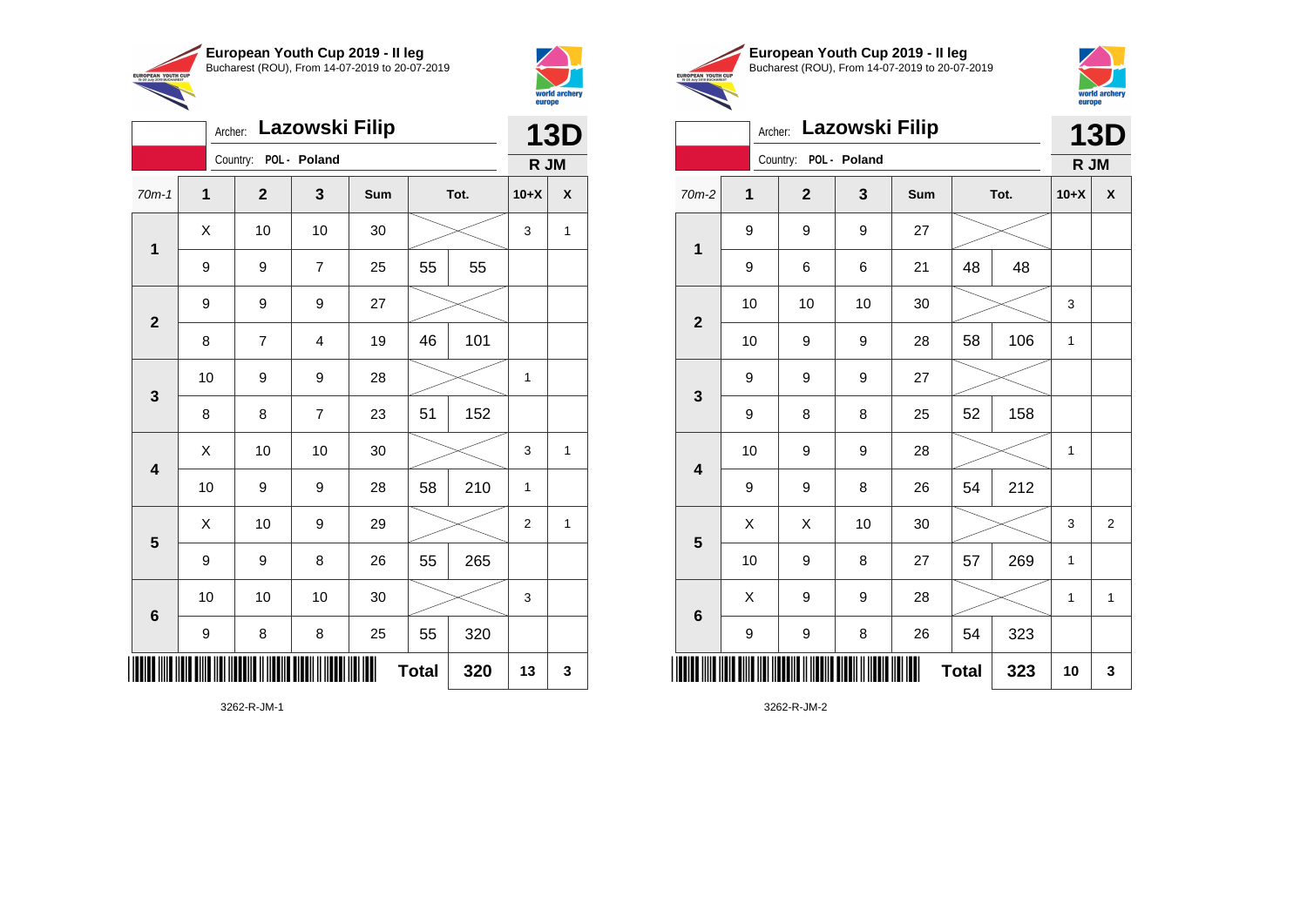**European Youth Cup 2019 - II leg**
Bucharest (ROU), From 14-07-2019 to 20-07-2019

Archer: **Lazowski Filip**
Country: POL - Poland

**13D**
**R JM**

| 70m-1 | 1 | 2 | 3 | Sum | Tot. | | 10+X | X |
|---|---|---|---|---|---|---|---|---|
| 1 | X | 10 | 10 | 30 | | | 3 | 1 |
| | 9 | 9 | 7 | 25 | 55 | 55 | | |
| 2 | 9 | 9 | 9 | 27 | | | | |
| | 8 | 7 | 4 | 19 | 46 | 101 | | |
| 3 | 10 | 9 | 9 | 28 | | | 1 | |
| | 8 | 8 | 7 | 23 | 51 | 152 | | |
| 4 | X | 10 | 10 | 30 | | | 3 | 1 |
| | 10 | 9 | 9 | 28 | 58 | 210 | 1 | |
| 5 | X | 10 | 9 | 29 | | | 2 | 1 |
| | 9 | 9 | 8 | 26 | 55 | 265 | | |
| 6 | 10 | 10 | 10 | 30 | | | 3 | |
| | 9 | 8 | 8 | 25 | 55 | 320 | | |
| | | | | | **Total** | **320** | **13** | **3** |

3262-R-JM-1

**European Youth Cup 2019 - II leg**
Bucharest (ROU), From 14-07-2019 to 20-07-2019

Archer: **Lazowski Filip**
Country: POL - Poland

**13D**
**R JM**

| 70m-2 | 1 | 2 | 3 | Sum | Tot. | | 10+X | X |
|---|---|---|---|---|---|---|---|---|
| 1 | 9 | 9 | 9 | 27 | | | | |
| | 9 | 6 | 6 | 21 | 48 | 48 | | |
| 2 | 10 | 10 | 10 | 30 | | | 3 | |
| | 10 | 9 | 9 | 28 | 58 | 106 | 1 | |
| 3 | 9 | 9 | 9 | 27 | | | | |
| | 9 | 8 | 8 | 25 | 52 | 158 | | |
| 4 | 10 | 9 | 9 | 28 | | | 1 | |
| | 9 | 9 | 8 | 26 | 54 | 212 | | |
| 5 | X | X | 10 | 30 | | | 3 | 2 |
| | 10 | 9 | 8 | 27 | 57 | 269 | 1 | |
| 6 | X | 9 | 9 | 28 | | | 1 | 1 |
| | 9 | 9 | 8 | 26 | 54 | 323 | | |
| | | | | | **Total** | **323** | **10** | **3** |

3262-R-JM-2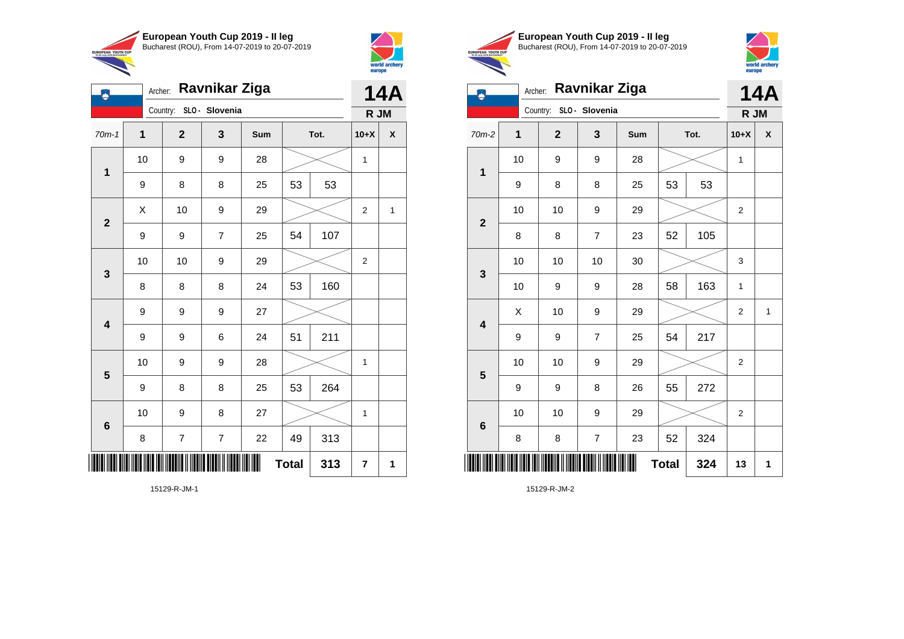**European Youth Cup 2019 - II leg**
Bucharest (ROU), From 14-07-2019 to 20-07-2019

Archer: **Ravnikar Ziga**
Country: **SLO - Slovenia**

**14A**
**R JM**

| 70m-1 | 1 | 2 | 3 | Sum | | Tot. | 10+X | X |
|---|---|---|---|---|---|---|---|---|
| 1 | 10 | 9 | 9 | 28 | | | 1 | |
| | 9 | 8 | 8 | 25 | 53 | 53 | | |
| 2 | X | 10 | 9 | 29 | | | 2 | 1 |
| | 9 | 9 | 7 | 25 | 54 | 107 | | |
| 3 | 10 | 10 | 9 | 29 | | | 2 | |
| | 8 | 8 | 8 | 24 | 53 | 160 | | |
| 4 | 9 | 9 | 9 | 27 | | | | |
| | 9 | 9 | 6 | 24 | 51 | 211 | | |
| 5 | 10 | 9 | 9 | 28 | | | 1 | |
| | 9 | 8 | 8 | 25 | 53 | 264 | | |
| 6 | 10 | 9 | 8 | 27 | | | 1 | |
| | 8 | 7 | 7 | 22 | 49 | 313 | | |
| | | | | | **Total** | **313** | **7** | **1** |

15129-R-JM-1

**European Youth Cup 2019 - II leg**
Bucharest (ROU), From 14-07-2019 to 20-07-2019

Archer: **Ravnikar Ziga**
Country: **SLO - Slovenia**

**14A**
**R JM**

| 70m-2 | 1 | 2 | 3 | Sum | | Tot. | 10+X | X |
|---|---|---|---|---|---|---|---|---|
| 1 | 10 | 9 | 9 | 28 | | | 1 | |
| | 9 | 8 | 8 | 25 | 53 | 53 | | |
| 2 | 10 | 10 | 9 | 29 | | | 2 | |
| | 8 | 8 | 7 | 23 | 52 | 105 | | |
| 3 | 10 | 10 | 10 | 30 | | | 3 | |
| | 10 | 9 | 9 | 28 | 58 | 163 | 1 | |
| 4 | X | 10 | 9 | 29 | | | 2 | 1 |
| | 9 | 9 | 7 | 25 | 54 | 217 | | |
| 5 | 10 | 10 | 9 | 29 | | | 2 | |
| | 9 | 9 | 8 | 26 | 55 | 272 | | |
| 6 | 10 | 10 | 9 | 29 | | | 2 | |
| | 8 | 8 | 7 | 23 | 52 | 324 | | |
| | | | | | **Total** | **324** | **13** | **1** |

15129-R-JM-2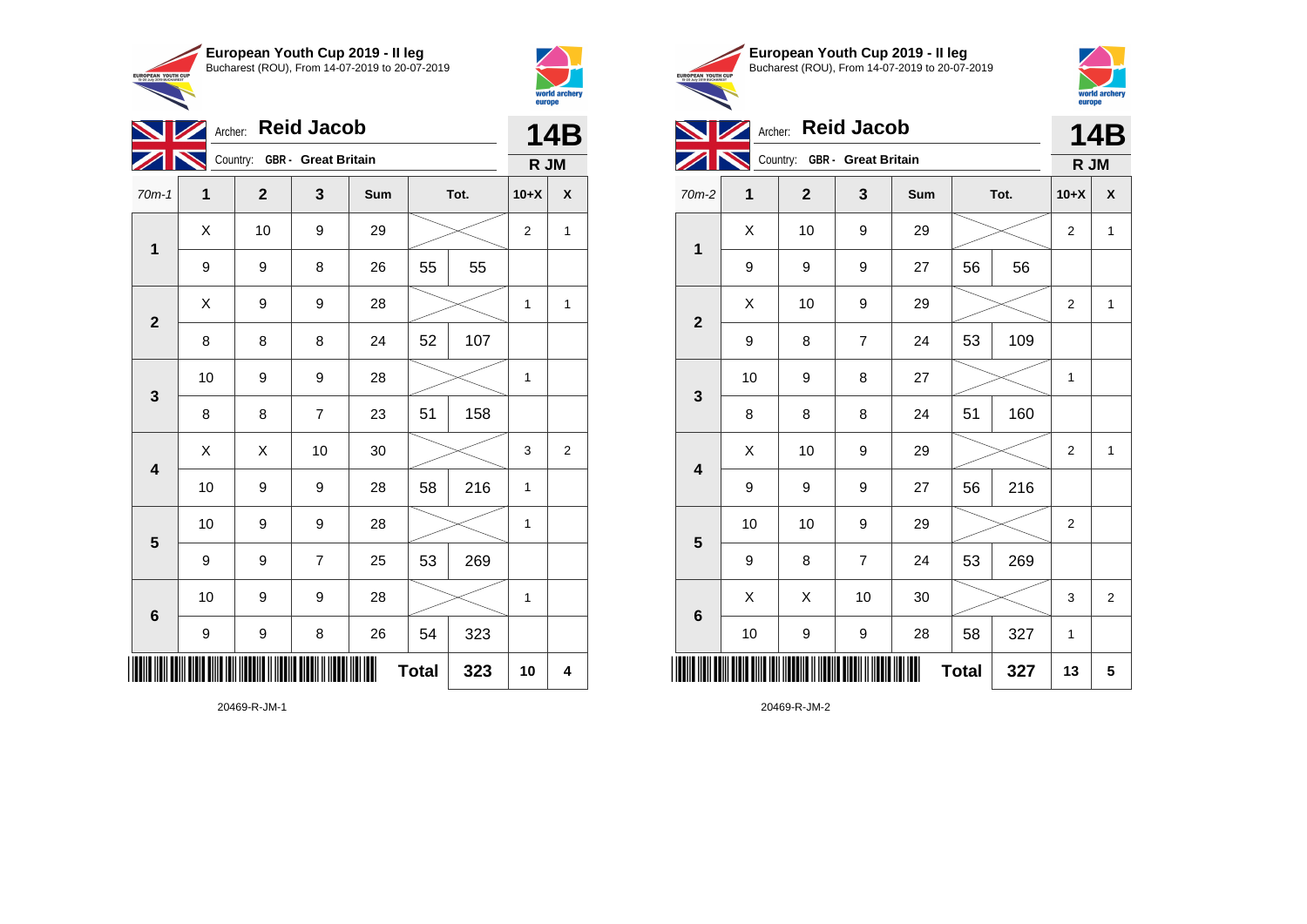**European Youth Cup 2019 - II leg**
Bucharest (ROU), From 14-07-2019 to 20-07-2019

Archer: **Reid Jacob**
Country: **GBR - Great Britain**

**14B**
**R JM**

| 70m-1 | 1 | 2 | 3 | Sum | Tot. | | 10+X | X |
|---|---|---|---|---|---|---|---|---|
| 1 | X | 10 | 9 | 29 | | | 2 | 1 |
| | 9 | 9 | 8 | 26 | 55 | 55 | | |
| 2 | X | 9 | 9 | 28 | | | 1 | 1 |
| | 8 | 8 | 8 | 24 | 52 | 107 | | |
| 3 | 10 | 9 | 9 | 28 | | | 1 | |
| | 8 | 8 | 7 | 23 | 51 | 158 | | |
| 4 | X | X | 10 | 30 | | | 3 | 2 |
| | 10 | 9 | 9 | 28 | 58 | 216 | 1 | |
| 5 | 10 | 9 | 9 | 28 | | | 1 | |
| | 9 | 9 | 7 | 25 | 53 | 269 | | |
| 6 | 10 | 9 | 9 | 28 | | | 1 | |
| | 9 | 9 | 8 | 26 | 54 | 323 | | |
| | | | | | **Total** | **323** | **10** | **4** |

20469-R-JM-1

**European Youth Cup 2019 - II leg**
Bucharest (ROU), From 14-07-2019 to 20-07-2019

Archer: **Reid Jacob**
Country: **GBR - Great Britain**

**14B**
**R JM**

| 70m-2 | 1 | 2 | 3 | Sum | Tot. | | 10+X | X |
|---|---|---|---|---|---|---|---|---|
| 1 | X | 10 | 9 | 29 | | | 2 | 1 |
| | 9 | 9 | 9 | 27 | 56 | 56 | | |
| 2 | X | 10 | 9 | 29 | | | 2 | 1 |
| | 9 | 8 | 7 | 24 | 53 | 109 | | |
| 3 | 10 | 9 | 8 | 27 | | | 1 | |
| | 8 | 8 | 8 | 24 | 51 | 160 | | |
| 4 | X | 10 | 9 | 29 | | | 2 | 1 |
| | 9 | 9 | 9 | 27 | 56 | 216 | | |
| 5 | 10 | 10 | 9 | 29 | | | 2 | |
| | 9 | 8 | 7 | 24 | 53 | 269 | | |
| 6 | X | X | 10 | 30 | | | 3 | 2 |
| | 10 | 9 | 9 | 28 | 58 | 327 | 1 | |
| | | | | | **Total** | **327** | **13** | **5** |

20469-R-JM-2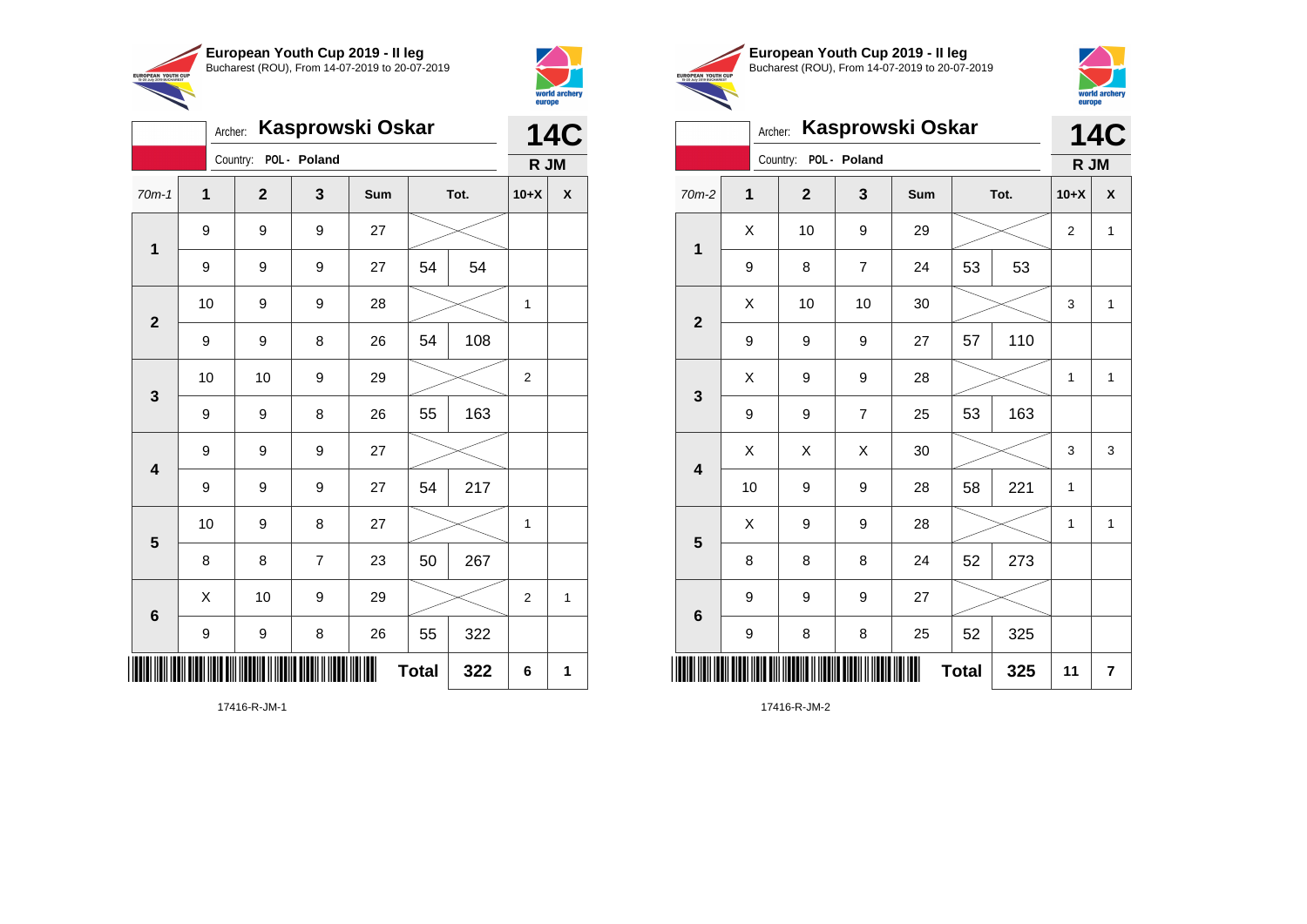## European Youth Cup 2019 - II leg

Bucharest (ROU), From 14-07-2019 to 20-07-2019

Archer: **Kasprowski Oskar**

Country: POL - Poland

**14C**

**R JM**

| 70m-1 | 1 | 2 | 3 | Sum | Tot. | | 10+X | X |
|---|---|---|---|---|---|---|---|---|
| 1 | 9 | 9 | 9 | 27 | | | | |
| | 9 | 9 | 9 | 27 | 54 | 54 | | |
| 2 | 10 | 9 | 9 | 28 | | | 1 | |
| | 9 | 9 | 8 | 26 | 54 | 108 | | |
| 3 | 10 | 10 | 9 | 29 | | | 2 | |
| | 9 | 9 | 8 | 26 | 55 | 163 | | |
| 4 | 9 | 9 | 9 | 27 | | | | |
| | 9 | 9 | 9 | 27 | 54 | 217 | | |
| 5 | 10 | 9 | 8 | 27 | | | 1 | |
| | 8 | 8 | 7 | 23 | 50 | 267 | | |
| 6 | X | 10 | 9 | 29 | | | 2 | 1 |
| | 9 | 9 | 8 | 26 | 55 | 322 | | |
| | | | | | **Total** | **322** | **6** | **1** |

17416-R-JM-1

## European Youth Cup 2019 - II leg

Bucharest (ROU), From 14-07-2019 to 20-07-2019

Archer: **Kasprowski Oskar**

Country: POL - Poland

**14C**

**R JM**

| 70m-2 | 1 | 2 | 3 | Sum | Tot. | | 10+X | X |
|---|---|---|---|---|---|---|---|---|
| 1 | X | 10 | 9 | 29 | | | 2 | 1 |
| | 9 | 8 | 7 | 24 | 53 | 53 | | |
| 2 | X | 10 | 10 | 30 | | | 3 | 1 |
| | 9 | 9 | 9 | 27 | 57 | 110 | | |
| 3 | X | 9 | 9 | 28 | | | 1 | 1 |
| | 9 | 9 | 7 | 25 | 53 | 163 | | |
| 4 | X | X | X | 30 | | | 3 | 3 |
| | 10 | 9 | 9 | 28 | 58 | 221 | 1 | |
| 5 | X | 9 | 9 | 28 | | | 1 | 1 |
| | 8 | 8 | 8 | 24 | 52 | 273 | | |
| 6 | 9 | 9 | 9 | 27 | | | | |
| | 9 | 8 | 8 | 25 | 52 | 325 | | |
| | | | | | **Total** | **325** | **11** | **7** |

17416-R-JM-2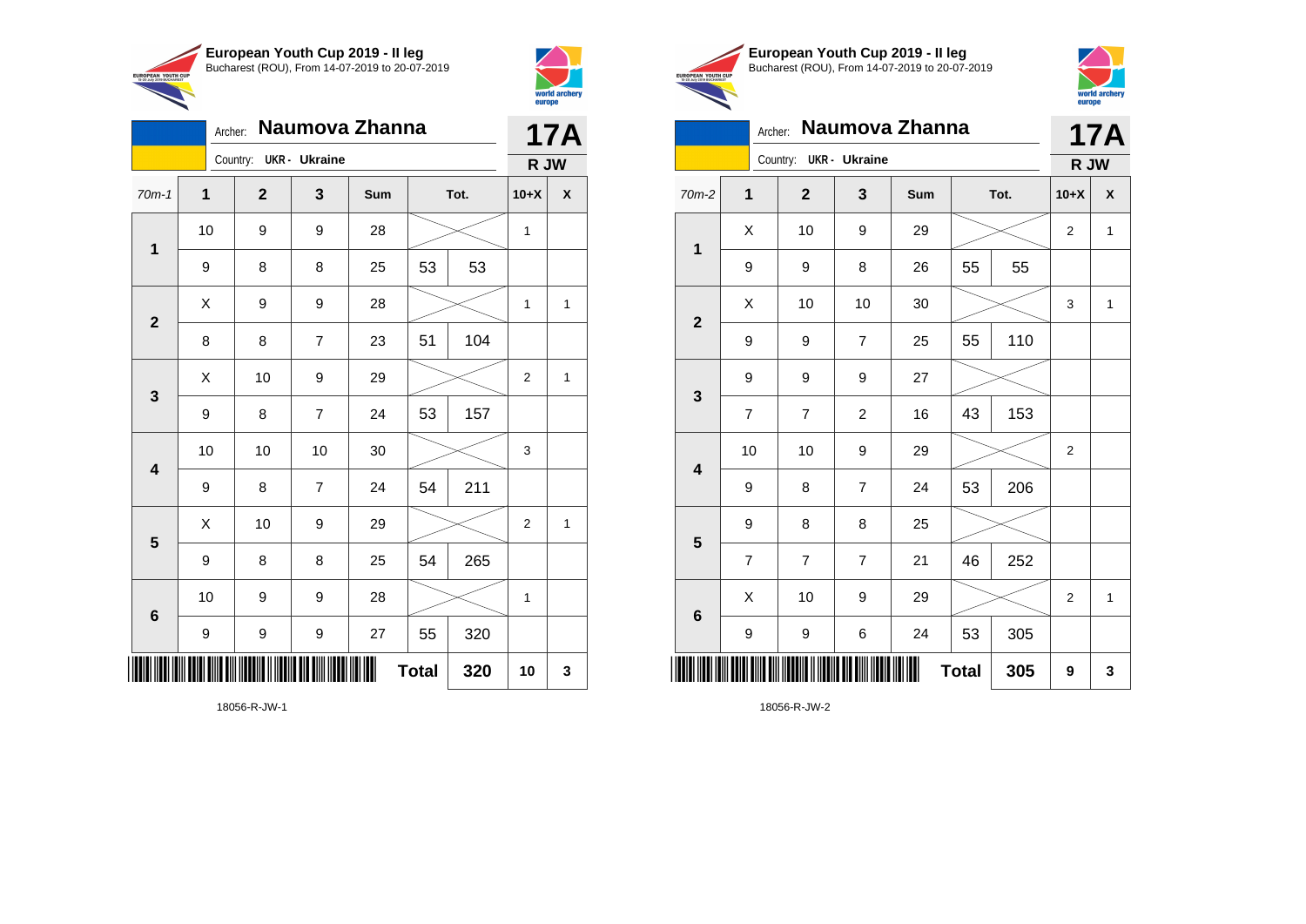**European Youth Cup 2019 - II leg**
Bucharest (ROU), From 14-07-2019 to 20-07-2019

Archer: **Naumova Zhanna**
Country: **UKR - Ukraine**

**17A**
**R JW**

| 70m-1 | 1 | 2 | 3 | Sum | Tot. | | 10+X | X |
|---|---|---|---|---|---|---|---|---|
| 1 | 10 | 9 | 9 | 28 | | | 1 | |
| | 9 | 8 | 8 | 25 | 53 | 53 | | |
| 2 | X | 9 | 9 | 28 | | | 1 | 1 |
| | 8 | 8 | 7 | 23 | 51 | 104 | | |
| 3 | X | 10 | 9 | 29 | | | 2 | 1 |
| | 9 | 8 | 7 | 24 | 53 | 157 | | |
| 4 | 10 | 10 | 10 | 30 | | | 3 | |
| | 9 | 8 | 7 | 24 | 54 | 211 | | |
| 5 | X | 10 | 9 | 29 | | | 2 | 1 |
| | 9 | 8 | 8 | 25 | 54 | 265 | | |
| 6 | 10 | 9 | 9 | 28 | | | 1 | |
| | 9 | 9 | 9 | 27 | 55 | 320 | | |
| | | | | | **Total** | **320** | **10** | **3** |

18056-R-JW-1

**European Youth Cup 2019 - II leg**
Bucharest (ROU), From 14-07-2019 to 20-07-2019

Archer: **Naumova Zhanna**
Country: **UKR - Ukraine**

**17A**
**R JW**

| 70m-2 | 1 | 2 | 3 | Sum | Tot. | | 10+X | X |
|---|---|---|---|---|---|---|---|---|
| 1 | X | 10 | 9 | 29 | | | 2 | 1 |
| | 9 | 9 | 8 | 26 | 55 | 55 | | |
| 2 | X | 10 | 10 | 30 | | | 3 | 1 |
| | 9 | 9 | 7 | 25 | 55 | 110 | | |
| 3 | 9 | 9 | 9 | 27 | | | | |
| | 7 | 7 | 2 | 16 | 43 | 153 | | |
| 4 | 10 | 10 | 9 | 29 | | | 2 | |
| | 9 | 8 | 7 | 24 | 53 | 206 | | |
| 5 | 9 | 8 | 8 | 25 | | | | |
| | 7 | 7 | 7 | 21 | 46 | 252 | | |
| 6 | X | 10 | 9 | 29 | | | 2 | 1 |
| | 9 | 9 | 6 | 24 | 53 | 305 | | |
| | | | | | **Total** | **305** | **9** | **3** |

18056-R-JW-2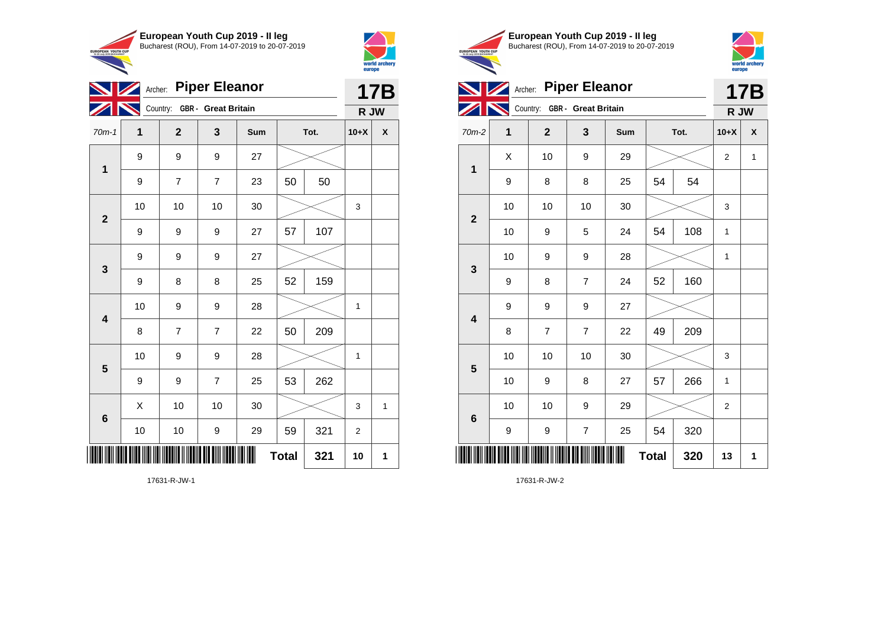**European Youth Cup 2019 - II leg**
Bucharest (ROU), From 14-07-2019 to 20-07-2019

Archer: **Piper Eleanor**
Country: GBR - Great Britain

**17B**
**R JW**

| 70m-1 | 1 | 2 | 3 | Sum | | Tot. | 10+X | X |
|---|---|---|---|---|---|---|---|---|
| 1 | 9 | 9 | 9 | 27 | | | | |
| | 9 | 7 | 7 | 23 | 50 | 50 | | |
| 2 | 10 | 10 | 10 | 30 | | | 3 | |
| | 9 | 9 | 9 | 27 | 57 | 107 | | |
| 3 | 9 | 9 | 9 | 27 | | | | |
| | 9 | 8 | 8 | 25 | 52 | 159 | | |
| 4 | 10 | 9 | 9 | 28 | | | 1 | |
| | 8 | 7 | 7 | 22 | 50 | 209 | | |
| 5 | 10 | 9 | 9 | 28 | | | 1 | |
| | 9 | 9 | 7 | 25 | 53 | 262 | | |
| 6 | X | 10 | 10 | 30 | | | 3 | 1 |
| | 10 | 10 | 9 | 29 | 59 | 321 | 2 | |
| | | | | | **Total** | **321** | **10** | **1** |

17631-R-JW-1

**European Youth Cup 2019 - II leg**
Bucharest (ROU), From 14-07-2019 to 20-07-2019

Archer: **Piper Eleanor**
Country: GBR - Great Britain

**17B**
**R JW**

| 70m-2 | 1 | 2 | 3 | Sum | | Tot. | 10+X | X |
|---|---|---|---|---|---|---|---|---|
| 1 | X | 10 | 9 | 29 | | | 2 | 1 |
| | 9 | 8 | 8 | 25 | 54 | 54 | | |
| 2 | 10 | 10 | 10 | 30 | | | 3 | |
| | 10 | 9 | 5 | 24 | 54 | 108 | 1 | |
| 3 | 10 | 9 | 9 | 28 | | | 1 | |
| | 9 | 8 | 7 | 24 | 52 | 160 | | |
| 4 | 9 | 9 | 9 | 27 | | | | |
| | 8 | 7 | 7 | 22 | 49 | 209 | | |
| 5 | 10 | 10 | 10 | 30 | | | 3 | |
| | 10 | 9 | 8 | 27 | 57 | 266 | 1 | |
| 6 | 10 | 10 | 9 | 29 | | | 2 | |
| | 9 | 9 | 7 | 25 | 54 | 320 | | |
| | | | | | **Total** | **320** | **13** | **1** |

17631-R-JW-2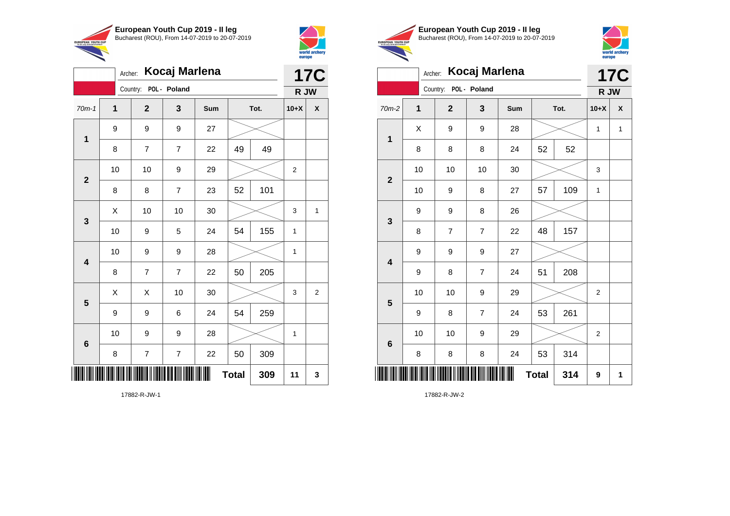**European Youth Cup 2019 - II leg**
Bucharest (ROU), From 14-07-2019 to 20-07-2019

Archer: **Kocaj Marlena**
Country: POL - Poland

**17C**
**R JW**

| 70m-1 | 1 | 2 | 3 | Sum | Tot. | | 10+X | X |
|---|---|---|---|---|---|---|---|---|
| **1** | 9 | 9 | 9 | 27 | | | | |
| | 8 | 7 | 7 | 22 | 49 | 49 | | |
| **2** | 10 | 10 | 9 | 29 | | | 2 | |
| | 8 | 8 | 7 | 23 | 52 | 101 | | |
| **3** | X | 10 | 10 | 30 | | | 3 | 1 |
| | 10 | 9 | 5 | 24 | 54 | 155 | 1 | |
| **4** | 10 | 9 | 9 | 28 | | | 1 | |
| | 8 | 7 | 7 | 22 | 50 | 205 | | |
| **5** | X | X | 10 | 30 | | | 3 | 2 |
| | 9 | 9 | 6 | 24 | 54 | 259 | | |
| **6** | 10 | 9 | 9 | 28 | | | 1 | |
| | 8 | 7 | 7 | 22 | 50 | 309 | | |
| | | | | | **Total** | **309** | **11** | **3** |

17882-R-JW-1

**European Youth Cup 2019 - II leg**
Bucharest (ROU), From 14-07-2019 to 20-07-2019

Archer: **Kocaj Marlena**
Country: POL - Poland

**17C**
**R JW**

| 70m-2 | 1 | 2 | 3 | Sum | Tot. | | 10+X | X |
|---|---|---|---|---|---|---|---|---|
| **1** | X | 9 | 9 | 28 | | | 1 | 1 |
| | 8 | 8 | 8 | 24 | 52 | 52 | | |
| **2** | 10 | 10 | 10 | 30 | | | 3 | |
| | 10 | 9 | 8 | 27 | 57 | 109 | 1 | |
| **3** | 9 | 9 | 8 | 26 | | | | |
| | 8 | 7 | 7 | 22 | 48 | 157 | | |
| **4** | 9 | 9 | 9 | 27 | | | | |
| | 9 | 8 | 7 | 24 | 51 | 208 | | |
| **5** | 10 | 10 | 9 | 29 | | | 2 | |
| | 9 | 8 | 7 | 24 | 53 | 261 | | |
| **6** | 10 | 10 | 9 | 29 | | | 2 | |
| | 8 | 8 | 8 | 24 | 53 | 314 | | |
| | | | | | **Total** | **314** | **9** | **1** |

17882-R-JW-2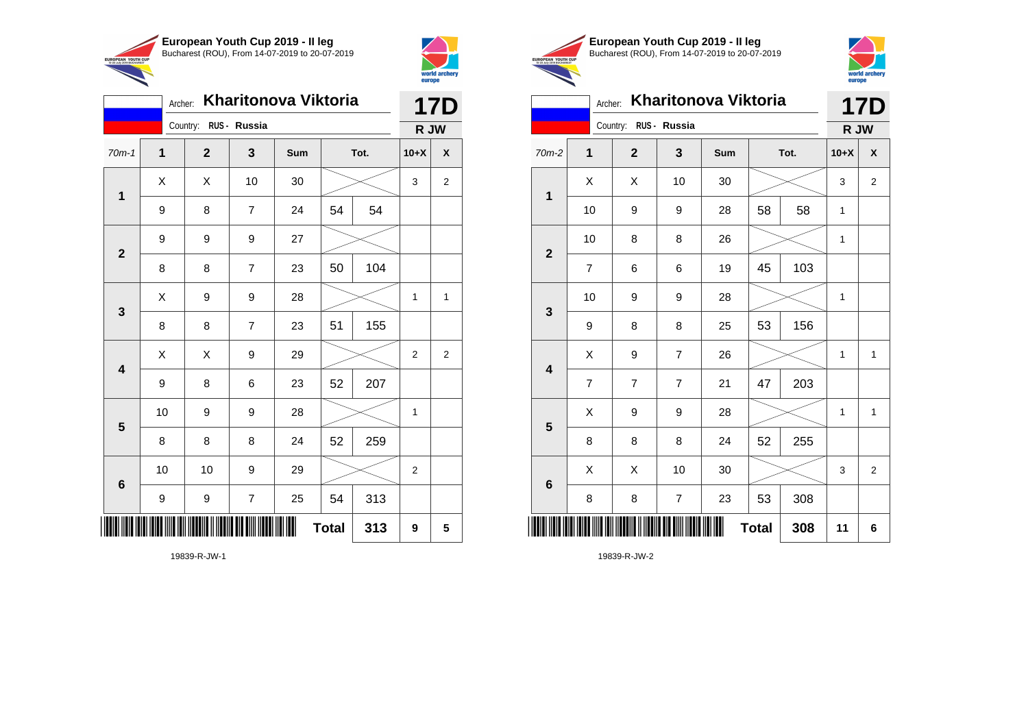## European Youth Cup 2019 - II leg

Bucharest (ROU), From 14-07-2019 to 20-07-2019

Archer: **Kharitonova Viktoria** — **17D**

Country: **RUS - Russia** — **R JW**

| 70m-1 | 1 | 2 | 3 | Sum | Tot. | | 10+X | X |
|---|---|---|---|---|---|---|---|---|
| 1 | X | X | 10 | 30 | | | 3 | 2 |
| | 9 | 8 | 7 | 24 | 54 | 54 | | |
| 2 | 9 | 9 | 9 | 27 | | | | |
| | 8 | 8 | 7 | 23 | 50 | 104 | | |
| 3 | X | 9 | 9 | 28 | | | 1 | 1 |
| | 8 | 8 | 7 | 23 | 51 | 155 | | |
| 4 | X | X | 9 | 29 | | | 2 | 2 |
| | 9 | 8 | 6 | 23 | 52 | 207 | | |
| 5 | 10 | 9 | 9 | 28 | | | 1 | |
| | 8 | 8 | 8 | 24 | 52 | 259 | | |
| 6 | 10 | 10 | 9 | 29 | | | 2 | |
| | 9 | 9 | 7 | 25 | 54 | 313 | | |
| | | | | | **Total** | **313** | **9** | **5** |

19839-R-JW-1

## European Youth Cup 2019 - II leg

Bucharest (ROU), From 14-07-2019 to 20-07-2019

Archer: **Kharitonova Viktoria** — **17D**

Country: **RUS - Russia** — **R JW**

| 70m-2 | 1 | 2 | 3 | Sum | Tot. | | 10+X | X |
|---|---|---|---|---|---|---|---|---|
| 1 | X | X | 10 | 30 | | | 3 | 2 |
| | 10 | 9 | 9 | 28 | 58 | 58 | 1 | |
| 2 | 10 | 8 | 8 | 26 | | | 1 | |
| | 7 | 6 | 6 | 19 | 45 | 103 | | |
| 3 | 10 | 9 | 9 | 28 | | | 1 | |
| | 9 | 8 | 8 | 25 | 53 | 156 | | |
| 4 | X | 9 | 7 | 26 | | | 1 | 1 |
| | 7 | 7 | 7 | 21 | 47 | 203 | | |
| 5 | X | 9 | 9 | 28 | | | 1 | 1 |
| | 8 | 8 | 8 | 24 | 52 | 255 | | |
| 6 | X | X | 10 | 30 | | | 3 | 2 |
| | 8 | 8 | 7 | 23 | 53 | 308 | | |
| | | | | | **Total** | **308** | **11** | **6** |

19839-R-JW-2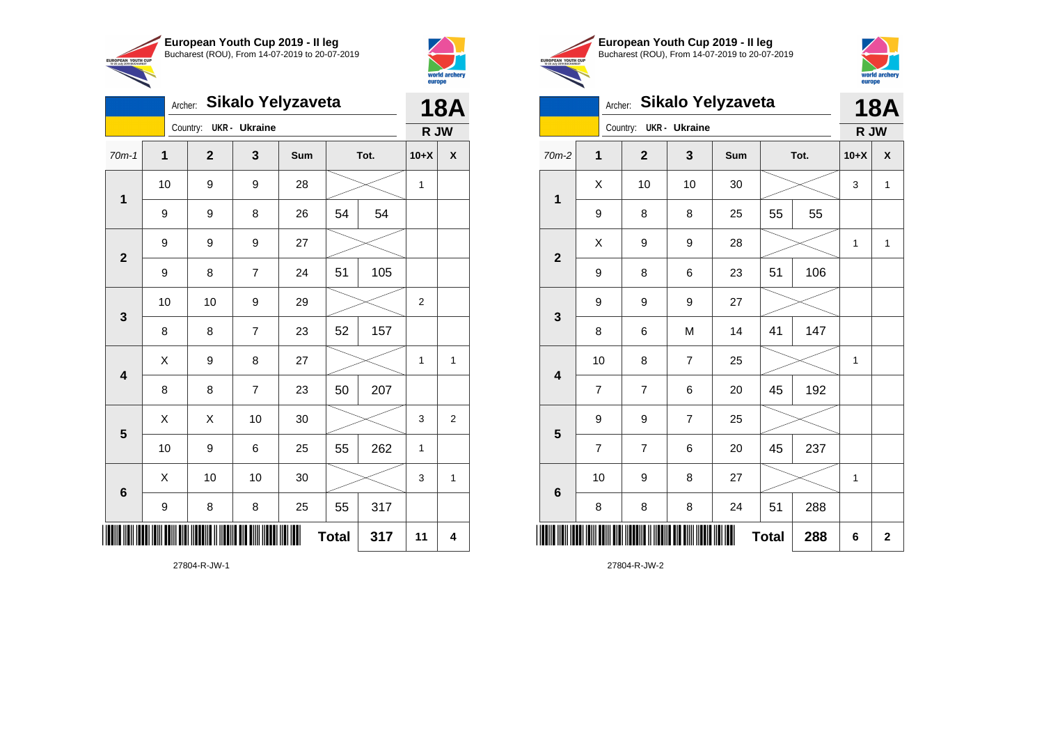## European Youth Cup 2019 - II leg

Bucharest (ROU), From 14-07-2019 to 20-07-2019

Archer: **Sikalo Yelyzaveta**

Country: **UKR - Ukraine**

**18A** — **R JW**

| 70m-1 | 1 | 2 | 3 | Sum | Tot. | | 10+X | X |
|---|---|---|---|---|---|---|---|---|
| 1 | 10 | 9 | 9 | 28 | | | 1 | |
| | 9 | 9 | 8 | 26 | 54 | 54 | | |
| 2 | 9 | 9 | 9 | 27 | | | | |
| | 9 | 8 | 7 | 24 | 51 | 105 | | |
| 3 | 10 | 10 | 9 | 29 | | | 2 | |
| | 8 | 8 | 7 | 23 | 52 | 157 | | |
| 4 | X | 9 | 8 | 27 | | | 1 | 1 |
| | 8 | 8 | 7 | 23 | 50 | 207 | | |
| 5 | X | X | 10 | 30 | | | 3 | 2 |
| | 10 | 9 | 6 | 25 | 55 | 262 | 1 | |
| 6 | X | 10 | 10 | 30 | | | 3 | 1 |
| | 9 | 8 | 8 | 25 | 55 | 317 | | |
| | | | | | **Total** | **317** | **11** | **4** |

27804-R-JW-1

## European Youth Cup 2019 - II leg

Bucharest (ROU), From 14-07-2019 to 20-07-2019

Archer: **Sikalo Yelyzaveta**

Country: **UKR - Ukraine**

**18A** — **R JW**

| 70m-2 | 1 | 2 | 3 | Sum | Tot. | | 10+X | X |
|---|---|---|---|---|---|---|---|---|
| 1 | X | 10 | 10 | 30 | | | 3 | 1 |
| | 9 | 8 | 8 | 25 | 55 | 55 | | |
| 2 | X | 9 | 9 | 28 | | | 1 | 1 |
| | 9 | 8 | 6 | 23 | 51 | 106 | | |
| 3 | 9 | 9 | 9 | 27 | | | | |
| | 8 | 6 | M | 14 | 41 | 147 | | |
| 4 | 10 | 8 | 7 | 25 | | | 1 | |
| | 7 | 7 | 6 | 20 | 45 | 192 | | |
| 5 | 9 | 9 | 7 | 25 | | | | |
| | 7 | 7 | 6 | 20 | 45 | 237 | | |
| 6 | 10 | 9 | 8 | 27 | | | 1 | |
| | 8 | 8 | 8 | 24 | 51 | 288 | | |
| | | | | | **Total** | **288** | **6** | **2** |

27804-R-JW-2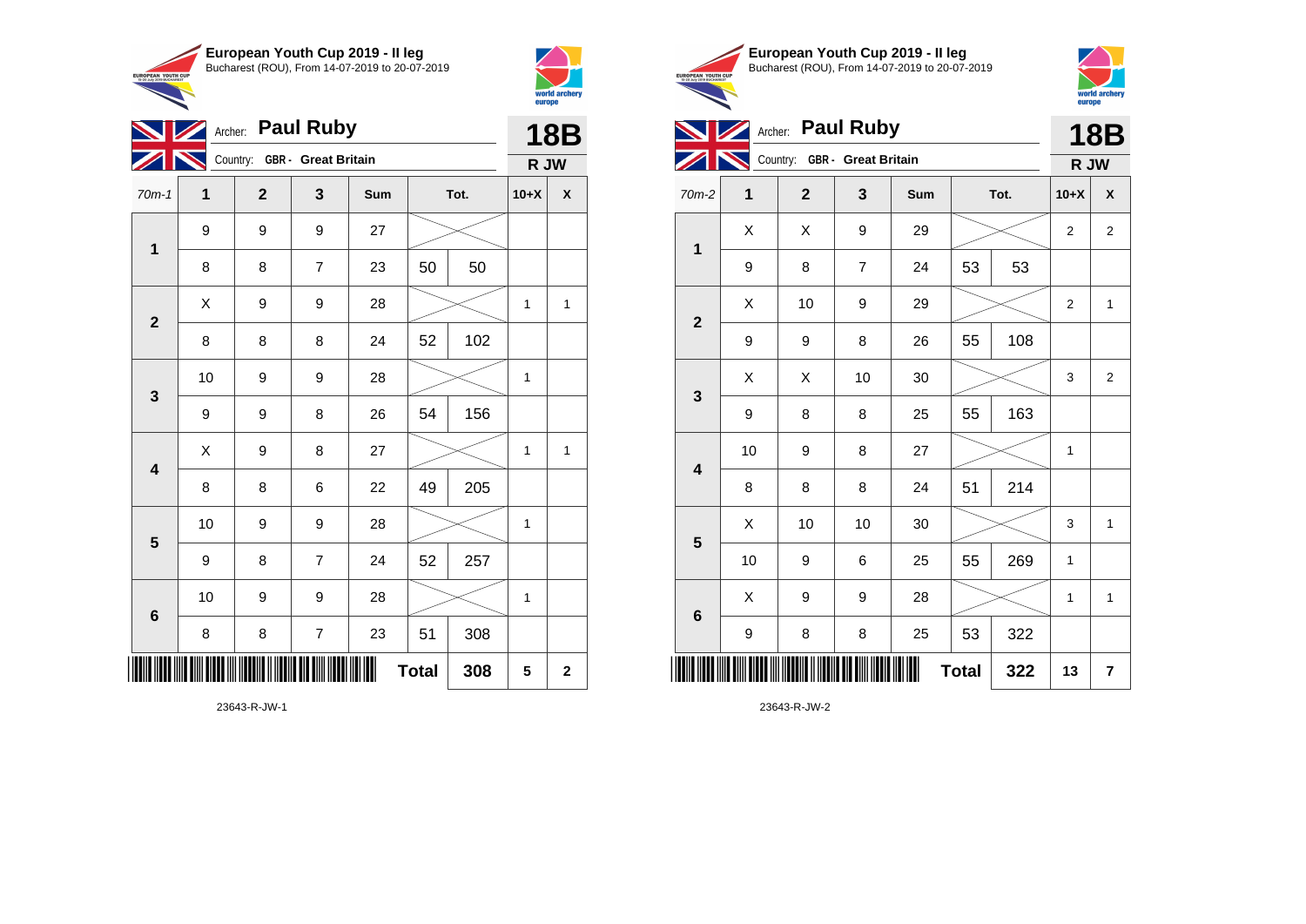**European Youth Cup 2019 - II leg**
Bucharest (ROU), From 14-07-2019 to 20-07-2019

Archer: **Paul Ruby**
Country: GBR - Great Britain

**18B**
**R JW**

| 70m-1 | 1 | 2 | 3 | Sum | Tot. | | 10+X | X |
|---|---|---|---|---|---|---|---|---|
| 1 | 9 | 9 | 9 | 27 | | | | |
| | 8 | 8 | 7 | 23 | 50 | 50 | | |
| 2 | X | 9 | 9 | 28 | | | 1 | 1 |
| | 8 | 8 | 8 | 24 | 52 | 102 | | |
| 3 | 10 | 9 | 9 | 28 | | | 1 | |
| | 9 | 9 | 8 | 26 | 54 | 156 | | |
| 4 | X | 9 | 8 | 27 | | | 1 | 1 |
| | 8 | 8 | 6 | 22 | 49 | 205 | | |
| 5 | 10 | 9 | 9 | 28 | | | 1 | |
| | 9 | 8 | 7 | 24 | 52 | 257 | | |
| 6 | 10 | 9 | 9 | 28 | | | 1 | |
| | 8 | 8 | 7 | 23 | 51 | 308 | | |
| | | | | | **Total** | **308** | **5** | **2** |

23643-R-JW-1

**European Youth Cup 2019 - II leg**
Bucharest (ROU), From 14-07-2019 to 20-07-2019

Archer: **Paul Ruby**
Country: GBR - Great Britain

**18B**
**R JW**

| 70m-2 | 1 | 2 | 3 | Sum | Tot. | | 10+X | X |
|---|---|---|---|---|---|---|---|---|
| 1 | X | X | 9 | 29 | | | 2 | 2 |
| | 9 | 8 | 7 | 24 | 53 | 53 | | |
| 2 | X | 10 | 9 | 29 | | | 2 | 1 |
| | 9 | 9 | 8 | 26 | 55 | 108 | | |
| 3 | X | X | 10 | 30 | | | 3 | 2 |
| | 9 | 8 | 8 | 25 | 55 | 163 | | |
| 4 | 10 | 9 | 8 | 27 | | | 1 | |
| | 8 | 8 | 8 | 24 | 51 | 214 | | |
| 5 | X | 10 | 10 | 30 | | | 3 | 1 |
| | 10 | 9 | 6 | 25 | 55 | 269 | 1 | |
| 6 | X | 9 | 9 | 28 | | | 1 | 1 |
| | 9 | 8 | 8 | 25 | 53 | 322 | | |
| | | | | | **Total** | **322** | **13** | **7** |

23643-R-JW-2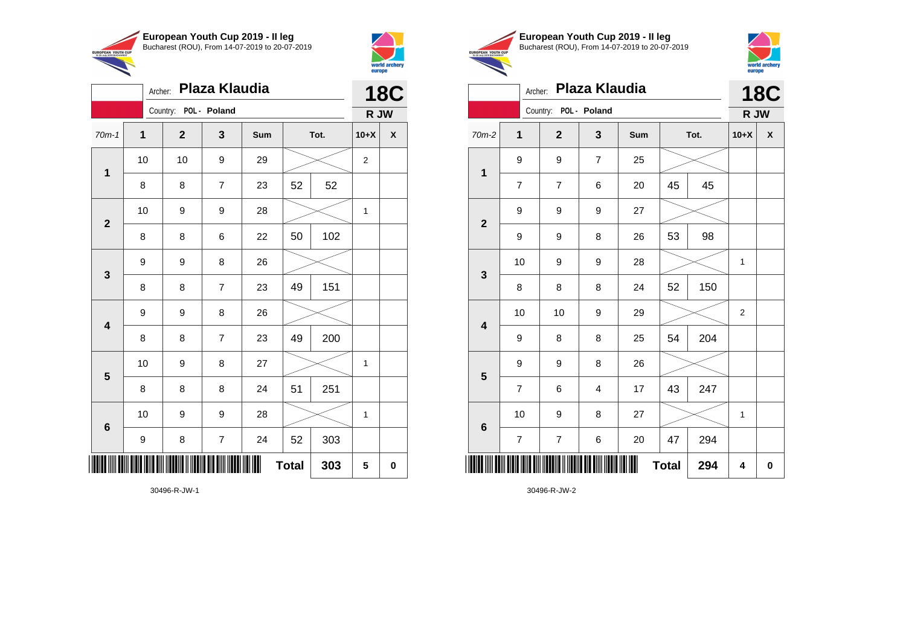**European Youth Cup 2019 - II leg**
Bucharest (ROU), From 14-07-2019 to 20-07-2019

Archer: **Plaza Klaudia**
Country: POL - Poland

**18C**
**R JW**

| 70m-1 | 1 | 2 | 3 | Sum | | Tot. | 10+X | X |
|---|---|---|---|---|---|---|---|---|
| 1 | 10 | 10 | 9 | 29 | | | 2 | |
| | 8 | 8 | 7 | 23 | 52 | 52 | | |
| 2 | 10 | 9 | 9 | 28 | | | 1 | |
| | 8 | 8 | 6 | 22 | 50 | 102 | | |
| 3 | 9 | 9 | 8 | 26 | | | | |
| | 8 | 8 | 7 | 23 | 49 | 151 | | |
| 4 | 9 | 9 | 8 | 26 | | | | |
| | 8 | 8 | 7 | 23 | 49 | 200 | | |
| 5 | 10 | 9 | 8 | 27 | | | 1 | |
| | 8 | 8 | 8 | 24 | 51 | 251 | | |
| 6 | 10 | 9 | 9 | 28 | | | 1 | |
| | 9 | 8 | 7 | 24 | 52 | 303 | | |
| | | | | | **Total** | **303** | **5** | **0** |

30496-R-JW-1

**European Youth Cup 2019 - II leg**
Bucharest (ROU), From 14-07-2019 to 20-07-2019

Archer: **Plaza Klaudia**
Country: POL - Poland

**18C**
**R JW**

| 70m-2 | 1 | 2 | 3 | Sum | | Tot. | 10+X | X |
|---|---|---|---|---|---|---|---|---|
| 1 | 9 | 9 | 7 | 25 | | | | |
| | 7 | 7 | 6 | 20 | 45 | 45 | | |
| 2 | 9 | 9 | 9 | 27 | | | | |
| | 9 | 9 | 8 | 26 | 53 | 98 | | |
| 3 | 10 | 9 | 9 | 28 | | | 1 | |
| | 8 | 8 | 8 | 24 | 52 | 150 | | |
| 4 | 10 | 10 | 9 | 29 | | | 2 | |
| | 9 | 8 | 8 | 25 | 54 | 204 | | |
| 5 | 9 | 9 | 8 | 26 | | | | |
| | 7 | 6 | 4 | 17 | 43 | 247 | | |
| 6 | 10 | 9 | 8 | 27 | | | 1 | |
| | 7 | 7 | 6 | 20 | 47 | 294 | | |
| | | | | | **Total** | **294** | **4** | **0** |

30496-R-JW-2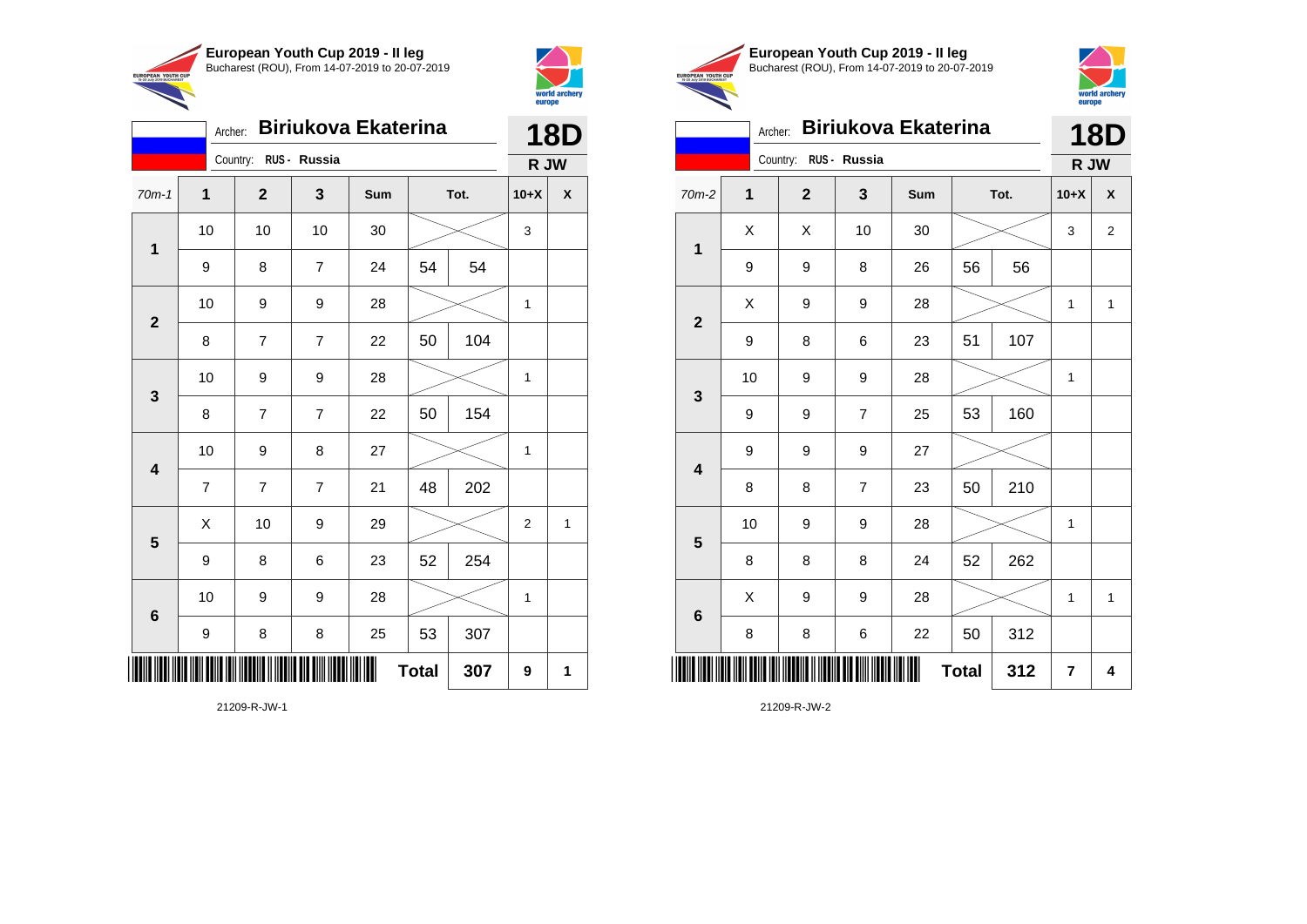## European Youth Cup 2019 - II leg
Bucharest (ROU), From 14-07-2019 to 20-07-2019

Archer: **Biriukova Ekaterina**
Country: RUS - Russia
**18D**
**R JW**

| 70m-1 | 1 | 2 | 3 | Sum | Tot. | | 10+X | X |
|---|---|---|---|---|---|---|---|---|
| 1 | 10 | 10 | 10 | 30 | | | 3 | |
| | 9 | 8 | 7 | 24 | 54 | 54 | | |
| 2 | 10 | 9 | 9 | 28 | | | 1 | |
| | 8 | 7 | 7 | 22 | 50 | 104 | | |
| 3 | 10 | 9 | 9 | 28 | | | 1 | |
| | 8 | 7 | 7 | 22 | 50 | 154 | | |
| 4 | 10 | 9 | 8 | 27 | | | 1 | |
| | 7 | 7 | 7 | 21 | 48 | 202 | | |
| 5 | X | 10 | 9 | 29 | | | 2 | 1 |
| | 9 | 8 | 6 | 23 | 52 | 254 | | |
| 6 | 10 | 9 | 9 | 28 | | | 1 | |
| | 9 | 8 | 8 | 25 | 53 | 307 | | |
| | | | | | **Total** | **307** | **9** | **1** |

21209-R-JW-1

## European Youth Cup 2019 - II leg
Bucharest (ROU), From 14-07-2019 to 20-07-2019

Archer: **Biriukova Ekaterina**
Country: RUS - Russia
**18D**
**R JW**

| 70m-2 | 1 | 2 | 3 | Sum | Tot. | | 10+X | X |
|---|---|---|---|---|---|---|---|---|
| 1 | X | X | 10 | 30 | | | 3 | 2 |
| | 9 | 9 | 8 | 26 | 56 | 56 | | |
| 2 | X | 9 | 9 | 28 | | | 1 | 1 |
| | 9 | 8 | 6 | 23 | 51 | 107 | | |
| 3 | 10 | 9 | 9 | 28 | | | 1 | |
| | 9 | 9 | 7 | 25 | 53 | 160 | | |
| 4 | 9 | 9 | 9 | 27 | | | | |
| | 8 | 8 | 7 | 23 | 50 | 210 | | |
| 5 | 10 | 9 | 9 | 28 | | | 1 | |
| | 8 | 8 | 8 | 24 | 52 | 262 | | |
| 6 | X | 9 | 9 | 28 | | | 1 | 1 |
| | 8 | 8 | 6 | 22 | 50 | 312 | | |
| | | | | | **Total** | **312** | **7** | **4** |

21209-R-JW-2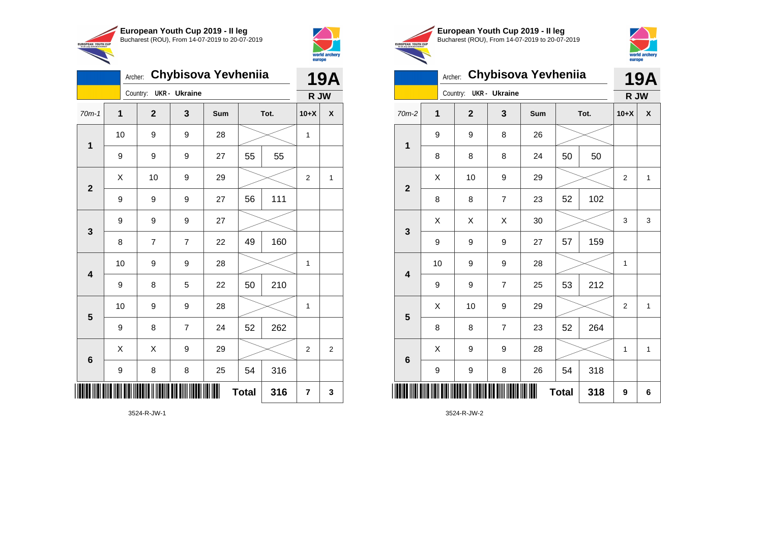**European Youth Cup 2019 - II leg**
Bucharest (ROU), From 14-07-2019 to 20-07-2019

Archer: **Chybisova Yevheniia**
Country: **UKR - Ukraine**

**19A**
**R JW**

| 70m-1 | 1 | 2 | 3 | Sum | Tot. | | 10+X | X |
|---|---|---|---|---|---|---|---|---|
| 1 | 10 | 9 | 9 | 28 | | | 1 | |
| | 9 | 9 | 9 | 27 | 55 | 55 | | |
| 2 | X | 10 | 9 | 29 | | | 2 | 1 |
| | 9 | 9 | 9 | 27 | 56 | 111 | | |
| 3 | 9 | 9 | 9 | 27 | | | | |
| | 8 | 7 | 7 | 22 | 49 | 160 | | |
| 4 | 10 | 9 | 9 | 28 | | | 1 | |
| | 9 | 8 | 5 | 22 | 50 | 210 | | |
| 5 | 10 | 9 | 9 | 28 | | | 1 | |
| | 9 | 8 | 7 | 24 | 52 | 262 | | |
| 6 | X | X | 9 | 29 | | | 2 | 2 |
| | 9 | 8 | 8 | 25 | 54 | 316 | | |
| | | | | | **Total** | **316** | **7** | **3** |

3524-R-JW-1

**European Youth Cup 2019 - II leg**
Bucharest (ROU), From 14-07-2019 to 20-07-2019

Archer: **Chybisova Yevheniia**
Country: **UKR - Ukraine**

**19A**
**R JW**

| 70m-2 | 1 | 2 | 3 | Sum | Tot. | | 10+X | X |
|---|---|---|---|---|---|---|---|---|
| 1 | 9 | 9 | 8 | 26 | | | | |
| | 8 | 8 | 8 | 24 | 50 | 50 | | |
| 2 | X | 10 | 9 | 29 | | | 2 | 1 |
| | 8 | 8 | 7 | 23 | 52 | 102 | | |
| 3 | X | X | X | 30 | | | 3 | 3 |
| | 9 | 9 | 9 | 27 | 57 | 159 | | |
| 4 | 10 | 9 | 9 | 28 | | | 1 | |
| | 9 | 9 | 7 | 25 | 53 | 212 | | |
| 5 | X | 10 | 9 | 29 | | | 2 | 1 |
| | 8 | 8 | 7 | 23 | 52 | 264 | | |
| 6 | X | 9 | 9 | 28 | | | 1 | 1 |
| | 9 | 9 | 8 | 26 | 54 | 318 | | |
| | | | | | **Total** | **318** | **9** | **6** |

3524-R-JW-2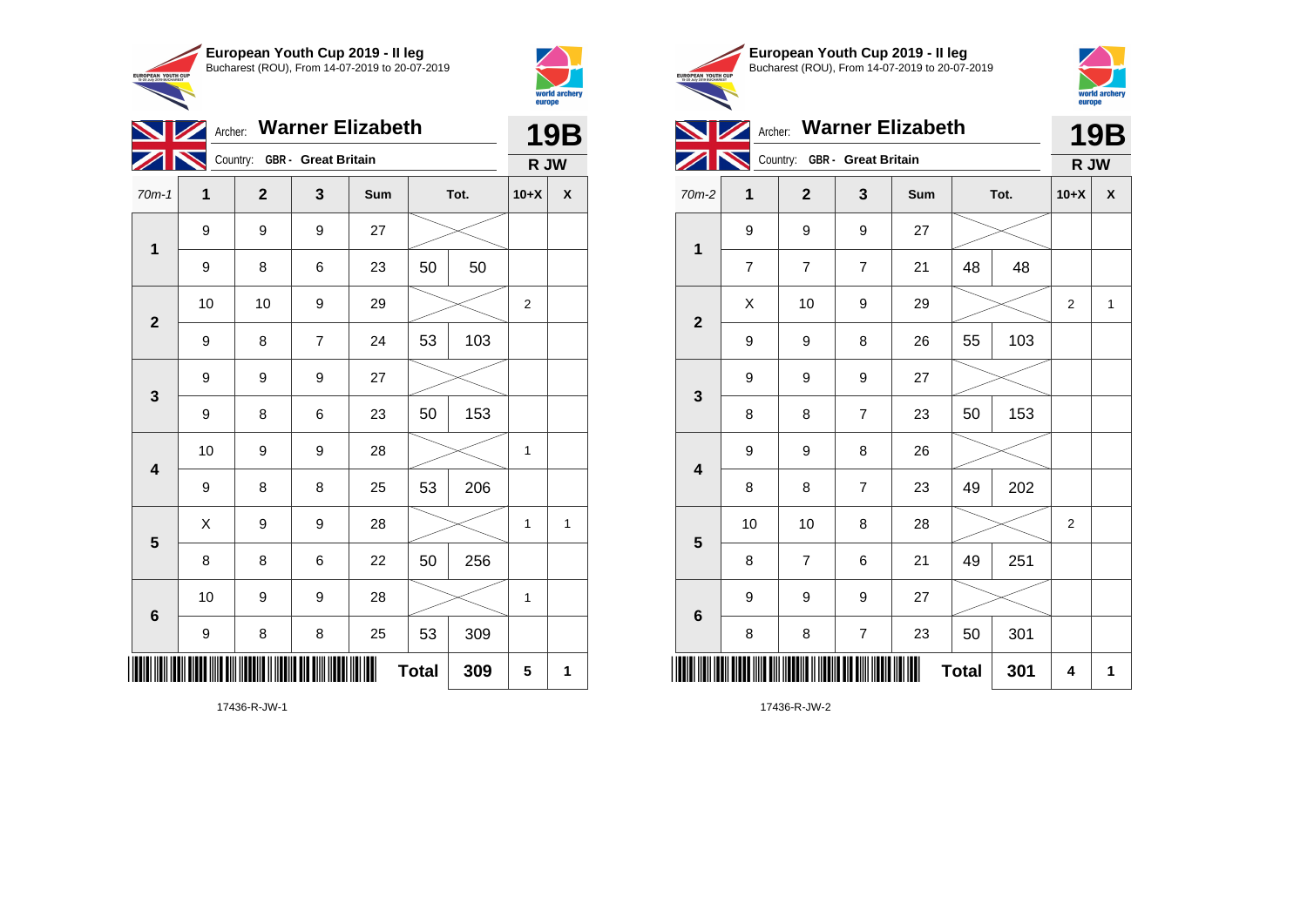## European Youth Cup 2019 - II leg

Bucharest (ROU), From 14-07-2019 to 20-07-2019

Archer: **Warner Elizabeth**

Country: **GBR - Great Britain**

**19B**

**R JW**

| 70m-1 | 1 | 2 | 3 | Sum | Tot. | | 10+X | X |
|---|---|---|---|---|---|---|---|---|
| **1** | 9 | 9 | 9 | 27 | | | | |
| | 9 | 8 | 6 | 23 | 50 | 50 | | |
| **2** | 10 | 10 | 9 | 29 | | | 2 | |
| | 9 | 8 | 7 | 24 | 53 | 103 | | |
| **3** | 9 | 9 | 9 | 27 | | | | |
| | 9 | 8 | 6 | 23 | 50 | 153 | | |
| **4** | 10 | 9 | 9 | 28 | | | 1 | |
| | 9 | 8 | 8 | 25 | 53 | 206 | | |
| **5** | X | 9 | 9 | 28 | | | 1 | 1 |
| | 8 | 8 | 6 | 22 | 50 | 256 | | |
| **6** | 10 | 9 | 9 | 28 | | | 1 | |
| | 9 | 8 | 8 | 25 | 53 | 309 | | |
| | | | | | **Total** | **309** | **5** | **1** |

17436-R-JW-1

## European Youth Cup 2019 - II leg

Bucharest (ROU), From 14-07-2019 to 20-07-2019

Archer: **Warner Elizabeth**

Country: **GBR - Great Britain**

**19B**

**R JW**

| 70m-2 | 1 | 2 | 3 | Sum | Tot. | | 10+X | X |
|---|---|---|---|---|---|---|---|---|
| **1** | 9 | 9 | 9 | 27 | | | | |
| | 7 | 7 | 7 | 21 | 48 | 48 | | |
| **2** | X | 10 | 9 | 29 | | | 2 | 1 |
| | 9 | 9 | 8 | 26 | 55 | 103 | | |
| **3** | 9 | 9 | 9 | 27 | | | | |
| | 8 | 8 | 7 | 23 | 50 | 153 | | |
| **4** | 9 | 9 | 8 | 26 | | | | |
| | 8 | 8 | 7 | 23 | 49 | 202 | | |
| **5** | 10 | 10 | 8 | 28 | | | 2 | |
| | 8 | 7 | 6 | 21 | 49 | 251 | | |
| **6** | 9 | 9 | 9 | 27 | | | | |
| | 8 | 8 | 7 | 23 | 50 | 301 | | |
| | | | | | **Total** | **301** | **4** | **1** |

17436-R-JW-2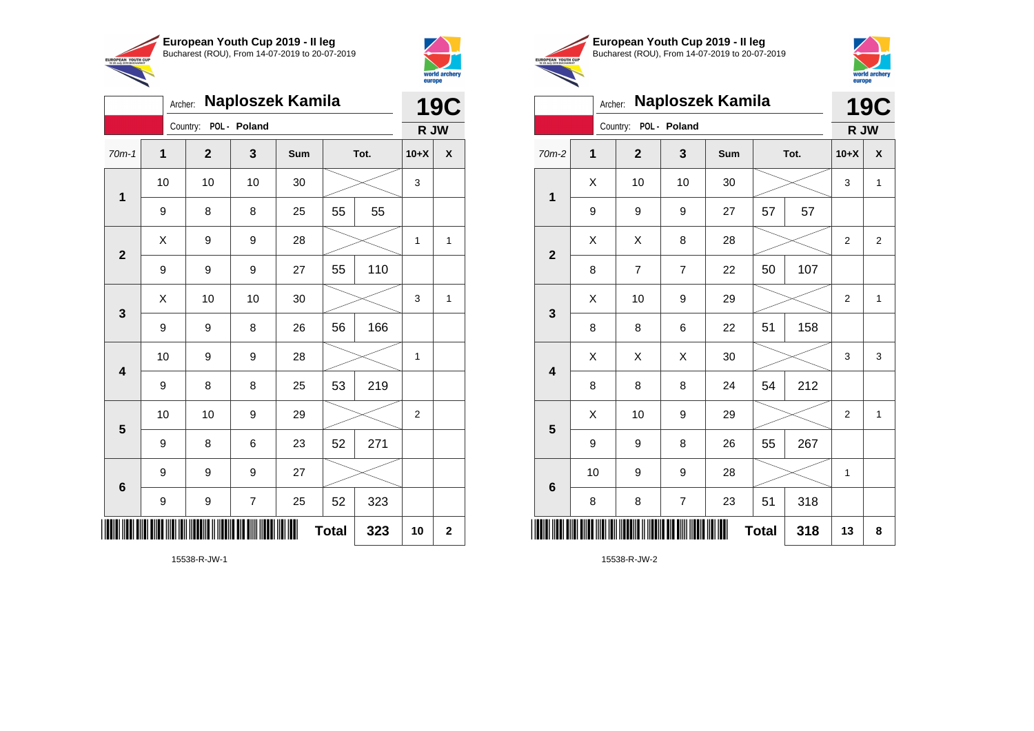**European Youth Cup 2019 - II leg**
Bucharest (ROU), From 14-07-2019 to 20-07-2019

Archer: **Naploszek Kamila**
Country: POL - Poland

**19C**
**R JW**

| 70m-1 | 1 | 2 | 3 | Sum | Tot. | | 10+X | X |
|---|---|---|---|---|---|---|---|---|
| 1 | 10 | 10 | 10 | 30 | | | 3 | |
| | 9 | 8 | 8 | 25 | 55 | 55 | | |
| 2 | X | 9 | 9 | 28 | | | 1 | 1 |
| | 9 | 9 | 9 | 27 | 55 | 110 | | |
| 3 | X | 10 | 10 | 30 | | | 3 | 1 |
| | 9 | 9 | 8 | 26 | 56 | 166 | | |
| 4 | 10 | 9 | 9 | 28 | | | 1 | |
| | 9 | 8 | 8 | 25 | 53 | 219 | | |
| 5 | 10 | 10 | 9 | 29 | | | 2 | |
| | 9 | 8 | 6 | 23 | 52 | 271 | | |
| 6 | 9 | 9 | 9 | 27 | | | | |
| | 9 | 9 | 7 | 25 | 52 | 323 | | |
| | | | | | **Total** | **323** | **10** | **2** |

15538-R-JW-1

**European Youth Cup 2019 - II leg**
Bucharest (ROU), From 14-07-2019 to 20-07-2019

Archer: **Naploszek Kamila**
Country: POL - Poland

**19C**
**R JW**

| 70m-2 | 1 | 2 | 3 | Sum | Tot. | | 10+X | X |
|---|---|---|---|---|---|---|---|---|
| 1 | X | 10 | 10 | 30 | | | 3 | 1 |
| | 9 | 9 | 9 | 27 | 57 | 57 | | |
| 2 | X | X | 8 | 28 | | | 2 | 2 |
| | 8 | 7 | 7 | 22 | 50 | 107 | | |
| 3 | X | 10 | 9 | 29 | | | 2 | 1 |
| | 8 | 8 | 6 | 22 | 51 | 158 | | |
| 4 | X | X | X | 30 | | | 3 | 3 |
| | 8 | 8 | 8 | 24 | 54 | 212 | | |
| 5 | X | 10 | 9 | 29 | | | 2 | 1 |
| | 9 | 9 | 8 | 26 | 55 | 267 | | |
| 6 | 10 | 9 | 9 | 28 | | | 1 | |
| | 8 | 8 | 7 | 23 | 51 | 318 | | |
| | | | | | **Total** | **318** | **13** | **8** |

15538-R-JW-2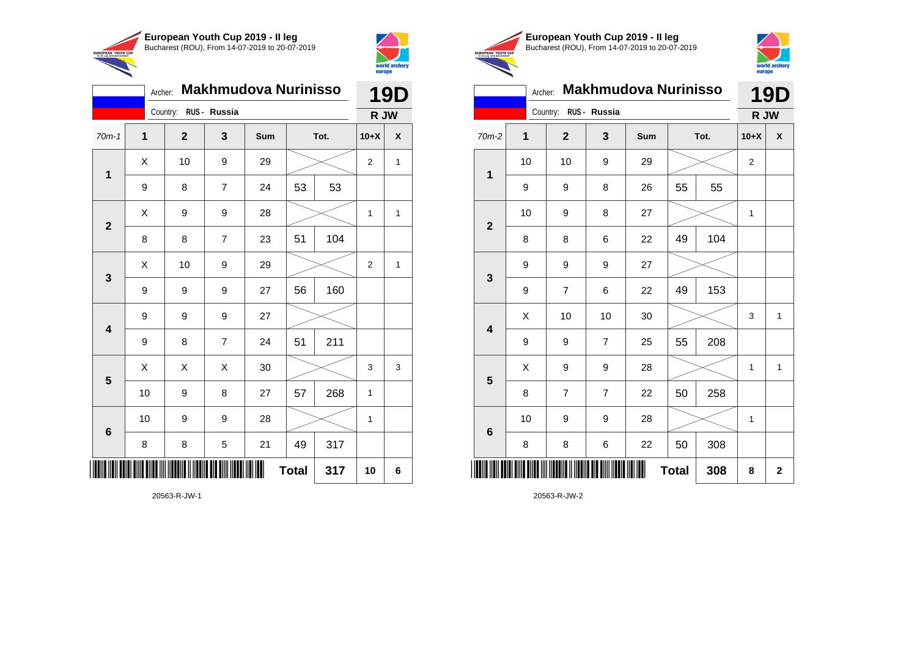**European Youth Cup 2019 - II leg**
Bucharest (ROU), From 14-07-2019 to 20-07-2019

Archer: **Makhmudova Nurinisso**
Country: **RUS - Russia**

**19D**
**R JW**

| 70m-1 | 1 | 2 | 3 | Sum | | Tot. | 10+X | X |
|---|---|---|---|---|---|---|---|---|
| 1 | X | 10 | 9 | 29 | | | 2 | 1 |
| | 9 | 8 | 7 | 24 | 53 | 53 | | |
| 2 | X | 9 | 9 | 28 | | | 1 | 1 |
| | 8 | 8 | 7 | 23 | 51 | 104 | | |
| 3 | X | 10 | 9 | 29 | | | 2 | 1 |
| | 9 | 9 | 9 | 27 | 56 | 160 | | |
| 4 | 9 | 9 | 9 | 27 | | | | |
| | 9 | 8 | 7 | 24 | 51 | 211 | | |
| 5 | X | X | X | 30 | | | 3 | 3 |
| | 10 | 9 | 8 | 27 | 57 | 268 | 1 | |
| 6 | 10 | 9 | 9 | 28 | | | 1 | |
| | 8 | 8 | 5 | 21 | 49 | 317 | | |
| | | | | | **Total** | **317** | **10** | **6** |

20563-R-JW-1

**European Youth Cup 2019 - II leg**
Bucharest (ROU), From 14-07-2019 to 20-07-2019

Archer: **Makhmudova Nurinisso**
Country: **RUS - Russia**

**19D**
**R JW**

| 70m-2 | 1 | 2 | 3 | Sum | | Tot. | 10+X | X |
|---|---|---|---|---|---|---|---|---|
| 1 | 10 | 10 | 9 | 29 | | | 2 | |
| | 9 | 9 | 8 | 26 | 55 | 55 | | |
| 2 | 10 | 9 | 8 | 27 | | | 1 | |
| | 8 | 8 | 6 | 22 | 49 | 104 | | |
| 3 | 9 | 9 | 9 | 27 | | | | |
| | 9 | 7 | 6 | 22 | 49 | 153 | | |
| 4 | X | 10 | 10 | 30 | | | 3 | 1 |
| | 9 | 9 | 7 | 25 | 55 | 208 | | |
| 5 | X | 9 | 9 | 28 | | | 1 | 1 |
| | 8 | 7 | 7 | 22 | 50 | 258 | | |
| 6 | 10 | 9 | 9 | 28 | | | 1 | |
| | 8 | 8 | 6 | 22 | 50 | 308 | | |
| | | | | | **Total** | **308** | **8** | **2** |

20563-R-JW-2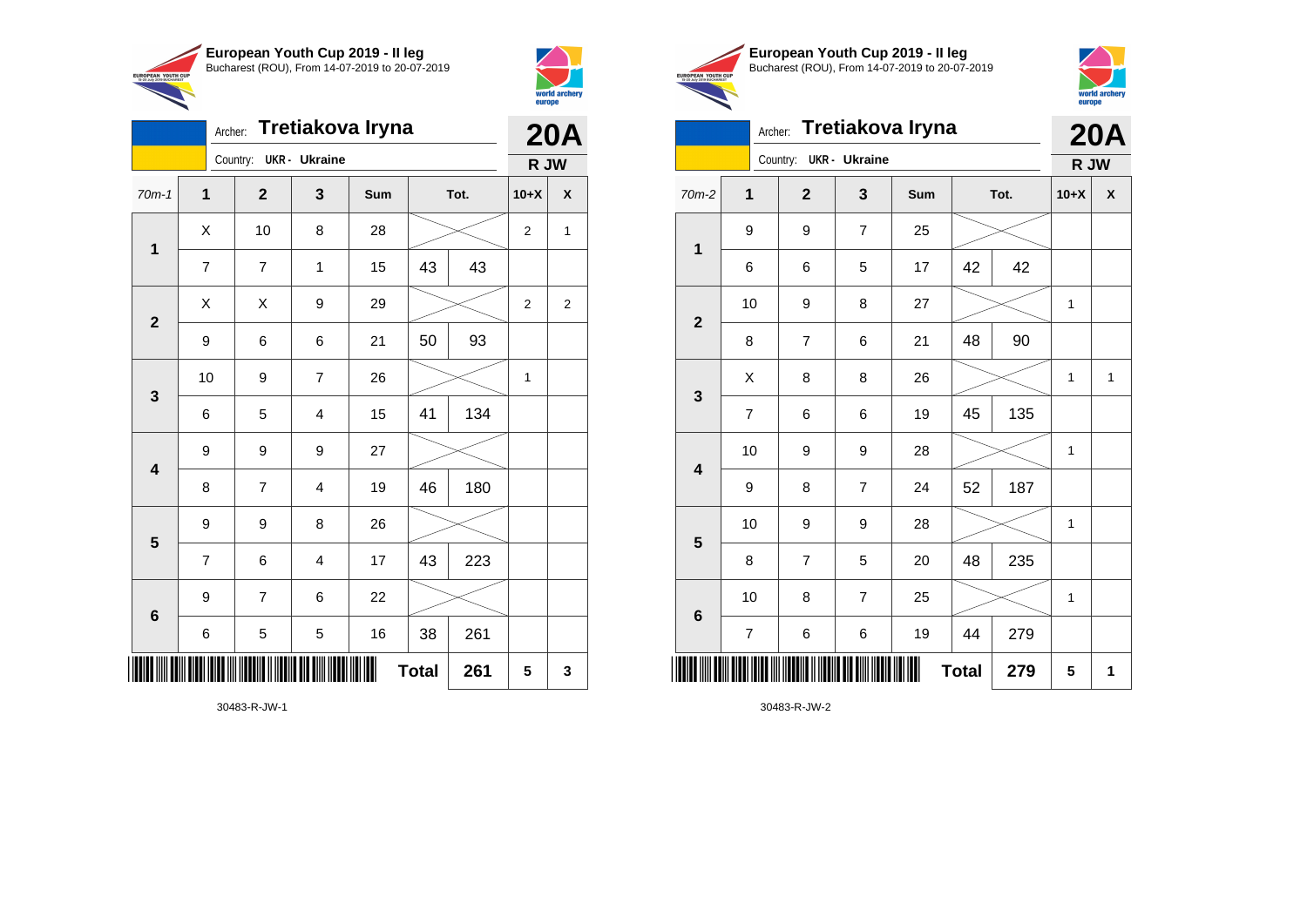**European Youth Cup 2019 - II leg**
Bucharest (ROU), From 14-07-2019 to 20-07-2019

Archer: **Tretiakova Iryna** — **20A**
Country: **UKR - Ukraine** — **R JW**

| 70m-1 | 1 | 2 | 3 | Sum | | Tot. | 10+X | X |
|---|---|---|---|---|---|---|---|---|
| 1 | X | 10 | 8 | 28 | | | 2 | 1 |
| | 7 | 7 | 1 | 15 | 43 | 43 | | |
| 2 | X | X | 9 | 29 | | | 2 | 2 |
| | 9 | 6 | 6 | 21 | 50 | 93 | | |
| 3 | 10 | 9 | 7 | 26 | | | 1 | |
| | 6 | 5 | 4 | 15 | 41 | 134 | | |
| 4 | 9 | 9 | 9 | 27 | | | | |
| | 8 | 7 | 4 | 19 | 46 | 180 | | |
| 5 | 9 | 9 | 8 | 26 | | | | |
| | 7 | 6 | 4 | 17 | 43 | 223 | | |
| 6 | 9 | 7 | 6 | 22 | | | | |
| | 6 | 5 | 5 | 16 | 38 | 261 | | |
| | | | | | Total | 261 | 5 | 3 |

30483-R-JW-1

**European Youth Cup 2019 - II leg**
Bucharest (ROU), From 14-07-2019 to 20-07-2019

Archer: **Tretiakova Iryna** — **20A**
Country: **UKR - Ukraine** — **R JW**

| 70m-2 | 1 | 2 | 3 | Sum | | Tot. | 10+X | X |
|---|---|---|---|---|---|---|---|---|
| 1 | 9 | 9 | 7 | 25 | | | | |
| | 6 | 6 | 5 | 17 | 42 | 42 | | |
| 2 | 10 | 9 | 8 | 27 | | | 1 | |
| | 8 | 7 | 6 | 21 | 48 | 90 | | |
| 3 | X | 8 | 8 | 26 | | | 1 | 1 |
| | 7 | 6 | 6 | 19 | 45 | 135 | | |
| 4 | 10 | 9 | 9 | 28 | | | 1 | |
| | 9 | 8 | 7 | 24 | 52 | 187 | | |
| 5 | 10 | 9 | 9 | 28 | | | 1 | |
| | 8 | 7 | 5 | 20 | 48 | 235 | | |
| 6 | 10 | 8 | 7 | 25 | | | 1 | |
| | 7 | 6 | 6 | 19 | 44 | 279 | | |
| | | | | | Total | 279 | 5 | 1 |

30483-R-JW-2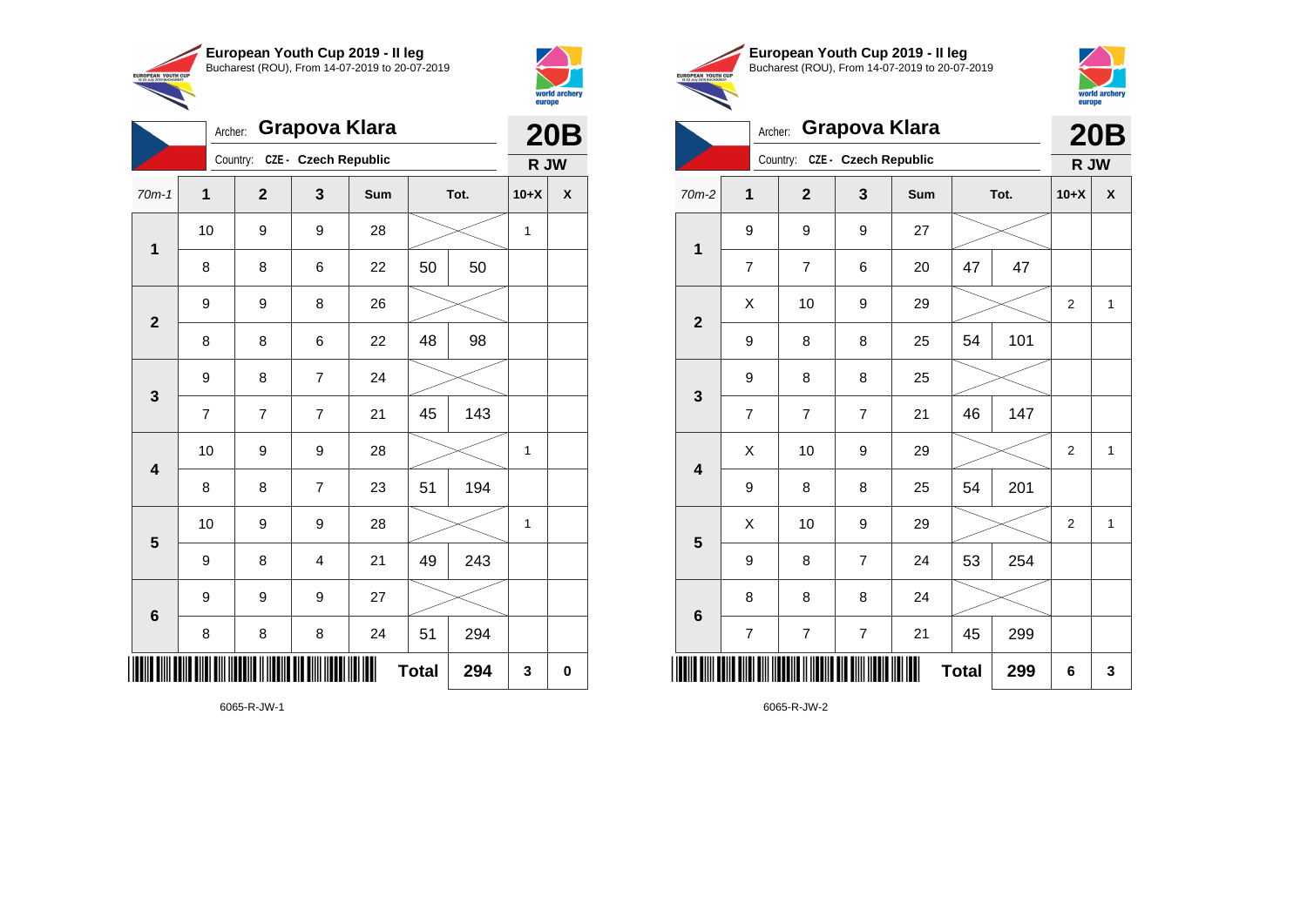**European Youth Cup 2019 - II leg**
Bucharest (ROU), From 14-07-2019 to 20-07-2019

Archer: **Grapova Klara**
Country: CZE - Czech Republic

**20B**
**R JW**

| 70m-1 | 1 | 2 | 3 | Sum | | Tot. | 10+X | X |
|---|---|---|---|---|---|---|---|---|
| 1 | 10 | 9 | 9 | 28 | | | 1 | |
| | 8 | 8 | 6 | 22 | 50 | 50 | | |
| 2 | 9 | 9 | 8 | 26 | | | | |
| | 8 | 8 | 6 | 22 | 48 | 98 | | |
| 3 | 9 | 8 | 7 | 24 | | | | |
| | 7 | 7 | 7 | 21 | 45 | 143 | | |
| 4 | 10 | 9 | 9 | 28 | | | 1 | |
| | 8 | 8 | 7 | 23 | 51 | 194 | | |
| 5 | 10 | 9 | 9 | 28 | | | 1 | |
| | 9 | 8 | 4 | 21 | 49 | 243 | | |
| 6 | 9 | 9 | 9 | 27 | | | | |
| | 8 | 8 | 8 | 24 | 51 | 294 | | |
| | | | | | **Total** | **294** | **3** | **0** |

6065-R-JW-1

**European Youth Cup 2019 - II leg**
Bucharest (ROU), From 14-07-2019 to 20-07-2019

Archer: **Grapova Klara**
Country: CZE - Czech Republic

**20B**
**R JW**

| 70m-2 | 1 | 2 | 3 | Sum | | Tot. | 10+X | X |
|---|---|---|---|---|---|---|---|---|
| 1 | 9 | 9 | 9 | 27 | | | | |
| | 7 | 7 | 6 | 20 | 47 | 47 | | |
| 2 | X | 10 | 9 | 29 | | | 2 | 1 |
| | 9 | 8 | 8 | 25 | 54 | 101 | | |
| 3 | 9 | 8 | 8 | 25 | | | | |
| | 7 | 7 | 7 | 21 | 46 | 147 | | |
| 4 | X | 10 | 9 | 29 | | | 2 | 1 |
| | 9 | 8 | 8 | 25 | 54 | 201 | | |
| 5 | X | 10 | 9 | 29 | | | 2 | 1 |
| | 9 | 8 | 7 | 24 | 53 | 254 | | |
| 6 | 8 | 8 | 8 | 24 | | | | |
| | 7 | 7 | 7 | 21 | 45 | 299 | | |
| | | | | | **Total** | **299** | **6** | **3** |

6065-R-JW-2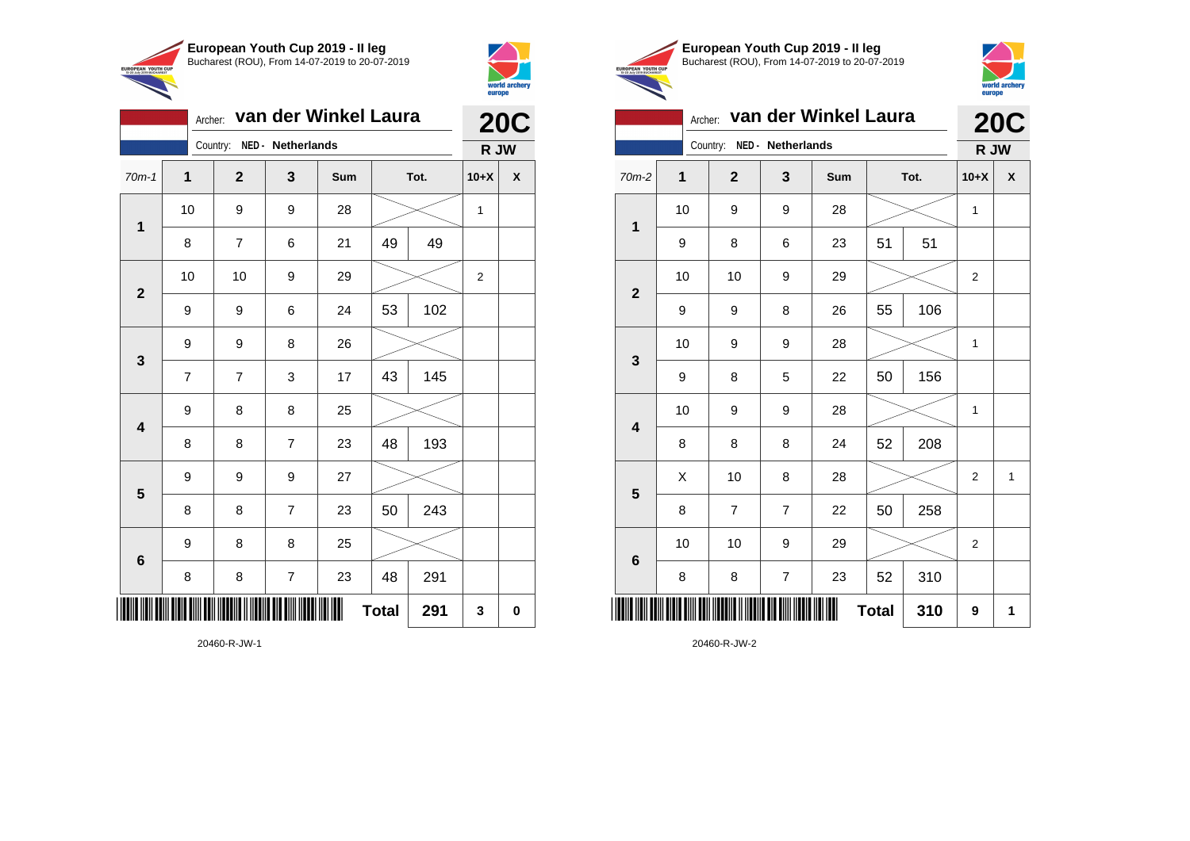**European Youth Cup 2019 - II leg**
Bucharest (ROU), From 14-07-2019 to 20-07-2019

Archer: **van der Winkel Laura**
Country: **NED - Netherlands**
**20C**
**R JW**

| 70m-1 | 1 | 2 | 3 | Sum | Tot. | | 10+X | X |
|---|---|---|---|---|---|---|---|---|
| 1 | 10 | 9 | 9 | 28 | | | 1 | |
| | 8 | 7 | 6 | 21 | 49 | 49 | | |
| 2 | 10 | 10 | 9 | 29 | | | 2 | |
| | 9 | 9 | 6 | 24 | 53 | 102 | | |
| 3 | 9 | 9 | 8 | 26 | | | | |
| | 7 | 7 | 3 | 17 | 43 | 145 | | |
| 4 | 9 | 8 | 8 | 25 | | | | |
| | 8 | 8 | 7 | 23 | 48 | 193 | | |
| 5 | 9 | 9 | 9 | 27 | | | | |
| | 8 | 8 | 7 | 23 | 50 | 243 | | |
| 6 | 9 | 8 | 8 | 25 | | | | |
| | 8 | 8 | 7 | 23 | 48 | 291 | | |
| | | | | | Total | 291 | 3 | 0 |

20460-R-JW-1

**European Youth Cup 2019 - II leg**
Bucharest (ROU), From 14-07-2019 to 20-07-2019

Archer: **van der Winkel Laura**
Country: **NED - Netherlands**
**20C**
**R JW**

| 70m-2 | 1 | 2 | 3 | Sum | Tot. | | 10+X | X |
|---|---|---|---|---|---|---|---|---|
| 1 | 10 | 9 | 9 | 28 | | | 1 | |
| | 9 | 8 | 6 | 23 | 51 | 51 | | |
| 2 | 10 | 10 | 9 | 29 | | | 2 | |
| | 9 | 9 | 8 | 26 | 55 | 106 | | |
| 3 | 10 | 9 | 9 | 28 | | | 1 | |
| | 9 | 8 | 5 | 22 | 50 | 156 | | |
| 4 | 10 | 9 | 9 | 28 | | | 1 | |
| | 8 | 8 | 8 | 24 | 52 | 208 | | |
| 5 | X | 10 | 8 | 28 | | | 2 | 1 |
| | 8 | 7 | 7 | 22 | 50 | 258 | | |
| 6 | 10 | 10 | 9 | 29 | | | 2 | |
| | 8 | 8 | 7 | 23 | 52 | 310 | | |
| | | | | | Total | 310 | 9 | 1 |

20460-R-JW-2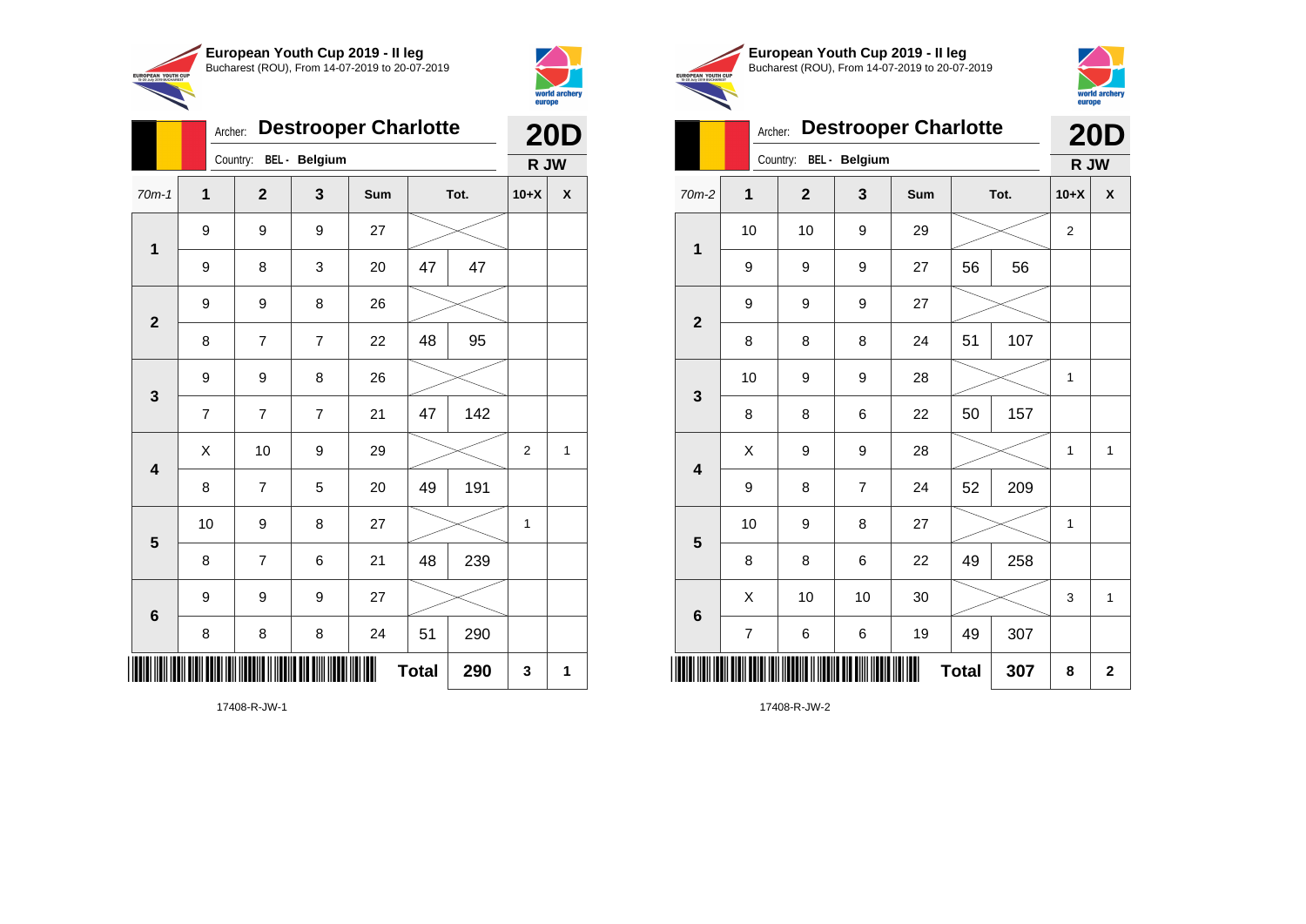**European Youth Cup 2019 - II leg**
Bucharest (ROU), From 14-07-2019 to 20-07-2019

Archer: **Destrooper Charlotte**
Country: BEL - Belgium

**20D**
**R JW**

| 70m-1 | 1 | 2 | 3 | Sum | | Tot. | 10+X | X |
|---|---|---|---|---|---|---|---|---|
| 1 | 9 | 9 | 9 | 27 | | | | |
| | 9 | 8 | 3 | 20 | 47 | 47 | | |
| 2 | 9 | 9 | 8 | 26 | | | | |
| | 8 | 7 | 7 | 22 | 48 | 95 | | |
| 3 | 9 | 9 | 8 | 26 | | | | |
| | 7 | 7 | 7 | 21 | 47 | 142 | | |
| 4 | X | 10 | 9 | 29 | | | 2 | 1 |
| | 8 | 7 | 5 | 20 | 49 | 191 | | |
| 5 | 10 | 9 | 8 | 27 | | | 1 | |
| | 8 | 7 | 6 | 21 | 48 | 239 | | |
| 6 | 9 | 9 | 9 | 27 | | | | |
| | 8 | 8 | 8 | 24 | 51 | 290 | | |
| | | | | | **Total** | **290** | **3** | **1** |

17408-R-JW-1

**European Youth Cup 2019 - II leg**
Bucharest (ROU), From 14-07-2019 to 20-07-2019

Archer: **Destrooper Charlotte**
Country: BEL - Belgium

**20D**
**R JW**

| 70m-2 | 1 | 2 | 3 | Sum | | Tot. | 10+X | X |
|---|---|---|---|---|---|---|---|---|
| 1 | 10 | 10 | 9 | 29 | | | 2 | |
| | 9 | 9 | 9 | 27 | 56 | 56 | | |
| 2 | 9 | 9 | 9 | 27 | | | | |
| | 8 | 8 | 8 | 24 | 51 | 107 | | |
| 3 | 10 | 9 | 9 | 28 | | | 1 | |
| | 8 | 8 | 6 | 22 | 50 | 157 | | |
| 4 | X | 9 | 9 | 28 | | | 1 | 1 |
| | 9 | 8 | 7 | 24 | 52 | 209 | | |
| 5 | 10 | 9 | 8 | 27 | | | 1 | |
| | 8 | 8 | 6 | 22 | 49 | 258 | | |
| 6 | X | 10 | 10 | 30 | | | 3 | 1 |
| | 7 | 6 | 6 | 19 | 49 | 307 | | |
| | | | | | **Total** | **307** | **8** | **2** |

17408-R-JW-2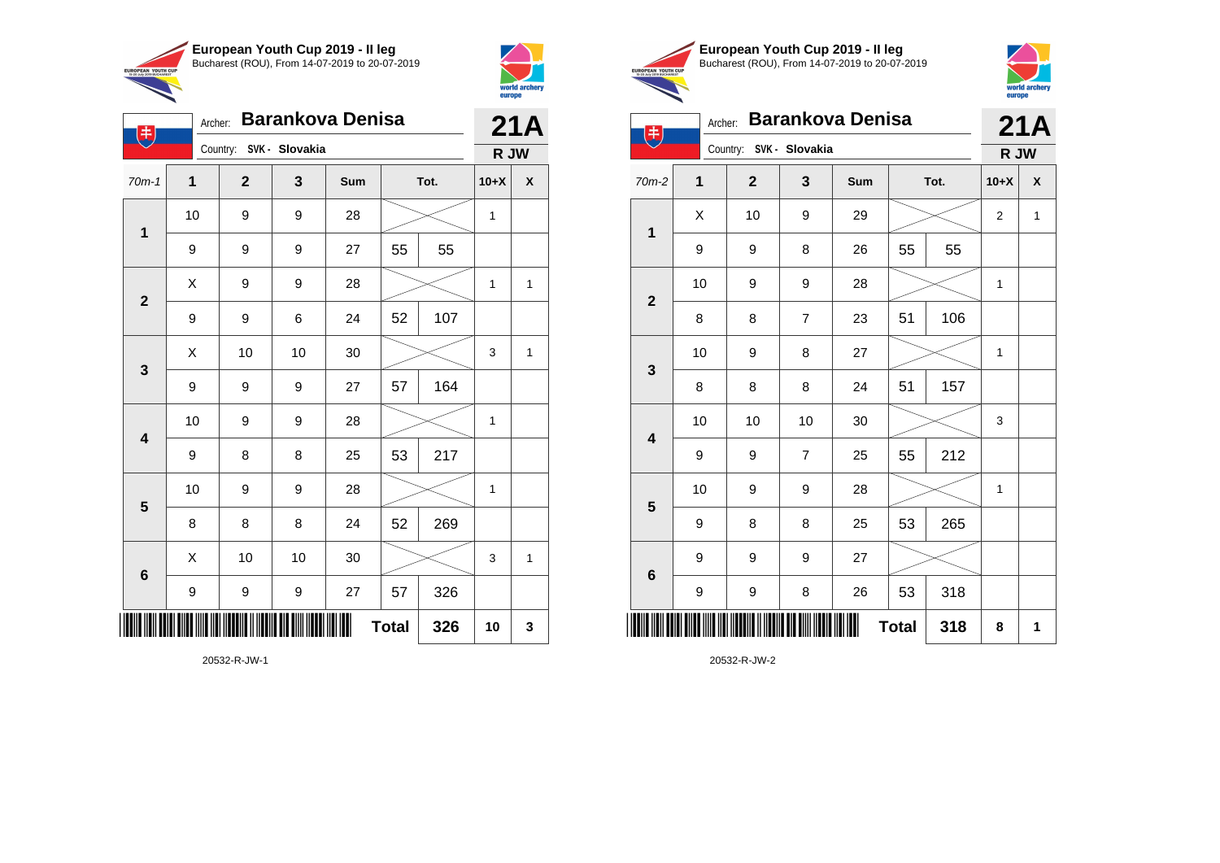**European Youth Cup 2019 - II leg**
Bucharest (ROU), From 14-07-2019 to 20-07-2019

Archer: **Barankova Denisa** — **21A**
Country: **SVK - Slovakia** — **R JW**

| 70m-1 | 1 | 2 | 3 | Sum | Tot. | | 10+X | X |
|---|---|---|---|---|---|---|---|---|
| 1 | 10 | 9 | 9 | 28 | | | 1 | |
| | 9 | 9 | 9 | 27 | 55 | 55 | | |
| 2 | X | 9 | 9 | 28 | | | 1 | 1 |
| | 9 | 9 | 6 | 24 | 52 | 107 | | |
| 3 | X | 10 | 10 | 30 | | | 3 | 1 |
| | 9 | 9 | 9 | 27 | 57 | 164 | | |
| 4 | 10 | 9 | 9 | 28 | | | 1 | |
| | 9 | 8 | 8 | 25 | 53 | 217 | | |
| 5 | 10 | 9 | 9 | 28 | | | 1 | |
| | 8 | 8 | 8 | 24 | 52 | 269 | | |
| 6 | X | 10 | 10 | 30 | | | 3 | 1 |
| | 9 | 9 | 9 | 27 | 57 | 326 | | |
| | | | | | Total | 326 | 10 | 3 |

20532-R-JW-1

**European Youth Cup 2019 - II leg**
Bucharest (ROU), From 14-07-2019 to 20-07-2019

Archer: **Barankova Denisa** — **21A**
Country: **SVK - Slovakia** — **R JW**

| 70m-2 | 1 | 2 | 3 | Sum | Tot. | | 10+X | X |
|---|---|---|---|---|---|---|---|---|
| 1 | X | 10 | 9 | 29 | | | 2 | 1 |
| | 9 | 9 | 8 | 26 | 55 | 55 | | |
| 2 | 10 | 9 | 9 | 28 | | | 1 | |
| | 8 | 8 | 7 | 23 | 51 | 106 | | |
| 3 | 10 | 9 | 8 | 27 | | | 1 | |
| | 8 | 8 | 8 | 24 | 51 | 157 | | |
| 4 | 10 | 10 | 10 | 30 | | | 3 | |
| | 9 | 9 | 7 | 25 | 55 | 212 | | |
| 5 | 10 | 9 | 9 | 28 | | | 1 | |
| | 9 | 8 | 8 | 25 | 53 | 265 | | |
| 6 | 9 | 9 | 9 | 27 | | | | |
| | 9 | 9 | 8 | 26 | 53 | 318 | | |
| | | | | | Total | 318 | 8 | 1 |

20532-R-JW-2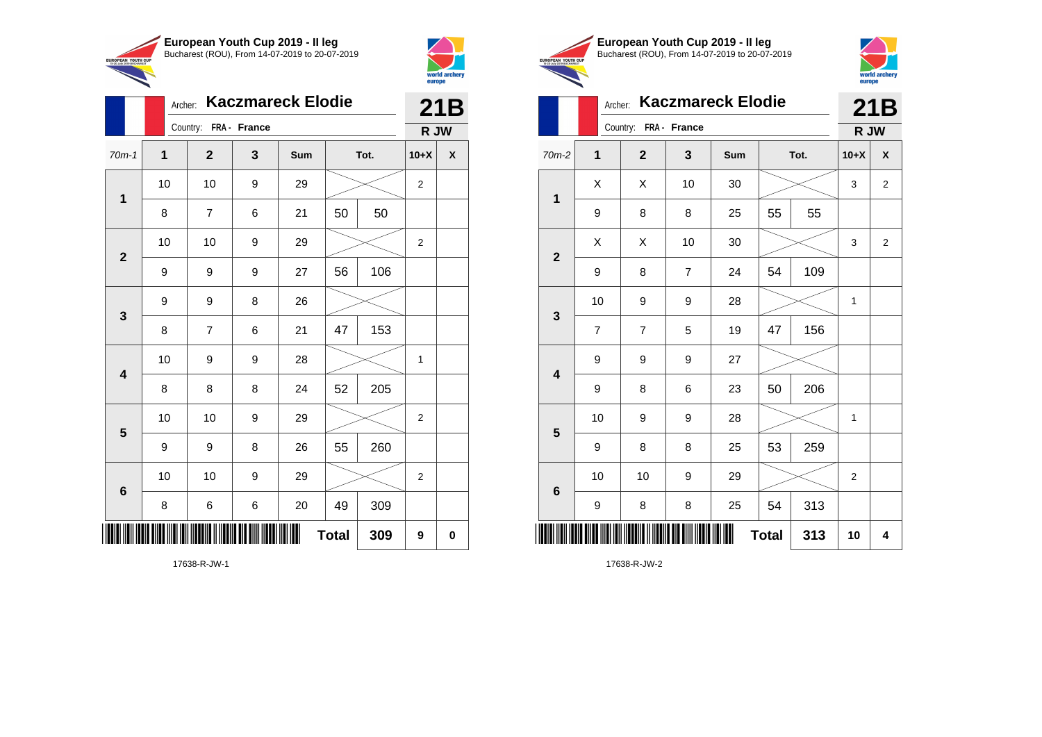## European Youth Cup 2019 - II leg

Bucharest (ROU), From 14-07-2019 to 20-07-2019

Archer: **Kaczmareck Elodie**

Country: FRA - France

**21B** R JW

| 70m-1 | 1 | 2 | 3 | Sum | Tot. | | 10+X | X |
|---|---|---|---|---|---|---|---|---|
| 1 | 10 | 10 | 9 | 29 | | | 2 | |
| | 8 | 7 | 6 | 21 | 50 | 50 | | |
| 2 | 10 | 10 | 9 | 29 | | | 2 | |
| | 9 | 9 | 9 | 27 | 56 | 106 | | |
| 3 | 9 | 9 | 8 | 26 | | | | |
| | 8 | 7 | 6 | 21 | 47 | 153 | | |
| 4 | 10 | 9 | 9 | 28 | | | 1 | |
| | 8 | 8 | 8 | 24 | 52 | 205 | | |
| 5 | 10 | 10 | 9 | 29 | | | 2 | |
| | 9 | 9 | 8 | 26 | 55 | 260 | | |
| 6 | 10 | 10 | 9 | 29 | | | 2 | |
| | 8 | 6 | 6 | 20 | 49 | 309 | | |
| | | | | | **Total** | **309** | **9** | **0** |

17638-R-JW-1

## European Youth Cup 2019 - II leg

Bucharest (ROU), From 14-07-2019 to 20-07-2019

Archer: **Kaczmareck Elodie**

Country: FRA - France

**21B** R JW

| 70m-2 | 1 | 2 | 3 | Sum | Tot. | | 10+X | X |
|---|---|---|---|---|---|---|---|---|
| 1 | X | X | 10 | 30 | | | 3 | 2 |
| | 9 | 8 | 8 | 25 | 55 | 55 | | |
| 2 | X | X | 10 | 30 | | | 3 | 2 |
| | 9 | 8 | 7 | 24 | 54 | 109 | | |
| 3 | 10 | 9 | 9 | 28 | | | 1 | |
| | 7 | 7 | 5 | 19 | 47 | 156 | | |
| 4 | 9 | 9 | 9 | 27 | | | | |
| | 9 | 8 | 6 | 23 | 50 | 206 | | |
| 5 | 10 | 9 | 9 | 28 | | | 1 | |
| | 9 | 8 | 8 | 25 | 53 | 259 | | |
| 6 | 10 | 10 | 9 | 29 | | | 2 | |
| | 9 | 8 | 8 | 25 | 54 | 313 | | |
| | | | | | **Total** | **313** | **10** | **4** |

17638-R-JW-2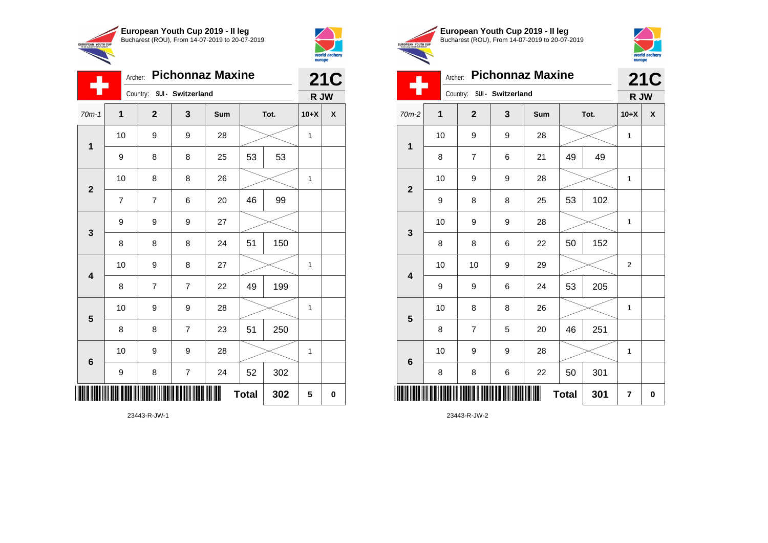**European Youth Cup 2019 - II leg**
Bucharest (ROU), From 14-07-2019 to 20-07-2019

Archer: **Pichonnaz Maxine**
Country: SUI - Switzerland

**21C**
**R JW**

| 70m-1 | 1 | 2 | 3 | Sum | Tot. | | 10+X | X |
|---|---|---|---|---|---|---|---|---|
| 1 | 10 | 9 | 9 | 28 | | | 1 | |
| | 9 | 8 | 8 | 25 | 53 | 53 | | |
| 2 | 10 | 8 | 8 | 26 | | | 1 | |
| | 7 | 7 | 6 | 20 | 46 | 99 | | |
| 3 | 9 | 9 | 9 | 27 | | | | |
| | 8 | 8 | 8 | 24 | 51 | 150 | | |
| 4 | 10 | 9 | 8 | 27 | | | 1 | |
| | 8 | 7 | 7 | 22 | 49 | 199 | | |
| 5 | 10 | 9 | 9 | 28 | | | 1 | |
| | 8 | 8 | 7 | 23 | 51 | 250 | | |
| 6 | 10 | 9 | 9 | 28 | | | 1 | |
| | 9 | 8 | 7 | 24 | 52 | 302 | | |
| | | | | | **Total** | **302** | **5** | **0** |

23443-R-JW-1

**European Youth Cup 2019 - II leg**
Bucharest (ROU), From 14-07-2019 to 20-07-2019

Archer: **Pichonnaz Maxine**
Country: SUI - Switzerland

**21C**
**R JW**

| 70m-2 | 1 | 2 | 3 | Sum | Tot. | | 10+X | X |
|---|---|---|---|---|---|---|---|---|
| 1 | 10 | 9 | 9 | 28 | | | 1 | |
| | 8 | 7 | 6 | 21 | 49 | 49 | | |
| 2 | 10 | 9 | 9 | 28 | | | 1 | |
| | 9 | 8 | 8 | 25 | 53 | 102 | | |
| 3 | 10 | 9 | 9 | 28 | | | 1 | |
| | 8 | 8 | 6 | 22 | 50 | 152 | | |
| 4 | 10 | 10 | 9 | 29 | | | 2 | |
| | 9 | 9 | 6 | 24 | 53 | 205 | | |
| 5 | 10 | 8 | 8 | 26 | | | 1 | |
| | 8 | 7 | 5 | 20 | 46 | 251 | | |
| 6 | 10 | 9 | 9 | 28 | | | 1 | |
| | 8 | 8 | 6 | 22 | 50 | 301 | | |
| | | | | | **Total** | **301** | **7** | **0** |

23443-R-JW-2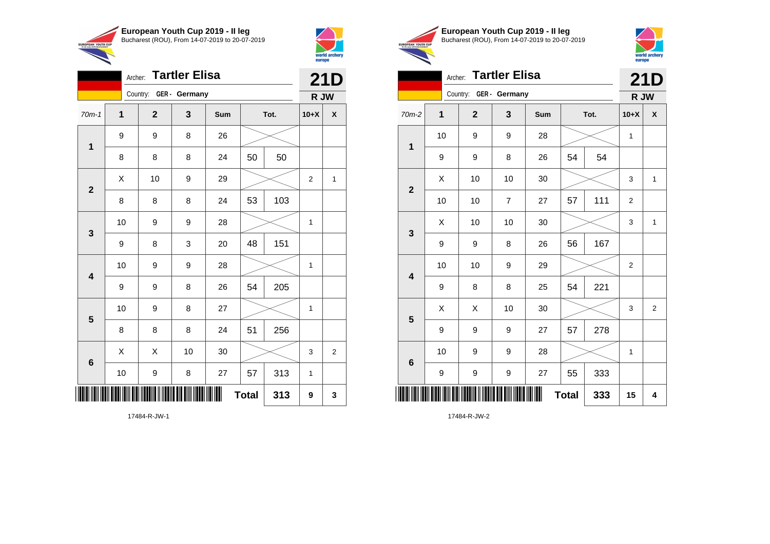## European Youth Cup 2019 - II leg

Bucharest (ROU), From 14-07-2019 to 20-07-2019

Archer: **Tartler Elisa**

Country: **GER - Germany**

**21D**

**R JW**

| 70m-1 | 1 | 2 | 3 | Sum | Tot. | | 10+X | X |
|---|---|---|---|---|---|---|---|---|
| 1 | 9 | 9 | 8 | 26 | | | | |
| | 8 | 8 | 8 | 24 | 50 | 50 | | |
| 2 | X | 10 | 9 | 29 | | | 2 | 1 |
| | 8 | 8 | 8 | 24 | 53 | 103 | | |
| 3 | 10 | 9 | 9 | 28 | | | 1 | |
| | 9 | 8 | 3 | 20 | 48 | 151 | | |
| 4 | 10 | 9 | 9 | 28 | | | 1 | |
| | 9 | 9 | 8 | 26 | 54 | 205 | | |
| 5 | 10 | 9 | 8 | 27 | | | 1 | |
| | 8 | 8 | 8 | 24 | 51 | 256 | | |
| 6 | X | X | 10 | 30 | | | 3 | 2 |
| | 10 | 9 | 8 | 27 | 57 | 313 | 1 | |
| | | | | | **Total** | **313** | **9** | **3** |

17484-R-JW-1

## European Youth Cup 2019 - II leg

Bucharest (ROU), From 14-07-2019 to 20-07-2019

Archer: **Tartler Elisa**

Country: **GER - Germany**

**21D**

**R JW**

| 70m-2 | 1 | 2 | 3 | Sum | Tot. | | 10+X | X |
|---|---|---|---|---|---|---|---|---|
| 1 | 10 | 9 | 9 | 28 | | | 1 | |
| | 9 | 9 | 8 | 26 | 54 | 54 | | |
| 2 | X | 10 | 10 | 30 | | | 3 | 1 |
| | 10 | 10 | 7 | 27 | 57 | 111 | 2 | |
| 3 | X | 10 | 10 | 30 | | | 3 | 1 |
| | 9 | 9 | 8 | 26 | 56 | 167 | | |
| 4 | 10 | 10 | 9 | 29 | | | 2 | |
| | 9 | 8 | 8 | 25 | 54 | 221 | | |
| 5 | X | X | 10 | 30 | | | 3 | 2 |
| | 9 | 9 | 9 | 27 | 57 | 278 | | |
| 6 | 10 | 9 | 9 | 28 | | | 1 | |
| | 9 | 9 | 9 | 27 | 55 | 333 | | |
| | | | | | **Total** | **333** | **15** | **4** |

17484-R-JW-2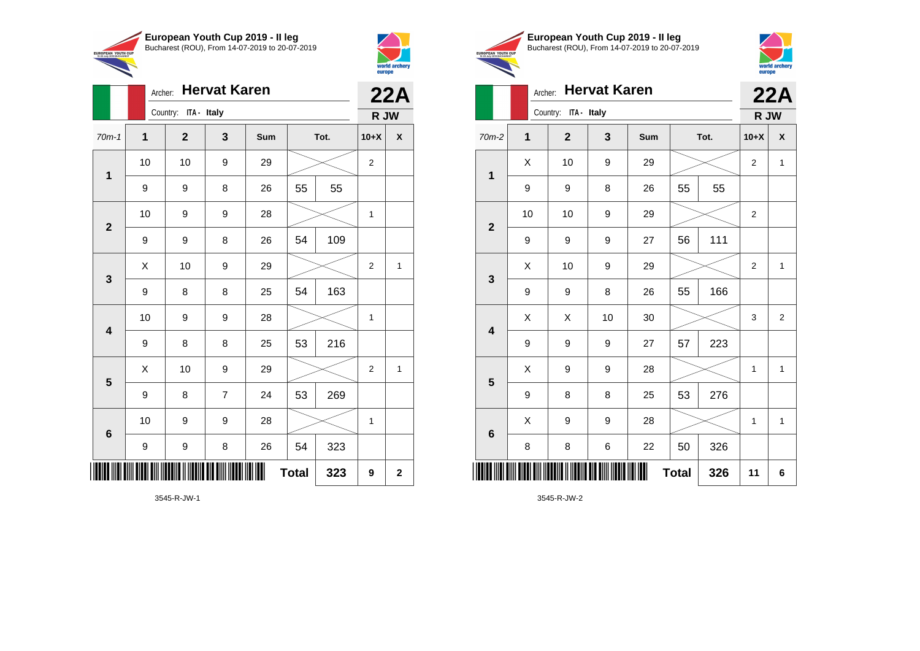**European Youth Cup 2019 - II leg**
Bucharest (ROU), From 14-07-2019 to 20-07-2019

Archer: **Hervat Karen**
Country: ITA - Italy

**22A**
**R JW**

| 70m-1 | 1 | 2 | 3 | Sum | | Tot. | 10+X | X |
|---|---|---|---|---|---|---|---|---|
| 1 | 10 | 10 | 9 | 29 | | | 2 | |
| | 9 | 9 | 8 | 26 | 55 | 55 | | |
| 2 | 10 | 9 | 9 | 28 | | | 1 | |
| | 9 | 9 | 8 | 26 | 54 | 109 | | |
| 3 | X | 10 | 9 | 29 | | | 2 | 1 |
| | 9 | 8 | 8 | 25 | 54 | 163 | | |
| 4 | 10 | 9 | 9 | 28 | | | 1 | |
| | 9 | 8 | 8 | 25 | 53 | 216 | | |
| 5 | X | 10 | 9 | 29 | | | 2 | 1 |
| | 9 | 8 | 7 | 24 | 53 | 269 | | |
| 6 | 10 | 9 | 9 | 28 | | | 1 | |
| | 9 | 9 | 8 | 26 | 54 | 323 | | |
| | | | | | **Total** | **323** | **9** | **2** |

3545-R-JW-1

**European Youth Cup 2019 - II leg**
Bucharest (ROU), From 14-07-2019 to 20-07-2019

Archer: **Hervat Karen**
Country: ITA - Italy

**22A**
**R JW**

| 70m-2 | 1 | 2 | 3 | Sum | | Tot. | 10+X | X |
|---|---|---|---|---|---|---|---|---|
| 1 | X | 10 | 9 | 29 | | | 2 | 1 |
| | 9 | 9 | 8 | 26 | 55 | 55 | | |
| 2 | 10 | 10 | 9 | 29 | | | 2 | |
| | 9 | 9 | 9 | 27 | 56 | 111 | | |
| 3 | X | 10 | 9 | 29 | | | 2 | 1 |
| | 9 | 9 | 8 | 26 | 55 | 166 | | |
| 4 | X | X | 10 | 30 | | | 3 | 2 |
| | 9 | 9 | 9 | 27 | 57 | 223 | | |
| 5 | X | 9 | 9 | 28 | | | 1 | 1 |
| | 9 | 8 | 8 | 25 | 53 | 276 | | |
| 6 | X | 9 | 9 | 28 | | | 1 | 1 |
| | 8 | 8 | 6 | 22 | 50 | 326 | | |
| | | | | | **Total** | **326** | **11** | **6** |

3545-R-JW-2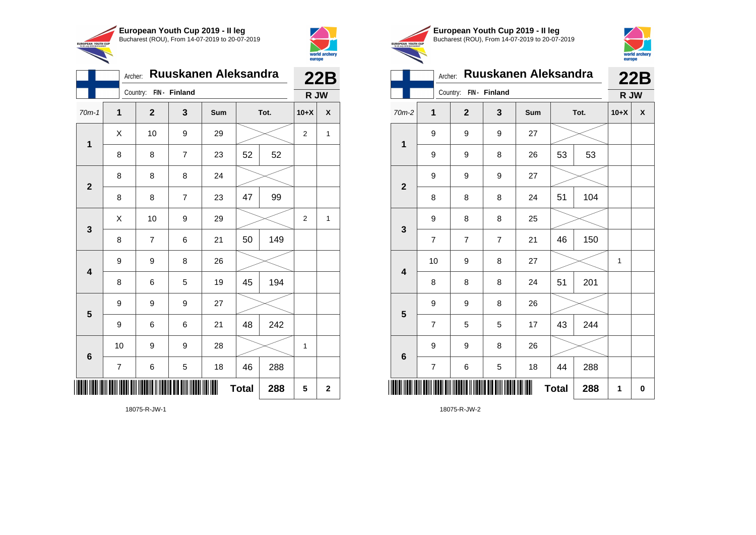## European Youth Cup 2019 - II leg

Bucharest (ROU), From 14-07-2019 to 20-07-2019

Archer: **Ruuskanen Aleksandra**

Country: FIN - Finland

**22B**

**R JW**

| 70m-1 | 1 | 2 | 3 | Sum | Tot. | | 10+X | X |
|---|---|---|---|---|---|---|---|---|
| 1 | X | 10 | 9 | 29 | | | 2 | 1 |
| | 8 | 8 | 7 | 23 | 52 | 52 | | |
| 2 | 8 | 8 | 8 | 24 | | | | |
| | 8 | 8 | 7 | 23 | 47 | 99 | | |
| 3 | X | 10 | 9 | 29 | | | 2 | 1 |
| | 8 | 7 | 6 | 21 | 50 | 149 | | |
| 4 | 9 | 9 | 8 | 26 | | | | |
| | 8 | 6 | 5 | 19 | 45 | 194 | | |
| 5 | 9 | 9 | 9 | 27 | | | | |
| | 9 | 6 | 6 | 21 | 48 | 242 | | |
| 6 | 10 | 9 | 9 | 28 | | | 1 | |
| | 7 | 6 | 5 | 18 | 46 | 288 | | |
| | | | | | **Total** | **288** | **5** | **2** |

18075-R-JW-1

## European Youth Cup 2019 - II leg

Bucharest (ROU), From 14-07-2019 to 20-07-2019

Archer: **Ruuskanen Aleksandra**

Country: FIN - Finland

**22B**

**R JW**

| 70m-2 | 1 | 2 | 3 | Sum | Tot. | | 10+X | X |
|---|---|---|---|---|---|---|---|---|
| 1 | 9 | 9 | 9 | 27 | | | | |
| | 9 | 9 | 8 | 26 | 53 | 53 | | |
| 2 | 9 | 9 | 9 | 27 | | | | |
| | 8 | 8 | 8 | 24 | 51 | 104 | | |
| 3 | 9 | 8 | 8 | 25 | | | | |
| | 7 | 7 | 7 | 21 | 46 | 150 | | |
| 4 | 10 | 9 | 8 | 27 | | | 1 | |
| | 8 | 8 | 8 | 24 | 51 | 201 | | |
| 5 | 9 | 9 | 8 | 26 | | | | |
| | 7 | 5 | 5 | 17 | 43 | 244 | | |
| 6 | 9 | 9 | 8 | 26 | | | | |
| | 7 | 6 | 5 | 18 | 44 | 288 | | |
| | | | | | **Total** | **288** | **1** | **0** |

18075-R-JW-2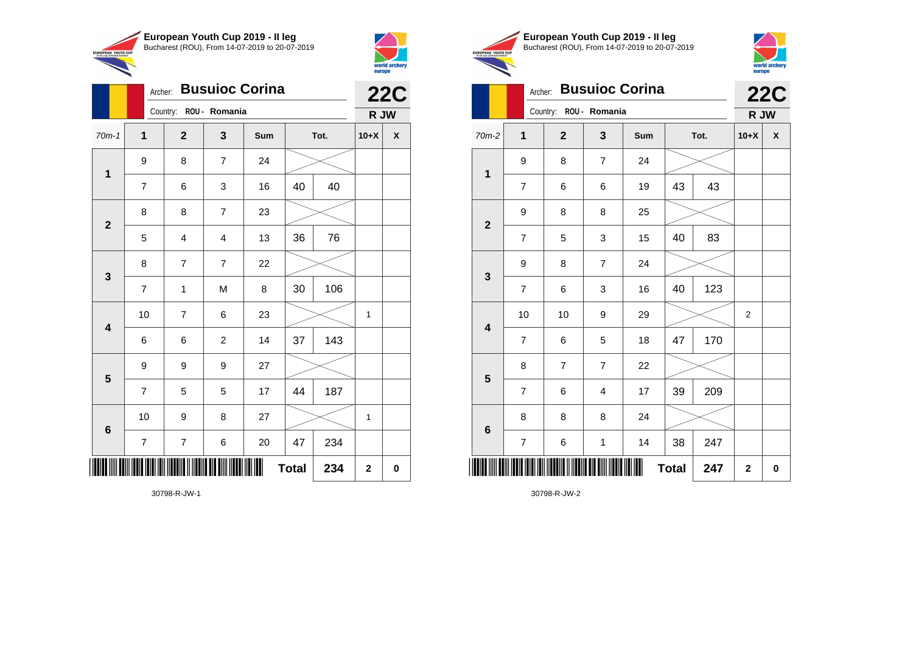**European Youth Cup 2019 - II leg**
Bucharest (ROU), From 14-07-2019 to 20-07-2019

Archer: **Busuioc Corina**
Country: ROU - Romania

**22C**
**R JW**

| 70m-1 | 1 | 2 | 3 | Sum | Tot. | | 10+X | X |
|---|---|---|---|---|---|---|---|---|
| 1 | 9 | 8 | 7 | 24 | | | | |
| | 7 | 6 | 3 | 16 | 40 | 40 | | |
| 2 | 8 | 8 | 7 | 23 | | | | |
| | 5 | 4 | 4 | 13 | 36 | 76 | | |
| 3 | 8 | 7 | 7 | 22 | | | | |
| | 7 | 1 | M | 8 | 30 | 106 | | |
| 4 | 10 | 7 | 6 | 23 | | | 1 | |
| | 6 | 6 | 2 | 14 | 37 | 143 | | |
| 5 | 9 | 9 | 9 | 27 | | | | |
| | 7 | 5 | 5 | 17 | 44 | 187 | | |
| 6 | 10 | 9 | 8 | 27 | | | 1 | |
| | 7 | 7 | 6 | 20 | 47 | 234 | | |
| | | | | | **Total** | **234** | **2** | **0** |

30798-R-JW-1

**European Youth Cup 2019 - II leg**
Bucharest (ROU), From 14-07-2019 to 20-07-2019

Archer: **Busuioc Corina**
Country: ROU - Romania

**22C**
**R JW**

| 70m-2 | 1 | 2 | 3 | Sum | Tot. | | 10+X | X |
|---|---|---|---|---|---|---|---|---|
| 1 | 9 | 8 | 7 | 24 | | | | |
| | 7 | 6 | 6 | 19 | 43 | 43 | | |
| 2 | 9 | 8 | 8 | 25 | | | | |
| | 7 | 5 | 3 | 15 | 40 | 83 | | |
| 3 | 9 | 8 | 7 | 24 | | | | |
| | 7 | 6 | 3 | 16 | 40 | 123 | | |
| 4 | 10 | 10 | 9 | 29 | | | 2 | |
| | 7 | 6 | 5 | 18 | 47 | 170 | | |
| 5 | 8 | 7 | 7 | 22 | | | | |
| | 7 | 6 | 4 | 17 | 39 | 209 | | |
| 6 | 8 | 8 | 8 | 24 | | | | |
| | 7 | 6 | 1 | 14 | 38 | 247 | | |
| | | | | | **Total** | **247** | **2** | **0** |

30798-R-JW-2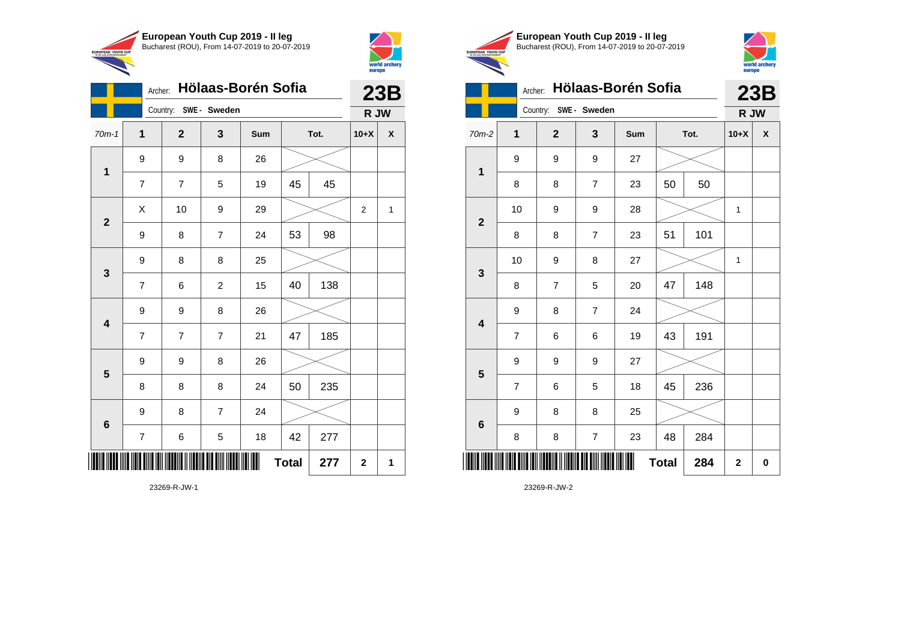## European Youth Cup 2019 - II leg

Bucharest (ROU), From 14-07-2019 to 20-07-2019

Archer: **Hölaas-Borén Sofia** — **23B**

Country: **SWE - Sweden** — **R JW**

| 70m-1 | 1 | 2 | 3 | Sum | | Tot. | 10+X | X |
|---|---|---|---|---|---|---|---|---|
| 1 | 9 | 9 | 8 | 26 | | | | |
| | 7 | 7 | 5 | 19 | 45 | 45 | | |
| 2 | X | 10 | 9 | 29 | | | 2 | 1 |
| | 9 | 8 | 7 | 24 | 53 | 98 | | |
| 3 | 9 | 8 | 8 | 25 | | | | |
| | 7 | 6 | 2 | 15 | 40 | 138 | | |
| 4 | 9 | 9 | 8 | 26 | | | | |
| | 7 | 7 | 7 | 21 | 47 | 185 | | |
| 5 | 9 | 9 | 8 | 26 | | | | |
| | 8 | 8 | 8 | 24 | 50 | 235 | | |
| 6 | 9 | 8 | 7 | 24 | | | | |
| | 7 | 6 | 5 | 18 | 42 | 277 | | |
| | | | | | **Total** | **277** | **2** | **1** |

23269-R-JW-1

## European Youth Cup 2019 - II leg

Bucharest (ROU), From 14-07-2019 to 20-07-2019

Archer: **Hölaas-Borén Sofia** — **23B**

Country: **SWE - Sweden** — **R JW**

| 70m-2 | 1 | 2 | 3 | Sum | | Tot. | 10+X | X |
|---|---|---|---|---|---|---|---|---|
| 1 | 9 | 9 | 9 | 27 | | | | |
| | 8 | 8 | 7 | 23 | 50 | 50 | | |
| 2 | 10 | 9 | 9 | 28 | | | 1 | |
| | 8 | 8 | 7 | 23 | 51 | 101 | | |
| 3 | 10 | 9 | 8 | 27 | | | 1 | |
| | 8 | 7 | 5 | 20 | 47 | 148 | | |
| 4 | 9 | 8 | 7 | 24 | | | | |
| | 7 | 6 | 6 | 19 | 43 | 191 | | |
| 5 | 9 | 9 | 9 | 27 | | | | |
| | 7 | 6 | 5 | 18 | 45 | 236 | | |
| 6 | 9 | 8 | 8 | 25 | | | | |
| | 8 | 8 | 7 | 23 | 48 | 284 | | |
| | | | | | **Total** | **284** | **2** | **0** |

23269-R-JW-2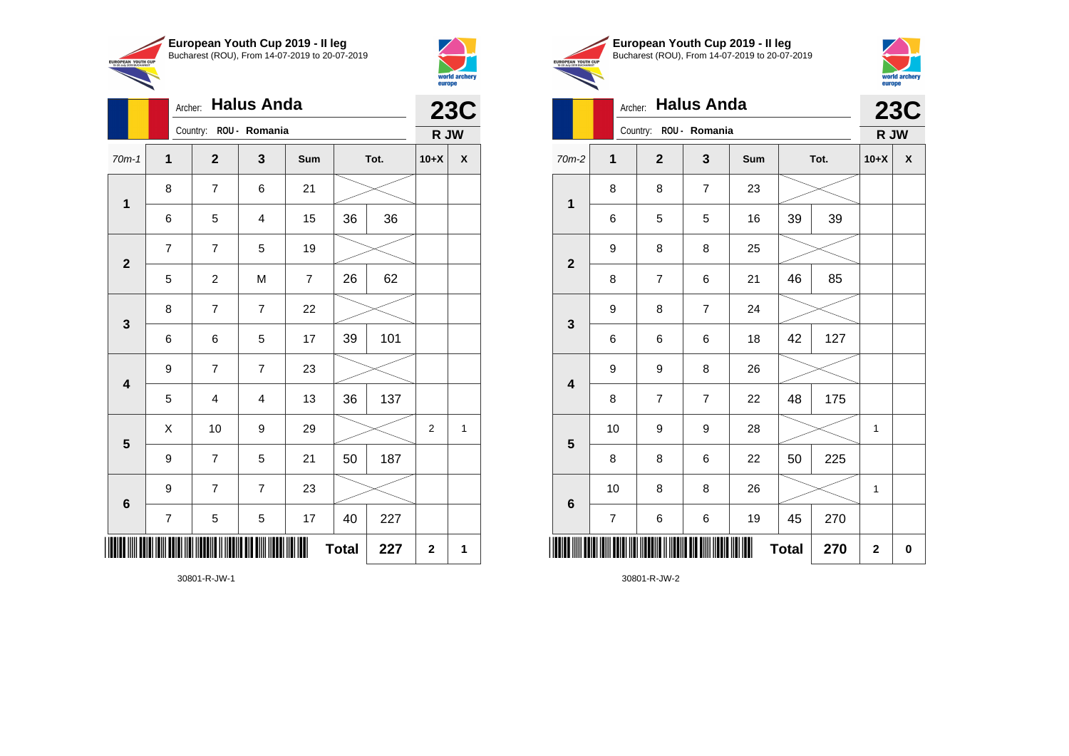## European Youth Cup 2019 - II leg

Bucharest (ROU), From 14-07-2019 to 20-07-2019

Archer: **Halus Anda**

Country: ROU - Romania

**23C**

**R JW**

| 70m-1 | 1 | 2 | 3 | Sum | Tot. | | 10+X | X |
|---|---|---|---|---|---|---|---|---|
| 1 | 8 | 7 | 6 | 21 | | | | |
| | 6 | 5 | 4 | 15 | 36 | 36 | | |
| 2 | 7 | 7 | 5 | 19 | | | | |
| | 5 | 2 | M | 7 | 26 | 62 | | |
| 3 | 8 | 7 | 7 | 22 | | | | |
| | 6 | 6 | 5 | 17 | 39 | 101 | | |
| 4 | 9 | 7 | 7 | 23 | | | | |
| | 5 | 4 | 4 | 13 | 36 | 137 | | |
| 5 | X | 10 | 9 | 29 | | | 2 | 1 |
| | 9 | 7 | 5 | 21 | 50 | 187 | | |
| 6 | 9 | 7 | 7 | 23 | | | | |
| | 7 | 5 | 5 | 17 | 40 | 227 | | |
| | | | | | **Total** | **227** | **2** | **1** |

30801-R-JW-1

## European Youth Cup 2019 - II leg

Bucharest (ROU), From 14-07-2019 to 20-07-2019

Archer: **Halus Anda**

Country: ROU - Romania

**23C**

**R JW**

| 70m-2 | 1 | 2 | 3 | Sum | Tot. | | 10+X | X |
|---|---|---|---|---|---|---|---|---|
| 1 | 8 | 8 | 7 | 23 | | | | |
| | 6 | 5 | 5 | 16 | 39 | 39 | | |
| 2 | 9 | 8 | 8 | 25 | | | | |
| | 8 | 7 | 6 | 21 | 46 | 85 | | |
| 3 | 9 | 8 | 7 | 24 | | | | |
| | 6 | 6 | 6 | 18 | 42 | 127 | | |
| 4 | 9 | 9 | 8 | 26 | | | | |
| | 8 | 7 | 7 | 22 | 48 | 175 | | |
| 5 | 10 | 9 | 9 | 28 | | | 1 | |
| | 8 | 8 | 6 | 22 | 50 | 225 | | |
| 6 | 10 | 8 | 8 | 26 | | | 1 | |
| | 7 | 6 | 6 | 19 | 45 | 270 | | |
| | | | | | **Total** | **270** | **2** | **0** |

30801-R-JW-2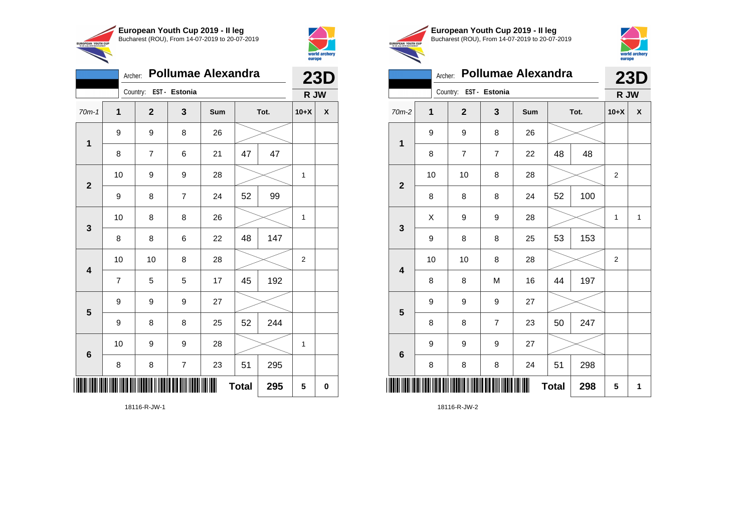**European Youth Cup 2019 - II leg**
Bucharest (ROU), From 14-07-2019 to 20-07-2019

Archer: **Pollumae Alexandra**
Country: **EST - Estonia**
**23D**
**R JW**

| 70m-1 | 1 | 2 | 3 | Sum | Tot. | | 10+X | X |
|---|---|---|---|---|---|---|---|---|
| 1 | 9 | 9 | 8 | 26 | | | | |
| | 8 | 7 | 6 | 21 | 47 | 47 | | |
| 2 | 10 | 9 | 9 | 28 | | | 1 | |
| | 9 | 8 | 7 | 24 | 52 | 99 | | |
| 3 | 10 | 8 | 8 | 26 | | | 1 | |
| | 8 | 8 | 6 | 22 | 48 | 147 | | |
| 4 | 10 | 10 | 8 | 28 | | | 2 | |
| | 7 | 5 | 5 | 17 | 45 | 192 | | |
| 5 | 9 | 9 | 9 | 27 | | | | |
| | 9 | 8 | 8 | 25 | 52 | 244 | | |
| 6 | 10 | 9 | 9 | 28 | | | 1 | |
| | 8 | 8 | 7 | 23 | 51 | 295 | | |
| | | | | | **Total** | **295** | **5** | **0** |

18116-R-JW-1

**European Youth Cup 2019 - II leg**
Bucharest (ROU), From 14-07-2019 to 20-07-2019

Archer: **Pollumae Alexandra**
Country: **EST - Estonia**
**23D**
**R JW**

| 70m-2 | 1 | 2 | 3 | Sum | Tot. | | 10+X | X |
|---|---|---|---|---|---|---|---|---|
| 1 | 9 | 9 | 8 | 26 | | | | |
| | 8 | 7 | 7 | 22 | 48 | 48 | | |
| 2 | 10 | 10 | 8 | 28 | | | 2 | |
| | 8 | 8 | 8 | 24 | 52 | 100 | | |
| 3 | X | 9 | 9 | 28 | | | 1 | 1 |
| | 9 | 8 | 8 | 25 | 53 | 153 | | |
| 4 | 10 | 10 | 8 | 28 | | | 2 | |
| | 8 | 8 | M | 16 | 44 | 197 | | |
| 5 | 9 | 9 | 9 | 27 | | | | |
| | 8 | 8 | 7 | 23 | 50 | 247 | | |
| 6 | 9 | 9 | 9 | 27 | | | | |
| | 8 | 8 | 8 | 24 | 51 | 298 | | |
| | | | | | **Total** | **298** | **5** | **1** |

18116-R-JW-2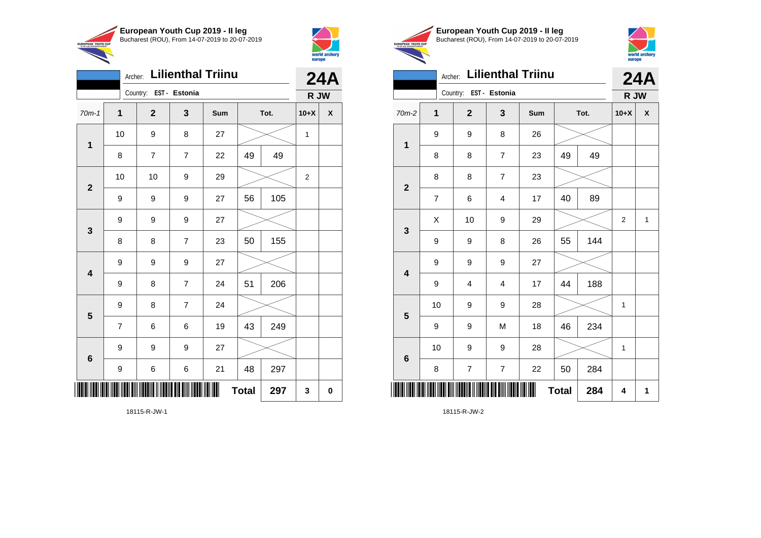**European Youth Cup 2019 - II leg**
Bucharest (ROU), From 14-07-2019 to 20-07-2019

Archer: **Lilienthal Triinu**
Country: EST - Estonia

**24A**
**R JW**

| 70m-1 | 1 | 2 | 3 | Sum | | Tot. | 10+X | X |
|---|---|---|---|---|---|---|---|---|
| 1 | 10 | 9 | 8 | 27 | | | 1 | |
| | 8 | 7 | 7 | 22 | 49 | 49 | | |
| 2 | 10 | 10 | 9 | 29 | | | 2 | |
| | 9 | 9 | 9 | 27 | 56 | 105 | | |
| 3 | 9 | 9 | 9 | 27 | | | | |
| | 8 | 8 | 7 | 23 | 50 | 155 | | |
| 4 | 9 | 9 | 9 | 27 | | | | |
| | 9 | 8 | 7 | 24 | 51 | 206 | | |
| 5 | 9 | 8 | 7 | 24 | | | | |
| | 7 | 6 | 6 | 19 | 43 | 249 | | |
| 6 | 9 | 9 | 9 | 27 | | | | |
| | 9 | 6 | 6 | 21 | 48 | 297 | | |
| | | | | | **Total** | **297** | **3** | **0** |

18115-R-JW-1

**European Youth Cup 2019 - II leg**
Bucharest (ROU), From 14-07-2019 to 20-07-2019

Archer: **Lilienthal Triinu**
Country: EST - Estonia

**24A**
**R JW**

| 70m-2 | 1 | 2 | 3 | Sum | | Tot. | 10+X | X |
|---|---|---|---|---|---|---|---|---|
| 1 | 9 | 9 | 8 | 26 | | | | |
| | 8 | 8 | 7 | 23 | 49 | 49 | | |
| 2 | 8 | 8 | 7 | 23 | | | | |
| | 7 | 6 | 4 | 17 | 40 | 89 | | |
| 3 | X | 10 | 9 | 29 | | | 2 | 1 |
| | 9 | 9 | 8 | 26 | 55 | 144 | | |
| 4 | 9 | 9 | 9 | 27 | | | | |
| | 9 | 4 | 4 | 17 | 44 | 188 | | |
| 5 | 10 | 9 | 9 | 28 | | | 1 | |
| | 9 | 9 | M | 18 | 46 | 234 | | |
| 6 | 10 | 9 | 9 | 28 | | | 1 | |
| | 8 | 7 | 7 | 22 | 50 | 284 | | |
| | | | | | **Total** | **284** | **4** | **1** |

18115-R-JW-2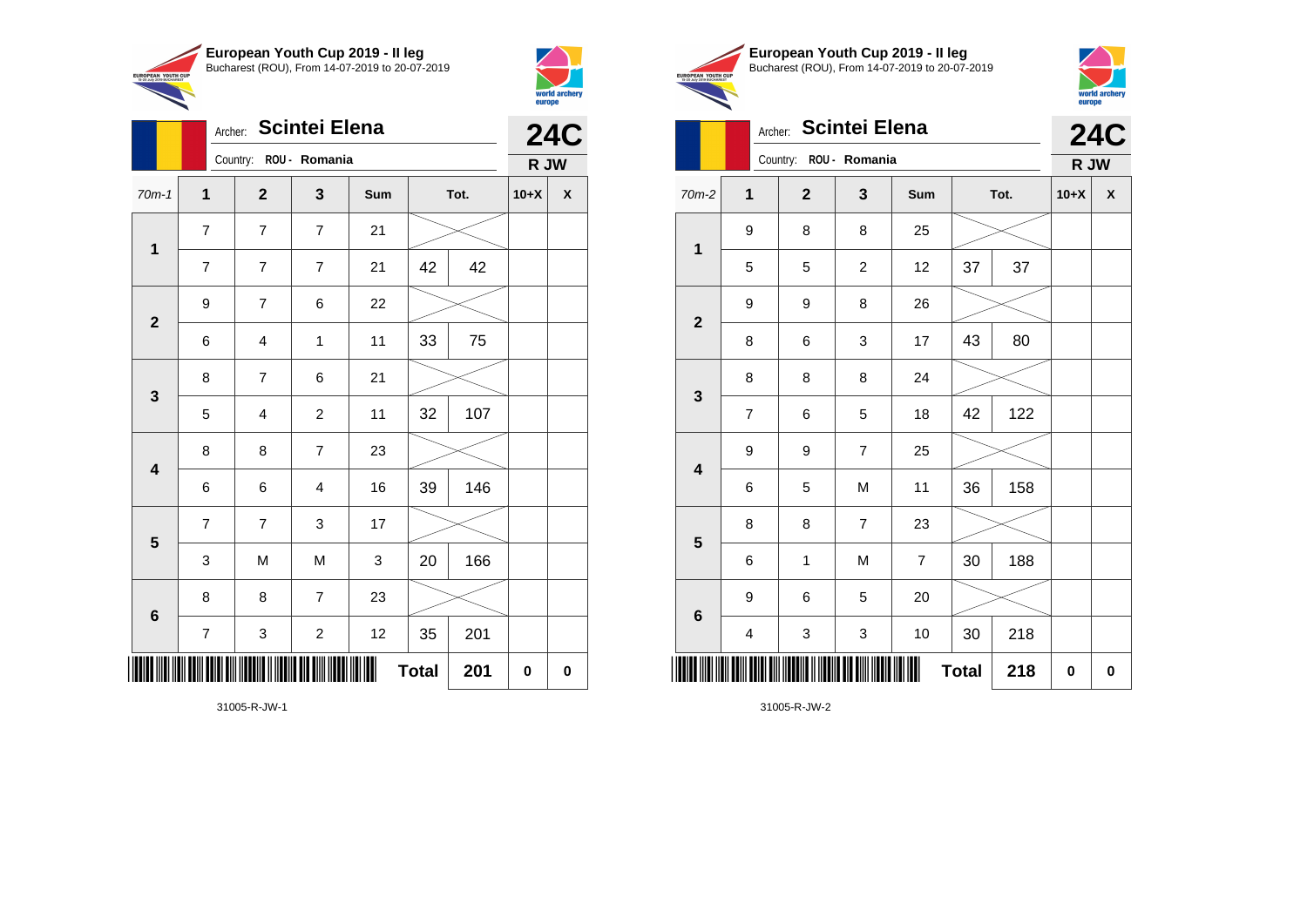**European Youth Cup 2019 - II leg**
Bucharest (ROU), From 14-07-2019 to 20-07-2019

Archer: **Scintei Elena**
Country: ROU - Romania

**24C**
**R JW**

| 70m-1 | 1 | 2 | 3 | Sum | | Tot. | 10+X | X |
|---|---|---|---|---|---|---|---|---|
| 1 | 7 | 7 | 7 | 21 | | | | |
| | 7 | 7 | 7 | 21 | 42 | 42 | | |
| 2 | 9 | 7 | 6 | 22 | | | | |
| | 6 | 4 | 1 | 11 | 33 | 75 | | |
| 3 | 8 | 7 | 6 | 21 | | | | |
| | 5 | 4 | 2 | 11 | 32 | 107 | | |
| 4 | 8 | 8 | 7 | 23 | | | | |
| | 6 | 6 | 4 | 16 | 39 | 146 | | |
| 5 | 7 | 7 | 3 | 17 | | | | |
| | 3 | M | M | 3 | 20 | 166 | | |
| 6 | 8 | 8 | 7 | 23 | | | | |
| | 7 | 3 | 2 | 12 | 35 | 201 | | |
| | | | | | **Total** | **201** | **0** | **0** |

31005-R-JW-1

**European Youth Cup 2019 - II leg**
Bucharest (ROU), From 14-07-2019 to 20-07-2019

Archer: **Scintei Elena**
Country: ROU - Romania

**24C**
**R JW**

| 70m-2 | 1 | 2 | 3 | Sum | | Tot. | 10+X | X |
|---|---|---|---|---|---|---|---|---|
| 1 | 9 | 8 | 8 | 25 | | | | |
| | 5 | 5 | 2 | 12 | 37 | 37 | | |
| 2 | 9 | 9 | 8 | 26 | | | | |
| | 8 | 6 | 3 | 17 | 43 | 80 | | |
| 3 | 8 | 8 | 8 | 24 | | | | |
| | 7 | 6 | 5 | 18 | 42 | 122 | | |
| 4 | 9 | 9 | 7 | 25 | | | | |
| | 6 | 5 | M | 11 | 36 | 158 | | |
| 5 | 8 | 8 | 7 | 23 | | | | |
| | 6 | 1 | M | 7 | 30 | 188 | | |
| 6 | 9 | 6 | 5 | 20 | | | | |
| | 4 | 3 | 3 | 10 | 30 | 218 | | |
| | | | | | **Total** | **218** | **0** | **0** |

31005-R-JW-2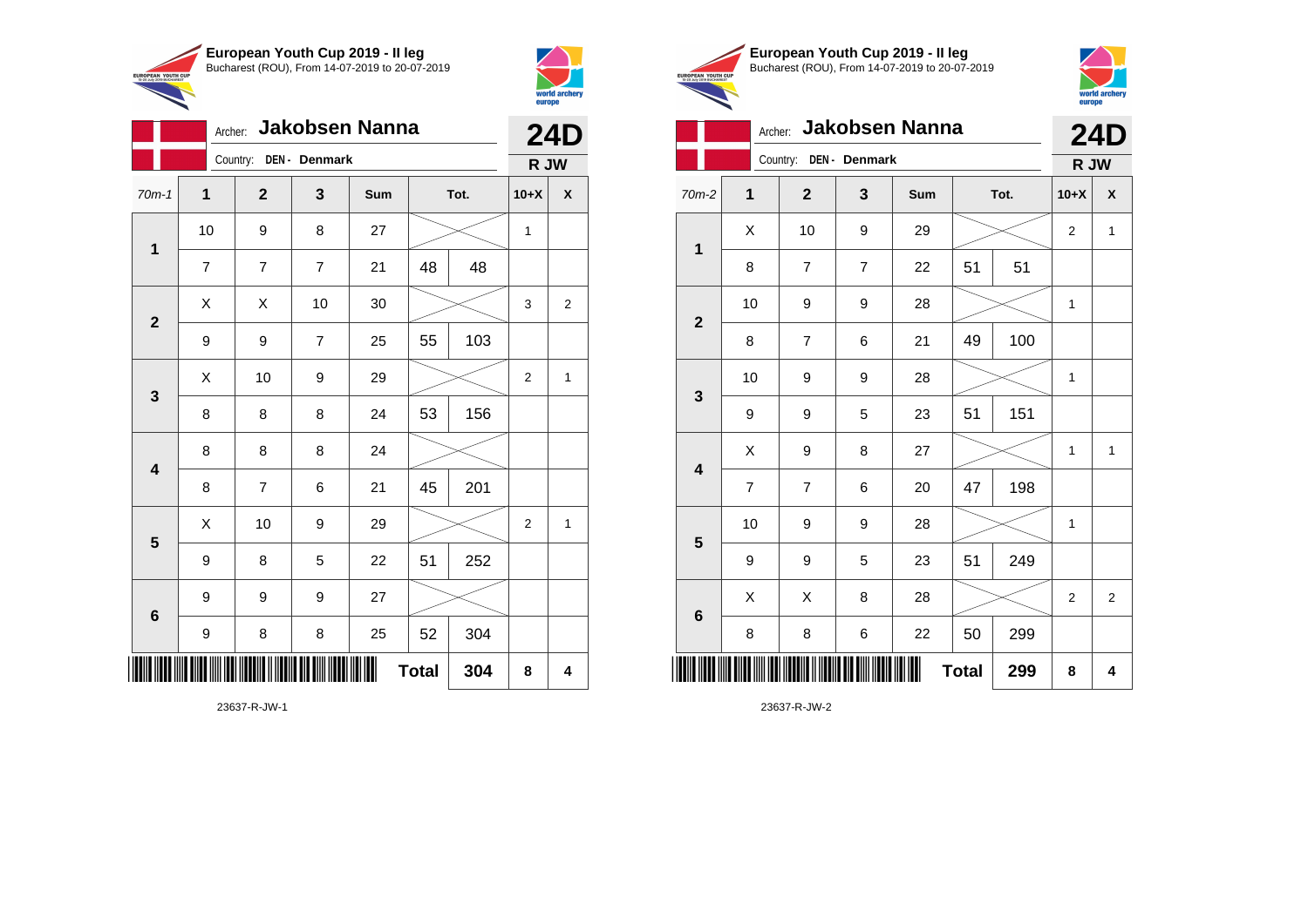**European Youth Cup 2019 - II leg**
Bucharest (ROU), From 14-07-2019 to 20-07-2019

Archer: **Jakobsen Nanna**
Country: **DEN - Denmark**

**24D**
**R JW**

| 70m-1 | 1 | 2 | 3 | Sum | | Tot. | 10+X | X |
|---|---|---|---|---|---|---|---|---|
| 1 | 10 | 9 | 8 | 27 | | | 1 | |
| | 7 | 7 | 7 | 21 | 48 | 48 | | |
| 2 | X | X | 10 | 30 | | | 3 | 2 |
| | 9 | 9 | 7 | 25 | 55 | 103 | | |
| 3 | X | 10 | 9 | 29 | | | 2 | 1 |
| | 8 | 8 | 8 | 24 | 53 | 156 | | |
| 4 | 8 | 8 | 8 | 24 | | | | |
| | 8 | 7 | 6 | 21 | 45 | 201 | | |
| 5 | X | 10 | 9 | 29 | | | 2 | 1 |
| | 9 | 8 | 5 | 22 | 51 | 252 | | |
| 6 | 9 | 9 | 9 | 27 | | | | |
| | 9 | 8 | 8 | 25 | 52 | 304 | | |
| | | | | | **Total** | **304** | **8** | **4** |

23637-R-JW-1

**European Youth Cup 2019 - II leg**
Bucharest (ROU), From 14-07-2019 to 20-07-2019

Archer: **Jakobsen Nanna**
Country: **DEN - Denmark**

**24D**
**R JW**

| 70m-2 | 1 | 2 | 3 | Sum | | Tot. | 10+X | X |
|---|---|---|---|---|---|---|---|---|
| 1 | X | 10 | 9 | 29 | | | 2 | 1 |
| | 8 | 7 | 7 | 22 | 51 | 51 | | |
| 2 | 10 | 9 | 9 | 28 | | | 1 | |
| | 8 | 7 | 6 | 21 | 49 | 100 | | |
| 3 | 10 | 9 | 9 | 28 | | | 1 | |
| | 9 | 9 | 5 | 23 | 51 | 151 | | |
| 4 | X | 9 | 8 | 27 | | | 1 | 1 |
| | 7 | 7 | 6 | 20 | 47 | 198 | | |
| 5 | 10 | 9 | 9 | 28 | | | 1 | |
| | 9 | 9 | 5 | 23 | 51 | 249 | | |
| 6 | X | X | 8 | 28 | | | 2 | 2 |
| | 8 | 8 | 6 | 22 | 50 | 299 | | |
| | | | | | **Total** | **299** | **8** | **4** |

23637-R-JW-2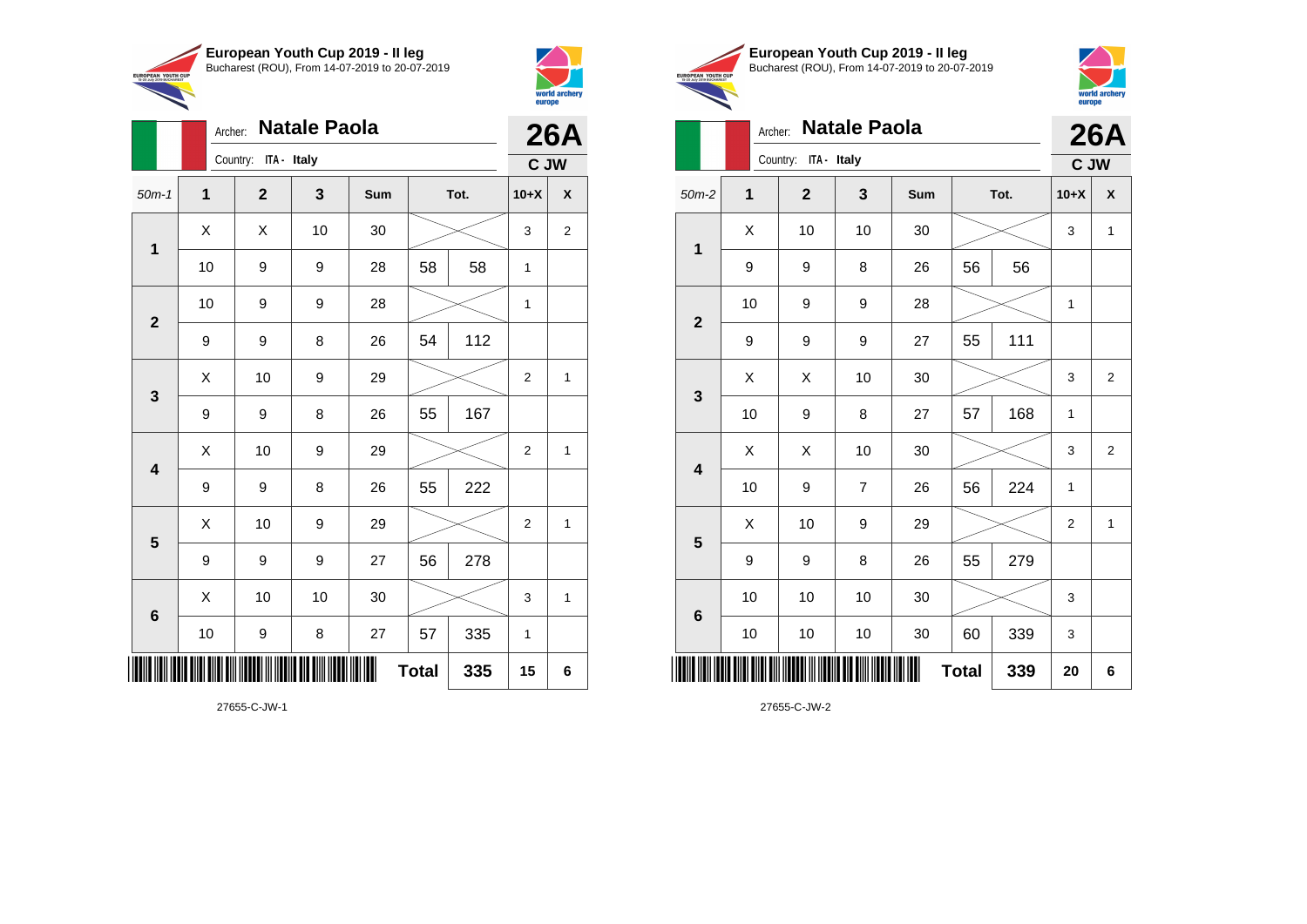## European Youth Cup 2019 - II leg

Bucharest (ROU), From 14-07-2019 to 20-07-2019

Archer: **Natale Paola**

Country: ITA - Italy

**26A** — C JW

| 50m-1 | 1 | 2 | 3 | Sum | | Tot. | 10+X | X |
|---|---|---|---|---|---|---|---|---|
| 1 | X | X | 10 | 30 | | | 3 | 2 |
| | 10 | 9 | 9 | 28 | 58 | 58 | 1 | |
| 2 | 10 | 9 | 9 | 28 | | | 1 | |
| | 9 | 9 | 8 | 26 | 54 | 112 | | |
| 3 | X | 10 | 9 | 29 | | | 2 | 1 |
| | 9 | 9 | 8 | 26 | 55 | 167 | | |
| 4 | X | 10 | 9 | 29 | | | 2 | 1 |
| | 9 | 9 | 8 | 26 | 55 | 222 | | |
| 5 | X | 10 | 9 | 29 | | | 2 | 1 |
| | 9 | 9 | 9 | 27 | 56 | 278 | | |
| 6 | X | 10 | 10 | 30 | | | 3 | 1 |
| | 10 | 9 | 8 | 27 | 57 | 335 | 1 | |
| | | | | | Total | 335 | 15 | 6 |

27655-C-JW-1

## European Youth Cup 2019 - II leg

Bucharest (ROU), From 14-07-2019 to 20-07-2019

Archer: **Natale Paola**

Country: ITA - Italy

**26A** — C JW

| 50m-2 | 1 | 2 | 3 | Sum | | Tot. | 10+X | X |
|---|---|---|---|---|---|---|---|---|
| 1 | X | 10 | 10 | 30 | | | 3 | 1 |
| | 9 | 9 | 8 | 26 | 56 | 56 | | |
| 2 | 10 | 9 | 9 | 28 | | | 1 | |
| | 9 | 9 | 9 | 27 | 55 | 111 | | |
| 3 | X | X | 10 | 30 | | | 3 | 2 |
| | 10 | 9 | 8 | 27 | 57 | 168 | 1 | |
| 4 | X | X | 10 | 30 | | | 3 | 2 |
| | 10 | 9 | 7 | 26 | 56 | 224 | 1 | |
| 5 | X | 10 | 9 | 29 | | | 2 | 1 |
| | 9 | 9 | 8 | 26 | 55 | 279 | | |
| 6 | 10 | 10 | 10 | 30 | | | 3 | |
| | 10 | 10 | 10 | 30 | 60 | 339 | 3 | |
| | | | | | Total | 339 | 20 | 6 |

27655-C-JW-2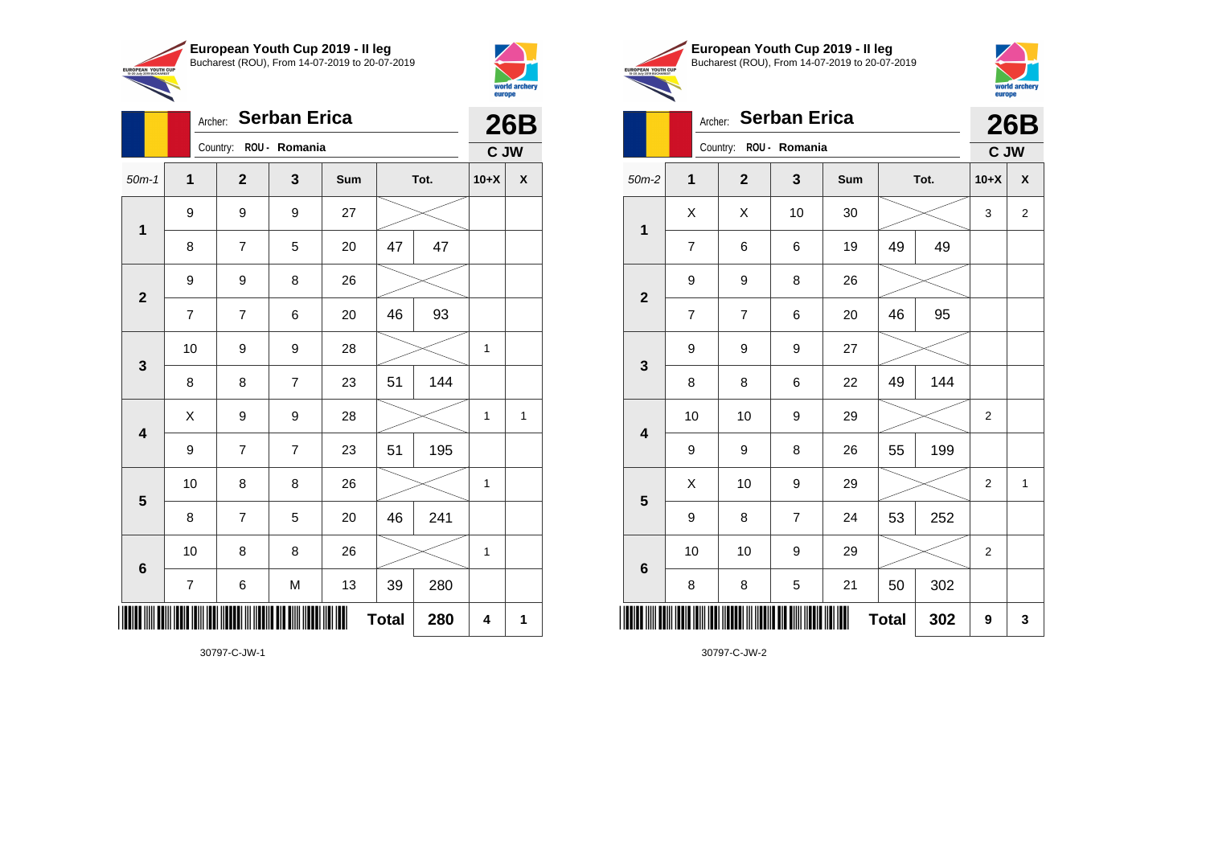## European Youth Cup 2019 - II leg

Bucharest (ROU), From 14-07-2019 to 20-07-2019

Archer: **Serban Erica**

Country: ROU - Romania

**26B**

**C JW**

| 50m-1 | 1 | 2 | 3 | Sum | Tot. | | 10+X | X |
|---|---|---|---|---|---|---|---|---|
| 1 | 9 | 9 | 9 | 27 | | | | |
| | 8 | 7 | 5 | 20 | 47 | 47 | | |
| 2 | 9 | 9 | 8 | 26 | | | | |
| | 7 | 7 | 6 | 20 | 46 | 93 | | |
| 3 | 10 | 9 | 9 | 28 | | | 1 | |
| | 8 | 8 | 7 | 23 | 51 | 144 | | |
| 4 | X | 9 | 9 | 28 | | | 1 | 1 |
| | 9 | 7 | 7 | 23 | 51 | 195 | | |
| 5 | 10 | 8 | 8 | 26 | | | 1 | |
| | 8 | 7 | 5 | 20 | 46 | 241 | | |
| 6 | 10 | 8 | 8 | 26 | | | 1 | |
| | 7 | 6 | M | 13 | 39 | 280 | | |
| | | | | | **Total** | **280** | **4** | **1** |

30797-C-JW-1

## European Youth Cup 2019 - II leg

Bucharest (ROU), From 14-07-2019 to 20-07-2019

Archer: **Serban Erica**

Country: ROU - Romania

**26B**

**C JW**

| 50m-2 | 1 | 2 | 3 | Sum | Tot. | | 10+X | X |
|---|---|---|---|---|---|---|---|---|
| 1 | X | X | 10 | 30 | | | 3 | 2 |
| | 7 | 6 | 6 | 19 | 49 | 49 | | |
| 2 | 9 | 9 | 8 | 26 | | | | |
| | 7 | 7 | 6 | 20 | 46 | 95 | | |
| 3 | 9 | 9 | 9 | 27 | | | | |
| | 8 | 8 | 6 | 22 | 49 | 144 | | |
| 4 | 10 | 10 | 9 | 29 | | | 2 | |
| | 9 | 9 | 8 | 26 | 55 | 199 | | |
| 5 | X | 10 | 9 | 29 | | | 2 | 1 |
| | 9 | 8 | 7 | 24 | 53 | 252 | | |
| 6 | 10 | 10 | 9 | 29 | | | 2 | |
| | 8 | 8 | 5 | 21 | 50 | 302 | | |
| | | | | | **Total** | **302** | **9** | **3** |

30797-C-JW-2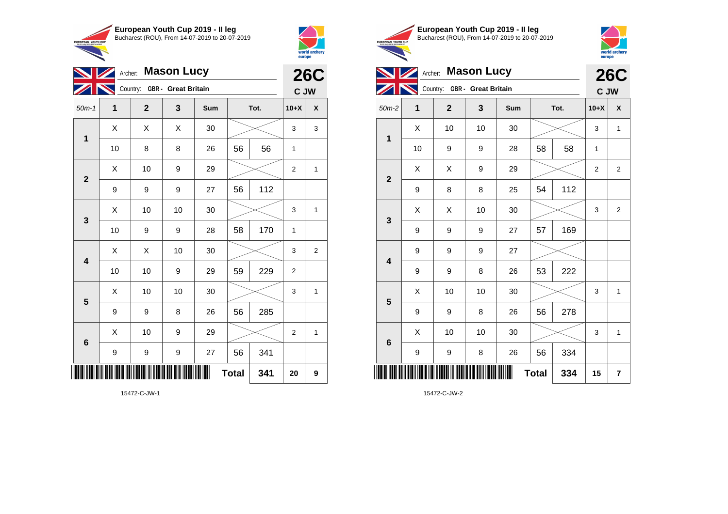**European Youth Cup 2019 - II leg**
Bucharest (ROU), From 14-07-2019 to 20-07-2019

Archer: **Mason Lucy**
Country: GBR - Great Britain

**26C**
**C JW**

| 50m-1 | 1 | 2 | 3 | Sum | Tot. | | 10+X | X |
|---|---|---|---|---|---|---|---|---|
| 1 | X | X | X | 30 | | | 3 | 3 |
| | 10 | 8 | 8 | 26 | 56 | 56 | 1 | |
| 2 | X | 10 | 9 | 29 | | | 2 | 1 |
| | 9 | 9 | 9 | 27 | 56 | 112 | | |
| 3 | X | 10 | 10 | 30 | | | 3 | 1 |
| | 10 | 9 | 9 | 28 | 58 | 170 | 1 | |
| 4 | X | X | 10 | 30 | | | 3 | 2 |
| | 10 | 10 | 9 | 29 | 59 | 229 | 2 | |
| 5 | X | 10 | 10 | 30 | | | 3 | 1 |
| | 9 | 9 | 8 | 26 | 56 | 285 | | |
| 6 | X | 10 | 9 | 29 | | | 2 | 1 |
| | 9 | 9 | 9 | 27 | 56 | 341 | | |
| | | | | | **Total** | **341** | **20** | **9** |

15472-C-JW-1

**European Youth Cup 2019 - II leg**
Bucharest (ROU), From 14-07-2019 to 20-07-2019

Archer: **Mason Lucy**
Country: GBR - Great Britain

**26C**
**C JW**

| 50m-2 | 1 | 2 | 3 | Sum | Tot. | | 10+X | X |
|---|---|---|---|---|---|---|---|---|
| 1 | X | 10 | 10 | 30 | | | 3 | 1 |
| | 10 | 9 | 9 | 28 | 58 | 58 | 1 | |
| 2 | X | X | 9 | 29 | | | 2 | 2 |
| | 9 | 8 | 8 | 25 | 54 | 112 | | |
| 3 | X | X | 10 | 30 | | | 3 | 2 |
| | 9 | 9 | 9 | 27 | 57 | 169 | | |
| 4 | 9 | 9 | 9 | 27 | | | | |
| | 9 | 9 | 8 | 26 | 53 | 222 | | |
| 5 | X | 10 | 10 | 30 | | | 3 | 1 |
| | 9 | 9 | 8 | 26 | 56 | 278 | | |
| 6 | X | 10 | 10 | 30 | | | 3 | 1 |
| | 9 | 9 | 8 | 26 | 56 | 334 | | |
| | | | | | **Total** | **334** | **15** | **7** |

15472-C-JW-2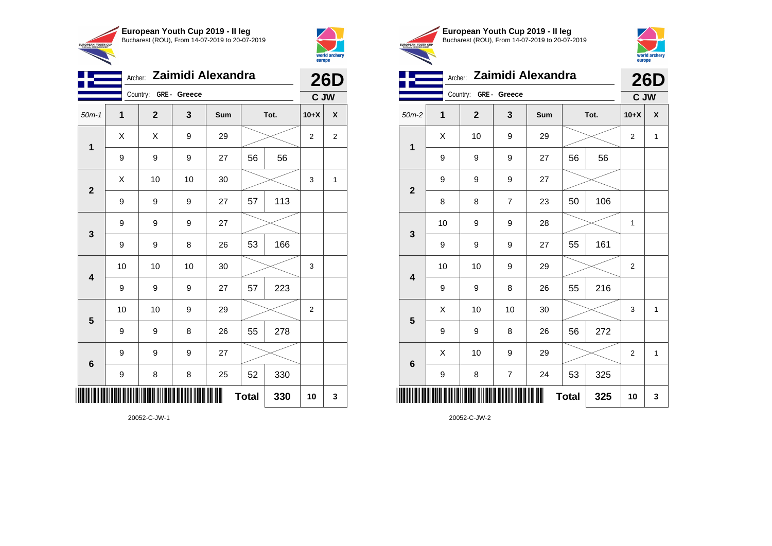**European Youth Cup 2019 - II leg**
Bucharest (ROU), From 14-07-2019 to 20-07-2019

Archer: **Zaimidi Alexandra**
Country: **GRE - Greece**

**26D**
**C JW**

| 50m-1 | 1 | 2 | 3 | Sum | Tot. | | 10+X | X |
|---|---|---|---|---|---|---|---|---|
| 1 | X | X | 9 | 29 | | | 2 | 2 |
| | 9 | 9 | 9 | 27 | 56 | 56 | | |
| 2 | X | 10 | 10 | 30 | | | 3 | 1 |
| | 9 | 9 | 9 | 27 | 57 | 113 | | |
| 3 | 9 | 9 | 9 | 27 | | | | |
| | 9 | 9 | 8 | 26 | 53 | 166 | | |
| 4 | 10 | 10 | 10 | 30 | | | 3 | |
| | 9 | 9 | 9 | 27 | 57 | 223 | | |
| 5 | 10 | 10 | 9 | 29 | | | 2 | |
| | 9 | 9 | 8 | 26 | 55 | 278 | | |
| 6 | 9 | 9 | 9 | 27 | | | | |
| | 9 | 8 | 8 | 25 | 52 | 330 | | |
| | | | | | **Total** | **330** | **10** | **3** |

20052-C-JW-1

**European Youth Cup 2019 - II leg**
Bucharest (ROU), From 14-07-2019 to 20-07-2019

Archer: **Zaimidi Alexandra**
Country: **GRE - Greece**

**26D**
**C JW**

| 50m-2 | 1 | 2 | 3 | Sum | Tot. | | 10+X | X |
|---|---|---|---|---|---|---|---|---|
| 1 | X | 10 | 9 | 29 | | | 2 | 1 |
| | 9 | 9 | 9 | 27 | 56 | 56 | | |
| 2 | 9 | 9 | 9 | 27 | | | | |
| | 8 | 8 | 7 | 23 | 50 | 106 | | |
| 3 | 10 | 9 | 9 | 28 | | | 1 | |
| | 9 | 9 | 9 | 27 | 55 | 161 | | |
| 4 | 10 | 10 | 9 | 29 | | | 2 | |
| | 9 | 9 | 8 | 26 | 55 | 216 | | |
| 5 | X | 10 | 10 | 30 | | | 3 | 1 |
| | 9 | 9 | 8 | 26 | 56 | 272 | | |
| 6 | X | 10 | 9 | 29 | | | 2 | 1 |
| | 9 | 8 | 7 | 24 | 53 | 325 | | |
| | | | | | **Total** | **325** | **10** | **3** |

20052-C-JW-2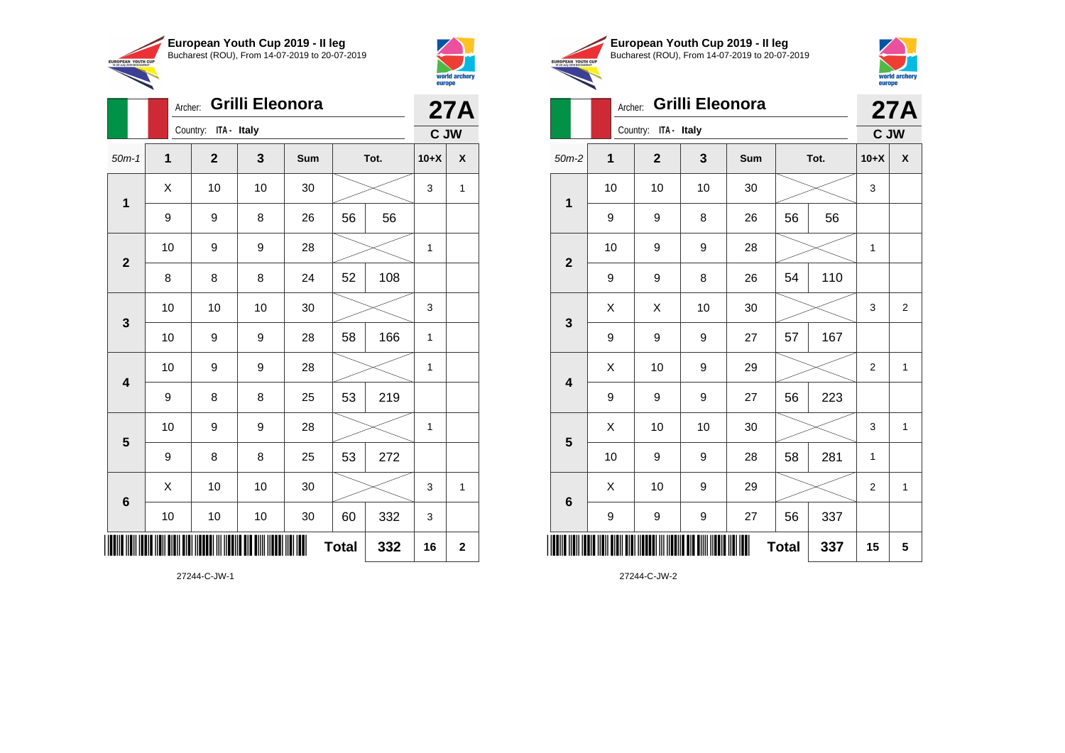**European Youth Cup 2019 - II leg**
Bucharest (ROU), From 14-07-2019 to 20-07-2019

Archer: **Grilli Eleonora**
Country: ITA - Italy

**27A**
**C JW**

| 50m-1 | 1 | 2 | 3 | Sum | | Tot. | 10+X | X |
|---|---|---|---|---|---|---|---|---|
| 1 | X | 10 | 10 | 30 | | | 3 | 1 |
| | 9 | 9 | 8 | 26 | 56 | 56 | | |
| 2 | 10 | 9 | 9 | 28 | | | 1 | |
| | 8 | 8 | 8 | 24 | 52 | 108 | | |
| 3 | 10 | 10 | 10 | 30 | | | 3 | |
| | 10 | 9 | 9 | 28 | 58 | 166 | 1 | |
| 4 | 10 | 9 | 9 | 28 | | | 1 | |
| | 9 | 8 | 8 | 25 | 53 | 219 | | |
| 5 | 10 | 9 | 9 | 28 | | | 1 | |
| | 9 | 8 | 8 | 25 | 53 | 272 | | |
| 6 | X | 10 | 10 | 30 | | | 3 | 1 |
| | 10 | 10 | 10 | 30 | 60 | 332 | 3 | |
| | | | | | Total | 332 | 16 | 2 |

27244-C-JW-1

**European Youth Cup 2019 - II leg**
Bucharest (ROU), From 14-07-2019 to 20-07-2019

Archer: **Grilli Eleonora**
Country: ITA - Italy

**27A**
**C JW**

| 50m-2 | 1 | 2 | 3 | Sum | | Tot. | 10+X | X |
|---|---|---|---|---|---|---|---|---|
| 1 | 10 | 10 | 10 | 30 | | | 3 | |
| | 9 | 9 | 8 | 26 | 56 | 56 | | |
| 2 | 10 | 9 | 9 | 28 | | | 1 | |
| | 9 | 9 | 8 | 26 | 54 | 110 | | |
| 3 | X | X | 10 | 30 | | | 3 | 2 |
| | 9 | 9 | 9 | 27 | 57 | 167 | | |
| 4 | X | 10 | 9 | 29 | | | 2 | 1 |
| | 9 | 9 | 9 | 27 | 56 | 223 | | |
| 5 | X | 10 | 10 | 30 | | | 3 | 1 |
| | 10 | 9 | 9 | 28 | 58 | 281 | 1 | |
| 6 | X | 10 | 9 | 29 | | | 2 | 1 |
| | 9 | 9 | 9 | 27 | 56 | 337 | | |
| | | | | | Total | 337 | 15 | 5 |

27244-C-JW-2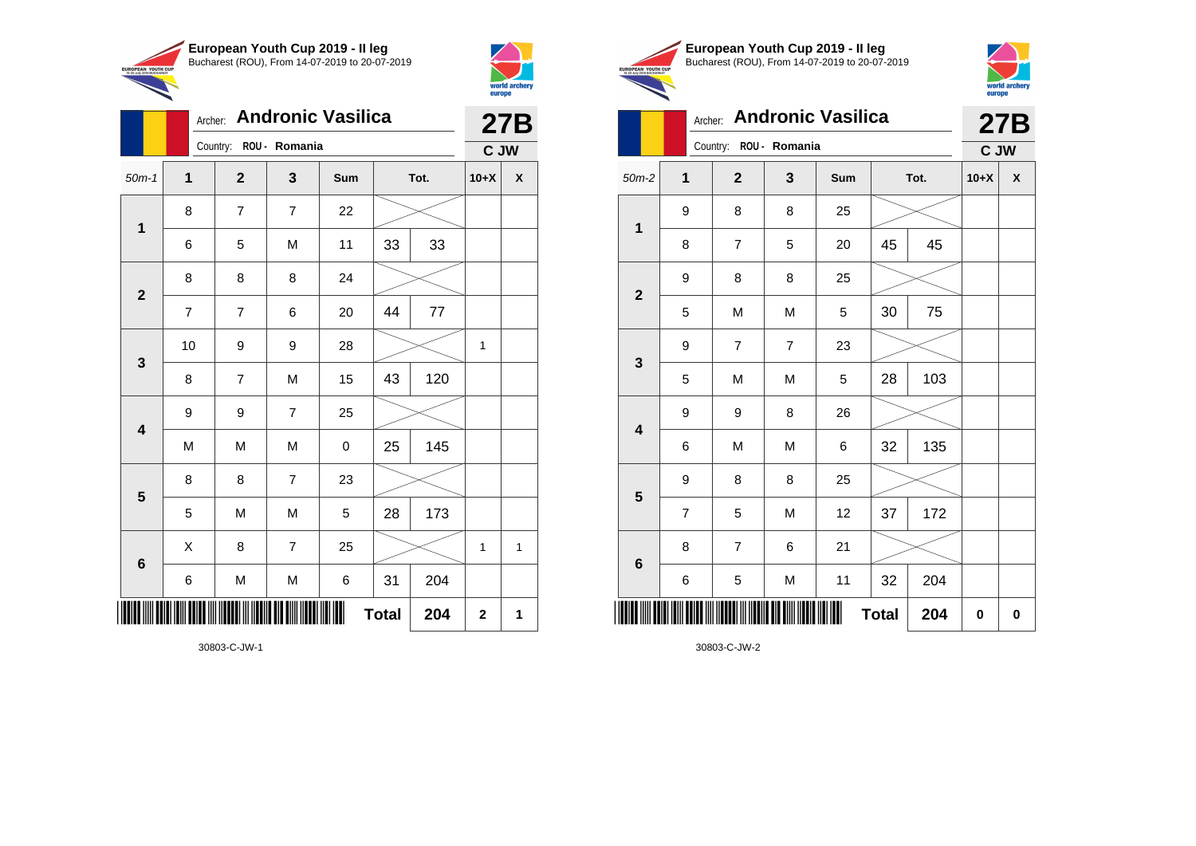**European Youth Cup 2019 - II leg**
Bucharest (ROU), From 14-07-2019 to 20-07-2019

Archer: **Andronic Vasilica** — **27B**
Country: ROU - Romania — C JW

| 50m-1 | 1 | 2 | 3 | Sum | Tot. | | 10+X | X |
|---|---|---|---|---|---|---|---|---|
| 1 | 8 | 7 | 7 | 22 | | | | |
| | 6 | 5 | M | 11 | 33 | 33 | | |
| 2 | 8 | 8 | 8 | 24 | | | | |
| | 7 | 7 | 6 | 20 | 44 | 77 | | |
| 3 | 10 | 9 | 9 | 28 | | | 1 | |
| | 8 | 7 | M | 15 | 43 | 120 | | |
| 4 | 9 | 9 | 7 | 25 | | | | |
| | M | M | M | 0 | 25 | 145 | | |
| 5 | 8 | 8 | 7 | 23 | | | | |
| | 5 | M | M | 5 | 28 | 173 | | |
| 6 | X | 8 | 7 | 25 | | | 1 | 1 |
| | 6 | M | M | 6 | 31 | 204 | | |
| | | | | | Total | 204 | 2 | 1 |

30803-C-JW-1

**European Youth Cup 2019 - II leg**
Bucharest (ROU), From 14-07-2019 to 20-07-2019

Archer: **Andronic Vasilica** — **27B**
Country: ROU - Romania — C JW

| 50m-2 | 1 | 2 | 3 | Sum | Tot. | | 10+X | X |
|---|---|---|---|---|---|---|---|---|
| 1 | 9 | 8 | 8 | 25 | | | | |
| | 8 | 7 | 5 | 20 | 45 | 45 | | |
| 2 | 9 | 8 | 8 | 25 | | | | |
| | 5 | M | M | 5 | 30 | 75 | | |
| 3 | 9 | 7 | 7 | 23 | | | | |
| | 5 | M | M | 5 | 28 | 103 | | |
| 4 | 9 | 9 | 8 | 26 | | | | |
| | 6 | M | M | 6 | 32 | 135 | | |
| 5 | 9 | 8 | 8 | 25 | | | | |
| | 7 | 5 | M | 12 | 37 | 172 | | |
| 6 | 8 | 7 | 6 | 21 | | | | |
| | 6 | 5 | M | 11 | 32 | 204 | | |
| | | | | | Total | 204 | 0 | 0 |

30803-C-JW-2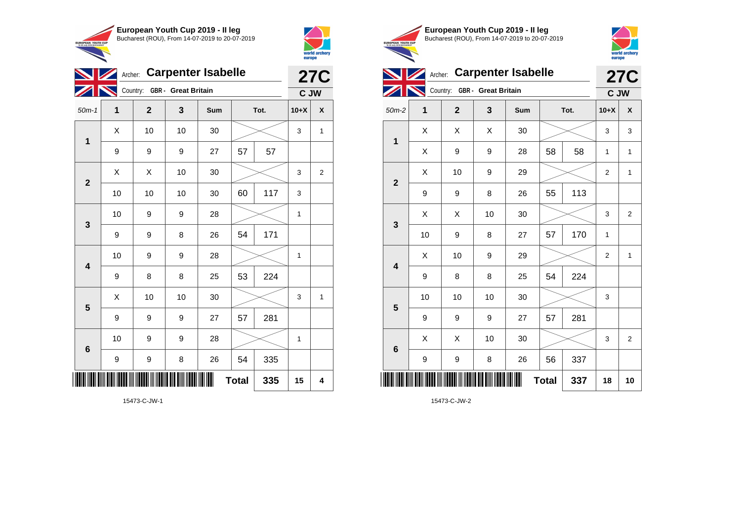**European Youth Cup 2019 - II leg**
Bucharest (ROU), From 14-07-2019 to 20-07-2019

Archer: **Carpenter Isabelle**
Country: **GBR - Great Britain**

**27C**
**C JW**

| 50m-1 | 1 | 2 | 3 | Sum | Tot. | | 10+X | X |
|---|---|---|---|---|---|---|---|---|
| 1 | X | 10 | 10 | 30 | | | 3 | 1 |
| | 9 | 9 | 9 | 27 | 57 | 57 | | |
| 2 | X | X | 10 | 30 | | | 3 | 2 |
| | 10 | 10 | 10 | 30 | 60 | 117 | 3 | |
| 3 | 10 | 9 | 9 | 28 | | | 1 | |
| | 9 | 9 | 8 | 26 | 54 | 171 | | |
| 4 | 10 | 9 | 9 | 28 | | | 1 | |
| | 9 | 8 | 8 | 25 | 53 | 224 | | |
| 5 | X | 10 | 10 | 30 | | | 3 | 1 |
| | 9 | 9 | 9 | 27 | 57 | 281 | | |
| 6 | 10 | 9 | 9 | 28 | | | 1 | |
| | 9 | 9 | 8 | 26 | 54 | 335 | | |
| | | | | | **Total** | **335** | **15** | **4** |

15473-C-JW-1

**European Youth Cup 2019 - II leg**
Bucharest (ROU), From 14-07-2019 to 20-07-2019

Archer: **Carpenter Isabelle**
Country: **GBR - Great Britain**

**27C**
**C JW**

| 50m-2 | 1 | 2 | 3 | Sum | Tot. | | 10+X | X |
|---|---|---|---|---|---|---|---|---|
| 1 | X | X | X | 30 | | | 3 | 3 |
| | X | 9 | 9 | 28 | 58 | 58 | 1 | 1 |
| 2 | X | 10 | 9 | 29 | | | 2 | 1 |
| | 9 | 9 | 8 | 26 | 55 | 113 | | |
| 3 | X | X | 10 | 30 | | | 3 | 2 |
| | 10 | 9 | 8 | 27 | 57 | 170 | 1 | |
| 4 | X | 10 | 9 | 29 | | | 2 | 1 |
| | 9 | 8 | 8 | 25 | 54 | 224 | | |
| 5 | 10 | 10 | 10 | 30 | | | 3 | |
| | 9 | 9 | 9 | 27 | 57 | 281 | | |
| 6 | X | X | 10 | 30 | | | 3 | 2 |
| | 9 | 9 | 8 | 26 | 56 | 337 | | |
| | | | | | **Total** | **337** | **18** | **10** |

15473-C-JW-2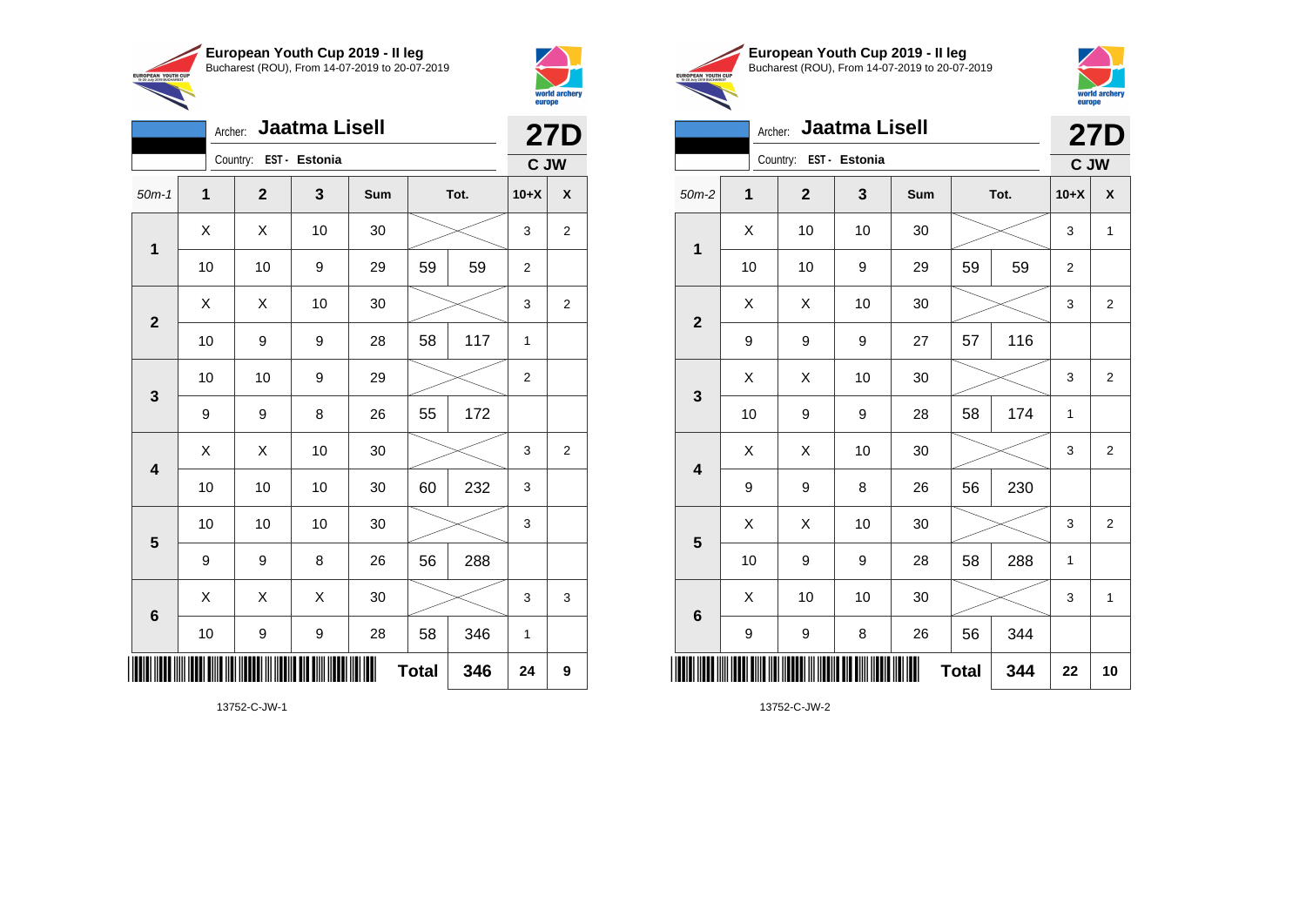**European Youth Cup 2019 - II leg**
Bucharest (ROU), From 14-07-2019 to 20-07-2019

Archer: **Jaatma Lisell**
Country: EST - Estonia

**27D**
**C JW**

| 50m-1 | 1 | 2 | 3 | Sum | Tot. | | 10+X | X |
|---|---|---|---|---|---|---|---|---|
| 1 | X | X | 10 | 30 | | | 3 | 2 |
| | 10 | 10 | 9 | 29 | 59 | 59 | 2 | |
| 2 | X | X | 10 | 30 | | | 3 | 2 |
| | 10 | 9 | 9 | 28 | 58 | 117 | 1 | |
| 3 | 10 | 10 | 9 | 29 | | | 2 | |
| | 9 | 9 | 8 | 26 | 55 | 172 | | |
| 4 | X | X | 10 | 30 | | | 3 | 2 |
| | 10 | 10 | 10 | 30 | 60 | 232 | 3 | |
| 5 | 10 | 10 | 10 | 30 | | | 3 | |
| | 9 | 9 | 8 | 26 | 56 | 288 | | |
| 6 | X | X | X | 30 | | | 3 | 3 |
| | 10 | 9 | 9 | 28 | 58 | 346 | 1 | |
| | | | | | **Total** | **346** | **24** | **9** |

13752-C-JW-1

**European Youth Cup 2019 - II leg**
Bucharest (ROU), From 14-07-2019 to 20-07-2019

Archer: **Jaatma Lisell**
Country: EST - Estonia

**27D**
**C JW**

| 50m-2 | 1 | 2 | 3 | Sum | Tot. | | 10+X | X |
|---|---|---|---|---|---|---|---|---|
| 1 | X | 10 | 10 | 30 | | | 3 | 1 |
| | 10 | 10 | 9 | 29 | 59 | 59 | 2 | |
| 2 | X | X | 10 | 30 | | | 3 | 2 |
| | 9 | 9 | 9 | 27 | 57 | 116 | | |
| 3 | X | X | 10 | 30 | | | 3 | 2 |
| | 10 | 9 | 9 | 28 | 58 | 174 | 1 | |
| 4 | X | X | 10 | 30 | | | 3 | 2 |
| | 9 | 9 | 8 | 26 | 56 | 230 | | |
| 5 | X | X | 10 | 30 | | | 3 | 2 |
| | 10 | 9 | 9 | 28 | 58 | 288 | 1 | |
| 6 | X | 10 | 10 | 30 | | | 3 | 1 |
| | 9 | 9 | 8 | 26 | 56 | 344 | | |
| | | | | | **Total** | **344** | **22** | **10** |

13752-C-JW-2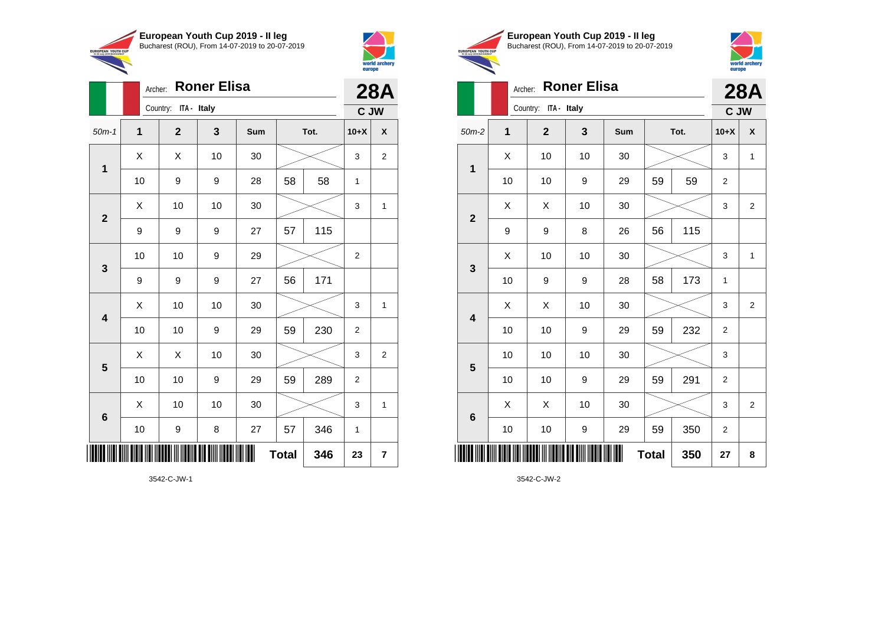## European Youth Cup 2019 - II leg
Bucharest (ROU), From 14-07-2019 to 20-07-2019

Archer: **Roner Elisa**
Country: ITA - Italy
**28A**
**C JW**

| 50m-1 | 1 | 2 | 3 | Sum | Tot. | | 10+X | X |
|---|---|---|---|---|---|---|---|---|
| 1 | X | X | 10 | 30 | | | 3 | 2 |
| | 10 | 9 | 9 | 28 | 58 | 58 | 1 | |
| 2 | X | 10 | 10 | 30 | | | 3 | 1 |
| | 9 | 9 | 9 | 27 | 57 | 115 | | |
| 3 | 10 | 10 | 9 | 29 | | | 2 | |
| | 9 | 9 | 9 | 27 | 56 | 171 | | |
| 4 | X | 10 | 10 | 30 | | | 3 | 1 |
| | 10 | 10 | 9 | 29 | 59 | 230 | 2 | |
| 5 | X | X | 10 | 30 | | | 3 | 2 |
| | 10 | 10 | 9 | 29 | 59 | 289 | 2 | |
| 6 | X | 10 | 10 | 30 | | | 3 | 1 |
| | 10 | 9 | 8 | 27 | 57 | 346 | 1 | |
| | | | | | **Total** | **346** | **23** | **7** |

3542-C-JW-1

## European Youth Cup 2019 - II leg
Bucharest (ROU), From 14-07-2019 to 20-07-2019

Archer: **Roner Elisa**
Country: ITA - Italy
**28A**
**C JW**

| 50m-2 | 1 | 2 | 3 | Sum | Tot. | | 10+X | X |
|---|---|---|---|---|---|---|---|---|
| 1 | X | 10 | 10 | 30 | | | 3 | 1 |
| | 10 | 10 | 9 | 29 | 59 | 59 | 2 | |
| 2 | X | X | 10 | 30 | | | 3 | 2 |
| | 9 | 9 | 8 | 26 | 56 | 115 | | |
| 3 | X | 10 | 10 | 30 | | | 3 | 1 |
| | 10 | 9 | 9 | 28 | 58 | 173 | 1 | |
| 4 | X | X | 10 | 30 | | | 3 | 2 |
| | 10 | 10 | 9 | 29 | 59 | 232 | 2 | |
| 5 | 10 | 10 | 10 | 30 | | | 3 | |
| | 10 | 10 | 9 | 29 | 59 | 291 | 2 | |
| 6 | X | X | 10 | 30 | | | 3 | 2 |
| | 10 | 10 | 9 | 29 | 59 | 350 | 2 | |
| | | | | | **Total** | **350** | **27** | **8** |

3542-C-JW-2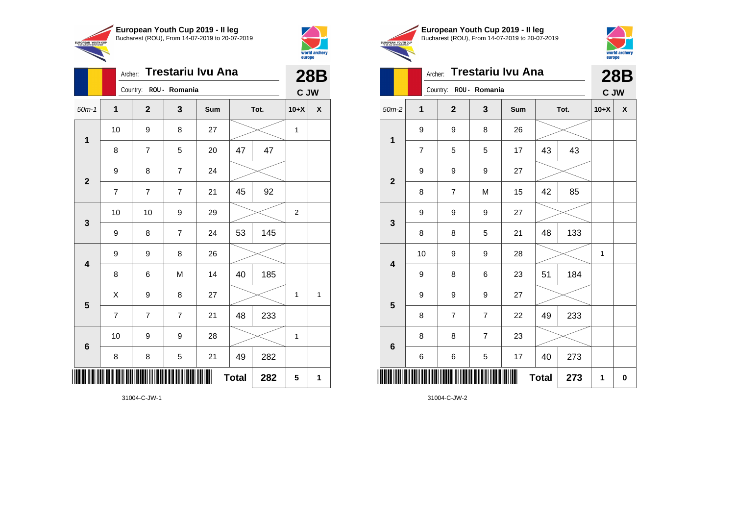## European Youth Cup 2019 - II leg

Bucharest (ROU), From 14-07-2019 to 20-07-2019

Archer: **Trestariu Ivu Ana**

Country: ROU - Romania

**28B** **C JW**

| 50m-1 | 1 | 2 | 3 | Sum | Tot. | | 10+X | X |
|---|---|---|---|---|---|---|---|---|
| 1 | 10 | 9 | 8 | 27 | | | 1 | |
| | 8 | 7 | 5 | 20 | 47 | 47 | | |
| 2 | 9 | 8 | 7 | 24 | | | | |
| | 7 | 7 | 7 | 21 | 45 | 92 | | |
| 3 | 10 | 10 | 9 | 29 | | | 2 | |
| | 9 | 8 | 7 | 24 | 53 | 145 | | |
| 4 | 9 | 9 | 8 | 26 | | | | |
| | 8 | 6 | M | 14 | 40 | 185 | | |
| 5 | X | 9 | 8 | 27 | | | 1 | 1 |
| | 7 | 7 | 7 | 21 | 48 | 233 | | |
| 6 | 10 | 9 | 9 | 28 | | | 1 | |
| | 8 | 8 | 5 | 21 | 49 | 282 | | |
| | | | | | **Total** | **282** | **5** | **1** |

31004-C-JW-1

## European Youth Cup 2019 - II leg

Bucharest (ROU), From 14-07-2019 to 20-07-2019

Archer: **Trestariu Ivu Ana**

Country: ROU - Romania

**28B** **C JW**

| 50m-2 | 1 | 2 | 3 | Sum | Tot. | | 10+X | X |
|---|---|---|---|---|---|---|---|---|
| 1 | 9 | 9 | 8 | 26 | | | | |
| | 7 | 5 | 5 | 17 | 43 | 43 | | |
| 2 | 9 | 9 | 9 | 27 | | | | |
| | 8 | 7 | M | 15 | 42 | 85 | | |
| 3 | 9 | 9 | 9 | 27 | | | | |
| | 8 | 8 | 5 | 21 | 48 | 133 | | |
| 4 | 10 | 9 | 9 | 28 | | | 1 | |
| | 9 | 8 | 6 | 23 | 51 | 184 | | |
| 5 | 9 | 9 | 9 | 27 | | | | |
| | 8 | 7 | 7 | 22 | 49 | 233 | | |
| 6 | 8 | 8 | 7 | 23 | | | | |
| | 6 | 6 | 5 | 17 | 40 | 273 | | |
| | | | | | **Total** | **273** | **1** | **0** |

31004-C-JW-2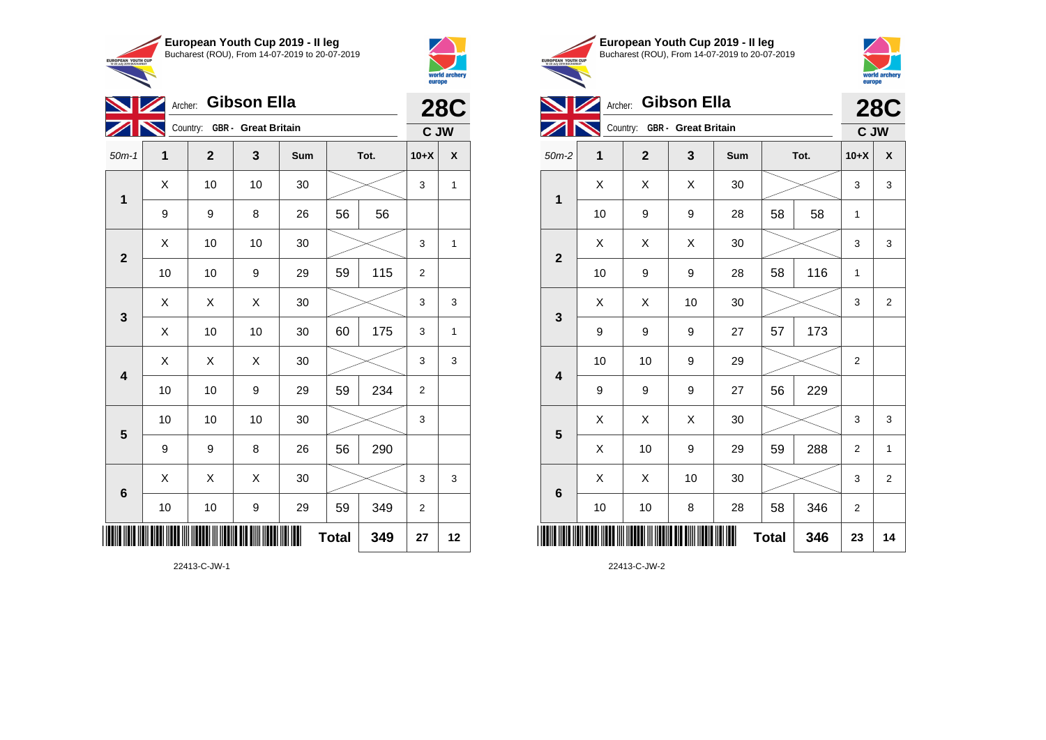**European Youth Cup 2019 - II leg**
Bucharest (ROU), From 14-07-2019 to 20-07-2019

Archer: **Gibson Ella**
Country: **GBR - Great Britain**

**28C**
**C JW**

| 50m-1 | 1 | 2 | 3 | Sum | Tot. | | 10+X | X |
|---|---|---|---|---|---|---|---|---|
| 1 | X | 10 | 10 | 30 | | | 3 | 1 |
| | 9 | 9 | 8 | 26 | 56 | 56 | | |
| 2 | X | 10 | 10 | 30 | | | 3 | 1 |
| | 10 | 10 | 9 | 29 | 59 | 115 | 2 | |
| 3 | X | X | X | 30 | | | 3 | 3 |
| | X | 10 | 10 | 30 | 60 | 175 | 3 | 1 |
| 4 | X | X | X | 30 | | | 3 | 3 |
| | 10 | 10 | 9 | 29 | 59 | 234 | 2 | |
| 5 | 10 | 10 | 10 | 30 | | | 3 | |
| | 9 | 9 | 8 | 26 | 56 | 290 | | |
| 6 | X | X | X | 30 | | | 3 | 3 |
| | 10 | 10 | 9 | 29 | 59 | 349 | 2 | |
| | | | | | **Total** | **349** | **27** | **12** |

22413-C-JW-1

**European Youth Cup 2019 - II leg**
Bucharest (ROU), From 14-07-2019 to 20-07-2019

Archer: **Gibson Ella**
Country: **GBR - Great Britain**

**28C**
**C JW**

| 50m-2 | 1 | 2 | 3 | Sum | Tot. | | 10+X | X |
|---|---|---|---|---|---|---|---|---|
| 1 | X | X | X | 30 | | | 3 | 3 |
| | 10 | 9 | 9 | 28 | 58 | 58 | 1 | |
| 2 | X | X | X | 30 | | | 3 | 3 |
| | 10 | 9 | 9 | 28 | 58 | 116 | 1 | |
| 3 | X | X | 10 | 30 | | | 3 | 2 |
| | 9 | 9 | 9 | 27 | 57 | 173 | | |
| 4 | 10 | 10 | 9 | 29 | | | 2 | |
| | 9 | 9 | 9 | 27 | 56 | 229 | | |
| 5 | X | X | X | 30 | | | 3 | 3 |
| | X | 10 | 9 | 29 | 59 | 288 | 2 | 1 |
| 6 | X | X | 10 | 30 | | | 3 | 2 |
| | 10 | 10 | 8 | 28 | 58 | 346 | 2 | |
| | | | | | **Total** | **346** | **23** | **14** |

22413-C-JW-2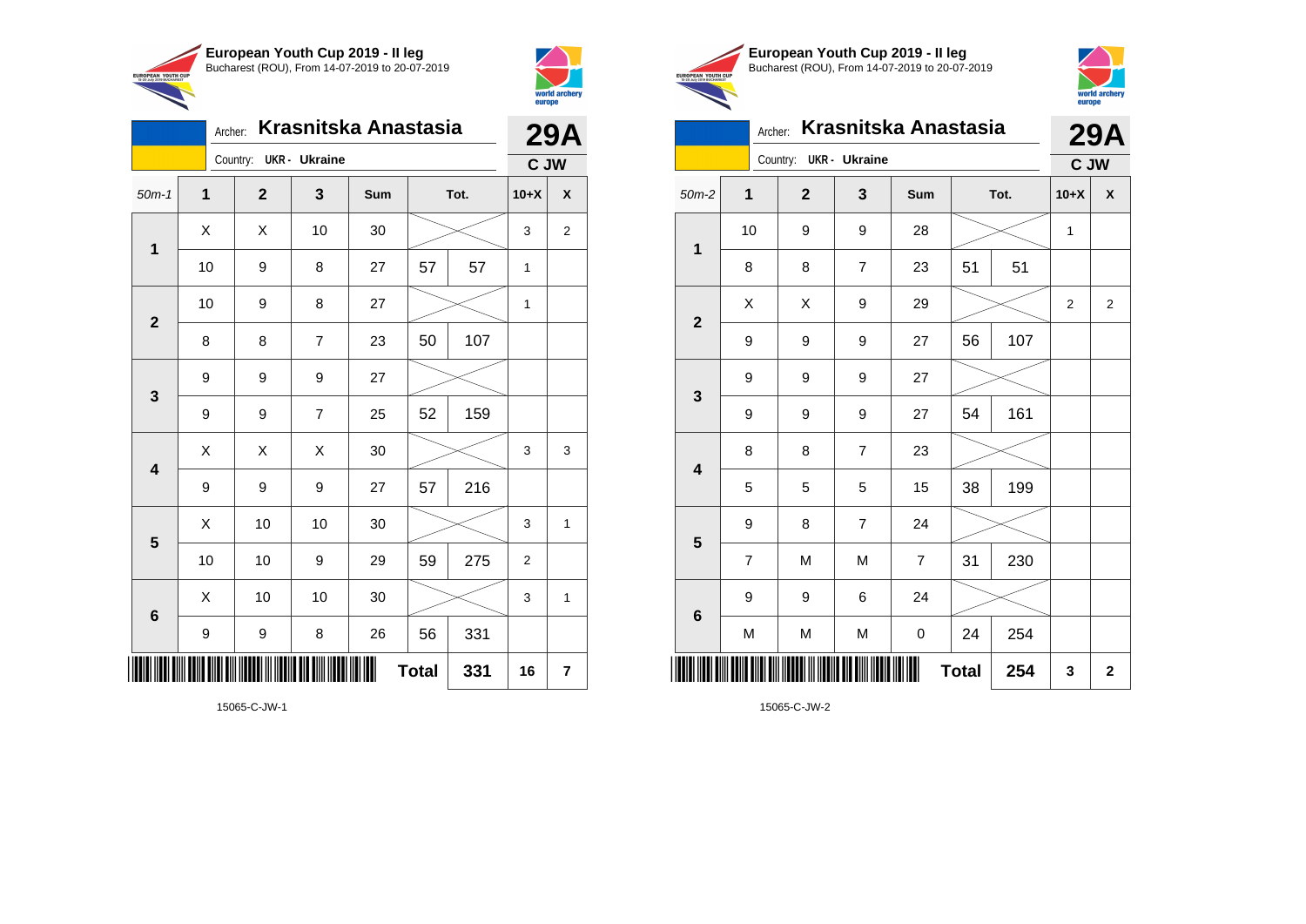**European Youth Cup 2019 - II leg**
Bucharest (ROU), From 14-07-2019 to 20-07-2019

Archer: **Krasnitska Anastasia**
Country: **UKR - Ukraine**

**29A**
**C JW**

| 50m-1 | 1 | 2 | 3 | Sum | | Tot. | 10+X | X |
|---|---|---|---|---|---|---|---|---|
| 1 | X | X | 10 | 30 | | | 3 | 2 |
| | 10 | 9 | 8 | 27 | 57 | 57 | 1 | |
| 2 | 10 | 9 | 8 | 27 | | | 1 | |
| | 8 | 8 | 7 | 23 | 50 | 107 | | |
| 3 | 9 | 9 | 9 | 27 | | | | |
| | 9 | 9 | 7 | 25 | 52 | 159 | | |
| 4 | X | X | X | 30 | | | 3 | 3 |
| | 9 | 9 | 9 | 27 | 57 | 216 | | |
| 5 | X | 10 | 10 | 30 | | | 3 | 1 |
| | 10 | 10 | 9 | 29 | 59 | 275 | 2 | |
| 6 | X | 10 | 10 | 30 | | | 3 | 1 |
| | 9 | 9 | 8 | 26 | 56 | 331 | | |
| | | | | | **Total** | **331** | **16** | **7** |

15065-C-JW-1

**European Youth Cup 2019 - II leg**
Bucharest (ROU), From 14-07-2019 to 20-07-2019

Archer: **Krasnitska Anastasia**
Country: **UKR - Ukraine**

**29A**
**C JW**

| 50m-2 | 1 | 2 | 3 | Sum | | Tot. | 10+X | X |
|---|---|---|---|---|---|---|---|---|
| 1 | 10 | 9 | 9 | 28 | | | 1 | |
| | 8 | 8 | 7 | 23 | 51 | 51 | | |
| 2 | X | X | 9 | 29 | | | 2 | 2 |
| | 9 | 9 | 9 | 27 | 56 | 107 | | |
| 3 | 9 | 9 | 9 | 27 | | | | |
| | 9 | 9 | 9 | 27 | 54 | 161 | | |
| 4 | 8 | 8 | 7 | 23 | | | | |
| | 5 | 5 | 5 | 15 | 38 | 199 | | |
| 5 | 9 | 8 | 7 | 24 | | | | |
| | 7 | M | M | 7 | 31 | 230 | | |
| 6 | 9 | 9 | 6 | 24 | | | | |
| | M | M | M | 0 | 24 | 254 | | |
| | | | | | **Total** | **254** | **3** | **2** |

15065-C-JW-2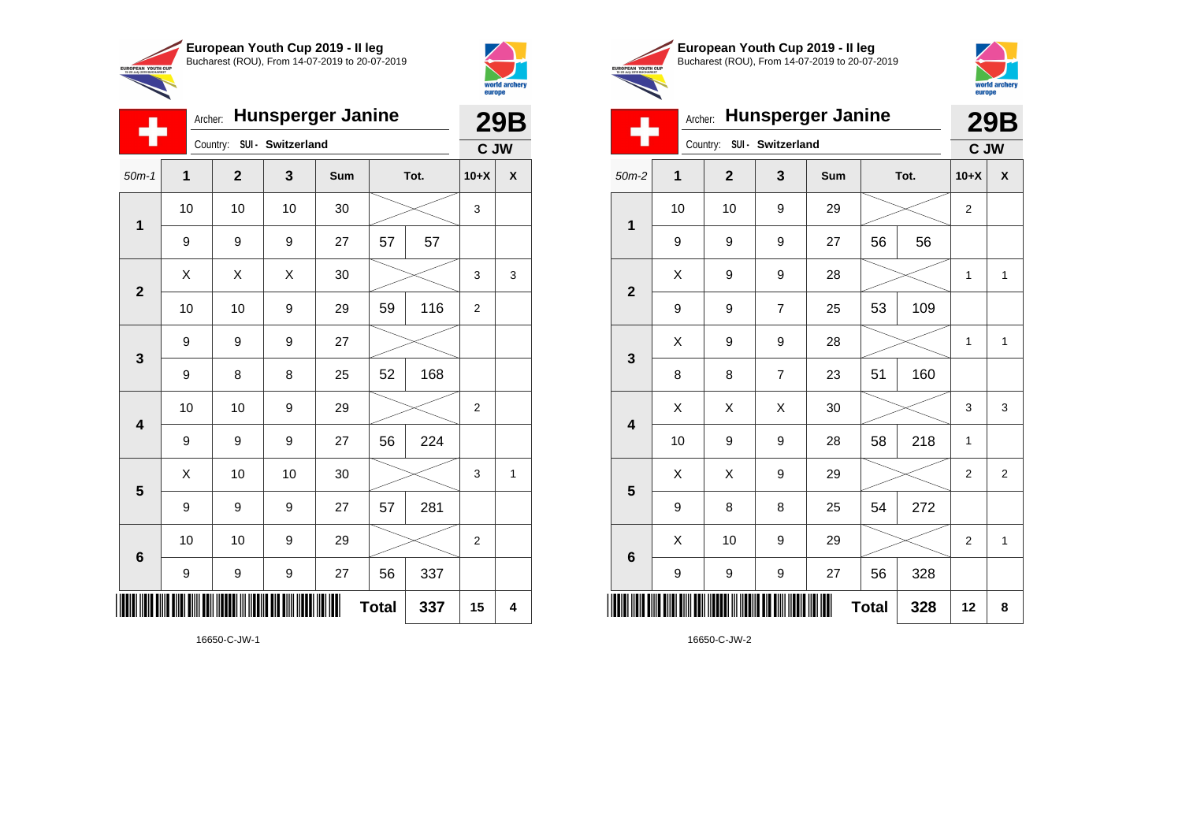**European Youth Cup 2019 - II leg**
Bucharest (ROU), From 14-07-2019 to 20-07-2019

Archer: **Hunsperger Janine**
Country: SUI - Switzerland

**29B**
**C JW**

| 50m-1 | 1 | 2 | 3 | Sum | Tot. | | 10+X | X |
|---|---|---|---|---|---|---|---|---|
| 1 | 10 | 10 | 10 | 30 | | | 3 | |
| | 9 | 9 | 9 | 27 | 57 | 57 | | |
| 2 | X | X | X | 30 | | | 3 | 3 |
| | 10 | 10 | 9 | 29 | 59 | 116 | 2 | |
| 3 | 9 | 9 | 9 | 27 | | | | |
| | 9 | 8 | 8 | 25 | 52 | 168 | | |
| 4 | 10 | 10 | 9 | 29 | | | 2 | |
| | 9 | 9 | 9 | 27 | 56 | 224 | | |
| 5 | X | 10 | 10 | 30 | | | 3 | 1 |
| | 9 | 9 | 9 | 27 | 57 | 281 | | |
| 6 | 10 | 10 | 9 | 29 | | | 2 | |
| | 9 | 9 | 9 | 27 | 56 | 337 | | |
| | | | | | **Total** | **337** | **15** | **4** |

16650-C-JW-1

**European Youth Cup 2019 - II leg**
Bucharest (ROU), From 14-07-2019 to 20-07-2019

Archer: **Hunsperger Janine**
Country: SUI - Switzerland

**29B**
**C JW**

| 50m-2 | 1 | 2 | 3 | Sum | Tot. | | 10+X | X |
|---|---|---|---|---|---|---|---|---|
| 1 | 10 | 10 | 9 | 29 | | | 2 | |
| | 9 | 9 | 9 | 27 | 56 | 56 | | |
| 2 | X | 9 | 9 | 28 | | | 1 | 1 |
| | 9 | 9 | 7 | 25 | 53 | 109 | | |
| 3 | X | 9 | 9 | 28 | | | 1 | 1 |
| | 8 | 8 | 7 | 23 | 51 | 160 | | |
| 4 | X | X | X | 30 | | | 3 | 3 |
| | 10 | 9 | 9 | 28 | 58 | 218 | 1 | |
| 5 | X | X | 9 | 29 | | | 2 | 2 |
| | 9 | 8 | 8 | 25 | 54 | 272 | | |
| 6 | X | 10 | 9 | 29 | | | 2 | 1 |
| | 9 | 9 | 9 | 27 | 56 | 328 | | |
| | | | | | **Total** | **328** | **12** | **8** |

16650-C-JW-2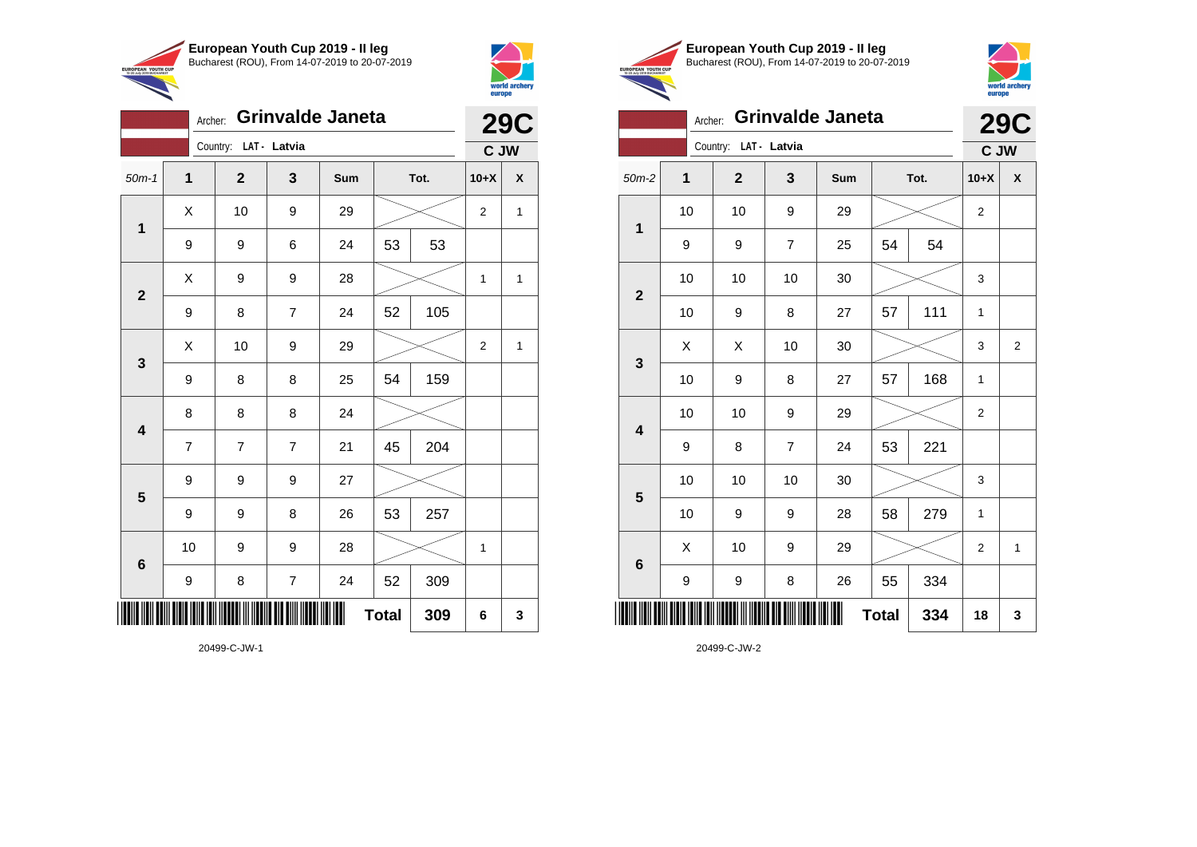**European Youth Cup 2019 - II leg**
Bucharest (ROU), From 14-07-2019 to 20-07-2019

Archer: **Grinvalde Janeta**
Country: **LAT - Latvia**

**29C**
**C JW**

| 50m-1 | 1 | 2 | 3 | Sum | Tot. | | 10+X | X |
|---|---|---|---|---|---|---|---|---|
| 1 | X | 10 | 9 | 29 | | | 2 | 1 |
| | 9 | 9 | 6 | 24 | 53 | 53 | | |
| 2 | X | 9 | 9 | 28 | | | 1 | 1 |
| | 9 | 8 | 7 | 24 | 52 | 105 | | |
| 3 | X | 10 | 9 | 29 | | | 2 | 1 |
| | 9 | 8 | 8 | 25 | 54 | 159 | | |
| 4 | 8 | 8 | 8 | 24 | | | | |
| | 7 | 7 | 7 | 21 | 45 | 204 | | |
| 5 | 9 | 9 | 9 | 27 | | | | |
| | 9 | 9 | 8 | 26 | 53 | 257 | | |
| 6 | 10 | 9 | 9 | 28 | | | 1 | |
| | 9 | 8 | 7 | 24 | 52 | 309 | | |
| | | | | | **Total** | **309** | **6** | **3** |

20499-C-JW-1

**European Youth Cup 2019 - II leg**
Bucharest (ROU), From 14-07-2019 to 20-07-2019

Archer: **Grinvalde Janeta**
Country: **LAT - Latvia**

**29C**
**C JW**

| 50m-2 | 1 | 2 | 3 | Sum | Tot. | | 10+X | X |
|---|---|---|---|---|---|---|---|---|
| 1 | 10 | 10 | 9 | 29 | | | 2 | |
| | 9 | 9 | 7 | 25 | 54 | 54 | | |
| 2 | 10 | 10 | 10 | 30 | | | 3 | |
| | 10 | 9 | 8 | 27 | 57 | 111 | 1 | |
| 3 | X | X | 10 | 30 | | | 3 | 2 |
| | 10 | 9 | 8 | 27 | 57 | 168 | 1 | |
| 4 | 10 | 10 | 9 | 29 | | | 2 | |
| | 9 | 8 | 7 | 24 | 53 | 221 | | |
| 5 | 10 | 10 | 10 | 30 | | | 3 | |
| | 10 | 9 | 9 | 28 | 58 | 279 | 1 | |
| 6 | X | 10 | 9 | 29 | | | 2 | 1 |
| | 9 | 9 | 8 | 26 | 55 | 334 | | |
| | | | | | **Total** | **334** | **18** | **3** |

20499-C-JW-2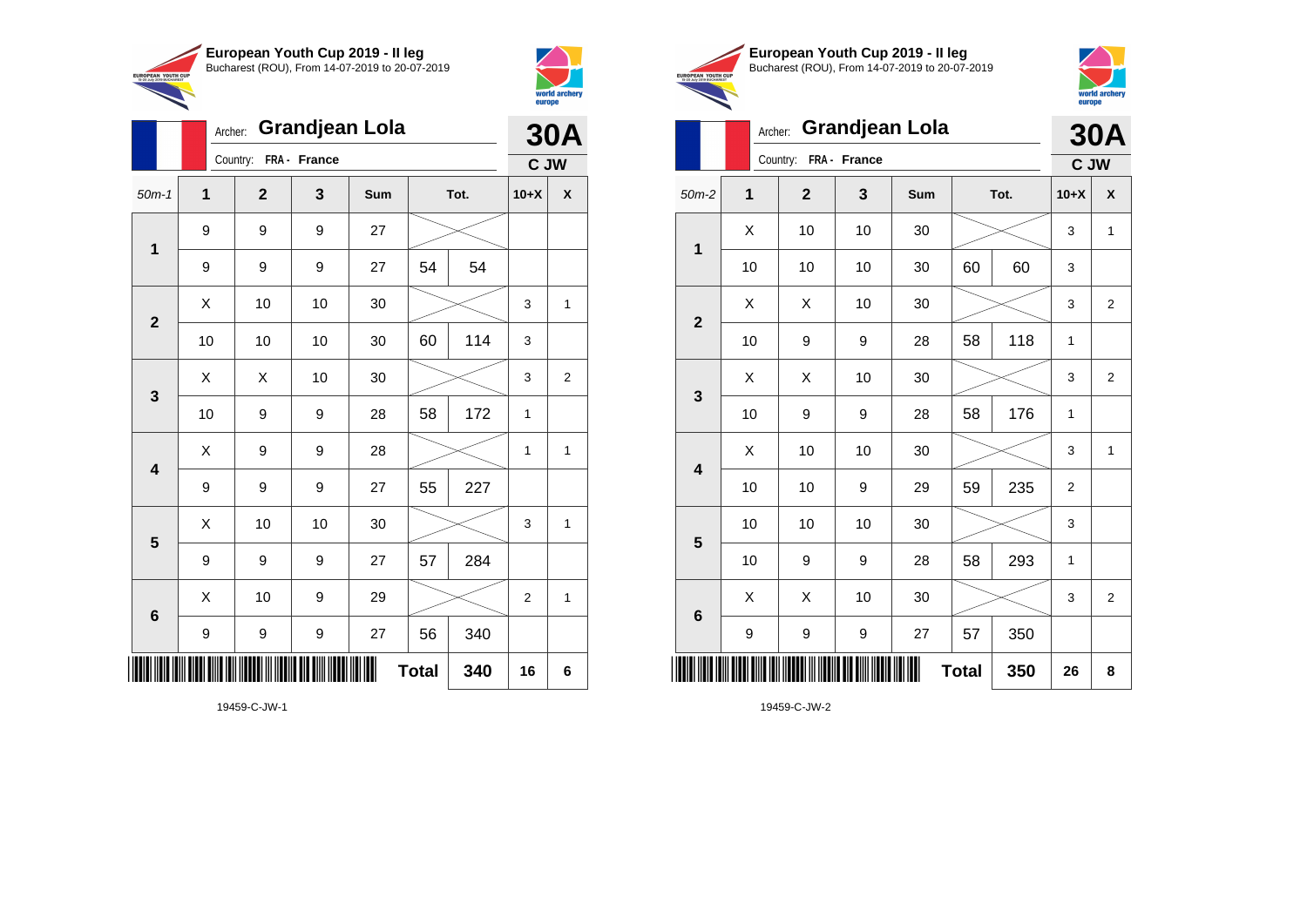**European Youth Cup 2019 - II leg**
Bucharest (ROU), From 14-07-2019 to 20-07-2019

Archer: **Grandjean Lola**
Country: **FRA - France**

**30A**
**C JW**

| 50m-1 | 1 | 2 | 3 | Sum | | Tot. | 10+X | X |
|---|---|---|---|---|---|---|---|---|
| **1** | 9 | 9 | 9 | 27 | | | | |
| | 9 | 9 | 9 | 27 | 54 | 54 | | |
| **2** | X | 10 | 10 | 30 | | | 3 | 1 |
| | 10 | 10 | 10 | 30 | 60 | 114 | 3 | |
| **3** | X | X | 10 | 30 | | | 3 | 2 |
| | 10 | 9 | 9 | 28 | 58 | 172 | 1 | |
| **4** | X | 9 | 9 | 28 | | | 1 | 1 |
| | 9 | 9 | 9 | 27 | 55 | 227 | | |
| **5** | X | 10 | 10 | 30 | | | 3 | 1 |
| | 9 | 9 | 9 | 27 | 57 | 284 | | |
| **6** | X | 10 | 9 | 29 | | | 2 | 1 |
| | 9 | 9 | 9 | 27 | 56 | 340 | | |
| | | | | | **Total** | **340** | **16** | **6** |

19459-C-JW-1

**European Youth Cup 2019 - II leg**
Bucharest (ROU), From 14-07-2019 to 20-07-2019

Archer: **Grandjean Lola**
Country: **FRA - France**

**30A**
**C JW**

| 50m-2 | 1 | 2 | 3 | Sum | | Tot. | 10+X | X |
|---|---|---|---|---|---|---|---|---|
| **1** | X | 10 | 10 | 30 | | | 3 | 1 |
| | 10 | 10 | 10 | 30 | 60 | 60 | 3 | |
| **2** | X | X | 10 | 30 | | | 3 | 2 |
| | 10 | 9 | 9 | 28 | 58 | 118 | 1 | |
| **3** | X | X | 10 | 30 | | | 3 | 2 |
| | 10 | 9 | 9 | 28 | 58 | 176 | 1 | |
| **4** | X | 10 | 10 | 30 | | | 3 | 1 |
| | 10 | 10 | 9 | 29 | 59 | 235 | 2 | |
| **5** | 10 | 10 | 10 | 30 | | | 3 | |
| | 10 | 9 | 9 | 28 | 58 | 293 | 1 | |
| **6** | X | X | 10 | 30 | | | 3 | 2 |
| | 9 | 9 | 9 | 27 | 57 | 350 | | |
| | | | | | **Total** | **350** | **26** | **8** |

19459-C-JW-2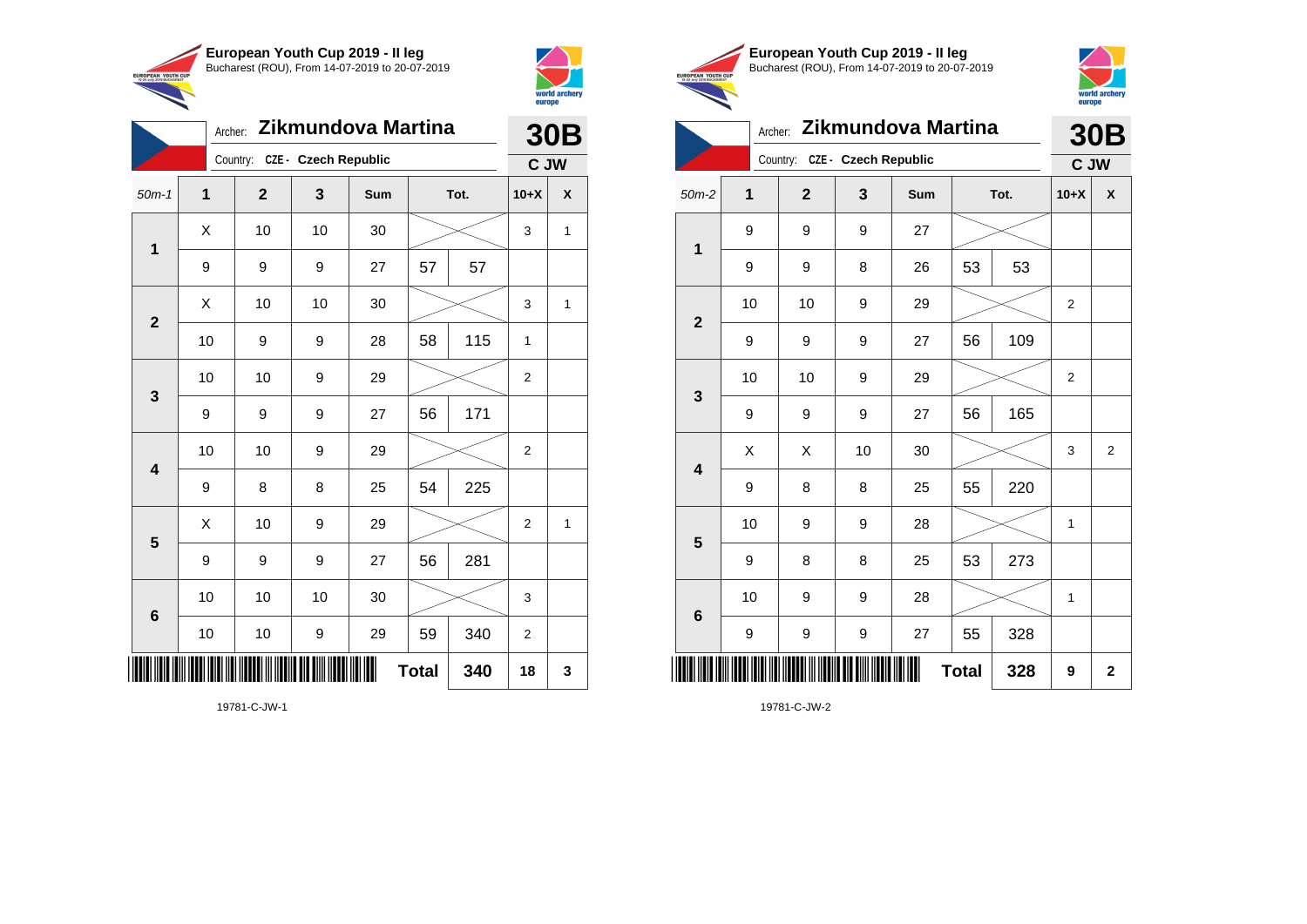## European Youth Cup 2019 - II leg
Bucharest (ROU), From 14-07-2019 to 20-07-2019

Archer: **Zikmundova Martina** — **30B**

Country: CZE - Czech Republic — **C JW**

| 50m-1 | 1 | 2 | 3 | Sum | Tot. | | 10+X | X |
|---|---|---|---|---|---|---|---|---|
| 1 | X | 10 | 10 | 30 | | | 3 | 1 |
| | 9 | 9 | 9 | 27 | 57 | 57 | | |
| 2 | X | 10 | 10 | 30 | | | 3 | 1 |
| | 10 | 9 | 9 | 28 | 58 | 115 | 1 | |
| 3 | 10 | 10 | 9 | 29 | | | 2 | |
| | 9 | 9 | 9 | 27 | 56 | 171 | | |
| 4 | 10 | 10 | 9 | 29 | | | 2 | |
| | 9 | 8 | 8 | 25 | 54 | 225 | | |
| 5 | X | 10 | 9 | 29 | | | 2 | 1 |
| | 9 | 9 | 9 | 27 | 56 | 281 | | |
| 6 | 10 | 10 | 10 | 30 | | | 3 | |
| | 10 | 10 | 9 | 29 | 59 | 340 | 2 | |
| | | | | | **Total** | **340** | **18** | **3** |

19781-C-JW-1

## European Youth Cup 2019 - II leg
Bucharest (ROU), From 14-07-2019 to 20-07-2019

Archer: **Zikmundova Martina** — **30B**

Country: CZE - Czech Republic — **C JW**

| 50m-2 | 1 | 2 | 3 | Sum | Tot. | | 10+X | X |
|---|---|---|---|---|---|---|---|---|
| 1 | 9 | 9 | 9 | 27 | | | | |
| | 9 | 9 | 8 | 26 | 53 | 53 | | |
| 2 | 10 | 10 | 9 | 29 | | | 2 | |
| | 9 | 9 | 9 | 27 | 56 | 109 | | |
| 3 | 10 | 10 | 9 | 29 | | | 2 | |
| | 9 | 9 | 9 | 27 | 56 | 165 | | |
| 4 | X | X | 10 | 30 | | | 3 | 2 |
| | 9 | 8 | 8 | 25 | 55 | 220 | | |
| 5 | 10 | 9 | 9 | 28 | | | 1 | |
| | 9 | 8 | 8 | 25 | 53 | 273 | | |
| 6 | 10 | 9 | 9 | 28 | | | 1 | |
| | 9 | 9 | 9 | 27 | 55 | 328 | | |
| | | | | | **Total** | **328** | **9** | **2** |

19781-C-JW-2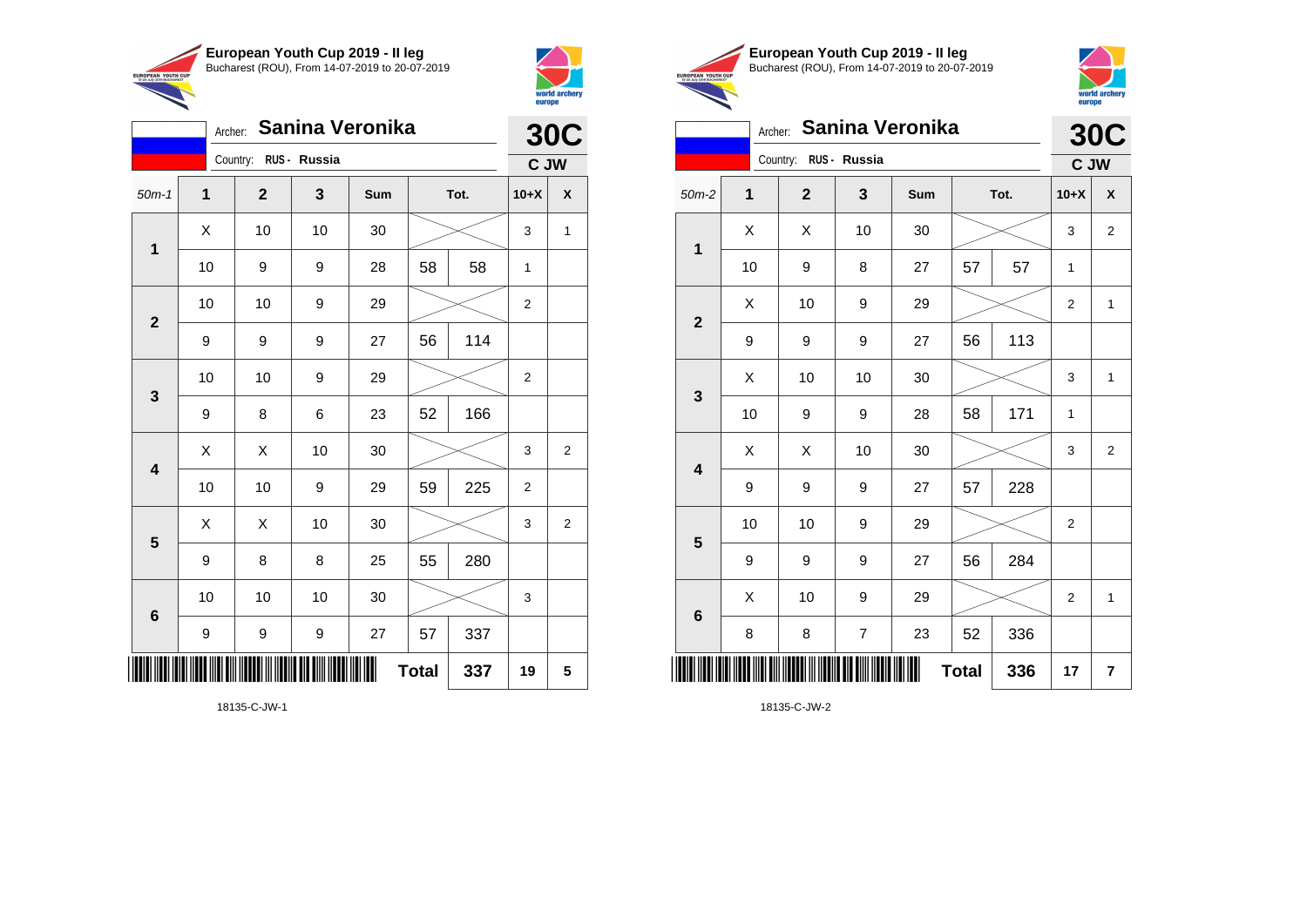## European Youth Cup 2019 - II leg
Bucharest (ROU), From 14-07-2019 to 20-07-2019

Archer: **Sanina Veronika**
Country: **RUS - Russia**

**30C** — **C JW**

| 50m-1 | 1 | 2 | 3 | Sum | | Tot. | 10+X | X |
|---|---|---|---|---|---|---|---|---|
| 1 | X | 10 | 10 | 30 | | | 3 | 1 |
| | 10 | 9 | 9 | 28 | 58 | 58 | 1 | |
| 2 | 10 | 10 | 9 | 29 | | | 2 | |
| | 9 | 9 | 9 | 27 | 56 | 114 | | |
| 3 | 10 | 10 | 9 | 29 | | | 2 | |
| | 9 | 8 | 6 | 23 | 52 | 166 | | |
| 4 | X | X | 10 | 30 | | | 3 | 2 |
| | 10 | 10 | 9 | 29 | 59 | 225 | 2 | |
| 5 | X | X | 10 | 30 | | | 3 | 2 |
| | 9 | 8 | 8 | 25 | 55 | 280 | | |
| 6 | 10 | 10 | 10 | 30 | | | 3 | |
| | 9 | 9 | 9 | 27 | 57 | 337 | | |
| | | | | | **Total** | **337** | **19** | **5** |

18135-C-JW-1

## European Youth Cup 2019 - II leg
Bucharest (ROU), From 14-07-2019 to 20-07-2019

Archer: **Sanina Veronika**
Country: **RUS - Russia**

**30C** — **C JW**

| 50m-2 | 1 | 2 | 3 | Sum | | Tot. | 10+X | X |
|---|---|---|---|---|---|---|---|---|
| 1 | X | X | 10 | 30 | | | 3 | 2 |
| | 10 | 9 | 8 | 27 | 57 | 57 | 1 | |
| 2 | X | 10 | 9 | 29 | | | 2 | 1 |
| | 9 | 9 | 9 | 27 | 56 | 113 | | |
| 3 | X | 10 | 10 | 30 | | | 3 | 1 |
| | 10 | 9 | 9 | 28 | 58 | 171 | 1 | |
| 4 | X | X | 10 | 30 | | | 3 | 2 |
| | 9 | 9 | 9 | 27 | 57 | 228 | | |
| 5 | 10 | 10 | 9 | 29 | | | 2 | |
| | 9 | 9 | 9 | 27 | 56 | 284 | | |
| 6 | X | 10 | 9 | 29 | | | 2 | 1 |
| | 8 | 8 | 7 | 23 | 52 | 336 | | |
| | | | | | **Total** | **336** | **17** | **7** |

18135-C-JW-2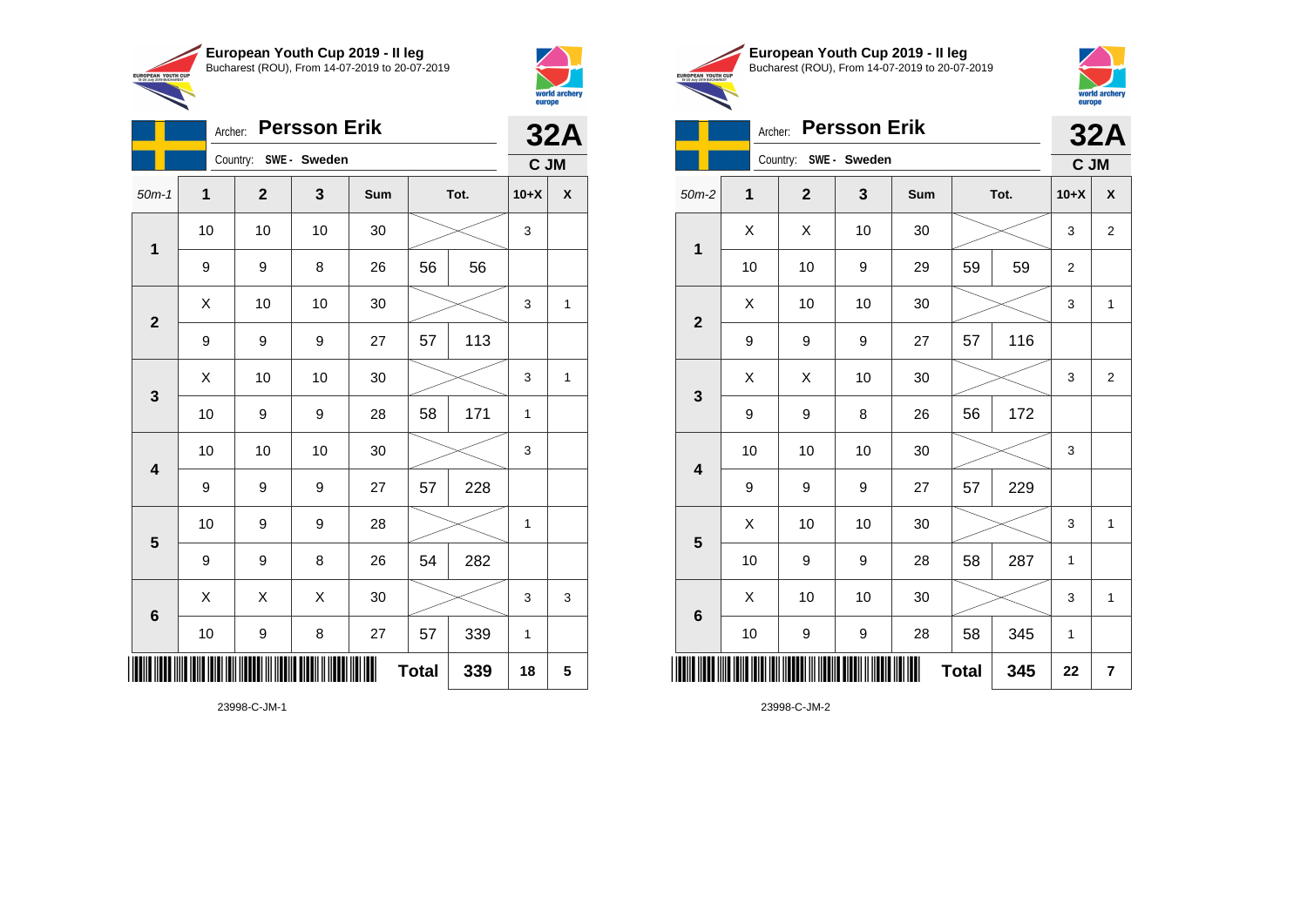**European Youth Cup 2019 - II leg**
Bucharest (ROU), From 14-07-2019 to 20-07-2019

Archer: **Persson Erik** — **32A**
Country: SWE - Sweden — **C JM**

| 50m-1 | 1 | 2 | 3 | Sum | | Tot. | 10+X | X |
|---|---|---|---|---|---|---|---|---|
| 1 | 10 | 10 | 10 | 30 | | | 3 | |
| | 9 | 9 | 8 | 26 | 56 | 56 | | |
| 2 | X | 10 | 10 | 30 | | | 3 | 1 |
| | 9 | 9 | 9 | 27 | 57 | 113 | | |
| 3 | X | 10 | 10 | 30 | | | 3 | 1 |
| | 10 | 9 | 9 | 28 | 58 | 171 | 1 | |
| 4 | 10 | 10 | 10 | 30 | | | 3 | |
| | 9 | 9 | 9 | 27 | 57 | 228 | | |
| 5 | 10 | 9 | 9 | 28 | | | 1 | |
| | 9 | 9 | 8 | 26 | 54 | 282 | | |
| 6 | X | X | X | 30 | | | 3 | 3 |
| | 10 | 9 | 8 | 27 | 57 | 339 | 1 | |
| | | | | | **Total** | **339** | **18** | **5** |

23998-C-JM-1

**European Youth Cup 2019 - II leg**
Bucharest (ROU), From 14-07-2019 to 20-07-2019

Archer: **Persson Erik** — **32A**
Country: SWE - Sweden — **C JM**

| 50m-2 | 1 | 2 | 3 | Sum | | Tot. | 10+X | X |
|---|---|---|---|---|---|---|---|---|
| 1 | X | X | 10 | 30 | | | 3 | 2 |
| | 10 | 10 | 9 | 29 | 59 | 59 | 2 | |
| 2 | X | 10 | 10 | 30 | | | 3 | 1 |
| | 9 | 9 | 9 | 27 | 57 | 116 | | |
| 3 | X | X | 10 | 30 | | | 3 | 2 |
| | 9 | 9 | 8 | 26 | 56 | 172 | | |
| 4 | 10 | 10 | 10 | 30 | | | 3 | |
| | 9 | 9 | 9 | 27 | 57 | 229 | | |
| 5 | X | 10 | 10 | 30 | | | 3 | 1 |
| | 10 | 9 | 9 | 28 | 58 | 287 | 1 | |
| 6 | X | 10 | 10 | 30 | | | 3 | 1 |
| | 10 | 9 | 9 | 28 | 58 | 345 | 1 | |
| | | | | | **Total** | **345** | **22** | **7** |

23998-C-JM-2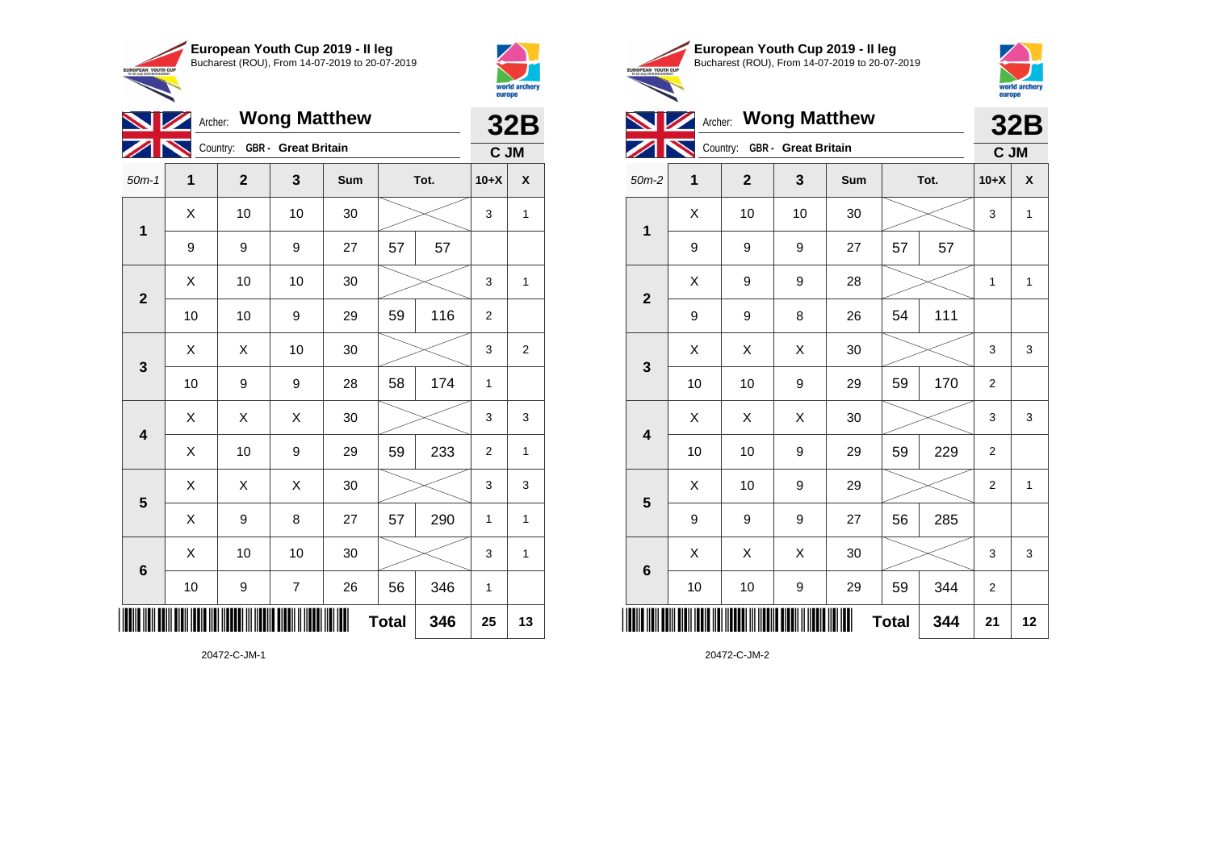**European Youth Cup 2019 - II leg**
Bucharest (ROU), From 14-07-2019 to 20-07-2019

Archer: **Wong Matthew**
Country: **GBR - Great Britain**

**32B**
**C JM**

| 50m-1 | 1 | 2 | 3 | Sum | | Tot. | 10+X | X |
|---|---|---|---|---|---|---|---|---|
| 1 | X | 10 | 10 | 30 | | | 3 | 1 |
| | 9 | 9 | 9 | 27 | 57 | 57 | | |
| 2 | X | 10 | 10 | 30 | | | 3 | 1 |
| | 10 | 10 | 9 | 29 | 59 | 116 | 2 | |
| 3 | X | X | 10 | 30 | | | 3 | 2 |
| | 10 | 9 | 9 | 28 | 58 | 174 | 1 | |
| 4 | X | X | X | 30 | | | 3 | 3 |
| | X | 10 | 9 | 29 | 59 | 233 | 2 | 1 |
| 5 | X | X | X | 30 | | | 3 | 3 |
| | X | 9 | 8 | 27 | 57 | 290 | 1 | 1 |
| 6 | X | 10 | 10 | 30 | | | 3 | 1 |
| | 10 | 9 | 7 | 26 | 56 | 346 | 1 | |
| | | | | | **Total** | **346** | **25** | **13** |

20472-C-JM-1

**European Youth Cup 2019 - II leg**
Bucharest (ROU), From 14-07-2019 to 20-07-2019

Archer: **Wong Matthew**
Country: **GBR - Great Britain**

**32B**
**C JM**

| 50m-2 | 1 | 2 | 3 | Sum | | Tot. | 10+X | X |
|---|---|---|---|---|---|---|---|---|
| 1 | X | 10 | 10 | 30 | | | 3 | 1 |
| | 9 | 9 | 9 | 27 | 57 | 57 | | |
| 2 | X | 9 | 9 | 28 | | | 1 | 1 |
| | 9 | 9 | 8 | 26 | 54 | 111 | | |
| 3 | X | X | X | 30 | | | 3 | 3 |
| | 10 | 10 | 9 | 29 | 59 | 170 | 2 | |
| 4 | X | X | X | 30 | | | 3 | 3 |
| | 10 | 10 | 9 | 29 | 59 | 229 | 2 | |
| 5 | X | 10 | 9 | 29 | | | 2 | 1 |
| | 9 | 9 | 9 | 27 | 56 | 285 | | |
| 6 | X | X | X | 30 | | | 3 | 3 |
| | 10 | 10 | 9 | 29 | 59 | 344 | 2 | |
| | | | | | **Total** | **344** | **21** | **12** |

20472-C-JM-2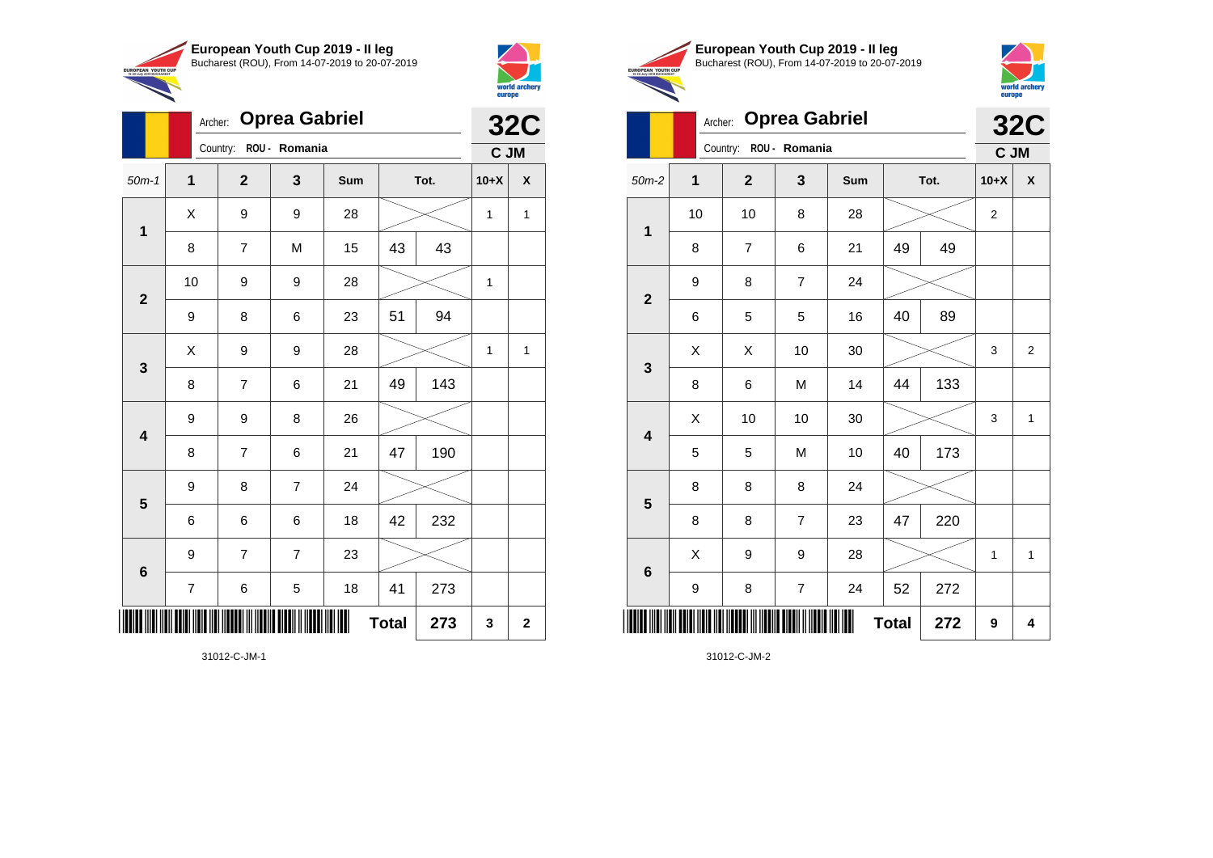# European Youth Cup 2019 - II leg

Bucharest (ROU), From 14-07-2019 to 20-07-2019

Archer: **Oprea Gabriel**

Country: ROU - Romania

**32C**

**C JM**

| 50m-1 | 1 | 2 | 3 | Sum | Tot. | | 10+X | X |
|---|---|---|---|---|---|---|---|---|
| 1 | X | 9 | 9 | 28 | | | 1 | 1 |
| | 8 | 7 | M | 15 | 43 | 43 | | |
| 2 | 10 | 9 | 9 | 28 | | | 1 | |
| | 9 | 8 | 6 | 23 | 51 | 94 | | |
| 3 | X | 9 | 9 | 28 | | | 1 | 1 |
| | 8 | 7 | 6 | 21 | 49 | 143 | | |
| 4 | 9 | 9 | 8 | 26 | | | | |
| | 8 | 7 | 6 | 21 | 47 | 190 | | |
| 5 | 9 | 8 | 7 | 24 | | | | |
| | 6 | 6 | 6 | 18 | 42 | 232 | | |
| 6 | 9 | 7 | 7 | 23 | | | | |
| | 7 | 6 | 5 | 18 | 41 | 273 | | |
| | | | | | **Total** | **273** | **3** | **2** |

31012-C-JM-1

# European Youth Cup 2019 - II leg

Bucharest (ROU), From 14-07-2019 to 20-07-2019

Archer: **Oprea Gabriel**

Country: ROU - Romania

**32C**

**C JM**

| 50m-2 | 1 | 2 | 3 | Sum | Tot. | | 10+X | X |
|---|---|---|---|---|---|---|---|---|
| 1 | 10 | 10 | 8 | 28 | | | 2 | |
| | 8 | 7 | 6 | 21 | 49 | 49 | | |
| 2 | 9 | 8 | 7 | 24 | | | | |
| | 6 | 5 | 5 | 16 | 40 | 89 | | |
| 3 | X | X | 10 | 30 | | | 3 | 2 |
| | 8 | 6 | M | 14 | 44 | 133 | | |
| 4 | X | 10 | 10 | 30 | | | 3 | 1 |
| | 5 | 5 | M | 10 | 40 | 173 | | |
| 5 | 8 | 8 | 8 | 24 | | | | |
| | 8 | 8 | 7 | 23 | 47 | 220 | | |
| 6 | X | 9 | 9 | 28 | | | 1 | 1 |
| | 9 | 8 | 7 | 24 | 52 | 272 | | |
| | | | | | **Total** | **272** | **9** | **4** |

31012-C-JM-2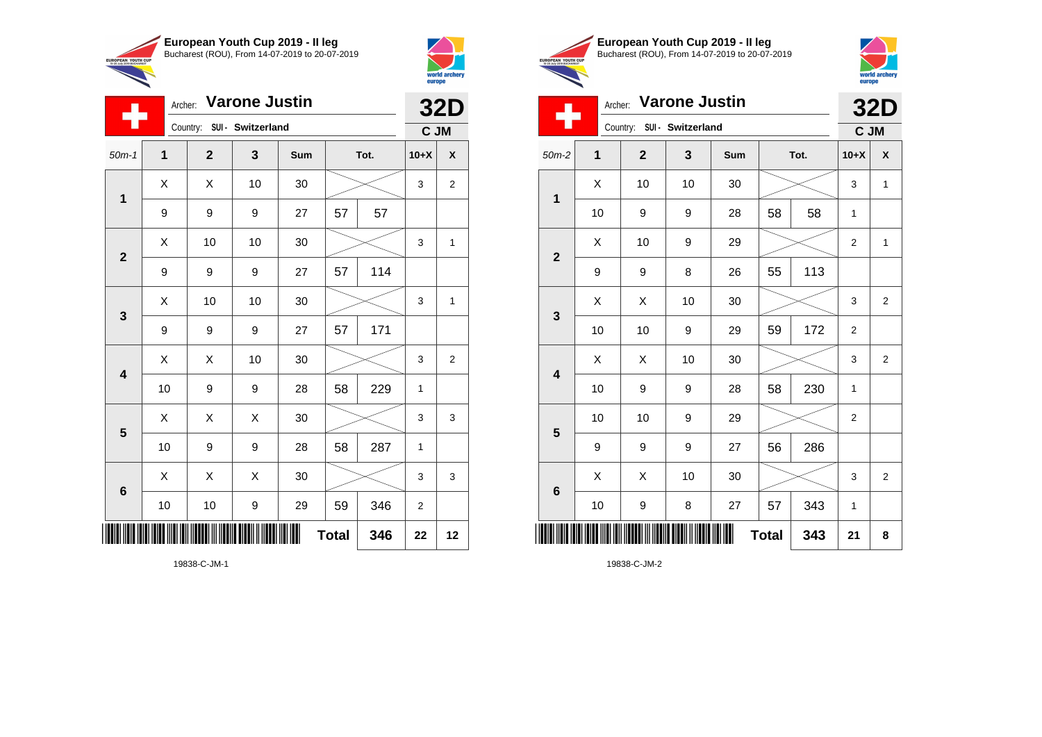**European Youth Cup 2019 - II leg**
Bucharest (ROU), From 14-07-2019 to 20-07-2019

Archer: **Varone Justin**
Country: SUI - Switzerland
**32D**
**C JM**

| 50m-1 | 1 | 2 | 3 | Sum | Tot. | | 10+X | X |
|---|---|---|---|---|---|---|---|---|
| 1 | X | X | 10 | 30 | | | 3 | 2 |
| | 9 | 9 | 9 | 27 | 57 | 57 | | |
| 2 | X | 10 | 10 | 30 | | | 3 | 1 |
| | 9 | 9 | 9 | 27 | 57 | 114 | | |
| 3 | X | 10 | 10 | 30 | | | 3 | 1 |
| | 9 | 9 | 9 | 27 | 57 | 171 | | |
| 4 | X | X | 10 | 30 | | | 3 | 2 |
| | 10 | 9 | 9 | 28 | 58 | 229 | 1 | |
| 5 | X | X | X | 30 | | | 3 | 3 |
| | 10 | 9 | 9 | 28 | 58 | 287 | 1 | |
| 6 | X | X | X | 30 | | | 3 | 3 |
| | 10 | 10 | 9 | 29 | 59 | 346 | 2 | |
| | | | | | **Total** | **346** | **22** | **12** |

19838-C-JM-1

**European Youth Cup 2019 - II leg**
Bucharest (ROU), From 14-07-2019 to 20-07-2019

Archer: **Varone Justin**
Country: SUI - Switzerland
**32D**
**C JM**

| 50m-2 | 1 | 2 | 3 | Sum | Tot. | | 10+X | X |
|---|---|---|---|---|---|---|---|---|
| 1 | X | 10 | 10 | 30 | | | 3 | 1 |
| | 10 | 9 | 9 | 28 | 58 | 58 | 1 | |
| 2 | X | 10 | 9 | 29 | | | 2 | 1 |
| | 9 | 9 | 8 | 26 | 55 | 113 | | |
| 3 | X | X | 10 | 30 | | | 3 | 2 |
| | 10 | 10 | 9 | 29 | 59 | 172 | 2 | |
| 4 | X | X | 10 | 30 | | | 3 | 2 |
| | 10 | 9 | 9 | 28 | 58 | 230 | 1 | |
| 5 | 10 | 10 | 9 | 29 | | | 2 | |
| | 9 | 9 | 9 | 27 | 56 | 286 | | |
| 6 | X | X | 10 | 30 | | | 3 | 2 |
| | 10 | 9 | 8 | 27 | 57 | 343 | 1 | |
| | | | | | **Total** | **343** | **21** | **8** |

19838-C-JM-2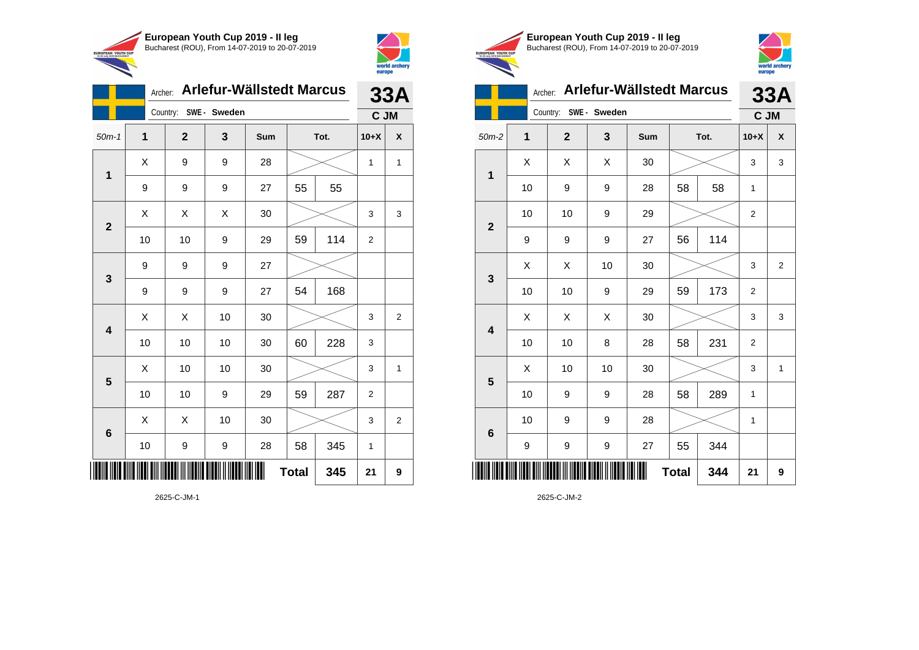**European Youth Cup 2019 - II leg**
Bucharest (ROU), From 14-07-2019 to 20-07-2019

Archer: **Arlefur-Wällstedt Marcus**
Country: **SWE - Sweden**

**33A**
**C JM**

| 50m-1 | 1 | 2 | 3 | Sum | | Tot. | 10+X | X |
|---|---|---|---|---|---|---|---|---|
| 1 | X | 9 | 9 | 28 | | | 1 | 1 |
| | 9 | 9 | 9 | 27 | 55 | 55 | | |
| 2 | X | X | X | 30 | | | 3 | 3 |
| | 10 | 10 | 9 | 29 | 59 | 114 | 2 | |
| 3 | 9 | 9 | 9 | 27 | | | | |
| | 9 | 9 | 9 | 27 | 54 | 168 | | |
| 4 | X | X | 10 | 30 | | | 3 | 2 |
| | 10 | 10 | 10 | 30 | 60 | 228 | 3 | |
| 5 | X | 10 | 10 | 30 | | | 3 | 1 |
| | 10 | 10 | 9 | 29 | 59 | 287 | 2 | |
| 6 | X | X | 10 | 30 | | | 3 | 2 |
| | 10 | 9 | 9 | 28 | 58 | 345 | 1 | |
| | | | | | **Total** | **345** | **21** | **9** |

2625-C-JM-1

**European Youth Cup 2019 - II leg**
Bucharest (ROU), From 14-07-2019 to 20-07-2019

Archer: **Arlefur-Wällstedt Marcus**
Country: **SWE - Sweden**

**33A**
**C JM**

| 50m-2 | 1 | 2 | 3 | Sum | | Tot. | 10+X | X |
|---|---|---|---|---|---|---|---|---|
| 1 | X | X | X | 30 | | | 3 | 3 |
| | 10 | 9 | 9 | 28 | 58 | 58 | 1 | |
| 2 | 10 | 10 | 9 | 29 | | | 2 | |
| | 9 | 9 | 9 | 27 | 56 | 114 | | |
| 3 | X | X | 10 | 30 | | | 3 | 2 |
| | 10 | 10 | 9 | 29 | 59 | 173 | 2 | |
| 4 | X | X | X | 30 | | | 3 | 3 |
| | 10 | 10 | 8 | 28 | 58 | 231 | 2 | |
| 5 | X | 10 | 10 | 30 | | | 3 | 1 |
| | 10 | 9 | 9 | 28 | 58 | 289 | 1 | |
| 6 | 10 | 9 | 9 | 28 | | | 1 | |
| | 9 | 9 | 9 | 27 | 55 | 344 | | |
| | | | | | **Total** | **344** | **21** | **9** |

2625-C-JM-2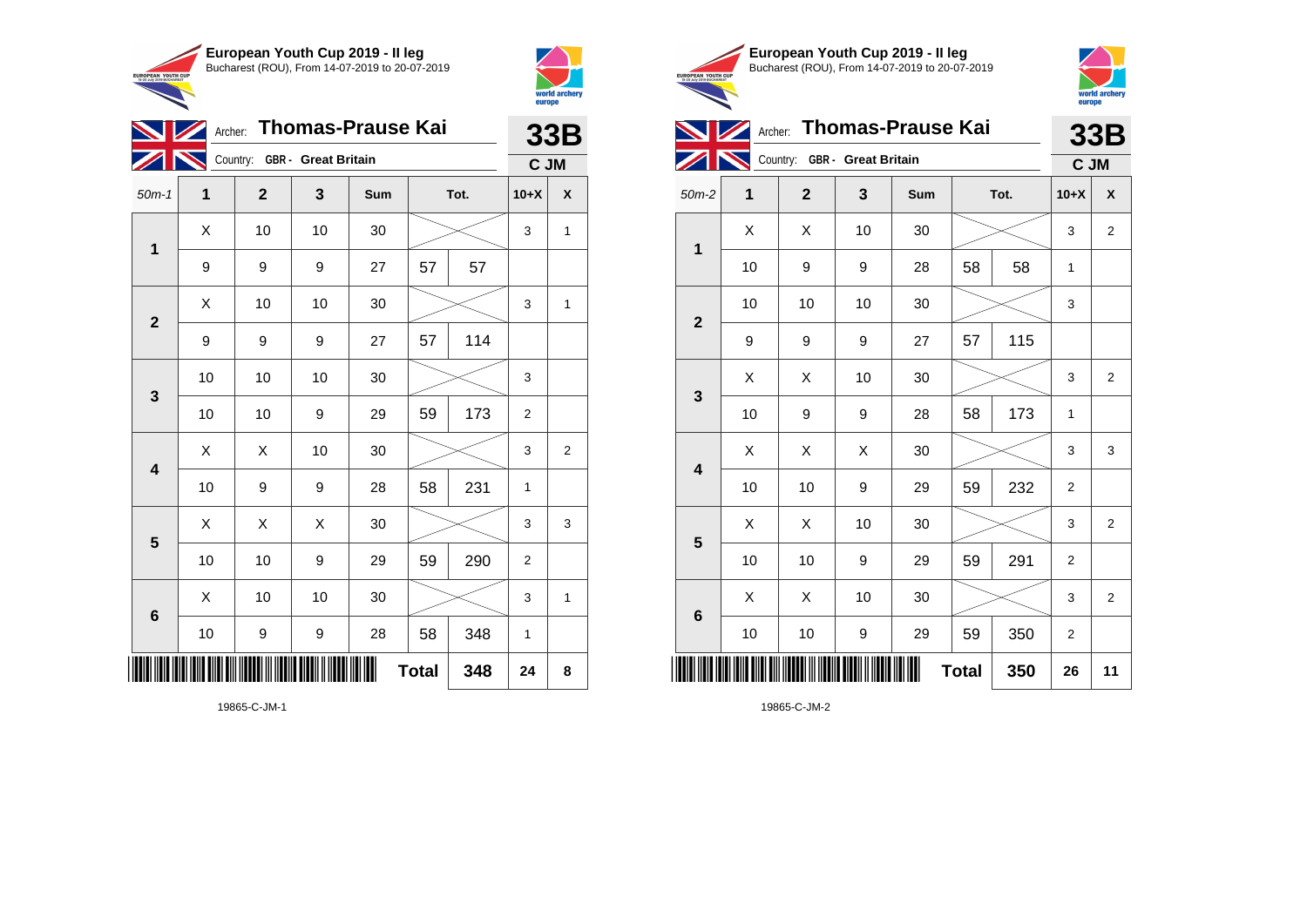**European Youth Cup 2019 - II leg**
Bucharest (ROU), From 14-07-2019 to 20-07-2019

Archer: **Thomas-Prause Kai**
Country: **GBR - Great Britain**

**33B**
**C JM**

| 50m-1 | 1 | 2 | 3 | Sum | | Tot. | 10+X | X |
|---|---|---|---|---|---|---|---|---|
| 1 | X | 10 | 10 | 30 | | | 3 | 1 |
| | 9 | 9 | 9 | 27 | 57 | 57 | | |
| 2 | X | 10 | 10 | 30 | | | 3 | 1 |
| | 9 | 9 | 9 | 27 | 57 | 114 | | |
| 3 | 10 | 10 | 10 | 30 | | | 3 | |
| | 10 | 10 | 9 | 29 | 59 | 173 | 2 | |
| 4 | X | X | 10 | 30 | | | 3 | 2 |
| | 10 | 9 | 9 | 28 | 58 | 231 | 1 | |
| 5 | X | X | X | 30 | | | 3 | 3 |
| | 10 | 10 | 9 | 29 | 59 | 290 | 2 | |
| 6 | X | 10 | 10 | 30 | | | 3 | 1 |
| | 10 | 9 | 9 | 28 | 58 | 348 | 1 | |
| | | | | | **Total** | **348** | **24** | **8** |

19865-C-JM-1

**European Youth Cup 2019 - II leg**
Bucharest (ROU), From 14-07-2019 to 20-07-2019

Archer: **Thomas-Prause Kai**
Country: **GBR - Great Britain**

**33B**
**C JM**

| 50m-2 | 1 | 2 | 3 | Sum | | Tot. | 10+X | X |
|---|---|---|---|---|---|---|---|---|
| 1 | X | X | 10 | 30 | | | 3 | 2 |
| | 10 | 9 | 9 | 28 | 58 | 58 | 1 | |
| 2 | 10 | 10 | 10 | 30 | | | 3 | |
| | 9 | 9 | 9 | 27 | 57 | 115 | | |
| 3 | X | X | 10 | 30 | | | 3 | 2 |
| | 10 | 9 | 9 | 28 | 58 | 173 | 1 | |
| 4 | X | X | X | 30 | | | 3 | 3 |
| | 10 | 10 | 9 | 29 | 59 | 232 | 2 | |
| 5 | X | X | 10 | 30 | | | 3 | 2 |
| | 10 | 10 | 9 | 29 | 59 | 291 | 2 | |
| 6 | X | X | 10 | 30 | | | 3 | 2 |
| | 10 | 10 | 9 | 29 | 59 | 350 | 2 | |
| | | | | | **Total** | **350** | **26** | **11** |

19865-C-JM-2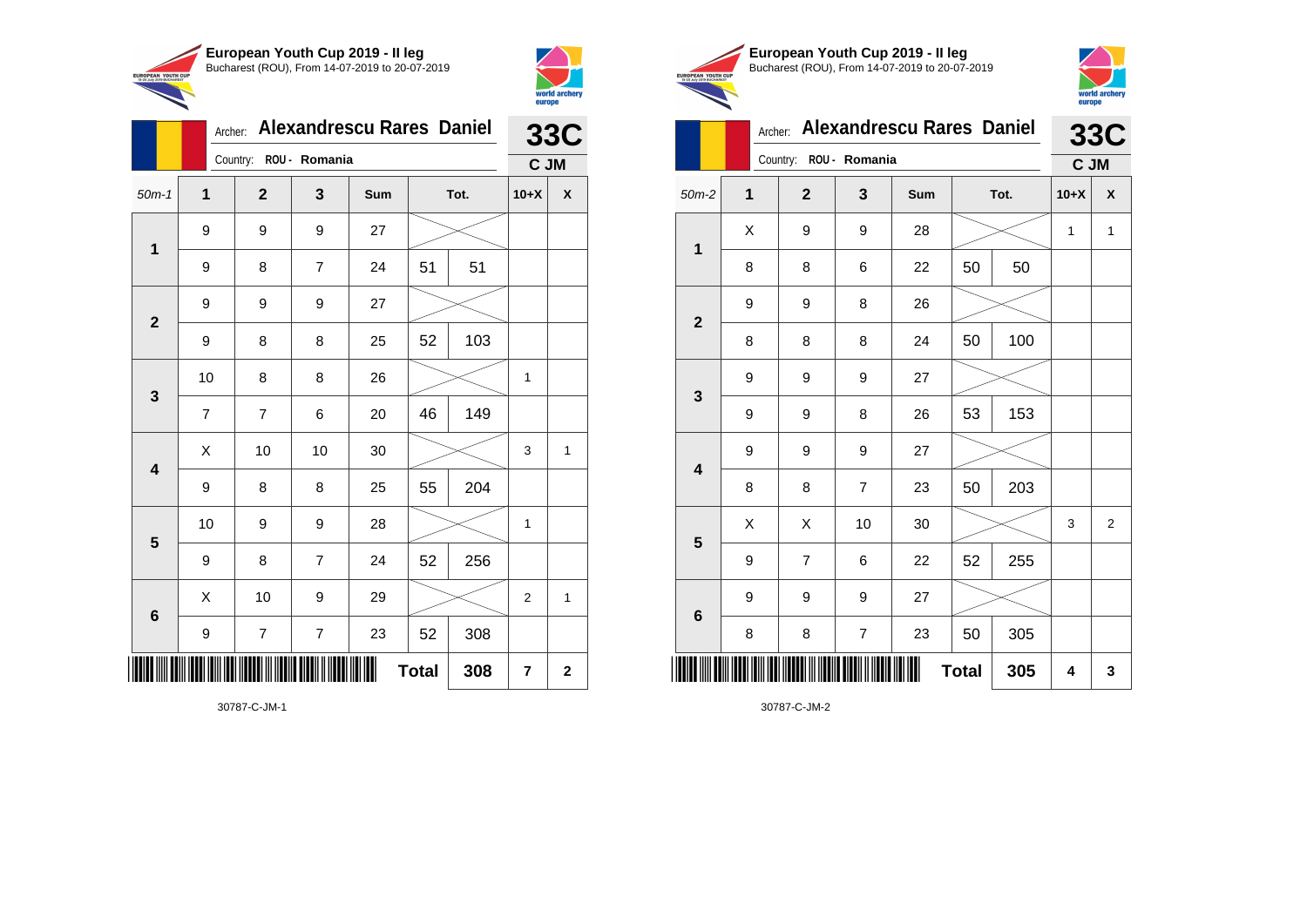## European Youth Cup 2019 - II leg

Bucharest (ROU), From 14-07-2019 to 20-07-2019

Archer: **Alexandrescu Rares Daniel**

Country: ROU - Romania

**33C** C JM

| 50m-1 | 1 | 2 | 3 | Sum | | Tot. | 10+X | X |
|---|---|---|---|---|---|---|---|---|
| 1 | 9 | 9 | 9 | 27 | | | | |
| | 9 | 8 | 7 | 24 | 51 | 51 | | |
| 2 | 9 | 9 | 9 | 27 | | | | |
| | 9 | 8 | 8 | 25 | 52 | 103 | | |
| 3 | 10 | 8 | 8 | 26 | | | 1 | |
| | 7 | 7 | 6 | 20 | 46 | 149 | | |
| 4 | X | 10 | 10 | 30 | | | 3 | 1 |
| | 9 | 8 | 8 | 25 | 55 | 204 | | |
| 5 | 10 | 9 | 9 | 28 | | | 1 | |
| | 9 | 8 | 7 | 24 | 52 | 256 | | |
| 6 | X | 10 | 9 | 29 | | | 2 | 1 |
| | 9 | 7 | 7 | 23 | 52 | 308 | | |
| | | | | | Total | 308 | 7 | 2 |

30787-C-JM-1

## European Youth Cup 2019 - II leg

Bucharest (ROU), From 14-07-2019 to 20-07-2019

Archer: **Alexandrescu Rares Daniel**

Country: ROU - Romania

**33C** C JM

| 50m-2 | 1 | 2 | 3 | Sum | | Tot. | 10+X | X |
|---|---|---|---|---|---|---|---|---|
| 1 | X | 9 | 9 | 28 | | | 1 | 1 |
| | 8 | 8 | 6 | 22 | 50 | 50 | | |
| 2 | 9 | 9 | 8 | 26 | | | | |
| | 8 | 8 | 8 | 24 | 50 | 100 | | |
| 3 | 9 | 9 | 9 | 27 | | | | |
| | 9 | 9 | 8 | 26 | 53 | 153 | | |
| 4 | 9 | 9 | 9 | 27 | | | | |
| | 8 | 8 | 7 | 23 | 50 | 203 | | |
| 5 | X | X | 10 | 30 | | | 3 | 2 |
| | 9 | 7 | 6 | 22 | 52 | 255 | | |
| 6 | 9 | 9 | 9 | 27 | | | | |
| | 8 | 8 | 7 | 23 | 50 | 305 | | |
| | | | | | Total | 305 | 4 | 3 |

30787-C-JM-2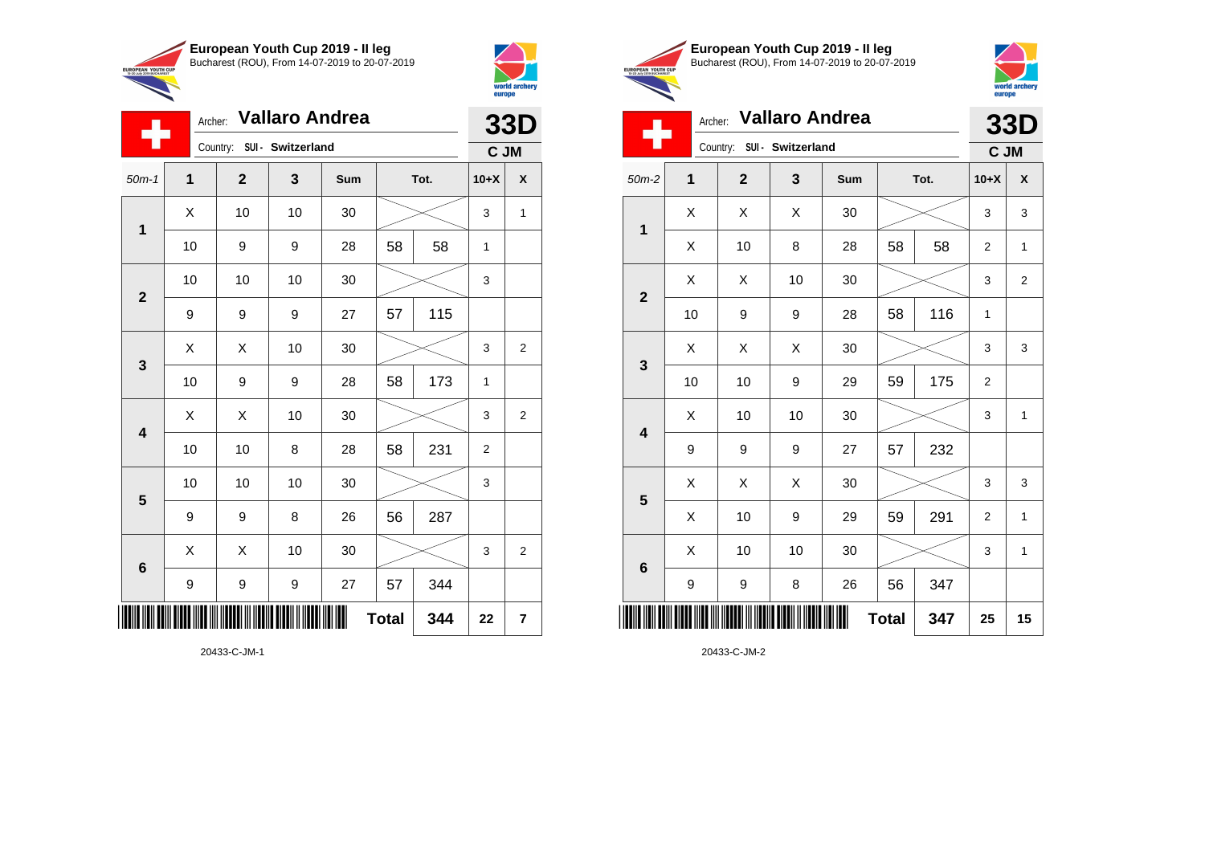## European Youth Cup 2019 - II leg

Bucharest (ROU), From 14-07-2019 to 20-07-2019

Archer: **Vallaro Andrea**

Country: SUI - Switzerland

**33D** C JM

| 50m-1 | 1 | 2 | 3 | Sum | | Tot. | 10+X | X |
|---|---|---|---|---|---|---|---|---|
| 1 | X | 10 | 10 | 30 | | | 3 | 1 |
| | 10 | 9 | 9 | 28 | 58 | 58 | 1 | |
| 2 | 10 | 10 | 10 | 30 | | | 3 | |
| | 9 | 9 | 9 | 27 | 57 | 115 | | |
| 3 | X | X | 10 | 30 | | | 3 | 2 |
| | 10 | 9 | 9 | 28 | 58 | 173 | 1 | |
| 4 | X | X | 10 | 30 | | | 3 | 2 |
| | 10 | 10 | 8 | 28 | 58 | 231 | 2 | |
| 5 | 10 | 10 | 10 | 30 | | | 3 | |
| | 9 | 9 | 8 | 26 | 56 | 287 | | |
| 6 | X | X | 10 | 30 | | | 3 | 2 |
| | 9 | 9 | 9 | 27 | 57 | 344 | | |
| | | | | | Total | 344 | 22 | 7 |

20433-C-JM-1

## European Youth Cup 2019 - II leg

Bucharest (ROU), From 14-07-2019 to 20-07-2019

Archer: **Vallaro Andrea**

Country: SUI - Switzerland

**33D** C JM

| 50m-2 | 1 | 2 | 3 | Sum | | Tot. | 10+X | X |
|---|---|---|---|---|---|---|---|---|
| 1 | X | X | X | 30 | | | 3 | 3 |
| | X | 10 | 8 | 28 | 58 | 58 | 2 | 1 |
| 2 | X | X | 10 | 30 | | | 3 | 2 |
| | 10 | 9 | 9 | 28 | 58 | 116 | 1 | |
| 3 | X | X | X | 30 | | | 3 | 3 |
| | 10 | 10 | 9 | 29 | 59 | 175 | 2 | |
| 4 | X | 10 | 10 | 30 | | | 3 | 1 |
| | 9 | 9 | 9 | 27 | 57 | 232 | | |
| 5 | X | X | X | 30 | | | 3 | 3 |
| | X | 10 | 9 | 29 | 59 | 291 | 2 | 1 |
| 6 | X | 10 | 10 | 30 | | | 3 | 1 |
| | 9 | 9 | 8 | 26 | 56 | 347 | | |
| | | | | | Total | 347 | 25 | 15 |

20433-C-JM-2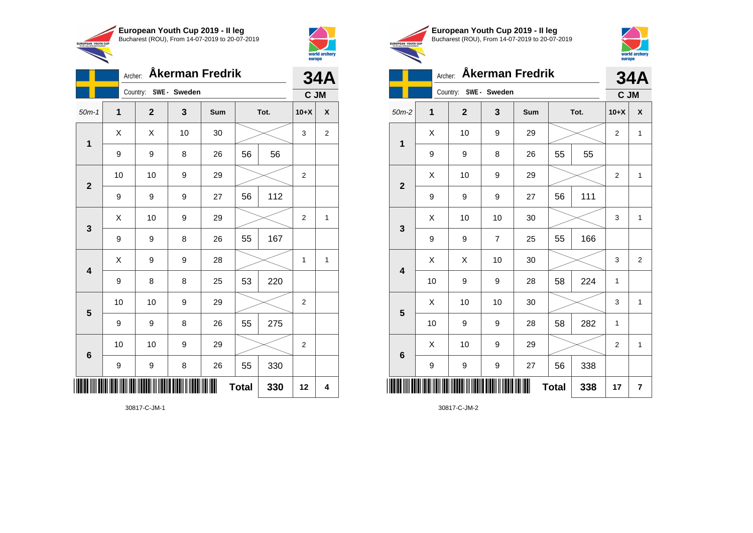**European Youth Cup 2019 - II leg**
Bucharest (ROU), From 14-07-2019 to 20-07-2019

Archer: **Åkerman Fredrik**
Country: **SWE - Sweden**

**34A**
**C JM**

| 50m-1 | 1 | 2 | 3 | Sum | | Tot. | 10+X | X |
|---|---|---|---|---|---|---|---|---|
| 1 | X | X | 10 | 30 | | | 3 | 2 |
| | 9 | 9 | 8 | 26 | 56 | 56 | | |
| 2 | 10 | 10 | 9 | 29 | | | 2 | |
| | 9 | 9 | 9 | 27 | 56 | 112 | | |
| 3 | X | 10 | 9 | 29 | | | 2 | 1 |
| | 9 | 9 | 8 | 26 | 55 | 167 | | |
| 4 | X | 9 | 9 | 28 | | | 1 | 1 |
| | 9 | 8 | 8 | 25 | 53 | 220 | | |
| 5 | 10 | 10 | 9 | 29 | | | 2 | |
| | 9 | 9 | 8 | 26 | 55 | 275 | | |
| 6 | 10 | 10 | 9 | 29 | | | 2 | |
| | 9 | 9 | 8 | 26 | 55 | 330 | | |
| | | | | | **Total** | **330** | **12** | **4** |

30817-C-JM-1

**European Youth Cup 2019 - II leg**
Bucharest (ROU), From 14-07-2019 to 20-07-2019

Archer: **Åkerman Fredrik**
Country: **SWE - Sweden**

**34A**
**C JM**

| 50m-2 | 1 | 2 | 3 | Sum | | Tot. | 10+X | X |
|---|---|---|---|---|---|---|---|---|
| 1 | X | 10 | 9 | 29 | | | 2 | 1 |
| | 9 | 9 | 8 | 26 | 55 | 55 | | |
| 2 | X | 10 | 9 | 29 | | | 2 | 1 |
| | 9 | 9 | 9 | 27 | 56 | 111 | | |
| 3 | X | 10 | 10 | 30 | | | 3 | 1 |
| | 9 | 9 | 7 | 25 | 55 | 166 | | |
| 4 | X | X | 10 | 30 | | | 3 | 2 |
| | 10 | 9 | 9 | 28 | 58 | 224 | 1 | |
| 5 | X | 10 | 10 | 30 | | | 3 | 1 |
| | 10 | 9 | 9 | 28 | 58 | 282 | 1 | |
| 6 | X | 10 | 9 | 29 | | | 2 | 1 |
| | 9 | 9 | 9 | 27 | 56 | 338 | | |
| | | | | | **Total** | **338** | **17** | **7** |

30817-C-JM-2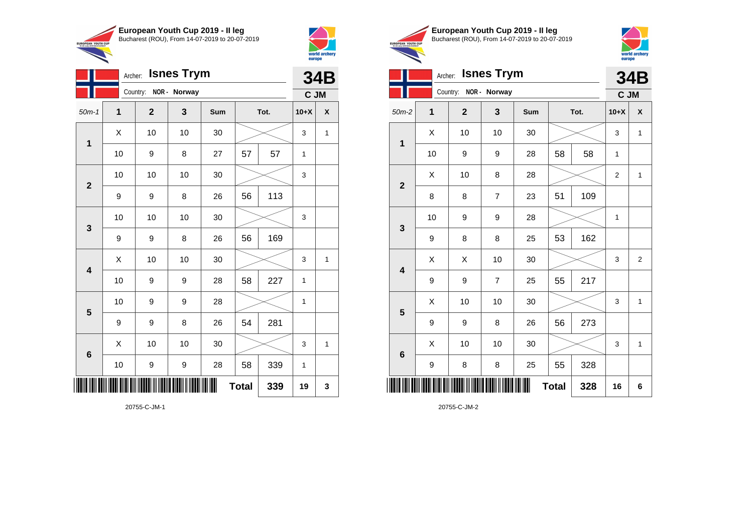**European Youth Cup 2019 - II leg**
Bucharest (ROU), From 14-07-2019 to 20-07-2019

Archer: **Isnes Trym**
Country: NOR - Norway

**34B**
**C JM**

| 50m-1 | 1 | 2 | 3 | Sum | Tot. | | 10+X | X |
|---|---|---|---|---|---|---|---|---|
| 1 | X | 10 | 10 | 30 | | | 3 | 1 |
| | 10 | 9 | 8 | 27 | 57 | 57 | 1 | |
| 2 | 10 | 10 | 10 | 30 | | | 3 | |
| | 9 | 9 | 8 | 26 | 56 | 113 | | |
| 3 | 10 | 10 | 10 | 30 | | | 3 | |
| | 9 | 9 | 8 | 26 | 56 | 169 | | |
| 4 | X | 10 | 10 | 30 | | | 3 | 1 |
| | 10 | 9 | 9 | 28 | 58 | 227 | 1 | |
| 5 | 10 | 9 | 9 | 28 | | | 1 | |
| | 9 | 9 | 8 | 26 | 54 | 281 | | |
| 6 | X | 10 | 10 | 30 | | | 3 | 1 |
| | 10 | 9 | 9 | 28 | 58 | 339 | 1 | |
| | | | | | **Total** | **339** | **19** | **3** |

20755-C-JM-1

**European Youth Cup 2019 - II leg**
Bucharest (ROU), From 14-07-2019 to 20-07-2019

Archer: **Isnes Trym**
Country: NOR - Norway

**34B**
**C JM**

| 50m-2 | 1 | 2 | 3 | Sum | Tot. | | 10+X | X |
|---|---|---|---|---|---|---|---|---|
| 1 | X | 10 | 10 | 30 | | | 3 | 1 |
| | 10 | 9 | 9 | 28 | 58 | 58 | 1 | |
| 2 | X | 10 | 8 | 28 | | | 2 | 1 |
| | 8 | 8 | 7 | 23 | 51 | 109 | | |
| 3 | 10 | 9 | 9 | 28 | | | 1 | |
| | 9 | 8 | 8 | 25 | 53 | 162 | | |
| 4 | X | X | 10 | 30 | | | 3 | 2 |
| | 9 | 9 | 7 | 25 | 55 | 217 | | |
| 5 | X | 10 | 10 | 30 | | | 3 | 1 |
| | 9 | 9 | 8 | 26 | 56 | 273 | | |
| 6 | X | 10 | 10 | 30 | | | 3 | 1 |
| | 9 | 8 | 8 | 25 | 55 | 328 | | |
| | | | | | **Total** | **328** | **16** | **6** |

20755-C-JM-2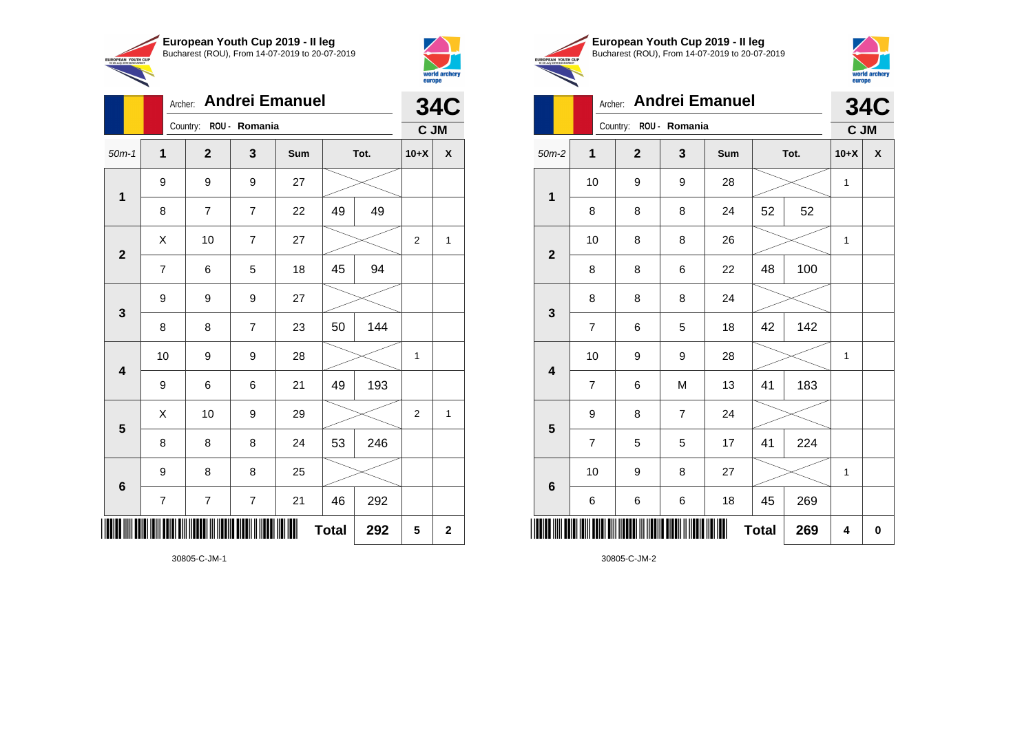**European Youth Cup 2019 - II leg**
Bucharest (ROU), From 14-07-2019 to 20-07-2019

Archer: **Andrei Emanuel**
Country: ROU - Romania

**34C**
**C JM**

| 50m-1 | 1 | 2 | 3 | Sum | Tot. | | 10+X | X |
|---|---|---|---|---|---|---|---|---|
| 1 | 9 | 9 | 9 | 27 | | | | |
| | 8 | 7 | 7 | 22 | 49 | 49 | | |
| 2 | X | 10 | 7 | 27 | | | 2 | 1 |
| | 7 | 6 | 5 | 18 | 45 | 94 | | |
| 3 | 9 | 9 | 9 | 27 | | | | |
| | 8 | 8 | 7 | 23 | 50 | 144 | | |
| 4 | 10 | 9 | 9 | 28 | | | 1 | |
| | 9 | 6 | 6 | 21 | 49 | 193 | | |
| 5 | X | 10 | 9 | 29 | | | 2 | 1 |
| | 8 | 8 | 8 | 24 | 53 | 246 | | |
| 6 | 9 | 8 | 8 | 25 | | | | |
| | 7 | 7 | 7 | 21 | 46 | 292 | | |
| | | | | | **Total** | **292** | **5** | **2** |

30805-C-JM-1

**European Youth Cup 2019 - II leg**
Bucharest (ROU), From 14-07-2019 to 20-07-2019

Archer: **Andrei Emanuel**
Country: ROU - Romania

**34C**
**C JM**

| 50m-2 | 1 | 2 | 3 | Sum | Tot. | | 10+X | X |
|---|---|---|---|---|---|---|---|---|
| 1 | 10 | 9 | 9 | 28 | | | 1 | |
| | 8 | 8 | 8 | 24 | 52 | 52 | | |
| 2 | 10 | 8 | 8 | 26 | | | 1 | |
| | 8 | 8 | 6 | 22 | 48 | 100 | | |
| 3 | 8 | 8 | 8 | 24 | | | | |
| | 7 | 6 | 5 | 18 | 42 | 142 | | |
| 4 | 10 | 9 | 9 | 28 | | | 1 | |
| | 7 | 6 | M | 13 | 41 | 183 | | |
| 5 | 9 | 8 | 7 | 24 | | | | |
| | 7 | 5 | 5 | 17 | 41 | 224 | | |
| 6 | 10 | 9 | 8 | 27 | | | 1 | |
| | 6 | 6 | 6 | 18 | 45 | 269 | | |
| | | | | | **Total** | **269** | **4** | **0** |

30805-C-JM-2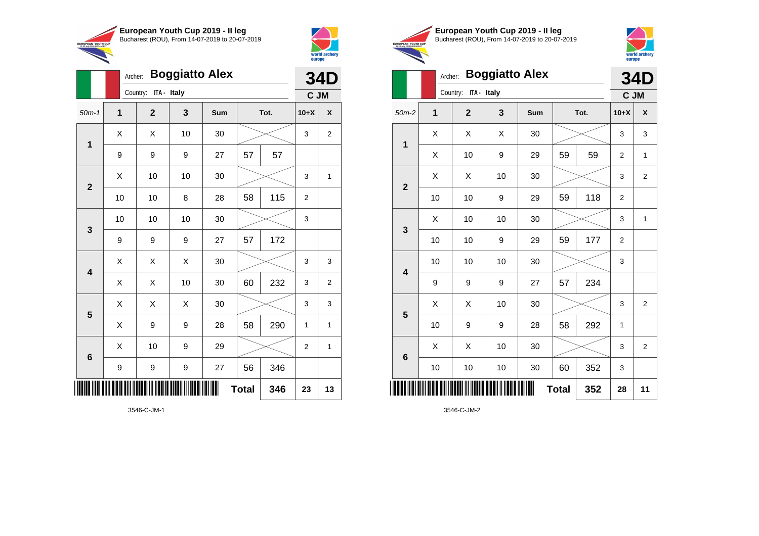**European Youth Cup 2019 - II leg**
Bucharest (ROU), From 14-07-2019 to 20-07-2019

Archer: **Boggiatto Alex**
Country: ITA - Italy

**34D**
**C JM**

| 50m-1 | 1 | 2 | 3 | Sum | | Tot. | 10+X | X |
|---|---|---|---|---|---|---|---|---|
| 1 | X | X | 10 | 30 | | | 3 | 2 |
| | 9 | 9 | 9 | 27 | 57 | 57 | | |
| 2 | X | 10 | 10 | 30 | | | 3 | 1 |
| | 10 | 10 | 8 | 28 | 58 | 115 | 2 | |
| 3 | 10 | 10 | 10 | 30 | | | 3 | |
| | 9 | 9 | 9 | 27 | 57 | 172 | | |
| 4 | X | X | X | 30 | | | 3 | 3 |
| | X | X | 10 | 30 | 60 | 232 | 3 | 2 |
| 5 | X | X | X | 30 | | | 3 | 3 |
| | X | 9 | 9 | 28 | 58 | 290 | 1 | 1 |
| 6 | X | 10 | 9 | 29 | | | 2 | 1 |
| | 9 | 9 | 9 | 27 | 56 | 346 | | |
| | | | | | **Total** | **346** | **23** | **13** |

3546-C-JM-1

**European Youth Cup 2019 - II leg**
Bucharest (ROU), From 14-07-2019 to 20-07-2019

Archer: **Boggiatto Alex**
Country: ITA - Italy

**34D**
**C JM**

| 50m-2 | 1 | 2 | 3 | Sum | | Tot. | 10+X | X |
|---|---|---|---|---|---|---|---|---|
| 1 | X | X | X | 30 | | | 3 | 3 |
| | X | 10 | 9 | 29 | 59 | 59 | 2 | 1 |
| 2 | X | X | 10 | 30 | | | 3 | 2 |
| | 10 | 10 | 9 | 29 | 59 | 118 | 2 | |
| 3 | X | 10 | 10 | 30 | | | 3 | 1 |
| | 10 | 10 | 9 | 29 | 59 | 177 | 2 | |
| 4 | 10 | 10 | 10 | 30 | | | 3 | |
| | 9 | 9 | 9 | 27 | 57 | 234 | | |
| 5 | X | X | 10 | 30 | | | 3 | 2 |
| | 10 | 9 | 9 | 28 | 58 | 292 | 1 | |
| 6 | X | X | 10 | 30 | | | 3 | 2 |
| | 10 | 10 | 10 | 30 | 60 | 352 | 3 | |
| | | | | | **Total** | **352** | **28** | **11** |

3546-C-JM-2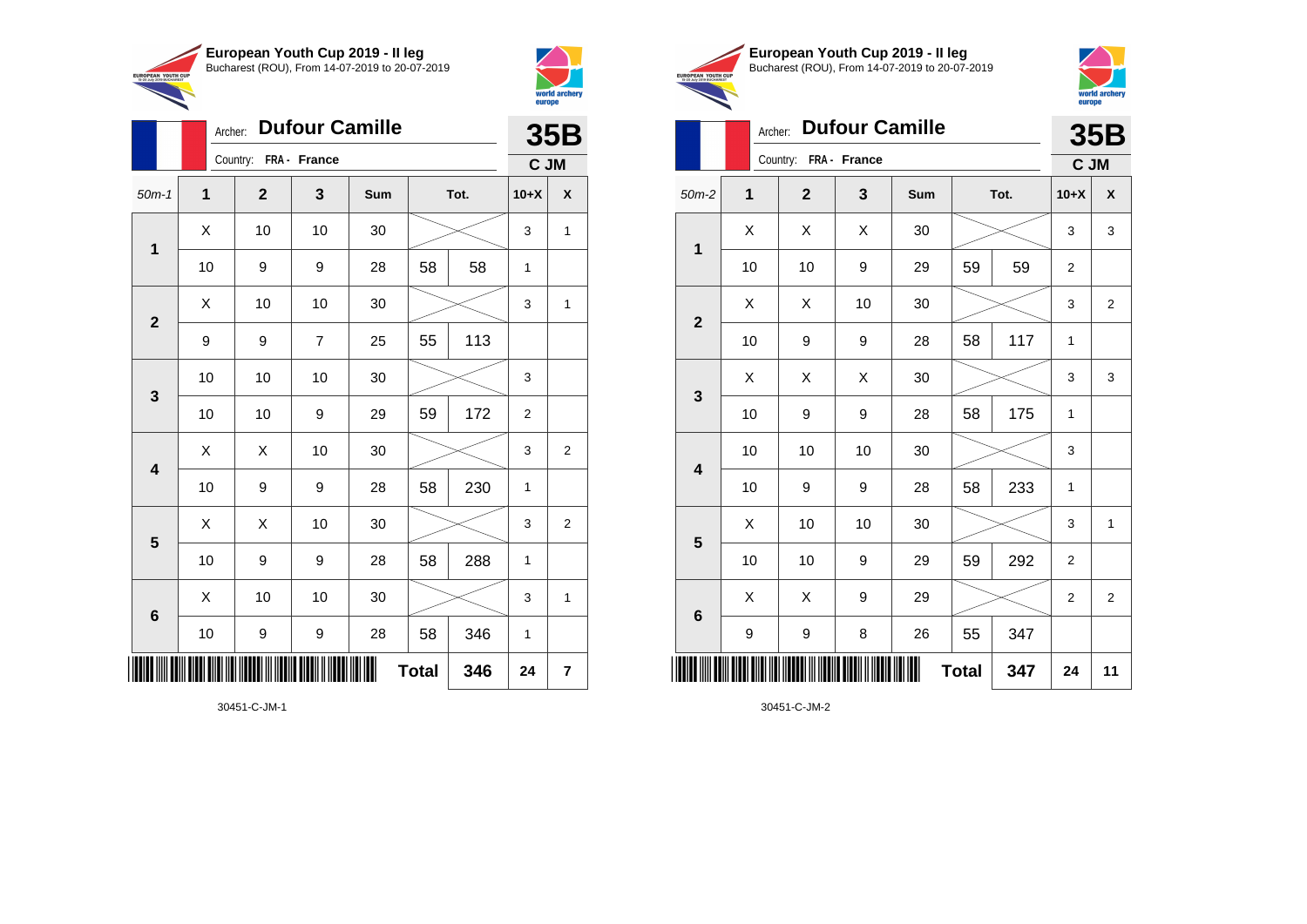**European Youth Cup 2019 - II leg**
Bucharest (ROU), From 14-07-2019 to 20-07-2019

Archer: **Dufour Camille**
Country: **FRA - France**

**35B**
**C JM**

| 50m-1 | 1 | 2 | 3 | Sum | Tot. | | 10+X | X |
|---|---|---|---|---|---|---|---|---|
| 1 | X | 10 | 10 | 30 | | | 3 | 1 |
| | 10 | 9 | 9 | 28 | 58 | 58 | 1 | |
| 2 | X | 10 | 10 | 30 | | | 3 | 1 |
| | 9 | 9 | 7 | 25 | 55 | 113 | | |
| 3 | 10 | 10 | 10 | 30 | | | 3 | |
| | 10 | 10 | 9 | 29 | 59 | 172 | 2 | |
| 4 | X | X | 10 | 30 | | | 3 | 2 |
| | 10 | 9 | 9 | 28 | 58 | 230 | 1 | |
| 5 | X | X | 10 | 30 | | | 3 | 2 |
| | 10 | 9 | 9 | 28 | 58 | 288 | 1 | |
| 6 | X | 10 | 10 | 30 | | | 3 | 1 |
| | 10 | 9 | 9 | 28 | 58 | 346 | 1 | |
| | | | | | **Total** | **346** | **24** | **7** |

30451-C-JM-1

**European Youth Cup 2019 - II leg**
Bucharest (ROU), From 14-07-2019 to 20-07-2019

Archer: **Dufour Camille**
Country: **FRA - France**

**35B**
**C JM**

| 50m-2 | 1 | 2 | 3 | Sum | Tot. | | 10+X | X |
|---|---|---|---|---|---|---|---|---|
| 1 | X | X | X | 30 | | | 3 | 3 |
| | 10 | 10 | 9 | 29 | 59 | 59 | 2 | |
| 2 | X | X | 10 | 30 | | | 3 | 2 |
| | 10 | 9 | 9 | 28 | 58 | 117 | 1 | |
| 3 | X | X | X | 30 | | | 3 | 3 |
| | 10 | 9 | 9 | 28 | 58 | 175 | 1 | |
| 4 | 10 | 10 | 10 | 30 | | | 3 | |
| | 10 | 9 | 9 | 28 | 58 | 233 | 1 | |
| 5 | X | 10 | 10 | 30 | | | 3 | 1 |
| | 10 | 10 | 9 | 29 | 59 | 292 | 2 | |
| 6 | X | X | 9 | 29 | | | 2 | 2 |
| | 9 | 9 | 8 | 26 | 55 | 347 | | |
| | | | | | **Total** | **347** | **24** | **11** |

30451-C-JM-2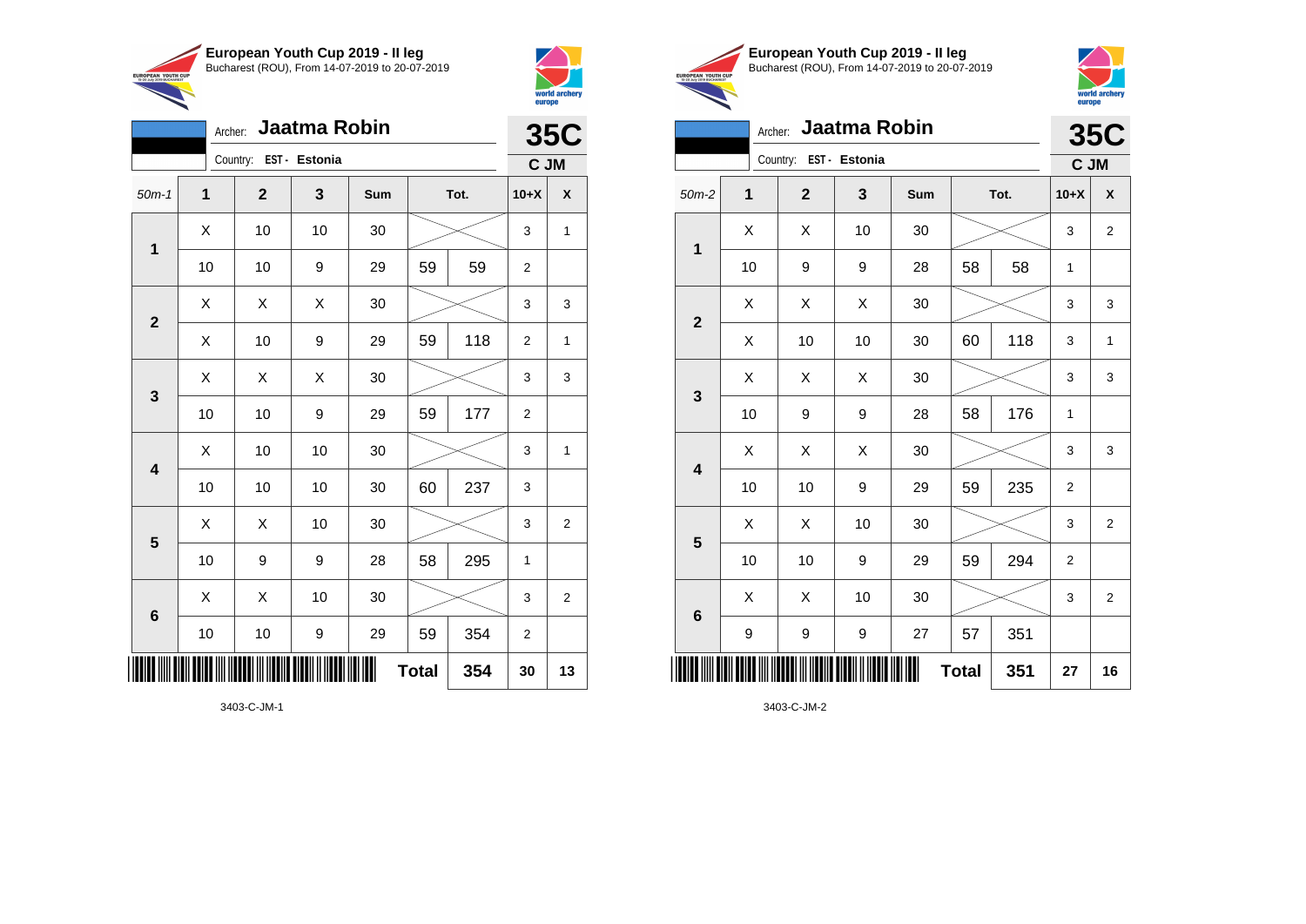**European Youth Cup 2019 - II leg**
Bucharest (ROU), From 14-07-2019 to 20-07-2019

Archer: **Jaatma Robin**
Country: **EST - Estonia**

**35C**
**C JM**

| 50m-1 | 1 | 2 | 3 | Sum | Tot. | | 10+X | X |
|---|---|---|---|---|---|---|---|---|
| 1 | X | 10 | 10 | 30 | | | 3 | 1 |
| | 10 | 10 | 9 | 29 | 59 | 59 | 2 | |
| 2 | X | X | X | 30 | | | 3 | 3 |
| | X | 10 | 9 | 29 | 59 | 118 | 2 | 1 |
| 3 | X | X | X | 30 | | | 3 | 3 |
| | 10 | 10 | 9 | 29 | 59 | 177 | 2 | |
| 4 | X | 10 | 10 | 30 | | | 3 | 1 |
| | 10 | 10 | 10 | 30 | 60 | 237 | 3 | |
| 5 | X | X | 10 | 30 | | | 3 | 2 |
| | 10 | 9 | 9 | 28 | 58 | 295 | 1 | |
| 6 | X | X | 10 | 30 | | | 3 | 2 |
| | 10 | 10 | 9 | 29 | 59 | 354 | 2 | |
| | | | | | **Total** | **354** | **30** | **13** |

3403-C-JM-1

**European Youth Cup 2019 - II leg**
Bucharest (ROU), From 14-07-2019 to 20-07-2019

Archer: **Jaatma Robin**
Country: **EST - Estonia**

**35C**
**C JM**

| 50m-2 | 1 | 2 | 3 | Sum | Tot. | | 10+X | X |
|---|---|---|---|---|---|---|---|---|
| 1 | X | X | 10 | 30 | | | 3 | 2 |
| | 10 | 9 | 9 | 28 | 58 | 58 | 1 | |
| 2 | X | X | X | 30 | | | 3 | 3 |
| | X | 10 | 10 | 30 | 60 | 118 | 3 | 1 |
| 3 | X | X | X | 30 | | | 3 | 3 |
| | 10 | 9 | 9 | 28 | 58 | 176 | 1 | |
| 4 | X | X | X | 30 | | | 3 | 3 |
| | 10 | 10 | 9 | 29 | 59 | 235 | 2 | |
| 5 | X | X | 10 | 30 | | | 3 | 2 |
| | 10 | 10 | 9 | 29 | 59 | 294 | 2 | |
| 6 | X | X | 10 | 30 | | | 3 | 2 |
| | 9 | 9 | 9 | 27 | 57 | 351 | | |
| | | | | | **Total** | **351** | **27** | **16** |

3403-C-JM-2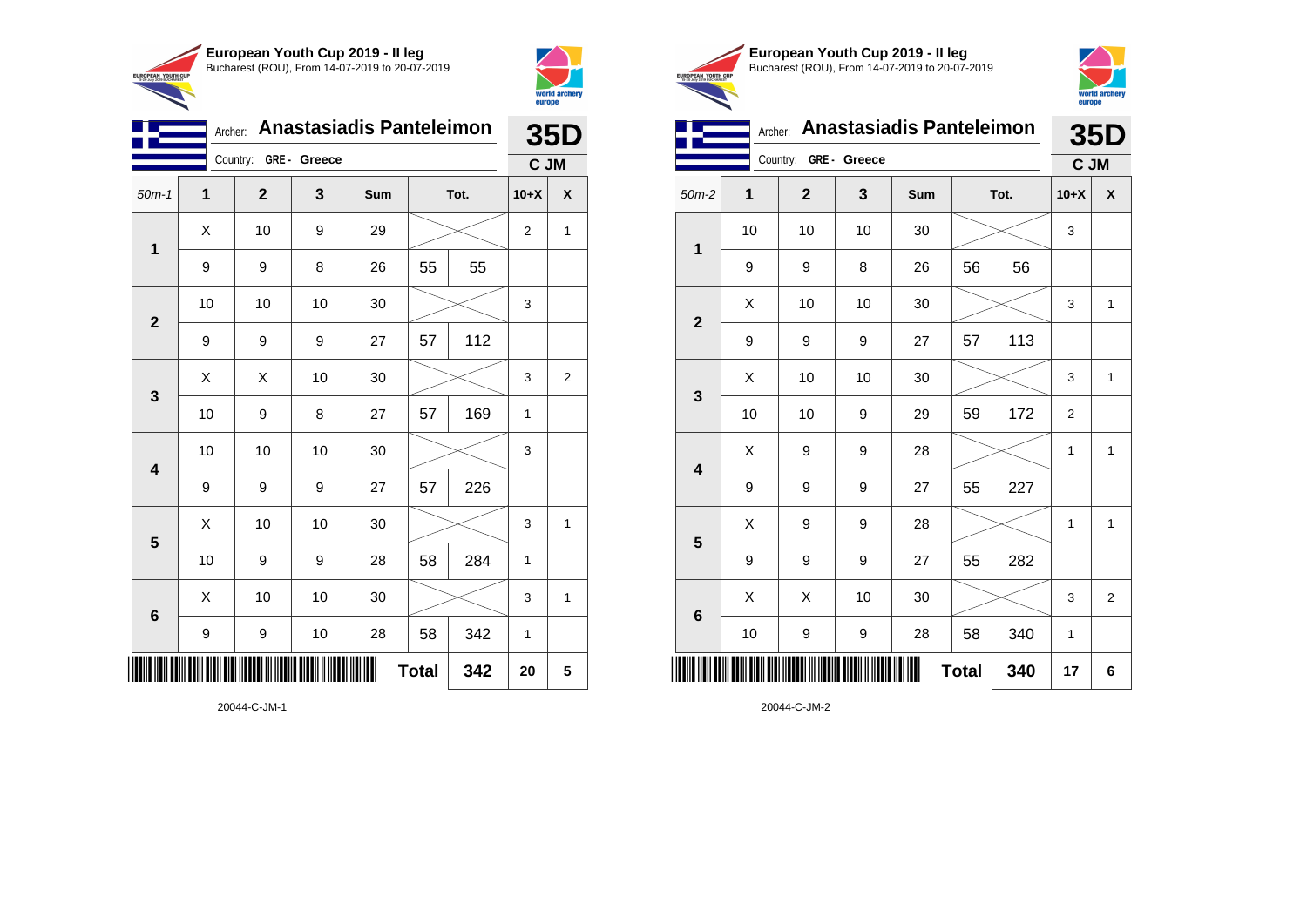**European Youth Cup 2019 - II leg**
Bucharest (ROU), From 14-07-2019 to 20-07-2019

Archer: **Anastasiadis Panteleimon** — **35D**
Country: **GRE - Greece** — **C JM**

| 50m-1 | 1 | 2 | 3 | Sum | Tot. | | 10+X | X |
|---|---|---|---|---|---|---|---|---|
| 1 | X | 10 | 9 | 29 | | | 2 | 1 |
| | 9 | 9 | 8 | 26 | 55 | 55 | | |
| 2 | 10 | 10 | 10 | 30 | | | 3 | |
| | 9 | 9 | 9 | 27 | 57 | 112 | | |
| 3 | X | X | 10 | 30 | | | 3 | 2 |
| | 10 | 9 | 8 | 27 | 57 | 169 | 1 | |
| 4 | 10 | 10 | 10 | 30 | | | 3 | |
| | 9 | 9 | 9 | 27 | 57 | 226 | | |
| 5 | X | 10 | 10 | 30 | | | 3 | 1 |
| | 10 | 9 | 9 | 28 | 58 | 284 | 1 | |
| 6 | X | 10 | 10 | 30 | | | 3 | 1 |
| | 9 | 9 | 10 | 28 | 58 | 342 | 1 | |
| | | | | | **Total** | **342** | **20** | **5** |

20044-C-JM-1

**European Youth Cup 2019 - II leg**
Bucharest (ROU), From 14-07-2019 to 20-07-2019

Archer: **Anastasiadis Panteleimon** — **35D**
Country: **GRE - Greece** — **C JM**

| 50m-2 | 1 | 2 | 3 | Sum | Tot. | | 10+X | X |
|---|---|---|---|---|---|---|---|---|
| 1 | 10 | 10 | 10 | 30 | | | 3 | |
| | 9 | 9 | 8 | 26 | 56 | 56 | | |
| 2 | X | 10 | 10 | 30 | | | 3 | 1 |
| | 9 | 9 | 9 | 27 | 57 | 113 | | |
| 3 | X | 10 | 10 | 30 | | | 3 | 1 |
| | 10 | 10 | 9 | 29 | 59 | 172 | 2 | |
| 4 | X | 9 | 9 | 28 | | | 1 | 1 |
| | 9 | 9 | 9 | 27 | 55 | 227 | | |
| 5 | X | 9 | 9 | 28 | | | 1 | 1 |
| | 9 | 9 | 9 | 27 | 55 | 282 | | |
| 6 | X | X | 10 | 30 | | | 3 | 2 |
| | 10 | 9 | 9 | 28 | 58 | 340 | 1 | |
| | | | | | **Total** | **340** | **17** | **6** |

20044-C-JM-2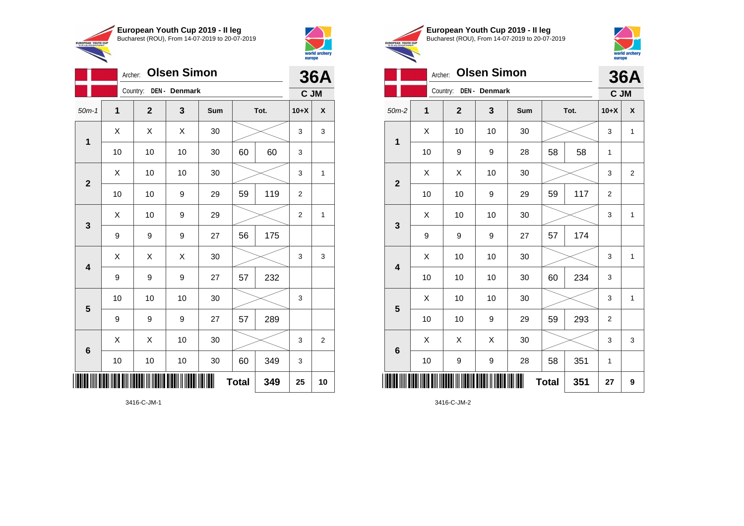**European Youth Cup 2019 - II leg**
Bucharest (ROU), From 14-07-2019 to 20-07-2019

Archer: **Olsen Simon**
Country: **DEN - Denmark**

**36A**
**C JM**

| 50m-1 | 1 | 2 | 3 | Sum | | Tot. | 10+X | X |
|---|---|---|---|---|---|---|---|---|
| 1 | X | X | X | 30 | | | 3 | 3 |
| | 10 | 10 | 10 | 30 | 60 | 60 | 3 | |
| 2 | X | 10 | 10 | 30 | | | 3 | 1 |
| | 10 | 10 | 9 | 29 | 59 | 119 | 2 | |
| 3 | X | 10 | 9 | 29 | | | 2 | 1 |
| | 9 | 9 | 9 | 27 | 56 | 175 | | |
| 4 | X | X | X | 30 | | | 3 | 3 |
| | 9 | 9 | 9 | 27 | 57 | 232 | | |
| 5 | 10 | 10 | 10 | 30 | | | 3 | |
| | 9 | 9 | 9 | 27 | 57 | 289 | | |
| 6 | X | X | 10 | 30 | | | 3 | 2 |
| | 10 | 10 | 10 | 30 | 60 | 349 | 3 | |
| | | | | | **Total** | **349** | **25** | **10** |

3416-C-JM-1

**European Youth Cup 2019 - II leg**
Bucharest (ROU), From 14-07-2019 to 20-07-2019

Archer: **Olsen Simon**
Country: **DEN - Denmark**

**36A**
**C JM**

| 50m-2 | 1 | 2 | 3 | Sum | | Tot. | 10+X | X |
|---|---|---|---|---|---|---|---|---|
| 1 | X | 10 | 10 | 30 | | | 3 | 1 |
| | 10 | 9 | 9 | 28 | 58 | 58 | 1 | |
| 2 | X | X | 10 | 30 | | | 3 | 2 |
| | 10 | 10 | 9 | 29 | 59 | 117 | 2 | |
| 3 | X | 10 | 10 | 30 | | | 3 | 1 |
| | 9 | 9 | 9 | 27 | 57 | 174 | | |
| 4 | X | 10 | 10 | 30 | | | 3 | 1 |
| | 10 | 10 | 10 | 30 | 60 | 234 | 3 | |
| 5 | X | 10 | 10 | 30 | | | 3 | 1 |
| | 10 | 10 | 9 | 29 | 59 | 293 | 2 | |
| 6 | X | X | X | 30 | | | 3 | 3 |
| | 10 | 9 | 9 | 28 | 58 | 351 | 1 | |
| | | | | | **Total** | **351** | **27** | **9** |

3416-C-JM-2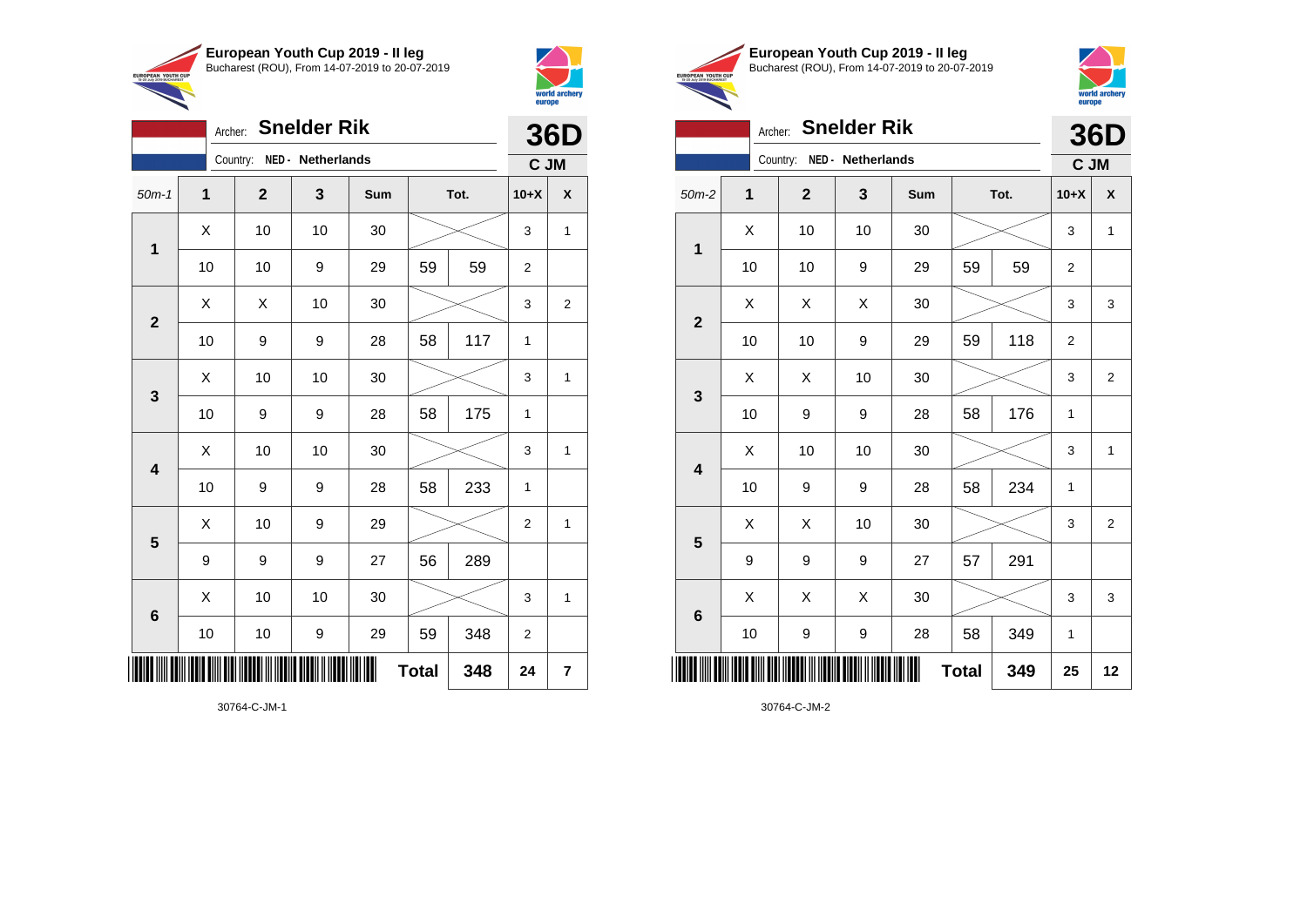**European Youth Cup 2019 - II leg**
Bucharest (ROU), From 14-07-2019 to 20-07-2019

Archer: **Snelder Rik** — **36D**
Country: NED - Netherlands — **C JM**

| 50m-1 | 1 | 2 | 3 | Sum | Tot. | | 10+X | X |
|---|---|---|---|---|---|---|---|---|
| 1 | X | 10 | 10 | 30 | | | 3 | 1 |
| | 10 | 10 | 9 | 29 | 59 | 59 | 2 | |
| 2 | X | X | 10 | 30 | | | 3 | 2 |
| | 10 | 9 | 9 | 28 | 58 | 117 | 1 | |
| 3 | X | 10 | 10 | 30 | | | 3 | 1 |
| | 10 | 9 | 9 | 28 | 58 | 175 | 1 | |
| 4 | X | 10 | 10 | 30 | | | 3 | 1 |
| | 10 | 9 | 9 | 28 | 58 | 233 | 1 | |
| 5 | X | 10 | 9 | 29 | | | 2 | 1 |
| | 9 | 9 | 9 | 27 | 56 | 289 | | |
| 6 | X | 10 | 10 | 30 | | | 3 | 1 |
| | 10 | 10 | 9 | 29 | 59 | 348 | 2 | |
| | | | | | **Total** | **348** | **24** | **7** |

30764-C-JM-1

**European Youth Cup 2019 - II leg**
Bucharest (ROU), From 14-07-2019 to 20-07-2019

Archer: **Snelder Rik** — **36D**
Country: NED - Netherlands — **C JM**

| 50m-2 | 1 | 2 | 3 | Sum | Tot. | | 10+X | X |
|---|---|---|---|---|---|---|---|---|
| 1 | X | 10 | 10 | 30 | | | 3 | 1 |
| | 10 | 10 | 9 | 29 | 59 | 59 | 2 | |
| 2 | X | X | X | 30 | | | 3 | 3 |
| | 10 | 10 | 9 | 29 | 59 | 118 | 2 | |
| 3 | X | X | 10 | 30 | | | 3 | 2 |
| | 10 | 9 | 9 | 28 | 58 | 176 | 1 | |
| 4 | X | 10 | 10 | 30 | | | 3 | 1 |
| | 10 | 9 | 9 | 28 | 58 | 234 | 1 | |
| 5 | X | X | 10 | 30 | | | 3 | 2 |
| | 9 | 9 | 9 | 27 | 57 | 291 | | |
| 6 | X | X | X | 30 | | | 3 | 3 |
| | 10 | 9 | 9 | 28 | 58 | 349 | 1 | |
| | | | | | **Total** | **349** | **25** | **12** |

30764-C-JM-2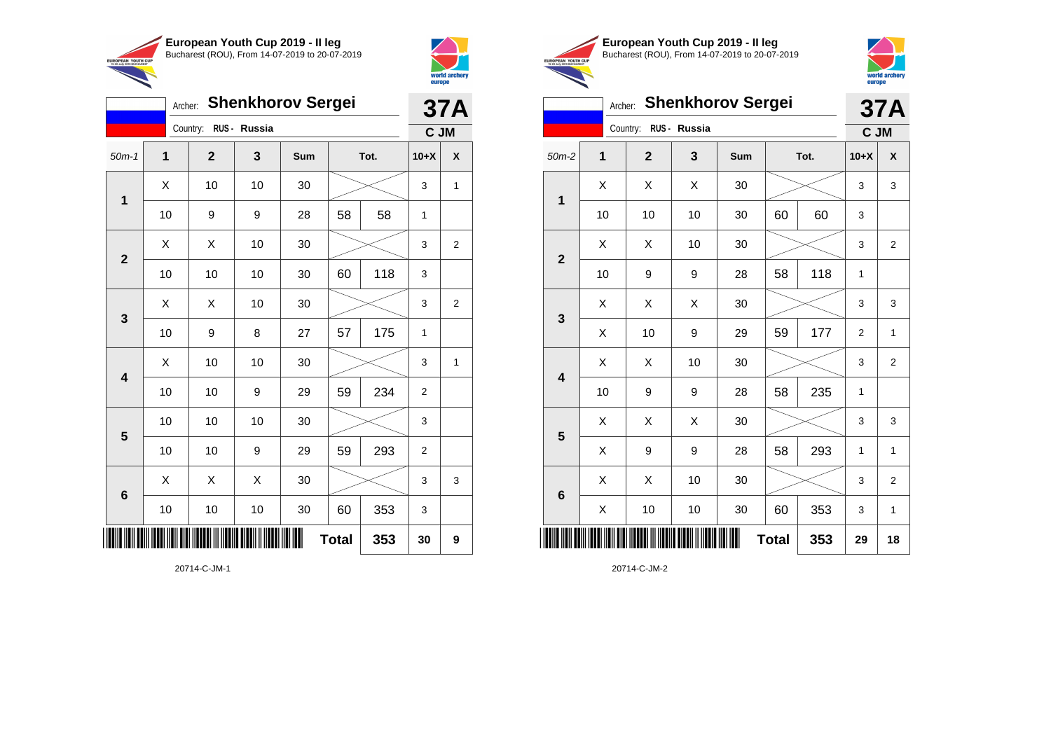**European Youth Cup 2019 - II leg**
Bucharest (ROU), From 14-07-2019 to 20-07-2019

Archer: **Shenkhorov Sergei**
Country: RUS - Russia

**37A**
C JM

| 50m-1 | 1 | 2 | 3 | Sum | Tot. | | 10+X | X |
|---|---|---|---|---|---|---|---|---|
| 1 | X | 10 | 10 | 30 | | | 3 | 1 |
| | 10 | 9 | 9 | 28 | 58 | 58 | 1 | |
| 2 | X | X | 10 | 30 | | | 3 | 2 |
| | 10 | 10 | 10 | 30 | 60 | 118 | 3 | |
| 3 | X | X | 10 | 30 | | | 3 | 2 |
| | 10 | 9 | 8 | 27 | 57 | 175 | 1 | |
| 4 | X | 10 | 10 | 30 | | | 3 | 1 |
| | 10 | 10 | 9 | 29 | 59 | 234 | 2 | |
| 5 | 10 | 10 | 10 | 30 | | | 3 | |
| | 10 | 10 | 9 | 29 | 59 | 293 | 2 | |
| 6 | X | X | X | 30 | | | 3 | 3 |
| | 10 | 10 | 10 | 30 | 60 | 353 | 3 | |
| | | | | | Total | 353 | 30 | 9 |

20714-C-JM-1

**European Youth Cup 2019 - II leg**
Bucharest (ROU), From 14-07-2019 to 20-07-2019

Archer: **Shenkhorov Sergei**
Country: RUS - Russia

**37A**
C JM

| 50m-2 | 1 | 2 | 3 | Sum | Tot. | | 10+X | X |
|---|---|---|---|---|---|---|---|---|
| 1 | X | X | X | 30 | | | 3 | 3 |
| | 10 | 10 | 10 | 30 | 60 | 60 | 3 | |
| 2 | X | X | 10 | 30 | | | 3 | 2 |
| | 10 | 9 | 9 | 28 | 58 | 118 | 1 | |
| 3 | X | X | X | 30 | | | 3 | 3 |
| | X | 10 | 9 | 29 | 59 | 177 | 2 | 1 |
| 4 | X | X | 10 | 30 | | | 3 | 2 |
| | 10 | 9 | 9 | 28 | 58 | 235 | 1 | |
| 5 | X | X | X | 30 | | | 3 | 3 |
| | X | 9 | 9 | 28 | 58 | 293 | 1 | 1 |
| 6 | X | X | 10 | 30 | | | 3 | 2 |
| | X | 10 | 10 | 30 | 60 | 353 | 3 | 1 |
| | | | | | Total | 353 | 29 | 18 |

20714-C-JM-2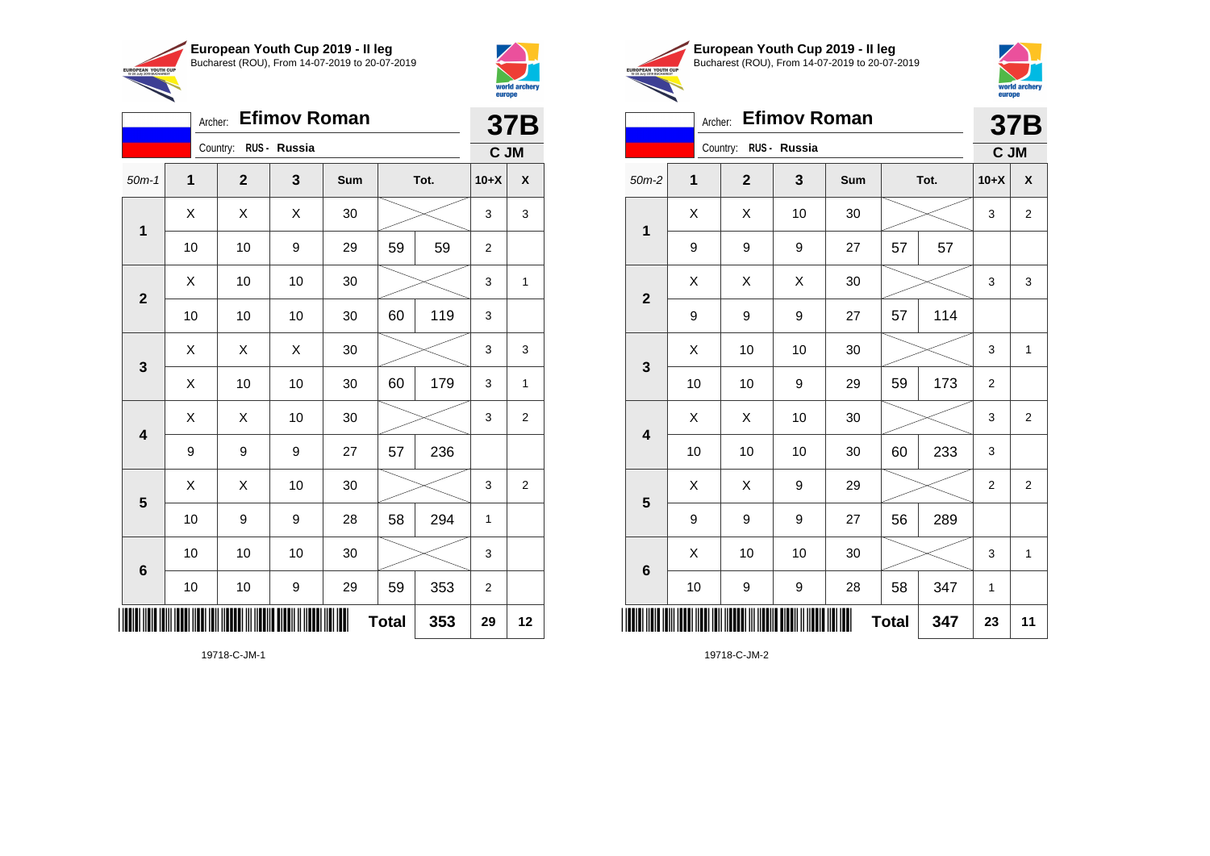## European Youth Cup 2019 - II leg

Bucharest (ROU), From 14-07-2019 to 20-07-2019

Archer: **Efimov Roman**

Country: **RUS - Russia**

**37B**

**C JM**

| 50m-1 | 1 | 2 | 3 | Sum | | Tot. | 10+X | X |
|---|---|---|---|---|---|---|---|---|
| 1 | X | X | X | 30 | | | 3 | 3 |
| | 10 | 10 | 9 | 29 | 59 | 59 | 2 | |
| 2 | X | 10 | 10 | 30 | | | 3 | 1 |
| | 10 | 10 | 10 | 30 | 60 | 119 | 3 | |
| 3 | X | X | X | 30 | | | 3 | 3 |
| | X | 10 | 10 | 30 | 60 | 179 | 3 | 1 |
| 4 | X | X | 10 | 30 | | | 3 | 2 |
| | 9 | 9 | 9 | 27 | 57 | 236 | | |
| 5 | X | X | 10 | 30 | | | 3 | 2 |
| | 10 | 9 | 9 | 28 | 58 | 294 | 1 | |
| 6 | 10 | 10 | 10 | 30 | | | 3 | |
| | 10 | 10 | 9 | 29 | 59 | 353 | 2 | |
| | | | | | **Total** | **353** | **29** | **12** |

19718-C-JM-1

## European Youth Cup 2019 - II leg

Bucharest (ROU), From 14-07-2019 to 20-07-2019

Archer: **Efimov Roman**

Country: **RUS - Russia**

**37B**

**C JM**

| 50m-2 | 1 | 2 | 3 | Sum | | Tot. | 10+X | X |
|---|---|---|---|---|---|---|---|---|
| 1 | X | X | 10 | 30 | | | 3 | 2 |
| | 9 | 9 | 9 | 27 | 57 | 57 | | |
| 2 | X | X | X | 30 | | | 3 | 3 |
| | 9 | 9 | 9 | 27 | 57 | 114 | | |
| 3 | X | 10 | 10 | 30 | | | 3 | 1 |
| | 10 | 10 | 9 | 29 | 59 | 173 | 2 | |
| 4 | X | X | 10 | 30 | | | 3 | 2 |
| | 10 | 10 | 10 | 30 | 60 | 233 | 3 | |
| 5 | X | X | 9 | 29 | | | 2 | 2 |
| | 9 | 9 | 9 | 27 | 56 | 289 | | |
| 6 | X | 10 | 10 | 30 | | | 3 | 1 |
| | 10 | 9 | 9 | 28 | 58 | 347 | 1 | |
| | | | | | **Total** | **347** | **23** | **11** |

19718-C-JM-2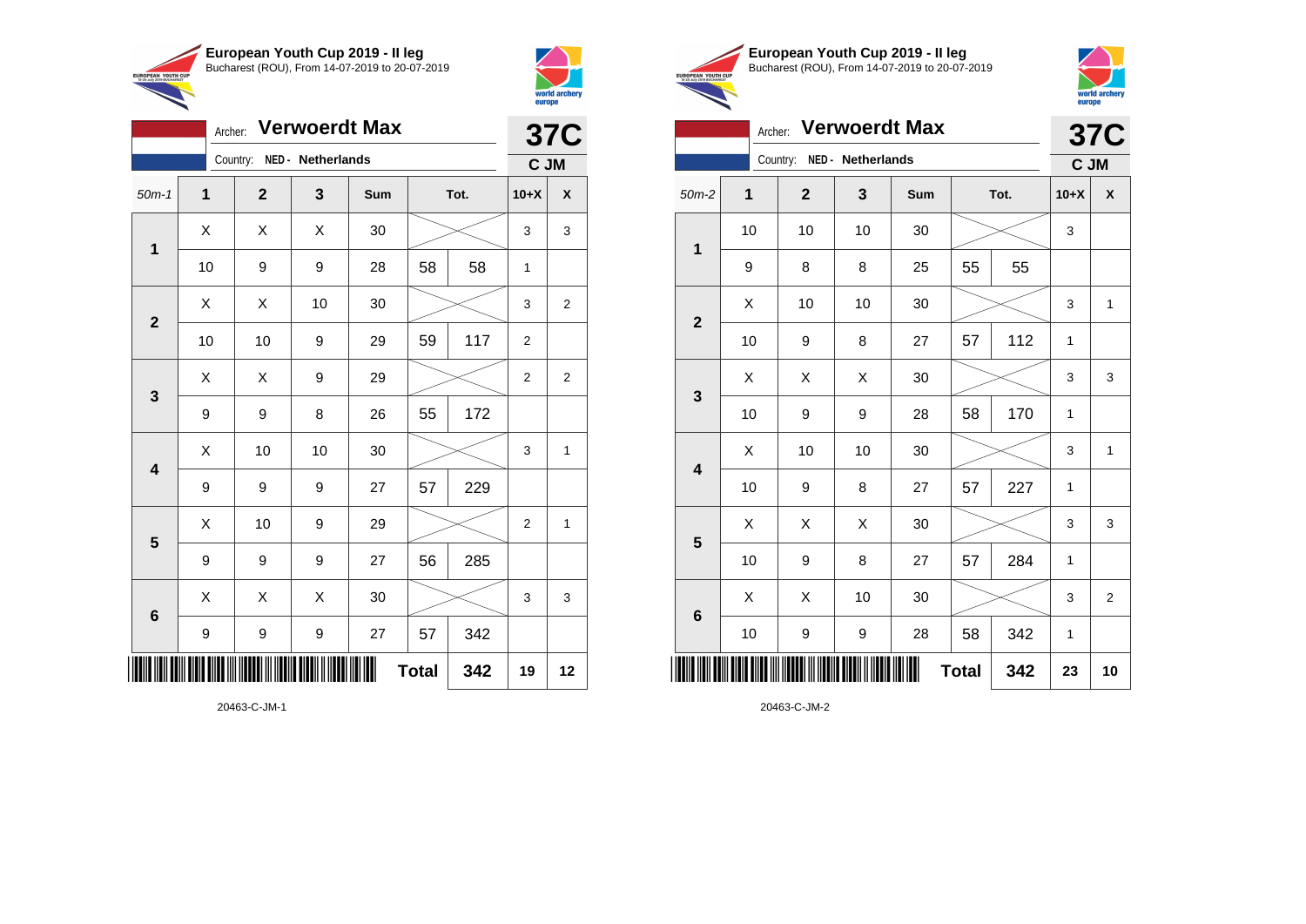**European Youth Cup 2019 - II leg**
Bucharest (ROU), From 14-07-2019 to 20-07-2019

Archer: **Verwoerdt Max**
Country: NED - Netherlands

**37C**
**C JM**

| 50m-1 | 1 | 2 | 3 | Sum | Tot. | | 10+X | X |
|---|---|---|---|---|---|---|---|---|
| 1 | X | X | X | 30 | | | 3 | 3 |
| | 10 | 9 | 9 | 28 | 58 | 58 | 1 | |
| 2 | X | X | 10 | 30 | | | 3 | 2 |
| | 10 | 10 | 9 | 29 | 59 | 117 | 2 | |
| 3 | X | X | 9 | 29 | | | 2 | 2 |
| | 9 | 9 | 8 | 26 | 55 | 172 | | |
| 4 | X | 10 | 10 | 30 | | | 3 | 1 |
| | 9 | 9 | 9 | 27 | 57 | 229 | | |
| 5 | X | 10 | 9 | 29 | | | 2 | 1 |
| | 9 | 9 | 9 | 27 | 56 | 285 | | |
| 6 | X | X | X | 30 | | | 3 | 3 |
| | 9 | 9 | 9 | 27 | 57 | 342 | | |
| | | | | | **Total** | **342** | **19** | **12** |

20463-C-JM-1

**European Youth Cup 2019 - II leg**
Bucharest (ROU), From 14-07-2019 to 20-07-2019

Archer: **Verwoerdt Max**
Country: NED - Netherlands

**37C**
**C JM**

| 50m-2 | 1 | 2 | 3 | Sum | Tot. | | 10+X | X |
|---|---|---|---|---|---|---|---|---|
| 1 | 10 | 10 | 10 | 30 | | | 3 | |
| | 9 | 8 | 8 | 25 | 55 | 55 | | |
| 2 | X | 10 | 10 | 30 | | | 3 | 1 |
| | 10 | 9 | 8 | 27 | 57 | 112 | 1 | |
| 3 | X | X | X | 30 | | | 3 | 3 |
| | 10 | 9 | 9 | 28 | 58 | 170 | 1 | |
| 4 | X | 10 | 10 | 30 | | | 3 | 1 |
| | 10 | 9 | 8 | 27 | 57 | 227 | 1 | |
| 5 | X | X | X | 30 | | | 3 | 3 |
| | 10 | 9 | 8 | 27 | 57 | 284 | 1 | |
| 6 | X | X | 10 | 30 | | | 3 | 2 |
| | 10 | 9 | 9 | 28 | 58 | 342 | 1 | |
| | | | | | **Total** | **342** | **23** | **10** |

20463-C-JM-2